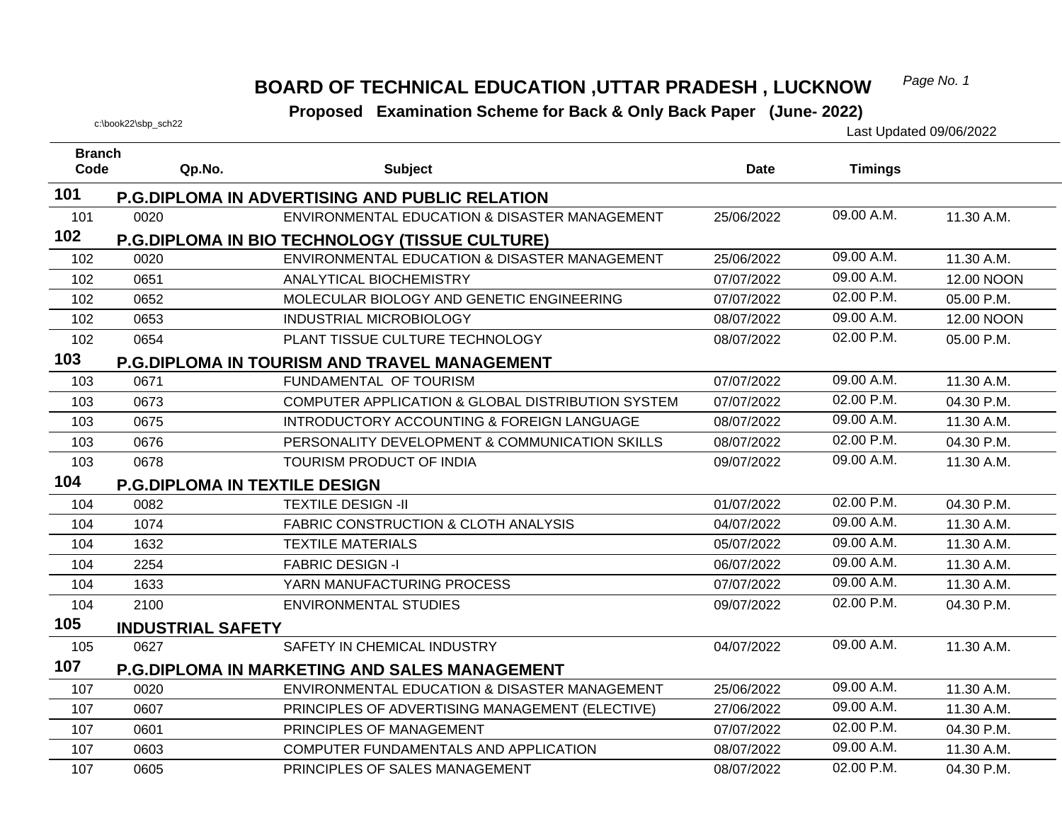# BOARD OF TECHNICAL EDUCATION ,UTTAR PRADESH , LUCKNOW

**Proposed Examination Scheme for Back & Only Back Paper (June- 2022)**

c:\book22\sbp_sch22

Last Updated 09/06/2022

| Branch Code | Qp.No. | Subject | Date | Timings | |
|---|---|---|---|---|---|
| **101** | **P.G.DIPLOMA IN ADVERTISING AND PUBLIC RELATION** | | | | |
| 101 | 0020 | ENVIRONMENTAL EDUCATION & DISASTER MANAGEMENT | 25/06/2022 | 09.00 A.M. | 11.30 A.M. |
| **102** | **P.G.DIPLOMA IN BIO TECHNOLOGY (TISSUE CULTURE)** | | | | |
| 102 | 0020 | ENVIRONMENTAL EDUCATION & DISASTER MANAGEMENT | 25/06/2022 | 09.00 A.M. | 11.30 A.M. |
| 102 | 0651 | ANALYTICAL BIOCHEMISTRY | 07/07/2022 | 09.00 A.M. | 12.00 NOON |
| 102 | 0652 | MOLECULAR BIOLOGY AND GENETIC ENGINEERING | 07/07/2022 | 02.00 P.M. | 05.00 P.M. |
| 102 | 0653 | INDUSTRIAL MICROBIOLOGY | 08/07/2022 | 09.00 A.M. | 12.00 NOON |
| 102 | 0654 | PLANT TISSUE CULTURE TECHNOLOGY | 08/07/2022 | 02.00 P.M. | 05.00 P.M. |
| **103** | **P.G.DIPLOMA IN TOURISM AND TRAVEL MANAGEMENT** | | | | |
| 103 | 0671 | FUNDAMENTAL OF TOURISM | 07/07/2022 | 09.00 A.M. | 11.30 A.M. |
| 103 | 0673 | COMPUTER APPLICATION & GLOBAL DISTRIBUTION SYSTEM | 07/07/2022 | 02.00 P.M. | 04.30 P.M. |
| 103 | 0675 | INTRODUCTORY ACCOUNTING & FOREIGN LANGUAGE | 08/07/2022 | 09.00 A.M. | 11.30 A.M. |
| 103 | 0676 | PERSONALITY DEVELOPMENT & COMMUNICATION SKILLS | 08/07/2022 | 02.00 P.M. | 04.30 P.M. |
| 103 | 0678 | TOURISM PRODUCT OF INDIA | 09/07/2022 | 09.00 A.M. | 11.30 A.M. |
| **104** | **P.G.DIPLOMA IN TEXTILE DESIGN** | | | | |
| 104 | 0082 | TEXTILE DESIGN -II | 01/07/2022 | 02.00 P.M. | 04.30 P.M. |
| 104 | 1074 | FABRIC CONSTRUCTION & CLOTH ANALYSIS | 04/07/2022 | 09.00 A.M. | 11.30 A.M. |
| 104 | 1632 | TEXTILE MATERIALS | 05/07/2022 | 09.00 A.M. | 11.30 A.M. |
| 104 | 2254 | FABRIC DESIGN -I | 06/07/2022 | 09.00 A.M. | 11.30 A.M. |
| 104 | 1633 | YARN MANUFACTURING PROCESS | 07/07/2022 | 09.00 A.M. | 11.30 A.M. |
| 104 | 2100 | ENVIRONMENTAL STUDIES | 09/07/2022 | 02.00 P.M. | 04.30 P.M. |
| **105** | **INDUSTRIAL SAFETY** | | | | |
| 105 | 0627 | SAFETY IN CHEMICAL INDUSTRY | 04/07/2022 | 09.00 A.M. | 11.30 A.M. |
| **107** | **P.G.DIPLOMA IN MARKETING AND SALES MANAGEMENT** | | | | |
| 107 | 0020 | ENVIRONMENTAL EDUCATION & DISASTER MANAGEMENT | 25/06/2022 | 09.00 A.M. | 11.30 A.M. |
| 107 | 0607 | PRINCIPLES OF ADVERTISING MANAGEMENT (ELECTIVE) | 27/06/2022 | 09.00 A.M. | 11.30 A.M. |
| 107 | 0601 | PRINCIPLES OF MANAGEMENT | 07/07/2022 | 02.00 P.M. | 04.30 P.M. |
| 107 | 0603 | COMPUTER FUNDAMENTALS AND APPLICATION | 08/07/2022 | 09.00 A.M. | 11.30 A.M. |
| 107 | 0605 | PRINCIPLES OF SALES MANAGEMENT | 08/07/2022 | 02.00 P.M. | 04.30 P.M. |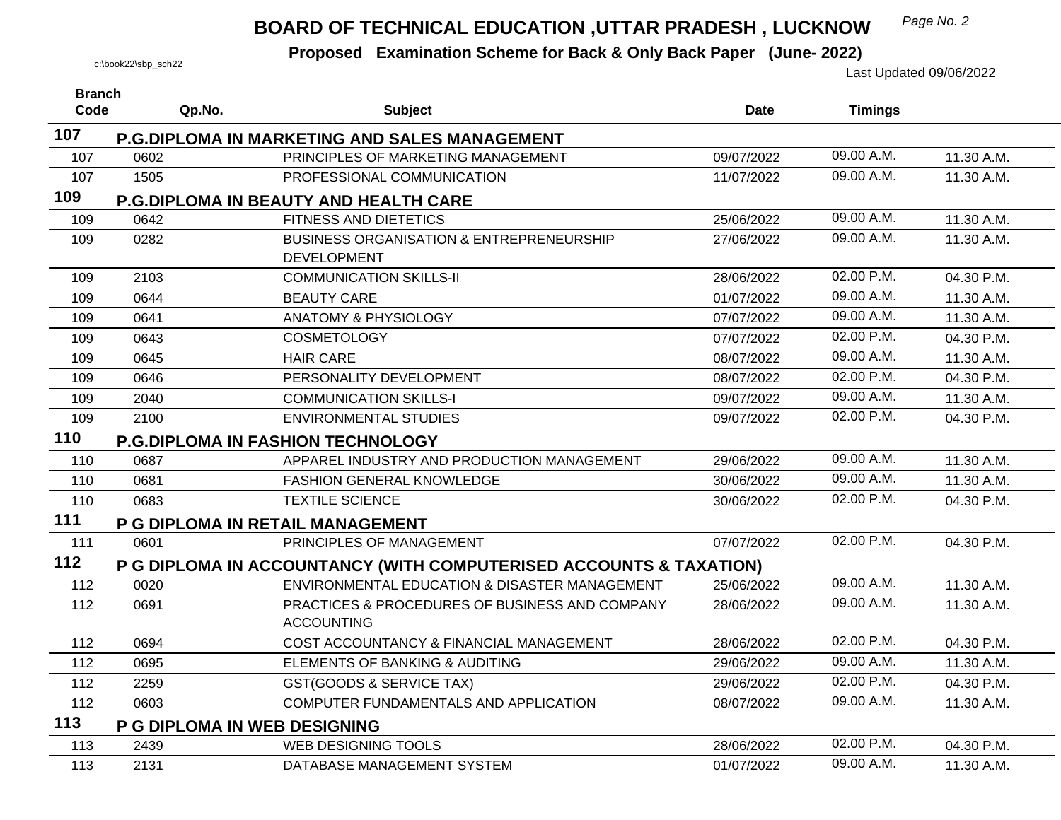# BOARD OF TECHNICAL EDUCATION ,UTTAR PRADESH , LUCKNOW

**Proposed Examination Scheme for Back & Only Back Paper (June- 2022)**

c:\book22\sbp_sch22

Last Updated 09/06/2022

| Branch Code | Qp.No. | Subject | Date | Timings | |
|---|---|---|---|---|---|
| **107** | **P.G.DIPLOMA IN MARKETING AND SALES MANAGEMENT** | | | | |
| 107 | 0602 | PRINCIPLES OF MARKETING MANAGEMENT | 09/07/2022 | 09.00 A.M. | 11.30 A.M. |
| 107 | 1505 | PROFESSIONAL COMMUNICATION | 11/07/2022 | 09.00 A.M. | 11.30 A.M. |
| **109** | **P.G.DIPLOMA IN BEAUTY AND HEALTH CARE** | | | | |
| 109 | 0642 | FITNESS AND DIETETICS | 25/06/2022 | 09.00 A.M. | 11.30 A.M. |
| 109 | 0282 | BUSINESS ORGANISATION & ENTREPRENEURSHIP DEVELOPMENT | 27/06/2022 | 09.00 A.M. | 11.30 A.M. |
| 109 | 2103 | COMMUNICATION SKILLS-II | 28/06/2022 | 02.00 P.M. | 04.30 P.M. |
| 109 | 0644 | BEAUTY CARE | 01/07/2022 | 09.00 A.M. | 11.30 A.M. |
| 109 | 0641 | ANATOMY & PHYSIOLOGY | 07/07/2022 | 09.00 A.M. | 11.30 A.M. |
| 109 | 0643 | COSMETOLOGY | 07/07/2022 | 02.00 P.M. | 04.30 P.M. |
| 109 | 0645 | HAIR CARE | 08/07/2022 | 09.00 A.M. | 11.30 A.M. |
| 109 | 0646 | PERSONALITY DEVELOPMENT | 08/07/2022 | 02.00 P.M. | 04.30 P.M. |
| 109 | 2040 | COMMUNICATION SKILLS-I | 09/07/2022 | 09.00 A.M. | 11.30 A.M. |
| 109 | 2100 | ENVIRONMENTAL STUDIES | 09/07/2022 | 02.00 P.M. | 04.30 P.M. |
| **110** | **P.G.DIPLOMA IN FASHION TECHNOLOGY** | | | | |
| 110 | 0687 | APPAREL INDUSTRY AND PRODUCTION MANAGEMENT | 29/06/2022 | 09.00 A.M. | 11.30 A.M. |
| 110 | 0681 | FASHION GENERAL KNOWLEDGE | 30/06/2022 | 09.00 A.M. | 11.30 A.M. |
| 110 | 0683 | TEXTILE SCIENCE | 30/06/2022 | 02.00 P.M. | 04.30 P.M. |
| **111** | **P G DIPLOMA IN RETAIL MANAGEMENT** | | | | |
| 111 | 0601 | PRINCIPLES OF MANAGEMENT | 07/07/2022 | 02.00 P.M. | 04.30 P.M. |
| **112** | **P G DIPLOMA IN ACCOUNTANCY (WITH COMPUTERISED ACCOUNTS & TAXATION)** | | | | |
| 112 | 0020 | ENVIRONMENTAL EDUCATION & DISASTER MANAGEMENT | 25/06/2022 | 09.00 A.M. | 11.30 A.M. |
| 112 | 0691 | PRACTICES & PROCEDURES OF BUSINESS AND COMPANY ACCOUNTING | 28/06/2022 | 09.00 A.M. | 11.30 A.M. |
| 112 | 0694 | COST ACCOUNTANCY & FINANCIAL MANAGEMENT | 28/06/2022 | 02.00 P.M. | 04.30 P.M. |
| 112 | 0695 | ELEMENTS OF BANKING & AUDITING | 29/06/2022 | 09.00 A.M. | 11.30 A.M. |
| 112 | 2259 | GST(GOODS & SERVICE TAX) | 29/06/2022 | 02.00 P.M. | 04.30 P.M. |
| 112 | 0603 | COMPUTER FUNDAMENTALS AND APPLICATION | 08/07/2022 | 09.00 A.M. | 11.30 A.M. |
| **113** | **P G DIPLOMA IN WEB DESIGNING** | | | | |
| 113 | 2439 | WEB DESIGNING TOOLS | 28/06/2022 | 02.00 P.M. | 04.30 P.M. |
| 113 | 2131 | DATABASE MANAGEMENT SYSTEM | 01/07/2022 | 09.00 A.M. | 11.30 A.M. |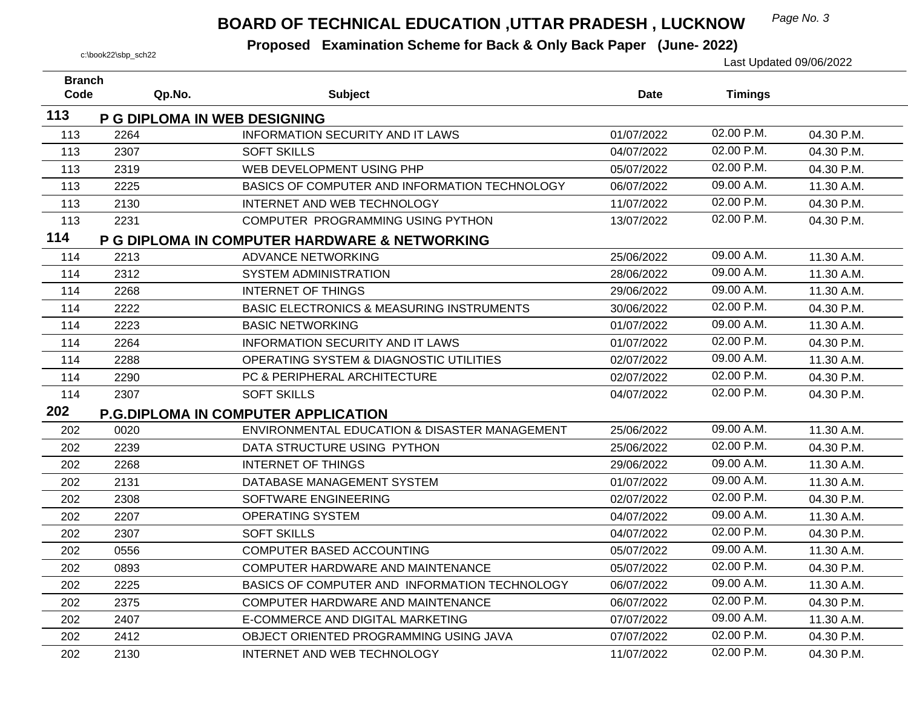# BOARD OF TECHNICAL EDUCATION ,UTTAR PRADESH , LUCKNOW

**Proposed Examination Scheme for Back & Only Back Paper (June- 2022)**

c:\book22\sbp_sch22

Last Updated 09/06/2022

| Branch Code | Qp.No. | Subject | Date | Timings | |
|---|---|---|---|---|---|
| **113** | **P G DIPLOMA IN WEB DESIGNING** | | | | |
| 113 | 2264 | INFORMATION SECURITY AND IT LAWS | 01/07/2022 | 02.00 P.M. | 04.30 P.M. |
| 113 | 2307 | SOFT SKILLS | 04/07/2022 | 02.00 P.M. | 04.30 P.M. |
| 113 | 2319 | WEB DEVELOPMENT USING PHP | 05/07/2022 | 02.00 P.M. | 04.30 P.M. |
| 113 | 2225 | BASICS OF COMPUTER AND INFORMATION TECHNOLOGY | 06/07/2022 | 09.00 A.M. | 11.30 A.M. |
| 113 | 2130 | INTERNET AND WEB TECHNOLOGY | 11/07/2022 | 02.00 P.M. | 04.30 P.M. |
| 113 | 2231 | COMPUTER PROGRAMMING USING PYTHON | 13/07/2022 | 02.00 P.M. | 04.30 P.M. |
| **114** | **P G DIPLOMA IN COMPUTER HARDWARE & NETWORKING** | | | | |
| 114 | 2213 | ADVANCE NETWORKING | 25/06/2022 | 09.00 A.M. | 11.30 A.M. |
| 114 | 2312 | SYSTEM ADMINISTRATION | 28/06/2022 | 09.00 A.M. | 11.30 A.M. |
| 114 | 2268 | INTERNET OF THINGS | 29/06/2022 | 09.00 A.M. | 11.30 A.M. |
| 114 | 2222 | BASIC ELECTRONICS & MEASURING INSTRUMENTS | 30/06/2022 | 02.00 P.M. | 04.30 P.M. |
| 114 | 2223 | BASIC NETWORKING | 01/07/2022 | 09.00 A.M. | 11.30 A.M. |
| 114 | 2264 | INFORMATION SECURITY AND IT LAWS | 01/07/2022 | 02.00 P.M. | 04.30 P.M. |
| 114 | 2288 | OPERATING SYSTEM & DIAGNOSTIC UTILITIES | 02/07/2022 | 09.00 A.M. | 11.30 A.M. |
| 114 | 2290 | PC & PERIPHERAL ARCHITECTURE | 02/07/2022 | 02.00 P.M. | 04.30 P.M. |
| 114 | 2307 | SOFT SKILLS | 04/07/2022 | 02.00 P.M. | 04.30 P.M. |
| **202** | **P.G.DIPLOMA IN COMPUTER APPLICATION** | | | | |
| 202 | 0020 | ENVIRONMENTAL EDUCATION & DISASTER MANAGEMENT | 25/06/2022 | 09.00 A.M. | 11.30 A.M. |
| 202 | 2239 | DATA STRUCTURE USING PYTHON | 25/06/2022 | 02.00 P.M. | 04.30 P.M. |
| 202 | 2268 | INTERNET OF THINGS | 29/06/2022 | 09.00 A.M. | 11.30 A.M. |
| 202 | 2131 | DATABASE MANAGEMENT SYSTEM | 01/07/2022 | 09.00 A.M. | 11.30 A.M. |
| 202 | 2308 | SOFTWARE ENGINEERING | 02/07/2022 | 02.00 P.M. | 04.30 P.M. |
| 202 | 2207 | OPERATING SYSTEM | 04/07/2022 | 09.00 A.M. | 11.30 A.M. |
| 202 | 2307 | SOFT SKILLS | 04/07/2022 | 02.00 P.M. | 04.30 P.M. |
| 202 | 0556 | COMPUTER BASED ACCOUNTING | 05/07/2022 | 09.00 A.M. | 11.30 A.M. |
| 202 | 0893 | COMPUTER HARDWARE AND MAINTENANCE | 05/07/2022 | 02.00 P.M. | 04.30 P.M. |
| 202 | 2225 | BASICS OF COMPUTER AND INFORMATION TECHNOLOGY | 06/07/2022 | 09.00 A.M. | 11.30 A.M. |
| 202 | 2375 | COMPUTER HARDWARE AND MAINTENANCE | 06/07/2022 | 02.00 P.M. | 04.30 P.M. |
| 202 | 2407 | E-COMMERCE AND DIGITAL MARKETING | 07/07/2022 | 09.00 A.M. | 11.30 A.M. |
| 202 | 2412 | OBJECT ORIENTED PROGRAMMING USING JAVA | 07/07/2022 | 02.00 P.M. | 04.30 P.M. |
| 202 | 2130 | INTERNET AND WEB TECHNOLOGY | 11/07/2022 | 02.00 P.M. | 04.30 P.M. |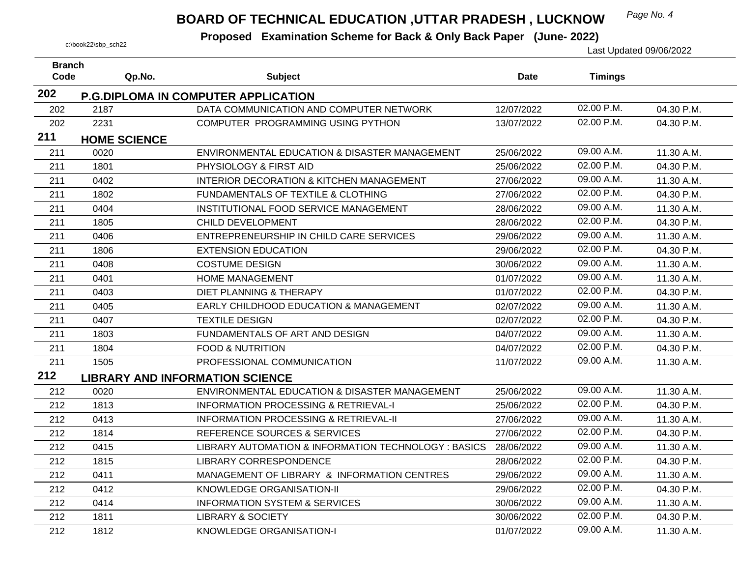# BOARD OF TECHNICAL EDUCATION ,UTTAR PRADESH , LUCKNOW

**Proposed Examination Scheme for Back & Only Back Paper (June- 2022)**

c:\book22\sbp_sch22

Last Updated 09/06/2022

| Branch Code | Qp.No. | Subject | Date | Timings | |
|---|---|---|---|---|---|
| **202** | **P.G.DIPLOMA IN COMPUTER APPLICATION** | | | | |
| 202 | 2187 | DATA COMMUNICATION AND COMPUTER NETWORK | 12/07/2022 | 02.00 P.M. | 04.30 P.M. |
| 202 | 2231 | COMPUTER PROGRAMMING USING PYTHON | 13/07/2022 | 02.00 P.M. | 04.30 P.M. |
| **211** | **HOME SCIENCE** | | | | |
| 211 | 0020 | ENVIRONMENTAL EDUCATION & DISASTER MANAGEMENT | 25/06/2022 | 09.00 A.M. | 11.30 A.M. |
| 211 | 1801 | PHYSIOLOGY & FIRST AID | 25/06/2022 | 02.00 P.M. | 04.30 P.M. |
| 211 | 0402 | INTERIOR DECORATION & KITCHEN MANAGEMENT | 27/06/2022 | 09.00 A.M. | 11.30 A.M. |
| 211 | 1802 | FUNDAMENTALS OF TEXTILE & CLOTHING | 27/06/2022 | 02.00 P.M. | 04.30 P.M. |
| 211 | 0404 | INSTITUTIONAL FOOD SERVICE MANAGEMENT | 28/06/2022 | 09.00 A.M. | 11.30 A.M. |
| 211 | 1805 | CHILD DEVELOPMENT | 28/06/2022 | 02.00 P.M. | 04.30 P.M. |
| 211 | 0406 | ENTREPRENEURSHIP IN CHILD CARE SERVICES | 29/06/2022 | 09.00 A.M. | 11.30 A.M. |
| 211 | 1806 | EXTENSION EDUCATION | 29/06/2022 | 02.00 P.M. | 04.30 P.M. |
| 211 | 0408 | COSTUME DESIGN | 30/06/2022 | 09.00 A.M. | 11.30 A.M. |
| 211 | 0401 | HOME MANAGEMENT | 01/07/2022 | 09.00 A.M. | 11.30 A.M. |
| 211 | 0403 | DIET PLANNING & THERAPY | 01/07/2022 | 02.00 P.M. | 04.30 P.M. |
| 211 | 0405 | EARLY CHILDHOOD EDUCATION & MANAGEMENT | 02/07/2022 | 09.00 A.M. | 11.30 A.M. |
| 211 | 0407 | TEXTILE DESIGN | 02/07/2022 | 02.00 P.M. | 04.30 P.M. |
| 211 | 1803 | FUNDAMENTALS OF ART AND DESIGN | 04/07/2022 | 09.00 A.M. | 11.30 A.M. |
| 211 | 1804 | FOOD & NUTRITION | 04/07/2022 | 02.00 P.M. | 04.30 P.M. |
| 211 | 1505 | PROFESSIONAL COMMUNICATION | 11/07/2022 | 09.00 A.M. | 11.30 A.M. |
| **212** | **LIBRARY AND INFORMATION SCIENCE** | | | | |
| 212 | 0020 | ENVIRONMENTAL EDUCATION & DISASTER MANAGEMENT | 25/06/2022 | 09.00 A.M. | 11.30 A.M. |
| 212 | 1813 | INFORMATION PROCESSING & RETRIEVAL-I | 25/06/2022 | 02.00 P.M. | 04.30 P.M. |
| 212 | 0413 | INFORMATION PROCESSING & RETRIEVAL-II | 27/06/2022 | 09.00 A.M. | 11.30 A.M. |
| 212 | 1814 | REFERENCE SOURCES & SERVICES | 27/06/2022 | 02.00 P.M. | 04.30 P.M. |
| 212 | 0415 | LIBRARY AUTOMATION & INFORMATION TECHNOLOGY : BASICS | 28/06/2022 | 09.00 A.M. | 11.30 A.M. |
| 212 | 1815 | LIBRARY CORRESPONDENCE | 28/06/2022 | 02.00 P.M. | 04.30 P.M. |
| 212 | 0411 | MANAGEMENT OF LIBRARY & INFORMATION CENTRES | 29/06/2022 | 09.00 A.M. | 11.30 A.M. |
| 212 | 0412 | KNOWLEDGE ORGANISATION-II | 29/06/2022 | 02.00 P.M. | 04.30 P.M. |
| 212 | 0414 | INFORMATION SYSTEM & SERVICES | 30/06/2022 | 09.00 A.M. | 11.30 A.M. |
| 212 | 1811 | LIBRARY & SOCIETY | 30/06/2022 | 02.00 P.M. | 04.30 P.M. |
| 212 | 1812 | KNOWLEDGE ORGANISATION-I | 01/07/2022 | 09.00 A.M. | 11.30 A.M. |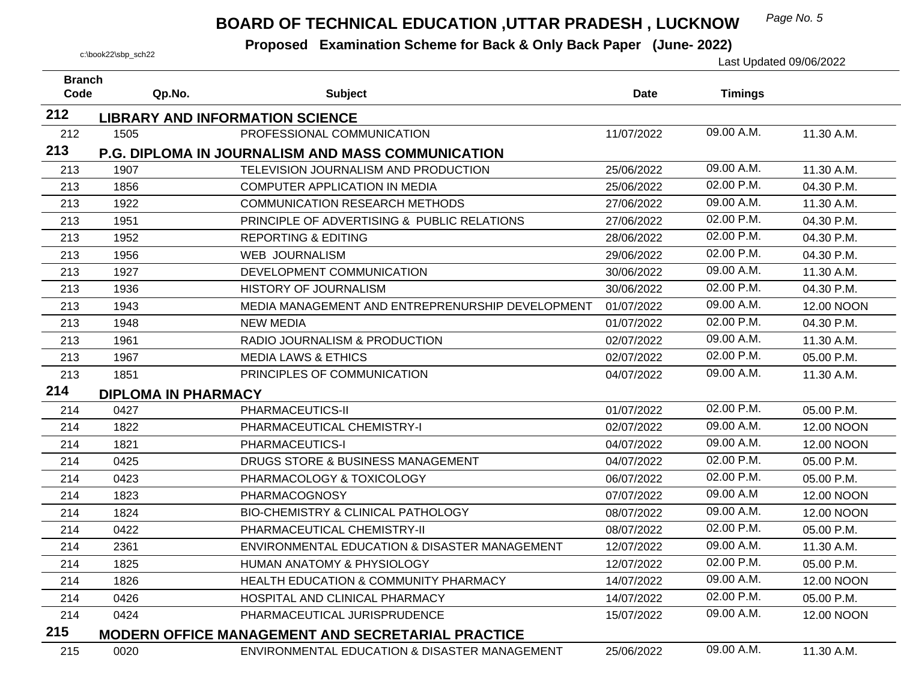# BOARD OF TECHNICAL EDUCATION ,UTTAR PRADESH , LUCKNOW

**Proposed Examination Scheme for Back & Only Back Paper (June- 2022)**

c:\book22\sbp_sch22

Last Updated 09/06/2022

| Branch Code | Qp.No. | Subject | Date | Timings | |
|---|---|---|---|---|---|
| **212** | **LIBRARY AND INFORMATION SCIENCE** | | | | |
| 212 | 1505 | PROFESSIONAL COMMUNICATION | 11/07/2022 | 09.00 A.M. | 11.30 A.M. |
| **213** | **P.G. DIPLOMA IN JOURNALISM AND MASS COMMUNICATION** | | | | |
| 213 | 1907 | TELEVISION JOURNALISM AND PRODUCTION | 25/06/2022 | 09.00 A.M. | 11.30 A.M. |
| 213 | 1856 | COMPUTER APPLICATION IN MEDIA | 25/06/2022 | 02.00 P.M. | 04.30 P.M. |
| 213 | 1922 | COMMUNICATION RESEARCH METHODS | 27/06/2022 | 09.00 A.M. | 11.30 A.M. |
| 213 | 1951 | PRINCIPLE OF ADVERTISING & PUBLIC RELATIONS | 27/06/2022 | 02.00 P.M. | 04.30 P.M. |
| 213 | 1952 | REPORTING & EDITING | 28/06/2022 | 02.00 P.M. | 04.30 P.M. |
| 213 | 1956 | WEB JOURNALISM | 29/06/2022 | 02.00 P.M. | 04.30 P.M. |
| 213 | 1927 | DEVELOPMENT COMMUNICATION | 30/06/2022 | 09.00 A.M. | 11.30 A.M. |
| 213 | 1936 | HISTORY OF JOURNALISM | 30/06/2022 | 02.00 P.M. | 04.30 P.M. |
| 213 | 1943 | MEDIA MANAGEMENT AND ENTREPRENURSHIP DEVELOPMENT | 01/07/2022 | 09.00 A.M. | 12.00 NOON |
| 213 | 1948 | NEW MEDIA | 01/07/2022 | 02.00 P.M. | 04.30 P.M. |
| 213 | 1961 | RADIO JOURNALISM & PRODUCTION | 02/07/2022 | 09.00 A.M. | 11.30 A.M. |
| 213 | 1967 | MEDIA LAWS & ETHICS | 02/07/2022 | 02.00 P.M. | 05.00 P.M. |
| 213 | 1851 | PRINCIPLES OF COMMUNICATION | 04/07/2022 | 09.00 A.M. | 11.30 A.M. |
| **214** | **DIPLOMA IN PHARMACY** | | | | |
| 214 | 0427 | PHARMACEUTICS-II | 01/07/2022 | 02.00 P.M. | 05.00 P.M. |
| 214 | 1822 | PHARMACEUTICAL CHEMISTRY-I | 02/07/2022 | 09.00 A.M. | 12.00 NOON |
| 214 | 1821 | PHARMACEUTICS-I | 04/07/2022 | 09.00 A.M. | 12.00 NOON |
| 214 | 0425 | DRUGS STORE & BUSINESS MANAGEMENT | 04/07/2022 | 02.00 P.M. | 05.00 P.M. |
| 214 | 0423 | PHARMACOLOGY & TOXICOLOGY | 06/07/2022 | 02.00 P.M. | 05.00 P.M. |
| 214 | 1823 | PHARMACOGNOSY | 07/07/2022 | 09.00 A.M | 12.00 NOON |
| 214 | 1824 | BIO-CHEMISTRY & CLINICAL PATHOLOGY | 08/07/2022 | 09.00 A.M. | 12.00 NOON |
| 214 | 0422 | PHARMACEUTICAL CHEMISTRY-II | 08/07/2022 | 02.00 P.M. | 05.00 P.M. |
| 214 | 2361 | ENVIRONMENTAL EDUCATION & DISASTER MANAGEMENT | 12/07/2022 | 09.00 A.M. | 11.30 A.M. |
| 214 | 1825 | HUMAN ANATOMY & PHYSIOLOGY | 12/07/2022 | 02.00 P.M. | 05.00 P.M. |
| 214 | 1826 | HEALTH EDUCATION & COMMUNITY PHARMACY | 14/07/2022 | 09.00 A.M. | 12.00 NOON |
| 214 | 0426 | HOSPITAL AND CLINICAL PHARMACY | 14/07/2022 | 02.00 P.M. | 05.00 P.M. |
| 214 | 0424 | PHARMACEUTICAL JURISPRUDENCE | 15/07/2022 | 09.00 A.M. | 12.00 NOON |
| **215** | **MODERN OFFICE MANAGEMENT AND SECRETARIAL PRACTICE** | | | | |
| 215 | 0020 | ENVIRONMENTAL EDUCATION & DISASTER MANAGEMENT | 25/06/2022 | 09.00 A.M. | 11.30 A.M. |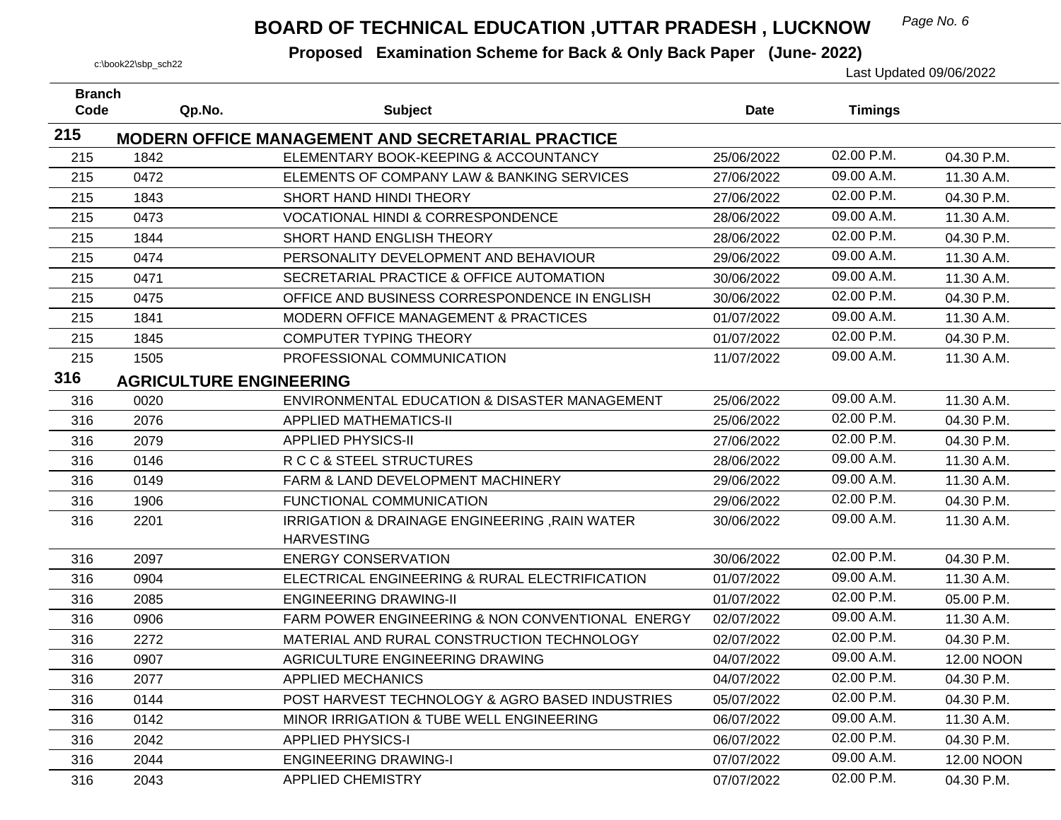# BOARD OF TECHNICAL EDUCATION ,UTTAR PRADESH , LUCKNOW

**Proposed Examination Scheme for Back & Only Back Paper (June- 2022)**

c:\book22\sbp_sch22

Last Updated 09/06/2022

| Branch Code | Qp.No. | Subject | Date | Timings | |
|---|---|---|---|---|---|
| **215** | **MODERN OFFICE MANAGEMENT AND SECRETARIAL PRACTICE** | | | | |
| 215 | 1842 | ELEMENTARY BOOK-KEEPING & ACCOUNTANCY | 25/06/2022 | 02.00 P.M. | 04.30 P.M. |
| 215 | 0472 | ELEMENTS OF COMPANY LAW & BANKING SERVICES | 27/06/2022 | 09.00 A.M. | 11.30 A.M. |
| 215 | 1843 | SHORT HAND HINDI THEORY | 27/06/2022 | 02.00 P.M. | 04.30 P.M. |
| 215 | 0473 | VOCATIONAL HINDI & CORRESPONDENCE | 28/06/2022 | 09.00 A.M. | 11.30 A.M. |
| 215 | 1844 | SHORT HAND ENGLISH THEORY | 28/06/2022 | 02.00 P.M. | 04.30 P.M. |
| 215 | 0474 | PERSONALITY DEVELOPMENT AND BEHAVIOUR | 29/06/2022 | 09.00 A.M. | 11.30 A.M. |
| 215 | 0471 | SECRETARIAL PRACTICE & OFFICE AUTOMATION | 30/06/2022 | 09.00 A.M. | 11.30 A.M. |
| 215 | 0475 | OFFICE AND BUSINESS CORRESPONDENCE IN ENGLISH | 30/06/2022 | 02.00 P.M. | 04.30 P.M. |
| 215 | 1841 | MODERN OFFICE MANAGEMENT & PRACTICES | 01/07/2022 | 09.00 A.M. | 11.30 A.M. |
| 215 | 1845 | COMPUTER TYPING THEORY | 01/07/2022 | 02.00 P.M. | 04.30 P.M. |
| 215 | 1505 | PROFESSIONAL COMMUNICATION | 11/07/2022 | 09.00 A.M. | 11.30 A.M. |
| **316** | **AGRICULTURE ENGINEERING** | | | | |
| 316 | 0020 | ENVIRONMENTAL EDUCATION & DISASTER MANAGEMENT | 25/06/2022 | 09.00 A.M. | 11.30 A.M. |
| 316 | 2076 | APPLIED MATHEMATICS-II | 25/06/2022 | 02.00 P.M. | 04.30 P.M. |
| 316 | 2079 | APPLIED PHYSICS-II | 27/06/2022 | 02.00 P.M. | 04.30 P.M. |
| 316 | 0146 | R C C & STEEL STRUCTURES | 28/06/2022 | 09.00 A.M. | 11.30 A.M. |
| 316 | 0149 | FARM & LAND DEVELOPMENT MACHINERY | 29/06/2022 | 09.00 A.M. | 11.30 A.M. |
| 316 | 1906 | FUNCTIONAL COMMUNICATION | 29/06/2022 | 02.00 P.M. | 04.30 P.M. |
| 316 | 2201 | IRRIGATION & DRAINAGE ENGINEERING ,RAIN WATER HARVESTING | 30/06/2022 | 09.00 A.M. | 11.30 A.M. |
| 316 | 2097 | ENERGY CONSERVATION | 30/06/2022 | 02.00 P.M. | 04.30 P.M. |
| 316 | 0904 | ELECTRICAL ENGINEERING & RURAL ELECTRIFICATION | 01/07/2022 | 09.00 A.M. | 11.30 A.M. |
| 316 | 2085 | ENGINEERING DRAWING-II | 01/07/2022 | 02.00 P.M. | 05.00 P.M. |
| 316 | 0906 | FARM POWER ENGINEERING & NON CONVENTIONAL ENERGY | 02/07/2022 | 09.00 A.M. | 11.30 A.M. |
| 316 | 2272 | MATERIAL AND RURAL CONSTRUCTION TECHNOLOGY | 02/07/2022 | 02.00 P.M. | 04.30 P.M. |
| 316 | 0907 | AGRICULTURE ENGINEERING DRAWING | 04/07/2022 | 09.00 A.M. | 12.00 NOON |
| 316 | 2077 | APPLIED MECHANICS | 04/07/2022 | 02.00 P.M. | 04.30 P.M. |
| 316 | 0144 | POST HARVEST TECHNOLOGY & AGRO BASED INDUSTRIES | 05/07/2022 | 02.00 P.M. | 04.30 P.M. |
| 316 | 0142 | MINOR IRRIGATION & TUBE WELL ENGINEERING | 06/07/2022 | 09.00 A.M. | 11.30 A.M. |
| 316 | 2042 | APPLIED PHYSICS-I | 06/07/2022 | 02.00 P.M. | 04.30 P.M. |
| 316 | 2044 | ENGINEERING DRAWING-I | 07/07/2022 | 09.00 A.M. | 12.00 NOON |
| 316 | 2043 | APPLIED CHEMISTRY | 07/07/2022 | 02.00 P.M. | 04.30 P.M. |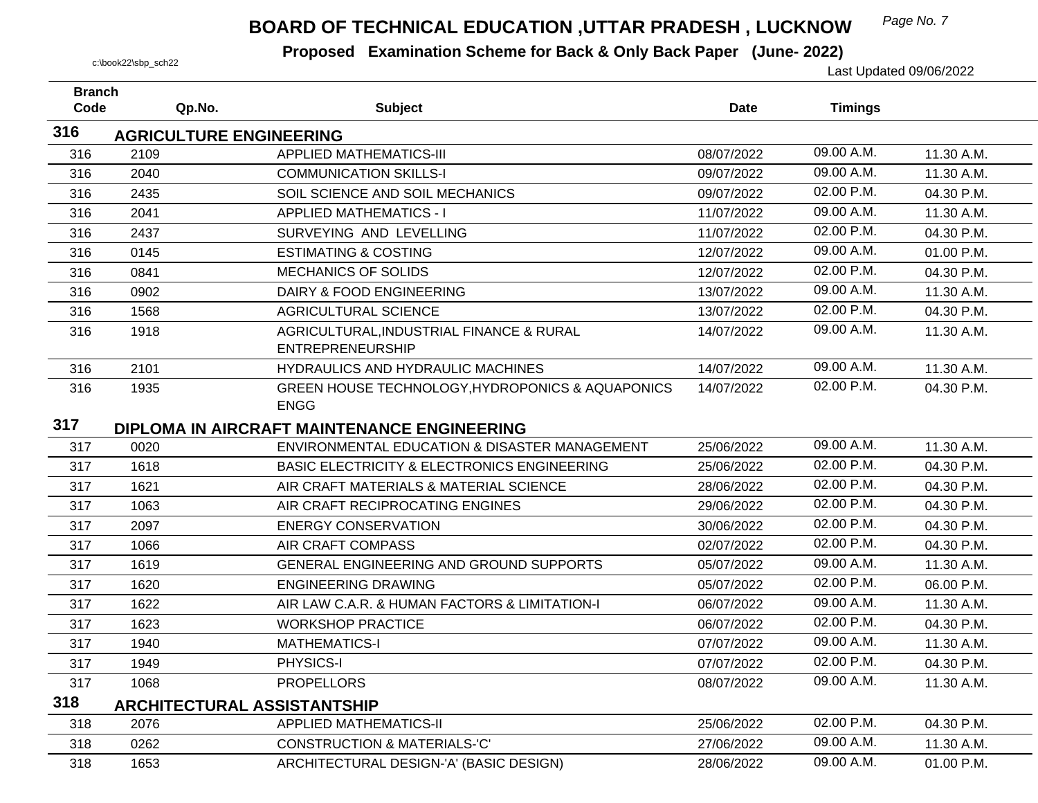# BOARD OF TECHNICAL EDUCATION ,UTTAR PRADESH , LUCKNOW

**Proposed Examination Scheme for Back & Only Back Paper (June- 2022)**

c:\book22\sbp_sch22

Last Updated 09/06/2022

| Branch Code | Qp.No. | Subject | Date | Timings | |
|---|---|---|---|---|---|
| **316** | **AGRICULTURE ENGINEERING** | | | | |
| 316 | 2109 | APPLIED MATHEMATICS-III | 08/07/2022 | 09.00 A.M. | 11.30 A.M. |
| 316 | 2040 | COMMUNICATION SKILLS-I | 09/07/2022 | 09.00 A.M. | 11.30 A.M. |
| 316 | 2435 | SOIL SCIENCE AND SOIL MECHANICS | 09/07/2022 | 02.00 P.M. | 04.30 P.M. |
| 316 | 2041 | APPLIED MATHEMATICS - I | 11/07/2022 | 09.00 A.M. | 11.30 A.M. |
| 316 | 2437 | SURVEYING AND LEVELLING | 11/07/2022 | 02.00 P.M. | 04.30 P.M. |
| 316 | 0145 | ESTIMATING & COSTING | 12/07/2022 | 09.00 A.M. | 01.00 P.M. |
| 316 | 0841 | MECHANICS OF SOLIDS | 12/07/2022 | 02.00 P.M. | 04.30 P.M. |
| 316 | 0902 | DAIRY & FOOD ENGINEERING | 13/07/2022 | 09.00 A.M. | 11.30 A.M. |
| 316 | 1568 | AGRICULTURAL SCIENCE | 13/07/2022 | 02.00 P.M. | 04.30 P.M. |
| 316 | 1918 | AGRICULTURAL,INDUSTRIAL FINANCE & RURAL ENTREPRENEURSHIP | 14/07/2022 | 09.00 A.M. | 11.30 A.M. |
| 316 | 2101 | HYDRAULICS AND HYDRAULIC MACHINES | 14/07/2022 | 09.00 A.M. | 11.30 A.M. |
| 316 | 1935 | GREEN HOUSE TECHNOLOGY,HYDROPONICS & AQUAPONICS ENGG | 14/07/2022 | 02.00 P.M. | 04.30 P.M. |
| **317** | **DIPLOMA IN AIRCRAFT MAINTENANCE ENGINEERING** | | | | |
| 317 | 0020 | ENVIRONMENTAL EDUCATION & DISASTER MANAGEMENT | 25/06/2022 | 09.00 A.M. | 11.30 A.M. |
| 317 | 1618 | BASIC ELECTRICITY & ELECTRONICS ENGINEERING | 25/06/2022 | 02.00 P.M. | 04.30 P.M. |
| 317 | 1621 | AIR CRAFT MATERIALS & MATERIAL SCIENCE | 28/06/2022 | 02.00 P.M. | 04.30 P.M. |
| 317 | 1063 | AIR CRAFT RECIPROCATING ENGINES | 29/06/2022 | 02.00 P.M. | 04.30 P.M. |
| 317 | 2097 | ENERGY CONSERVATION | 30/06/2022 | 02.00 P.M. | 04.30 P.M. |
| 317 | 1066 | AIR CRAFT COMPASS | 02/07/2022 | 02.00 P.M. | 04.30 P.M. |
| 317 | 1619 | GENERAL ENGINEERING AND GROUND SUPPORTS | 05/07/2022 | 09.00 A.M. | 11.30 A.M. |
| 317 | 1620 | ENGINEERING DRAWING | 05/07/2022 | 02.00 P.M. | 06.00 P.M. |
| 317 | 1622 | AIR LAW C.A.R. & HUMAN FACTORS & LIMITATION-I | 06/07/2022 | 09.00 A.M. | 11.30 A.M. |
| 317 | 1623 | WORKSHOP PRACTICE | 06/07/2022 | 02.00 P.M. | 04.30 P.M. |
| 317 | 1940 | MATHEMATICS-I | 07/07/2022 | 09.00 A.M. | 11.30 A.M. |
| 317 | 1949 | PHYSICS-I | 07/07/2022 | 02.00 P.M. | 04.30 P.M. |
| 317 | 1068 | PROPELLORS | 08/07/2022 | 09.00 A.M. | 11.30 A.M. |
| **318** | **ARCHITECTURAL ASSISTANTSHIP** | | | | |
| 318 | 2076 | APPLIED MATHEMATICS-II | 25/06/2022 | 02.00 P.M. | 04.30 P.M. |
| 318 | 0262 | CONSTRUCTION & MATERIALS-'C' | 27/06/2022 | 09.00 A.M. | 11.30 A.M. |
| 318 | 1653 | ARCHITECTURAL DESIGN-'A' (BASIC DESIGN) | 28/06/2022 | 09.00 A.M. | 01.00 P.M. |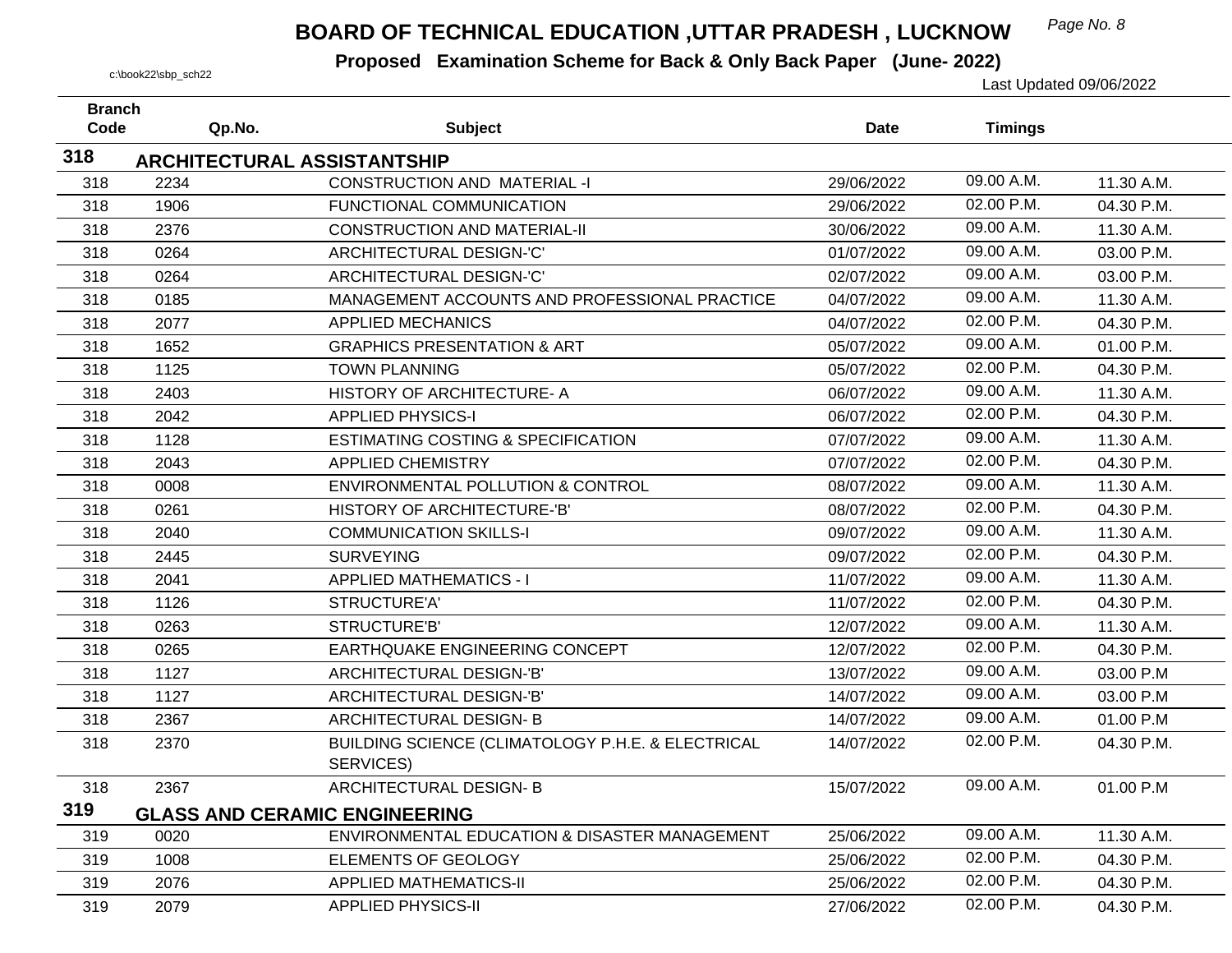# BOARD OF TECHNICAL EDUCATION ,UTTAR PRADESH , LUCKNOW

**Proposed Examination Scheme for Back & Only Back Paper (June- 2022)**

c:\book22\sbp_sch22

Last Updated 09/06/2022

| Branch Code | Qp.No. | Subject | Date | Timings | |
|---|---|---|---|---|---|
| **318** | **ARCHITECTURAL ASSISTANTSHIP** | | | | |
| 318 | 2234 | CONSTRUCTION AND MATERIAL -I | 29/06/2022 | 09.00 A.M. | 11.30 A.M. |
| 318 | 1906 | FUNCTIONAL COMMUNICATION | 29/06/2022 | 02.00 P.M. | 04.30 P.M. |
| 318 | 2376 | CONSTRUCTION AND MATERIAL-II | 30/06/2022 | 09.00 A.M. | 11.30 A.M. |
| 318 | 0264 | ARCHITECTURAL DESIGN-'C' | 01/07/2022 | 09.00 A.M. | 03.00 P.M. |
| 318 | 0264 | ARCHITECTURAL DESIGN-'C' | 02/07/2022 | 09.00 A.M. | 03.00 P.M. |
| 318 | 0185 | MANAGEMENT ACCOUNTS AND PROFESSIONAL PRACTICE | 04/07/2022 | 09.00 A.M. | 11.30 A.M. |
| 318 | 2077 | APPLIED MECHANICS | 04/07/2022 | 02.00 P.M. | 04.30 P.M. |
| 318 | 1652 | GRAPHICS PRESENTATION & ART | 05/07/2022 | 09.00 A.M. | 01.00 P.M. |
| 318 | 1125 | TOWN PLANNING | 05/07/2022 | 02.00 P.M. | 04.30 P.M. |
| 318 | 2403 | HISTORY OF ARCHITECTURE- A | 06/07/2022 | 09.00 A.M. | 11.30 A.M. |
| 318 | 2042 | APPLIED PHYSICS-I | 06/07/2022 | 02.00 P.M. | 04.30 P.M. |
| 318 | 1128 | ESTIMATING COSTING & SPECIFICATION | 07/07/2022 | 09.00 A.M. | 11.30 A.M. |
| 318 | 2043 | APPLIED CHEMISTRY | 07/07/2022 | 02.00 P.M. | 04.30 P.M. |
| 318 | 0008 | ENVIRONMENTAL POLLUTION & CONTROL | 08/07/2022 | 09.00 A.M. | 11.30 A.M. |
| 318 | 0261 | HISTORY OF ARCHITECTURE-'B' | 08/07/2022 | 02.00 P.M. | 04.30 P.M. |
| 318 | 2040 | COMMUNICATION SKILLS-I | 09/07/2022 | 09.00 A.M. | 11.30 A.M. |
| 318 | 2445 | SURVEYING | 09/07/2022 | 02.00 P.M. | 04.30 P.M. |
| 318 | 2041 | APPLIED MATHEMATICS - I | 11/07/2022 | 09.00 A.M. | 11.30 A.M. |
| 318 | 1126 | STRUCTURE'A' | 11/07/2022 | 02.00 P.M. | 04.30 P.M. |
| 318 | 0263 | STRUCTURE'B' | 12/07/2022 | 09.00 A.M. | 11.30 A.M. |
| 318 | 0265 | EARTHQUAKE ENGINEERING CONCEPT | 12/07/2022 | 02.00 P.M. | 04.30 P.M. |
| 318 | 1127 | ARCHITECTURAL DESIGN-'B' | 13/07/2022 | 09.00 A.M. | 03.00 P.M |
| 318 | 1127 | ARCHITECTURAL DESIGN-'B' | 14/07/2022 | 09.00 A.M. | 03.00 P.M |
| 318 | 2367 | ARCHITECTURAL DESIGN- B | 14/07/2022 | 09.00 A.M. | 01.00 P.M |
| 318 | 2370 | BUILDING SCIENCE (CLIMATOLOGY P.H.E. & ELECTRICAL SERVICES) | 14/07/2022 | 02.00 P.M. | 04.30 P.M. |
| 318 | 2367 | ARCHITECTURAL DESIGN- B | 15/07/2022 | 09.00 A.M. | 01.00 P.M |
| **319** | **GLASS AND CERAMIC ENGINEERING** | | | | |
| 319 | 0020 | ENVIRONMENTAL EDUCATION & DISASTER MANAGEMENT | 25/06/2022 | 09.00 A.M. | 11.30 A.M. |
| 319 | 1008 | ELEMENTS OF GEOLOGY | 25/06/2022 | 02.00 P.M. | 04.30 P.M. |
| 319 | 2076 | APPLIED MATHEMATICS-II | 25/06/2022 | 02.00 P.M. | 04.30 P.M. |
| 319 | 2079 | APPLIED PHYSICS-II | 27/06/2022 | 02.00 P.M. | 04.30 P.M. |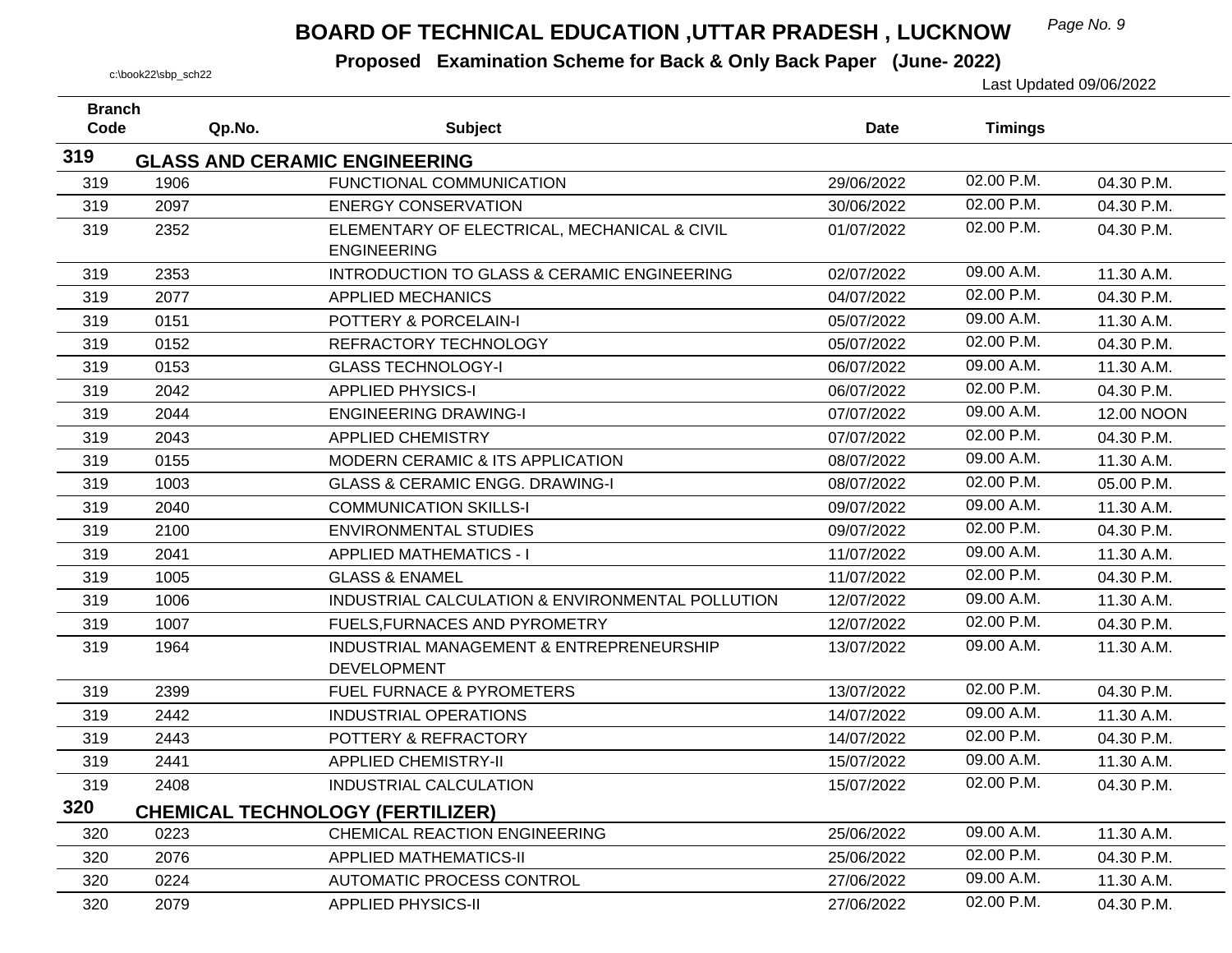# BOARD OF TECHNICAL EDUCATION ,UTTAR PRADESH , LUCKNOW

## Proposed Examination Scheme for Back & Only Back Paper (June- 2022)

c:\book22\sbp_sch22

Last Updated 09/06/2022

| Branch Code | Qp.No. | Subject | Date | Timings | |
|---|---|---|---|---|---|
| **319** | **GLASS AND CERAMIC ENGINEERING** | | | | |
| 319 | 1906 | FUNCTIONAL COMMUNICATION | 29/06/2022 | 02.00 P.M. | 04.30 P.M. |
| 319 | 2097 | ENERGY CONSERVATION | 30/06/2022 | 02.00 P.M. | 04.30 P.M. |
| 319 | 2352 | ELEMENTARY OF ELECTRICAL, MECHANICAL & CIVIL ENGINEERING | 01/07/2022 | 02.00 P.M. | 04.30 P.M. |
| 319 | 2353 | INTRODUCTION TO GLASS & CERAMIC ENGINEERING | 02/07/2022 | 09.00 A.M. | 11.30 A.M. |
| 319 | 2077 | APPLIED MECHANICS | 04/07/2022 | 02.00 P.M. | 04.30 P.M. |
| 319 | 0151 | POTTERY & PORCELAIN-I | 05/07/2022 | 09.00 A.M. | 11.30 A.M. |
| 319 | 0152 | REFRACTORY TECHNOLOGY | 05/07/2022 | 02.00 P.M. | 04.30 P.M. |
| 319 | 0153 | GLASS TECHNOLOGY-I | 06/07/2022 | 09.00 A.M. | 11.30 A.M. |
| 319 | 2042 | APPLIED PHYSICS-I | 06/07/2022 | 02.00 P.M. | 04.30 P.M. |
| 319 | 2044 | ENGINEERING DRAWING-I | 07/07/2022 | 09.00 A.M. | 12.00 NOON |
| 319 | 2043 | APPLIED CHEMISTRY | 07/07/2022 | 02.00 P.M. | 04.30 P.M. |
| 319 | 0155 | MODERN CERAMIC & ITS APPLICATION | 08/07/2022 | 09.00 A.M. | 11.30 A.M. |
| 319 | 1003 | GLASS & CERAMIC ENGG. DRAWING-I | 08/07/2022 | 02.00 P.M. | 05.00 P.M. |
| 319 | 2040 | COMMUNICATION SKILLS-I | 09/07/2022 | 09.00 A.M. | 11.30 A.M. |
| 319 | 2100 | ENVIRONMENTAL STUDIES | 09/07/2022 | 02.00 P.M. | 04.30 P.M. |
| 319 | 2041 | APPLIED MATHEMATICS - I | 11/07/2022 | 09.00 A.M. | 11.30 A.M. |
| 319 | 1005 | GLASS & ENAMEL | 11/07/2022 | 02.00 P.M. | 04.30 P.M. |
| 319 | 1006 | INDUSTRIAL CALCULATION & ENVIRONMENTAL POLLUTION | 12/07/2022 | 09.00 A.M. | 11.30 A.M. |
| 319 | 1007 | FUELS,FURNACES AND PYROMETRY | 12/07/2022 | 02.00 P.M. | 04.30 P.M. |
| 319 | 1964 | INDUSTRIAL MANAGEMENT & ENTREPRENEURSHIP DEVELOPMENT | 13/07/2022 | 09.00 A.M. | 11.30 A.M. |
| 319 | 2399 | FUEL FURNACE & PYROMETERS | 13/07/2022 | 02.00 P.M. | 04.30 P.M. |
| 319 | 2442 | INDUSTRIAL OPERATIONS | 14/07/2022 | 09.00 A.M. | 11.30 A.M. |
| 319 | 2443 | POTTERY & REFRACTORY | 14/07/2022 | 02.00 P.M. | 04.30 P.M. |
| 319 | 2441 | APPLIED CHEMISTRY-II | 15/07/2022 | 09.00 A.M. | 11.30 A.M. |
| 319 | 2408 | INDUSTRIAL CALCULATION | 15/07/2022 | 02.00 P.M. | 04.30 P.M. |
| **320** | **CHEMICAL TECHNOLOGY (FERTILIZER)** | | | | |
| 320 | 0223 | CHEMICAL REACTION ENGINEERING | 25/06/2022 | 09.00 A.M. | 11.30 A.M. |
| 320 | 2076 | APPLIED MATHEMATICS-II | 25/06/2022 | 02.00 P.M. | 04.30 P.M. |
| 320 | 0224 | AUTOMATIC PROCESS CONTROL | 27/06/2022 | 09.00 A.M. | 11.30 A.M. |
| 320 | 2079 | APPLIED PHYSICS-II | 27/06/2022 | 02.00 P.M. | 04.30 P.M. |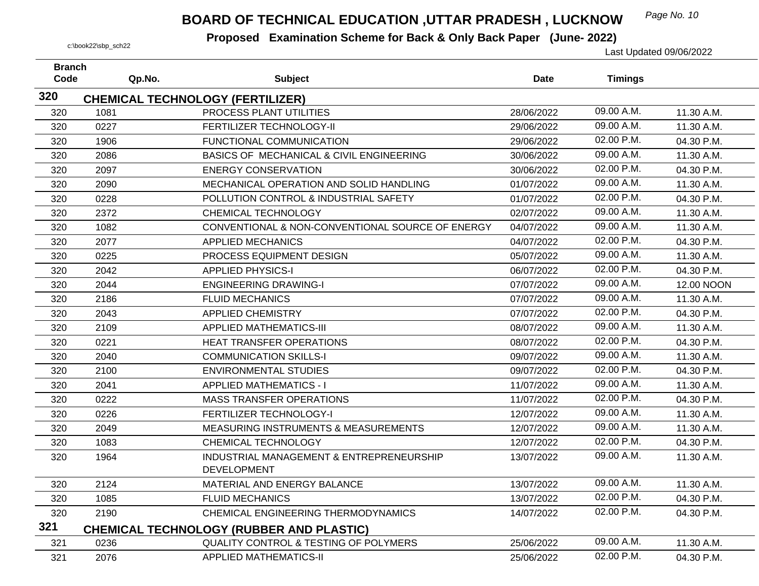# BOARD OF TECHNICAL EDUCATION ,UTTAR PRADESH , LUCKNOW

**Proposed Examination Scheme for Back & Only Back Paper (June- 2022)**

c:\book22\sbp_sch22

Last Updated 09/06/2022

| Branch Code | Qp.No. | Subject | Date | Timings | |
|---|---|---|---|---|---|
| **320** | **CHEMICAL TECHNOLOGY (FERTILIZER)** | | | | |
| 320 | 1081 | PROCESS PLANT UTILITIES | 28/06/2022 | 09.00 A.M. | 11.30 A.M. |
| 320 | 0227 | FERTILIZER TECHNOLOGY-II | 29/06/2022 | 09.00 A.M. | 11.30 A.M. |
| 320 | 1906 | FUNCTIONAL COMMUNICATION | 29/06/2022 | 02.00 P.M. | 04.30 P.M. |
| 320 | 2086 | BASICS OF MECHANICAL & CIVIL ENGINEERING | 30/06/2022 | 09.00 A.M. | 11.30 A.M. |
| 320 | 2097 | ENERGY CONSERVATION | 30/06/2022 | 02.00 P.M. | 04.30 P.M. |
| 320 | 2090 | MECHANICAL OPERATION AND SOLID HANDLING | 01/07/2022 | 09.00 A.M. | 11.30 A.M. |
| 320 | 0228 | POLLUTION CONTROL & INDUSTRIAL SAFETY | 01/07/2022 | 02.00 P.M. | 04.30 P.M. |
| 320 | 2372 | CHEMICAL TECHNOLOGY | 02/07/2022 | 09.00 A.M. | 11.30 A.M. |
| 320 | 1082 | CONVENTIONAL & NON-CONVENTIONAL SOURCE OF ENERGY | 04/07/2022 | 09.00 A.M. | 11.30 A.M. |
| 320 | 2077 | APPLIED MECHANICS | 04/07/2022 | 02.00 P.M. | 04.30 P.M. |
| 320 | 0225 | PROCESS EQUIPMENT DESIGN | 05/07/2022 | 09.00 A.M. | 11.30 A.M. |
| 320 | 2042 | APPLIED PHYSICS-I | 06/07/2022 | 02.00 P.M. | 04.30 P.M. |
| 320 | 2044 | ENGINEERING DRAWING-I | 07/07/2022 | 09.00 A.M. | 12.00 NOON |
| 320 | 2186 | FLUID MECHANICS | 07/07/2022 | 09.00 A.M. | 11.30 A.M. |
| 320 | 2043 | APPLIED CHEMISTRY | 07/07/2022 | 02.00 P.M. | 04.30 P.M. |
| 320 | 2109 | APPLIED MATHEMATICS-III | 08/07/2022 | 09.00 A.M. | 11.30 A.M. |
| 320 | 0221 | HEAT TRANSFER OPERATIONS | 08/07/2022 | 02.00 P.M. | 04.30 P.M. |
| 320 | 2040 | COMMUNICATION SKILLS-I | 09/07/2022 | 09.00 A.M. | 11.30 A.M. |
| 320 | 2100 | ENVIRONMENTAL STUDIES | 09/07/2022 | 02.00 P.M. | 04.30 P.M. |
| 320 | 2041 | APPLIED MATHEMATICS - I | 11/07/2022 | 09.00 A.M. | 11.30 A.M. |
| 320 | 0222 | MASS TRANSFER OPERATIONS | 11/07/2022 | 02.00 P.M. | 04.30 P.M. |
| 320 | 0226 | FERTILIZER TECHNOLOGY-I | 12/07/2022 | 09.00 A.M. | 11.30 A.M. |
| 320 | 2049 | MEASURING INSTRUMENTS & MEASUREMENTS | 12/07/2022 | 09.00 A.M. | 11.30 A.M. |
| 320 | 1083 | CHEMICAL TECHNOLOGY | 12/07/2022 | 02.00 P.M. | 04.30 P.M. |
| 320 | 1964 | INDUSTRIAL MANAGEMENT & ENTREPRENEURSHIP DEVELOPMENT | 13/07/2022 | 09.00 A.M. | 11.30 A.M. |
| 320 | 2124 | MATERIAL AND ENERGY BALANCE | 13/07/2022 | 09.00 A.M. | 11.30 A.M. |
| 320 | 1085 | FLUID MECHANICS | 13/07/2022 | 02.00 P.M. | 04.30 P.M. |
| 320 | 2190 | CHEMICAL ENGINEERING THERMODYNAMICS | 14/07/2022 | 02.00 P.M. | 04.30 P.M. |
| **321** | **CHEMICAL TECHNOLOGY (RUBBER AND PLASTIC)** | | | | |
| 321 | 0236 | QUALITY CONTROL & TESTING OF POLYMERS | 25/06/2022 | 09.00 A.M. | 11.30 A.M. |
| 321 | 2076 | APPLIED MATHEMATICS-II | 25/06/2022 | 02.00 P.M. | 04.30 P.M. |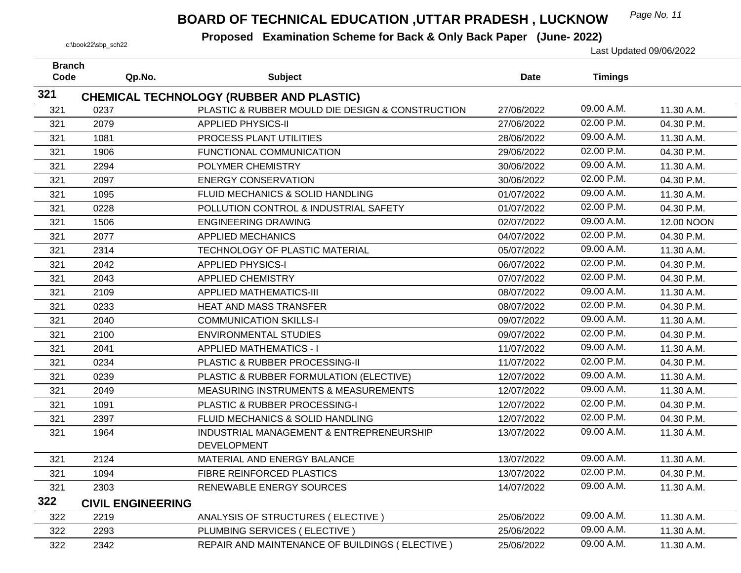# BOARD OF TECHNICAL EDUCATION ,UTTAR PRADESH , LUCKNOW

**Proposed Examination Scheme for Back & Only Back Paper (June- 2022)**

c:\book22\sbp_sch22

Last Updated 09/06/2022

| Branch Code | Qp.No. | Subject | Date | Timings | |
|---|---|---|---|---|---|
| **321** | **CHEMICAL TECHNOLOGY (RUBBER AND PLASTIC)** | | | | |
| 321 | 0237 | PLASTIC & RUBBER MOULD DIE DESIGN & CONSTRUCTION | 27/06/2022 | 09.00 A.M. | 11.30 A.M. |
| 321 | 2079 | APPLIED PHYSICS-II | 27/06/2022 | 02.00 P.M. | 04.30 P.M. |
| 321 | 1081 | PROCESS PLANT UTILITIES | 28/06/2022 | 09.00 A.M. | 11.30 A.M. |
| 321 | 1906 | FUNCTIONAL COMMUNICATION | 29/06/2022 | 02.00 P.M. | 04.30 P.M. |
| 321 | 2294 | POLYMER CHEMISTRY | 30/06/2022 | 09.00 A.M. | 11.30 A.M. |
| 321 | 2097 | ENERGY CONSERVATION | 30/06/2022 | 02.00 P.M. | 04.30 P.M. |
| 321 | 1095 | FLUID MECHANICS & SOLID HANDLING | 01/07/2022 | 09.00 A.M. | 11.30 A.M. |
| 321 | 0228 | POLLUTION CONTROL & INDUSTRIAL SAFETY | 01/07/2022 | 02.00 P.M. | 04.30 P.M. |
| 321 | 1506 | ENGINEERING DRAWING | 02/07/2022 | 09.00 A.M. | 12.00 NOON |
| 321 | 2077 | APPLIED MECHANICS | 04/07/2022 | 02.00 P.M. | 04.30 P.M. |
| 321 | 2314 | TECHNOLOGY OF PLASTIC MATERIAL | 05/07/2022 | 09.00 A.M. | 11.30 A.M. |
| 321 | 2042 | APPLIED PHYSICS-I | 06/07/2022 | 02.00 P.M. | 04.30 P.M. |
| 321 | 2043 | APPLIED CHEMISTRY | 07/07/2022 | 02.00 P.M. | 04.30 P.M. |
| 321 | 2109 | APPLIED MATHEMATICS-III | 08/07/2022 | 09.00 A.M. | 11.30 A.M. |
| 321 | 0233 | HEAT AND MASS TRANSFER | 08/07/2022 | 02.00 P.M. | 04.30 P.M. |
| 321 | 2040 | COMMUNICATION SKILLS-I | 09/07/2022 | 09.00 A.M. | 11.30 A.M. |
| 321 | 2100 | ENVIRONMENTAL STUDIES | 09/07/2022 | 02.00 P.M. | 04.30 P.M. |
| 321 | 2041 | APPLIED MATHEMATICS - I | 11/07/2022 | 09.00 A.M. | 11.30 A.M. |
| 321 | 0234 | PLASTIC & RUBBER PROCESSING-II | 11/07/2022 | 02.00 P.M. | 04.30 P.M. |
| 321 | 0239 | PLASTIC & RUBBER FORMULATION (ELECTIVE) | 12/07/2022 | 09.00 A.M. | 11.30 A.M. |
| 321 | 2049 | MEASURING INSTRUMENTS & MEASUREMENTS | 12/07/2022 | 09.00 A.M. | 11.30 A.M. |
| 321 | 1091 | PLASTIC & RUBBER PROCESSING-I | 12/07/2022 | 02.00 P.M. | 04.30 P.M. |
| 321 | 2397 | FLUID MECHANICS & SOLID HANDLING | 12/07/2022 | 02.00 P.M. | 04.30 P.M. |
| 321 | 1964 | INDUSTRIAL MANAGEMENT & ENTREPRENEURSHIP DEVELOPMENT | 13/07/2022 | 09.00 A.M. | 11.30 A.M. |
| 321 | 2124 | MATERIAL AND ENERGY BALANCE | 13/07/2022 | 09.00 A.M. | 11.30 A.M. |
| 321 | 1094 | FIBRE REINFORCED PLASTICS | 13/07/2022 | 02.00 P.M. | 04.30 P.M. |
| 321 | 2303 | RENEWABLE ENERGY SOURCES | 14/07/2022 | 09.00 A.M. | 11.30 A.M. |
| **322** | **CIVIL ENGINEERING** | | | | |
| 322 | 2219 | ANALYSIS OF STRUCTURES ( ELECTIVE ) | 25/06/2022 | 09.00 A.M. | 11.30 A.M. |
| 322 | 2293 | PLUMBING SERVICES ( ELECTIVE ) | 25/06/2022 | 09.00 A.M. | 11.30 A.M. |
| 322 | 2342 | REPAIR AND MAINTENANCE OF BUILDINGS ( ELECTIVE ) | 25/06/2022 | 09.00 A.M. | 11.30 A.M. |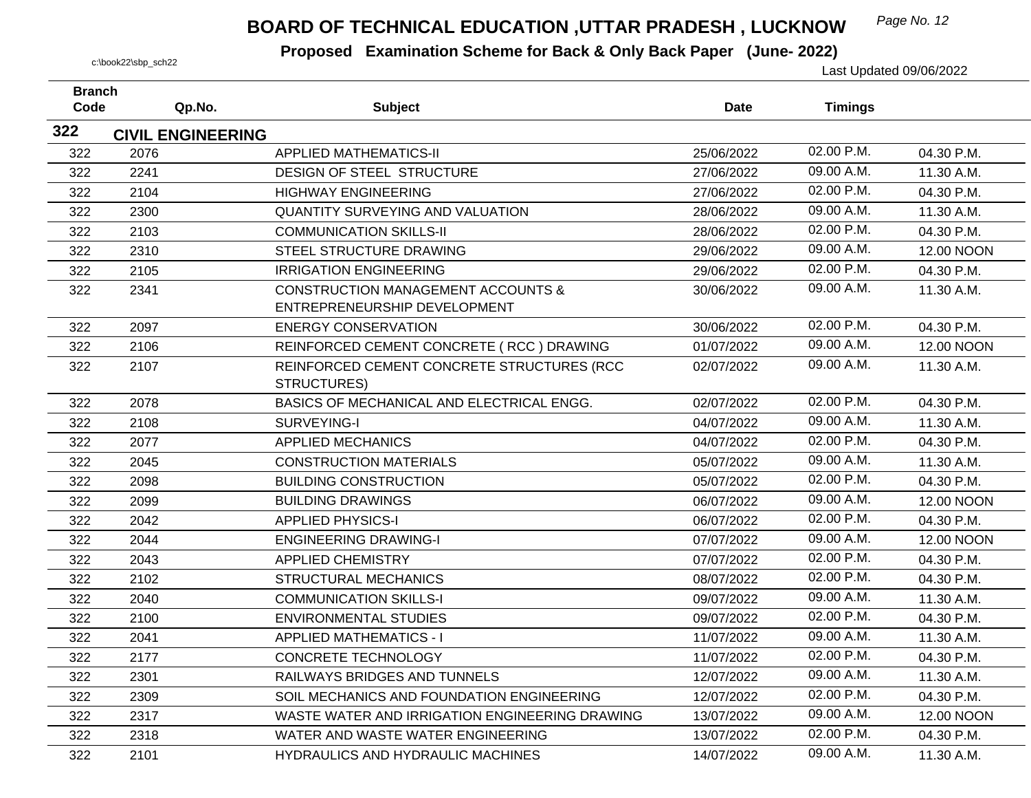# BOARD OF TECHNICAL EDUCATION ,UTTAR PRADESH , LUCKNOW

## Proposed Examination Scheme for Back & Only Back Paper (June- 2022)

c:\book22\sbp_sch22

Last Updated 09/06/2022

| Branch Code | Qp.No. | Subject | Date | Timings | |
|---|---|---|---|---|---|
| **322** | **CIVIL ENGINEERING** | | | | |
| 322 | 2076 | APPLIED MATHEMATICS-II | 25/06/2022 | 02.00 P.M. | 04.30 P.M. |
| 322 | 2241 | DESIGN OF STEEL STRUCTURE | 27/06/2022 | 09.00 A.M. | 11.30 A.M. |
| 322 | 2104 | HIGHWAY ENGINEERING | 27/06/2022 | 02.00 P.M. | 04.30 P.M. |
| 322 | 2300 | QUANTITY SURVEYING AND VALUATION | 28/06/2022 | 09.00 A.M. | 11.30 A.M. |
| 322 | 2103 | COMMUNICATION SKILLS-II | 28/06/2022 | 02.00 P.M. | 04.30 P.M. |
| 322 | 2310 | STEEL STRUCTURE DRAWING | 29/06/2022 | 09.00 A.M. | 12.00 NOON |
| 322 | 2105 | IRRIGATION ENGINEERING | 29/06/2022 | 02.00 P.M. | 04.30 P.M. |
| 322 | 2341 | CONSTRUCTION MANAGEMENT ACCOUNTS & ENTREPRENEURSHIP DEVELOPMENT | 30/06/2022 | 09.00 A.M. | 11.30 A.M. |
| 322 | 2097 | ENERGY CONSERVATION | 30/06/2022 | 02.00 P.M. | 04.30 P.M. |
| 322 | 2106 | REINFORCED CEMENT CONCRETE ( RCC ) DRAWING | 01/07/2022 | 09.00 A.M. | 12.00 NOON |
| 322 | 2107 | REINFORCED CEMENT CONCRETE STRUCTURES (RCC STRUCTURES) | 02/07/2022 | 09.00 A.M. | 11.30 A.M. |
| 322 | 2078 | BASICS OF MECHANICAL AND ELECTRICAL ENGG. | 02/07/2022 | 02.00 P.M. | 04.30 P.M. |
| 322 | 2108 | SURVEYING-I | 04/07/2022 | 09.00 A.M. | 11.30 A.M. |
| 322 | 2077 | APPLIED MECHANICS | 04/07/2022 | 02.00 P.M. | 04.30 P.M. |
| 322 | 2045 | CONSTRUCTION MATERIALS | 05/07/2022 | 09.00 A.M. | 11.30 A.M. |
| 322 | 2098 | BUILDING CONSTRUCTION | 05/07/2022 | 02.00 P.M. | 04.30 P.M. |
| 322 | 2099 | BUILDING DRAWINGS | 06/07/2022 | 09.00 A.M. | 12.00 NOON |
| 322 | 2042 | APPLIED PHYSICS-I | 06/07/2022 | 02.00 P.M. | 04.30 P.M. |
| 322 | 2044 | ENGINEERING DRAWING-I | 07/07/2022 | 09.00 A.M. | 12.00 NOON |
| 322 | 2043 | APPLIED CHEMISTRY | 07/07/2022 | 02.00 P.M. | 04.30 P.M. |
| 322 | 2102 | STRUCTURAL MECHANICS | 08/07/2022 | 02.00 P.M. | 04.30 P.M. |
| 322 | 2040 | COMMUNICATION SKILLS-I | 09/07/2022 | 09.00 A.M. | 11.30 A.M. |
| 322 | 2100 | ENVIRONMENTAL STUDIES | 09/07/2022 | 02.00 P.M. | 04.30 P.M. |
| 322 | 2041 | APPLIED MATHEMATICS - I | 11/07/2022 | 09.00 A.M. | 11.30 A.M. |
| 322 | 2177 | CONCRETE TECHNOLOGY | 11/07/2022 | 02.00 P.M. | 04.30 P.M. |
| 322 | 2301 | RAILWAYS BRIDGES AND TUNNELS | 12/07/2022 | 09.00 A.M. | 11.30 A.M. |
| 322 | 2309 | SOIL MECHANICS AND FOUNDATION ENGINEERING | 12/07/2022 | 02.00 P.M. | 04.30 P.M. |
| 322 | 2317 | WASTE WATER AND IRRIGATION ENGINEERING DRAWING | 13/07/2022 | 09.00 A.M. | 12.00 NOON |
| 322 | 2318 | WATER AND WASTE WATER ENGINEERING | 13/07/2022 | 02.00 P.M. | 04.30 P.M. |
| 322 | 2101 | HYDRAULICS AND HYDRAULIC MACHINES | 14/07/2022 | 09.00 A.M. | 11.30 A.M. |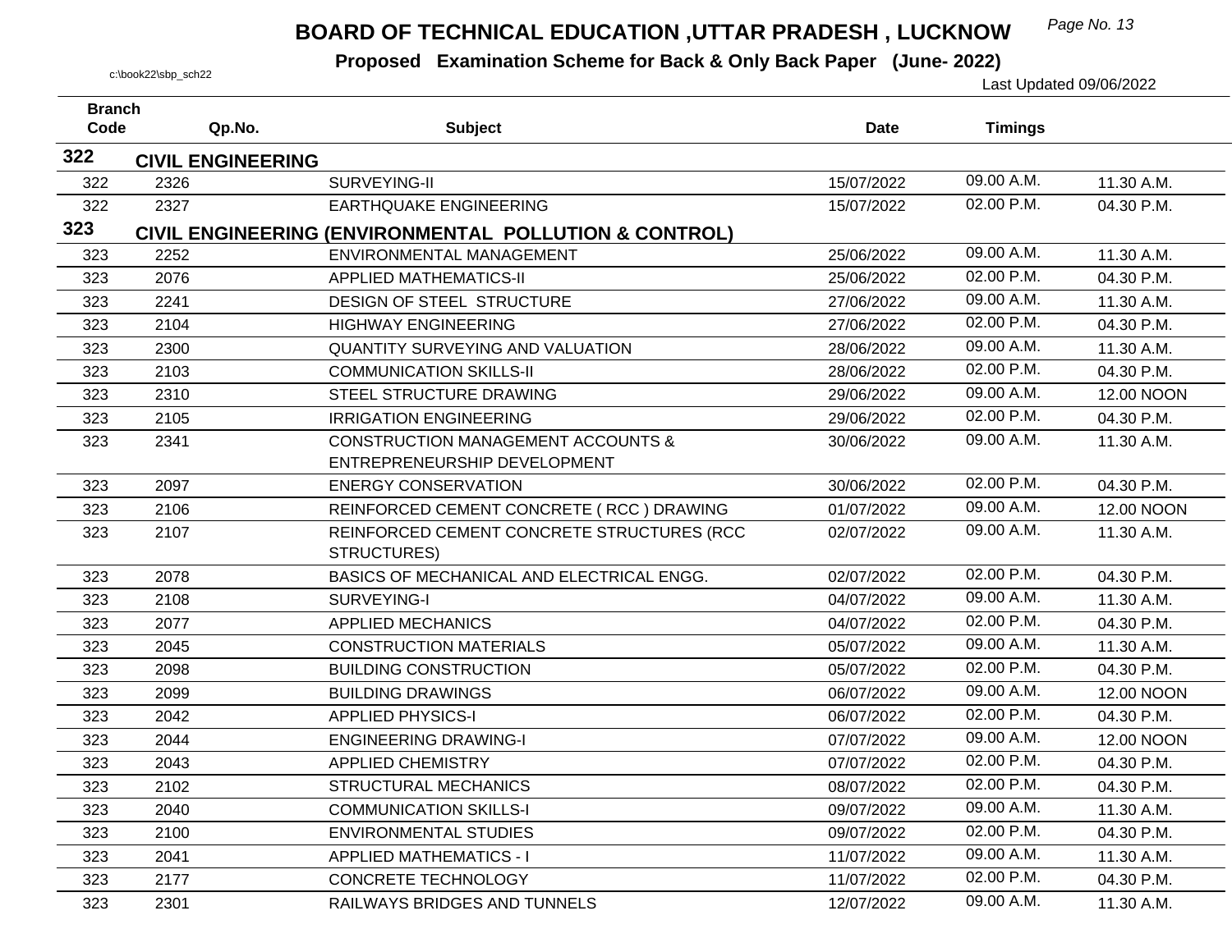# BOARD OF TECHNICAL EDUCATION ,UTTAR PRADESH , LUCKNOW

**Proposed Examination Scheme for Back & Only Back Paper (June- 2022)**

c:\book22\sbp_sch22

Last Updated 09/06/2022

| Branch Code | Qp.No. | Subject | Date | Timings | |
|---|---|---|---|---|---|
| **322** | **CIVIL ENGINEERING** | | | | |
| 322 | 2326 | SURVEYING-II | 15/07/2022 | 09.00 A.M. | 11.30 A.M. |
| 322 | 2327 | EARTHQUAKE ENGINEERING | 15/07/2022 | 02.00 P.M. | 04.30 P.M. |
| **323** | **CIVIL ENGINEERING (ENVIRONMENTAL POLLUTION & CONTROL)** | | | | |
| 323 | 2252 | ENVIRONMENTAL MANAGEMENT | 25/06/2022 | 09.00 A.M. | 11.30 A.M. |
| 323 | 2076 | APPLIED MATHEMATICS-II | 25/06/2022 | 02.00 P.M. | 04.30 P.M. |
| 323 | 2241 | DESIGN OF STEEL STRUCTURE | 27/06/2022 | 09.00 A.M. | 11.30 A.M. |
| 323 | 2104 | HIGHWAY ENGINEERING | 27/06/2022 | 02.00 P.M. | 04.30 P.M. |
| 323 | 2300 | QUANTITY SURVEYING AND VALUATION | 28/06/2022 | 09.00 A.M. | 11.30 A.M. |
| 323 | 2103 | COMMUNICATION SKILLS-II | 28/06/2022 | 02.00 P.M. | 04.30 P.M. |
| 323 | 2310 | STEEL STRUCTURE DRAWING | 29/06/2022 | 09.00 A.M. | 12.00 NOON |
| 323 | 2105 | IRRIGATION ENGINEERING | 29/06/2022 | 02.00 P.M. | 04.30 P.M. |
| 323 | 2341 | CONSTRUCTION MANAGEMENT ACCOUNTS & ENTREPRENEURSHIP DEVELOPMENT | 30/06/2022 | 09.00 A.M. | 11.30 A.M. |
| 323 | 2097 | ENERGY CONSERVATION | 30/06/2022 | 02.00 P.M. | 04.30 P.M. |
| 323 | 2106 | REINFORCED CEMENT CONCRETE ( RCC ) DRAWING | 01/07/2022 | 09.00 A.M. | 12.00 NOON |
| 323 | 2107 | REINFORCED CEMENT CONCRETE STRUCTURES (RCC STRUCTURES) | 02/07/2022 | 09.00 A.M. | 11.30 A.M. |
| 323 | 2078 | BASICS OF MECHANICAL AND ELECTRICAL ENGG. | 02/07/2022 | 02.00 P.M. | 04.30 P.M. |
| 323 | 2108 | SURVEYING-I | 04/07/2022 | 09.00 A.M. | 11.30 A.M. |
| 323 | 2077 | APPLIED MECHANICS | 04/07/2022 | 02.00 P.M. | 04.30 P.M. |
| 323 | 2045 | CONSTRUCTION MATERIALS | 05/07/2022 | 09.00 A.M. | 11.30 A.M. |
| 323 | 2098 | BUILDING CONSTRUCTION | 05/07/2022 | 02.00 P.M. | 04.30 P.M. |
| 323 | 2099 | BUILDING DRAWINGS | 06/07/2022 | 09.00 A.M. | 12.00 NOON |
| 323 | 2042 | APPLIED PHYSICS-I | 06/07/2022 | 02.00 P.M. | 04.30 P.M. |
| 323 | 2044 | ENGINEERING DRAWING-I | 07/07/2022 | 09.00 A.M. | 12.00 NOON |
| 323 | 2043 | APPLIED CHEMISTRY | 07/07/2022 | 02.00 P.M. | 04.30 P.M. |
| 323 | 2102 | STRUCTURAL MECHANICS | 08/07/2022 | 02.00 P.M. | 04.30 P.M. |
| 323 | 2040 | COMMUNICATION SKILLS-I | 09/07/2022 | 09.00 A.M. | 11.30 A.M. |
| 323 | 2100 | ENVIRONMENTAL STUDIES | 09/07/2022 | 02.00 P.M. | 04.30 P.M. |
| 323 | 2041 | APPLIED MATHEMATICS - I | 11/07/2022 | 09.00 A.M. | 11.30 A.M. |
| 323 | 2177 | CONCRETE TECHNOLOGY | 11/07/2022 | 02.00 P.M. | 04.30 P.M. |
| 323 | 2301 | RAILWAYS BRIDGES AND TUNNELS | 12/07/2022 | 09.00 A.M. | 11.30 A.M. |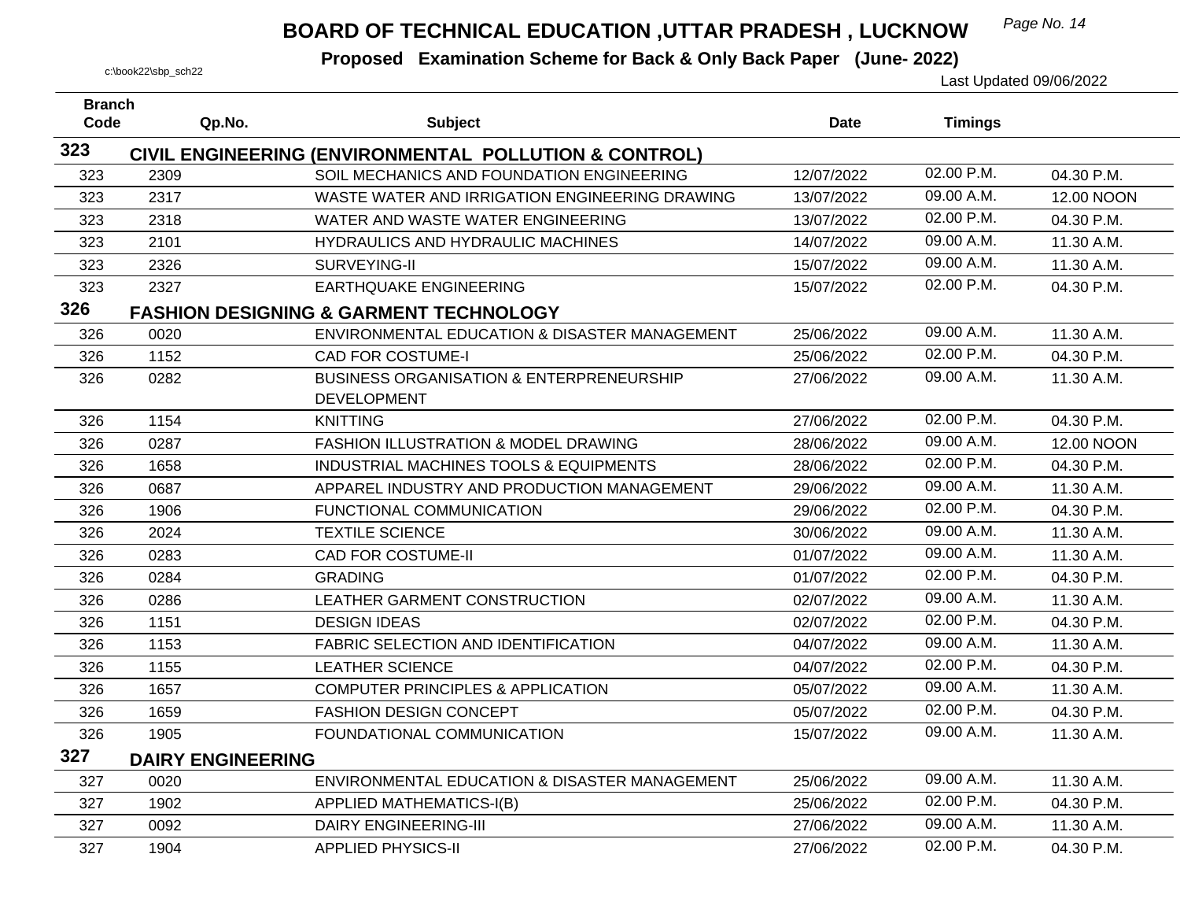# BOARD OF TECHNICAL EDUCATION ,UTTAR PRADESH , LUCKNOW

**Proposed Examination Scheme for Back & Only Back Paper (June- 2022)**

c:\book22\sbp_sch22

Last Updated 09/06/2022

| Branch Code | Qp.No. | Subject | Date | Timings | |
|---|---|---|---|---|---|
| **323** | **CIVIL ENGINEERING (ENVIRONMENTAL POLLUTION & CONTROL)** | | | | |
| 323 | 2309 | SOIL MECHANICS AND FOUNDATION ENGINEERING | 12/07/2022 | 02.00 P.M. | 04.30 P.M. |
| 323 | 2317 | WASTE WATER AND IRRIGATION ENGINEERING DRAWING | 13/07/2022 | 09.00 A.M. | 12.00 NOON |
| 323 | 2318 | WATER AND WASTE WATER ENGINEERING | 13/07/2022 | 02.00 P.M. | 04.30 P.M. |
| 323 | 2101 | HYDRAULICS AND HYDRAULIC MACHINES | 14/07/2022 | 09.00 A.M. | 11.30 A.M. |
| 323 | 2326 | SURVEYING-II | 15/07/2022 | 09.00 A.M. | 11.30 A.M. |
| 323 | 2327 | EARTHQUAKE ENGINEERING | 15/07/2022 | 02.00 P.M. | 04.30 P.M. |
| **326** | **FASHION DESIGNING & GARMENT TECHNOLOGY** | | | | |
| 326 | 0020 | ENVIRONMENTAL EDUCATION & DISASTER MANAGEMENT | 25/06/2022 | 09.00 A.M. | 11.30 A.M. |
| 326 | 1152 | CAD FOR COSTUME-I | 25/06/2022 | 02.00 P.M. | 04.30 P.M. |
| 326 | 0282 | BUSINESS ORGANISATION & ENTERPRENEURSHIP DEVELOPMENT | 27/06/2022 | 09.00 A.M. | 11.30 A.M. |
| 326 | 1154 | KNITTING | 27/06/2022 | 02.00 P.M. | 04.30 P.M. |
| 326 | 0287 | FASHION ILLUSTRATION & MODEL DRAWING | 28/06/2022 | 09.00 A.M. | 12.00 NOON |
| 326 | 1658 | INDUSTRIAL MACHINES TOOLS & EQUIPMENTS | 28/06/2022 | 02.00 P.M. | 04.30 P.M. |
| 326 | 0687 | APPAREL INDUSTRY AND PRODUCTION MANAGEMENT | 29/06/2022 | 09.00 A.M. | 11.30 A.M. |
| 326 | 1906 | FUNCTIONAL COMMUNICATION | 29/06/2022 | 02.00 P.M. | 04.30 P.M. |
| 326 | 2024 | TEXTILE SCIENCE | 30/06/2022 | 09.00 A.M. | 11.30 A.M. |
| 326 | 0283 | CAD FOR COSTUME-II | 01/07/2022 | 09.00 A.M. | 11.30 A.M. |
| 326 | 0284 | GRADING | 01/07/2022 | 02.00 P.M. | 04.30 P.M. |
| 326 | 0286 | LEATHER GARMENT CONSTRUCTION | 02/07/2022 | 09.00 A.M. | 11.30 A.M. |
| 326 | 1151 | DESIGN IDEAS | 02/07/2022 | 02.00 P.M. | 04.30 P.M. |
| 326 | 1153 | FABRIC SELECTION AND IDENTIFICATION | 04/07/2022 | 09.00 A.M. | 11.30 A.M. |
| 326 | 1155 | LEATHER SCIENCE | 04/07/2022 | 02.00 P.M. | 04.30 P.M. |
| 326 | 1657 | COMPUTER PRINCIPLES & APPLICATION | 05/07/2022 | 09.00 A.M. | 11.30 A.M. |
| 326 | 1659 | FASHION DESIGN CONCEPT | 05/07/2022 | 02.00 P.M. | 04.30 P.M. |
| 326 | 1905 | FOUNDATIONAL COMMUNICATION | 15/07/2022 | 09.00 A.M. | 11.30 A.M. |
| **327** | **DAIRY ENGINEERING** | | | | |
| 327 | 0020 | ENVIRONMENTAL EDUCATION & DISASTER MANAGEMENT | 25/06/2022 | 09.00 A.M. | 11.30 A.M. |
| 327 | 1902 | APPLIED MATHEMATICS-I(B) | 25/06/2022 | 02.00 P.M. | 04.30 P.M. |
| 327 | 0092 | DAIRY ENGINEERING-III | 27/06/2022 | 09.00 A.M. | 11.30 A.M. |
| 327 | 1904 | APPLIED PHYSICS-II | 27/06/2022 | 02.00 P.M. | 04.30 P.M. |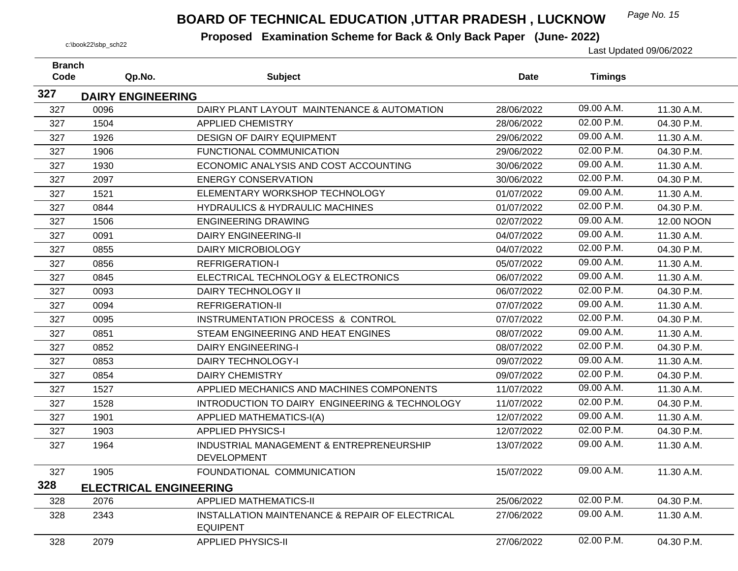# BOARD OF TECHNICAL EDUCATION ,UTTAR PRADESH , LUCKNOW

**Proposed Examination Scheme for Back & Only Back Paper (June- 2022)**

c:\book22\sbp_sch22

Last Updated 09/06/2022

| Branch Code | Qp.No. | Subject | Date | Timings | |
|---|---|---|---|---|---|
| **327** | **DAIRY ENGINEERING** | | | | |
| 327 | 0096 | DAIRY PLANT LAYOUT MAINTENANCE & AUTOMATION | 28/06/2022 | 09.00 A.M. | 11.30 A.M. |
| 327 | 1504 | APPLIED CHEMISTRY | 28/06/2022 | 02.00 P.M. | 04.30 P.M. |
| 327 | 1926 | DESIGN OF DAIRY EQUIPMENT | 29/06/2022 | 09.00 A.M. | 11.30 A.M. |
| 327 | 1906 | FUNCTIONAL COMMUNICATION | 29/06/2022 | 02.00 P.M. | 04.30 P.M. |
| 327 | 1930 | ECONOMIC ANALYSIS AND COST ACCOUNTING | 30/06/2022 | 09.00 A.M. | 11.30 A.M. |
| 327 | 2097 | ENERGY CONSERVATION | 30/06/2022 | 02.00 P.M. | 04.30 P.M. |
| 327 | 1521 | ELEMENTARY WORKSHOP TECHNOLOGY | 01/07/2022 | 09.00 A.M. | 11.30 A.M. |
| 327 | 0844 | HYDRAULICS & HYDRAULIC MACHINES | 01/07/2022 | 02.00 P.M. | 04.30 P.M. |
| 327 | 1506 | ENGINEERING DRAWING | 02/07/2022 | 09.00 A.M. | 12.00 NOON |
| 327 | 0091 | DAIRY ENGINEERING-II | 04/07/2022 | 09.00 A.M. | 11.30 A.M. |
| 327 | 0855 | DAIRY MICROBIOLOGY | 04/07/2022 | 02.00 P.M. | 04.30 P.M. |
| 327 | 0856 | REFRIGERATION-I | 05/07/2022 | 09.00 A.M. | 11.30 A.M. |
| 327 | 0845 | ELECTRICAL TECHNOLOGY & ELECTRONICS | 06/07/2022 | 09.00 A.M. | 11.30 A.M. |
| 327 | 0093 | DAIRY TECHNOLOGY II | 06/07/2022 | 02.00 P.M. | 04.30 P.M. |
| 327 | 0094 | REFRIGERATION-II | 07/07/2022 | 09.00 A.M. | 11.30 A.M. |
| 327 | 0095 | INSTRUMENTATION PROCESS & CONTROL | 07/07/2022 | 02.00 P.M. | 04.30 P.M. |
| 327 | 0851 | STEAM ENGINEERING AND HEAT ENGINES | 08/07/2022 | 09.00 A.M. | 11.30 A.M. |
| 327 | 0852 | DAIRY ENGINEERING-I | 08/07/2022 | 02.00 P.M. | 04.30 P.M. |
| 327 | 0853 | DAIRY TECHNOLOGY-I | 09/07/2022 | 09.00 A.M. | 11.30 A.M. |
| 327 | 0854 | DAIRY CHEMISTRY | 09/07/2022 | 02.00 P.M. | 04.30 P.M. |
| 327 | 1527 | APPLIED MECHANICS AND MACHINES COMPONENTS | 11/07/2022 | 09.00 A.M. | 11.30 A.M. |
| 327 | 1528 | INTRODUCTION TO DAIRY ENGINEERING & TECHNOLOGY | 11/07/2022 | 02.00 P.M. | 04.30 P.M. |
| 327 | 1901 | APPLIED MATHEMATICS-I(A) | 12/07/2022 | 09.00 A.M. | 11.30 A.M. |
| 327 | 1903 | APPLIED PHYSICS-I | 12/07/2022 | 02.00 P.M. | 04.30 P.M. |
| 327 | 1964 | INDUSTRIAL MANAGEMENT & ENTREPRENEURSHIP DEVELOPMENT | 13/07/2022 | 09.00 A.M. | 11.30 A.M. |
| 327 | 1905 | FOUNDATIONAL COMMUNICATION | 15/07/2022 | 09.00 A.M. | 11.30 A.M. |
| **328** | **ELECTRICAL ENGINEERING** | | | | |
| 328 | 2076 | APPLIED MATHEMATICS-II | 25/06/2022 | 02.00 P.M. | 04.30 P.M. |
| 328 | 2343 | INSTALLATION MAINTENANCE & REPAIR OF ELECTRICAL EQUIPENT | 27/06/2022 | 09.00 A.M. | 11.30 A.M. |
| 328 | 2079 | APPLIED PHYSICS-II | 27/06/2022 | 02.00 P.M. | 04.30 P.M. |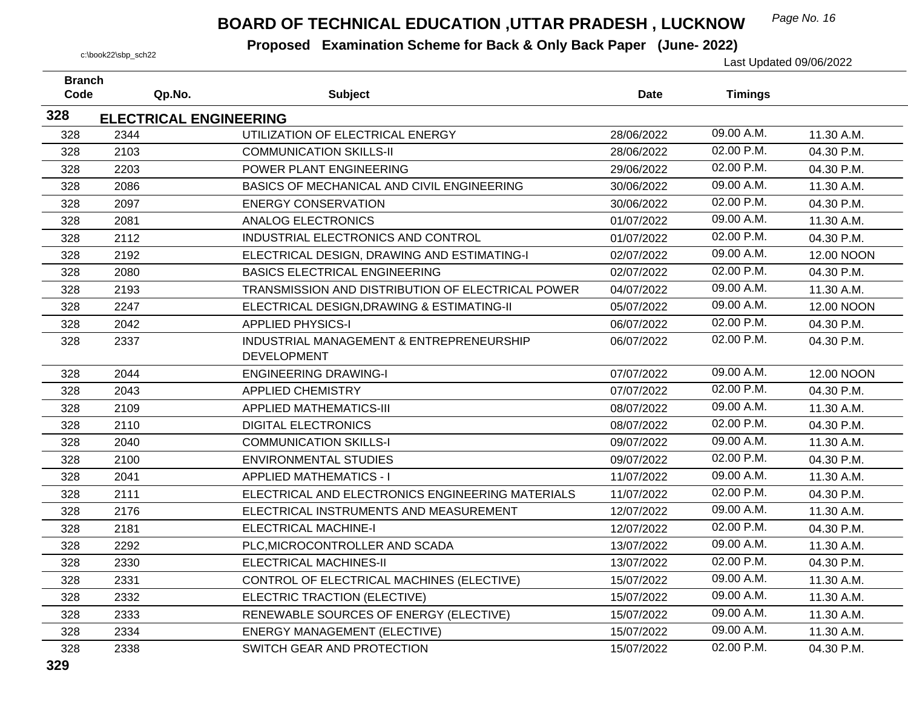# BOARD OF TECHNICAL EDUCATION ,UTTAR PRADESH , LUCKNOW

**Proposed Examination Scheme for Back & Only Back Paper (June- 2022)**

c:\book22\sbp_sch22

Last Updated 09/06/2022

| Branch Code | Qp.No. | Subject | Date | Timings | |
|---|---|---|---|---|---|
| **328** | **ELECTRICAL ENGINEERING** | | | | |
| 328 | 2344 | UTILIZATION OF ELECTRICAL ENERGY | 28/06/2022 | 09.00 A.M. | 11.30 A.M. |
| 328 | 2103 | COMMUNICATION SKILLS-II | 28/06/2022 | 02.00 P.M. | 04.30 P.M. |
| 328 | 2203 | POWER PLANT ENGINEERING | 29/06/2022 | 02.00 P.M. | 04.30 P.M. |
| 328 | 2086 | BASICS OF MECHANICAL AND CIVIL ENGINEERING | 30/06/2022 | 09.00 A.M. | 11.30 A.M. |
| 328 | 2097 | ENERGY CONSERVATION | 30/06/2022 | 02.00 P.M. | 04.30 P.M. |
| 328 | 2081 | ANALOG ELECTRONICS | 01/07/2022 | 09.00 A.M. | 11.30 A.M. |
| 328 | 2112 | INDUSTRIAL ELECTRONICS AND CONTROL | 01/07/2022 | 02.00 P.M. | 04.30 P.M. |
| 328 | 2192 | ELECTRICAL DESIGN, DRAWING AND ESTIMATING-I | 02/07/2022 | 09.00 A.M. | 12.00 NOON |
| 328 | 2080 | BASICS ELECTRICAL ENGINEERING | 02/07/2022 | 02.00 P.M. | 04.30 P.M. |
| 328 | 2193 | TRANSMISSION AND DISTRIBUTION OF ELECTRICAL POWER | 04/07/2022 | 09.00 A.M. | 11.30 A.M. |
| 328 | 2247 | ELECTRICAL DESIGN,DRAWING & ESTIMATING-II | 05/07/2022 | 09.00 A.M. | 12.00 NOON |
| 328 | 2042 | APPLIED PHYSICS-I | 06/07/2022 | 02.00 P.M. | 04.30 P.M. |
| 328 | 2337 | INDUSTRIAL MANAGEMENT & ENTREPRENEURSHIP DEVELOPMENT | 06/07/2022 | 02.00 P.M. | 04.30 P.M. |
| 328 | 2044 | ENGINEERING DRAWING-I | 07/07/2022 | 09.00 A.M. | 12.00 NOON |
| 328 | 2043 | APPLIED CHEMISTRY | 07/07/2022 | 02.00 P.M. | 04.30 P.M. |
| 328 | 2109 | APPLIED MATHEMATICS-III | 08/07/2022 | 09.00 A.M. | 11.30 A.M. |
| 328 | 2110 | DIGITAL ELECTRONICS | 08/07/2022 | 02.00 P.M. | 04.30 P.M. |
| 328 | 2040 | COMMUNICATION SKILLS-I | 09/07/2022 | 09.00 A.M. | 11.30 A.M. |
| 328 | 2100 | ENVIRONMENTAL STUDIES | 09/07/2022 | 02.00 P.M. | 04.30 P.M. |
| 328 | 2041 | APPLIED MATHEMATICS - I | 11/07/2022 | 09.00 A.M. | 11.30 A.M. |
| 328 | 2111 | ELECTRICAL AND ELECTRONICS ENGINEERING MATERIALS | 11/07/2022 | 02.00 P.M. | 04.30 P.M. |
| 328 | 2176 | ELECTRICAL INSTRUMENTS AND MEASUREMENT | 12/07/2022 | 09.00 A.M. | 11.30 A.M. |
| 328 | 2181 | ELECTRICAL MACHINE-I | 12/07/2022 | 02.00 P.M. | 04.30 P.M. |
| 328 | 2292 | PLC,MICROCONTROLLER AND SCADA | 13/07/2022 | 09.00 A.M. | 11.30 A.M. |
| 328 | 2330 | ELECTRICAL MACHINES-II | 13/07/2022 | 02.00 P.M. | 04.30 P.M. |
| 328 | 2331 | CONTROL OF ELECTRICAL MACHINES (ELECTIVE) | 15/07/2022 | 09.00 A.M. | 11.30 A.M. |
| 328 | 2332 | ELECTRIC TRACTION (ELECTIVE) | 15/07/2022 | 09.00 A.M. | 11.30 A.M. |
| 328 | 2333 | RENEWABLE SOURCES OF ENERGY (ELECTIVE) | 15/07/2022 | 09.00 A.M. | 11.30 A.M. |
| 328 | 2334 | ENERGY MANAGEMENT (ELECTIVE) | 15/07/2022 | 09.00 A.M. | 11.30 A.M. |
| 328 | 2338 | SWITCH GEAR AND PROTECTION | 15/07/2022 | 02.00 P.M. | 04.30 P.M. |

**329**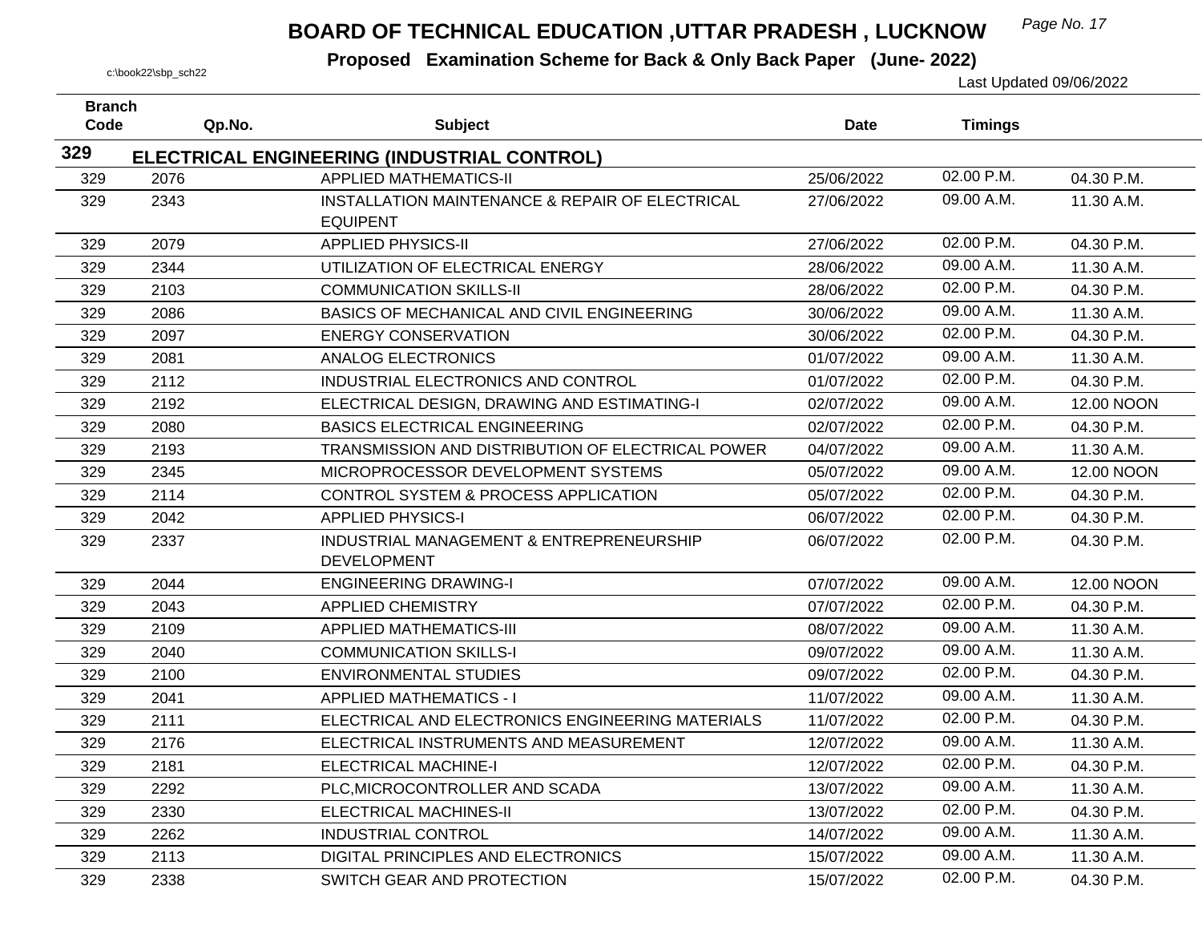# BOARD OF TECHNICAL EDUCATION ,UTTAR PRADESH , LUCKNOW

**Proposed Examination Scheme for Back & Only Back Paper (June- 2022)**

c:\book22\sbp_sch22

Last Updated 09/06/2022

| Branch Code | Qp.No. | Subject | Date | Timings | |
|---|---|---|---|---|---|
| **329** | | **ELECTRICAL ENGINEERING (INDUSTRIAL CONTROL)** | | | |
| 329 | 2076 | APPLIED MATHEMATICS-II | 25/06/2022 | 02.00 P.M. | 04.30 P.M. |
| 329 | 2343 | INSTALLATION MAINTENANCE & REPAIR OF ELECTRICAL EQUIPENT | 27/06/2022 | 09.00 A.M. | 11.30 A.M. |
| 329 | 2079 | APPLIED PHYSICS-II | 27/06/2022 | 02.00 P.M. | 04.30 P.M. |
| 329 | 2344 | UTILIZATION OF ELECTRICAL ENERGY | 28/06/2022 | 09.00 A.M. | 11.30 A.M. |
| 329 | 2103 | COMMUNICATION SKILLS-II | 28/06/2022 | 02.00 P.M. | 04.30 P.M. |
| 329 | 2086 | BASICS OF MECHANICAL AND CIVIL ENGINEERING | 30/06/2022 | 09.00 A.M. | 11.30 A.M. |
| 329 | 2097 | ENERGY CONSERVATION | 30/06/2022 | 02.00 P.M. | 04.30 P.M. |
| 329 | 2081 | ANALOG ELECTRONICS | 01/07/2022 | 09.00 A.M. | 11.30 A.M. |
| 329 | 2112 | INDUSTRIAL ELECTRONICS AND CONTROL | 01/07/2022 | 02.00 P.M. | 04.30 P.M. |
| 329 | 2192 | ELECTRICAL DESIGN, DRAWING AND ESTIMATING-I | 02/07/2022 | 09.00 A.M. | 12.00 NOON |
| 329 | 2080 | BASICS ELECTRICAL ENGINEERING | 02/07/2022 | 02.00 P.M. | 04.30 P.M. |
| 329 | 2193 | TRANSMISSION AND DISTRIBUTION OF ELECTRICAL POWER | 04/07/2022 | 09.00 A.M. | 11.30 A.M. |
| 329 | 2345 | MICROPROCESSOR DEVELOPMENT SYSTEMS | 05/07/2022 | 09.00 A.M. | 12.00 NOON |
| 329 | 2114 | CONTROL SYSTEM & PROCESS APPLICATION | 05/07/2022 | 02.00 P.M. | 04.30 P.M. |
| 329 | 2042 | APPLIED PHYSICS-I | 06/07/2022 | 02.00 P.M. | 04.30 P.M. |
| 329 | 2337 | INDUSTRIAL MANAGEMENT & ENTREPRENEURSHIP DEVELOPMENT | 06/07/2022 | 02.00 P.M. | 04.30 P.M. |
| 329 | 2044 | ENGINEERING DRAWING-I | 07/07/2022 | 09.00 A.M. | 12.00 NOON |
| 329 | 2043 | APPLIED CHEMISTRY | 07/07/2022 | 02.00 P.M. | 04.30 P.M. |
| 329 | 2109 | APPLIED MATHEMATICS-III | 08/07/2022 | 09.00 A.M. | 11.30 A.M. |
| 329 | 2040 | COMMUNICATION SKILLS-I | 09/07/2022 | 09.00 A.M. | 11.30 A.M. |
| 329 | 2100 | ENVIRONMENTAL STUDIES | 09/07/2022 | 02.00 P.M. | 04.30 P.M. |
| 329 | 2041 | APPLIED MATHEMATICS - I | 11/07/2022 | 09.00 A.M. | 11.30 A.M. |
| 329 | 2111 | ELECTRICAL AND ELECTRONICS ENGINEERING MATERIALS | 11/07/2022 | 02.00 P.M. | 04.30 P.M. |
| 329 | 2176 | ELECTRICAL INSTRUMENTS AND MEASUREMENT | 12/07/2022 | 09.00 A.M. | 11.30 A.M. |
| 329 | 2181 | ELECTRICAL MACHINE-I | 12/07/2022 | 02.00 P.M. | 04.30 P.M. |
| 329 | 2292 | PLC,MICROCONTROLLER AND SCADA | 13/07/2022 | 09.00 A.M. | 11.30 A.M. |
| 329 | 2330 | ELECTRICAL MACHINES-II | 13/07/2022 | 02.00 P.M. | 04.30 P.M. |
| 329 | 2262 | INDUSTRIAL CONTROL | 14/07/2022 | 09.00 A.M. | 11.30 A.M. |
| 329 | 2113 | DIGITAL PRINCIPLES AND ELECTRONICS | 15/07/2022 | 09.00 A.M. | 11.30 A.M. |
| 329 | 2338 | SWITCH GEAR AND PROTECTION | 15/07/2022 | 02.00 P.M. | 04.30 P.M. |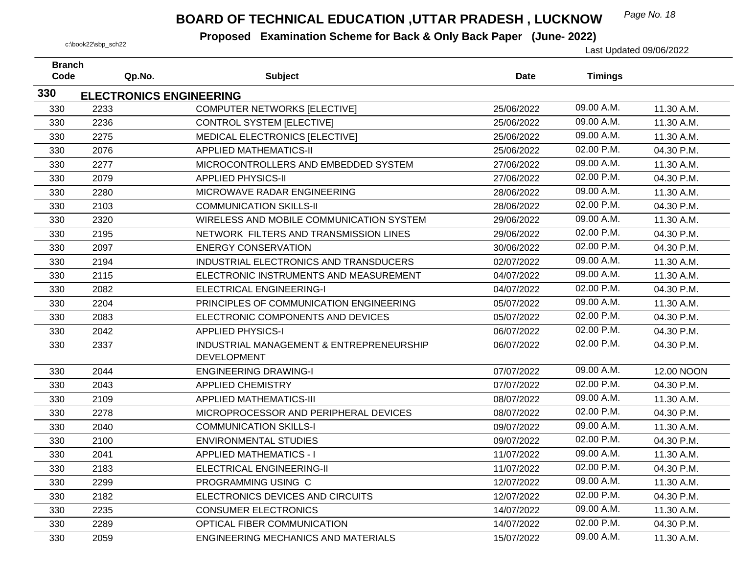# BOARD OF TECHNICAL EDUCATION ,UTTAR PRADESH , LUCKNOW

**Proposed Examination Scheme for Back & Only Back Paper (June- 2022)**

c:\book22\sbp_sch22

Last Updated 09/06/2022

| Branch Code | Qp.No. | Subject | Date | Timings | |
|---|---|---|---|---|---|
| **330** | **ELECTRONICS ENGINEERING** | | | | |
| 330 | 2233 | COMPUTER NETWORKS [ELECTIVE] | 25/06/2022 | 09.00 A.M. | 11.30 A.M. |
| 330 | 2236 | CONTROL SYSTEM [ELECTIVE] | 25/06/2022 | 09.00 A.M. | 11.30 A.M. |
| 330 | 2275 | MEDICAL ELECTRONICS [ELECTIVE] | 25/06/2022 | 09.00 A.M. | 11.30 A.M. |
| 330 | 2076 | APPLIED MATHEMATICS-II | 25/06/2022 | 02.00 P.M. | 04.30 P.M. |
| 330 | 2277 | MICROCONTROLLERS AND EMBEDDED SYSTEM | 27/06/2022 | 09.00 A.M. | 11.30 A.M. |
| 330 | 2079 | APPLIED PHYSICS-II | 27/06/2022 | 02.00 P.M. | 04.30 P.M. |
| 330 | 2280 | MICROWAVE RADAR ENGINEERING | 28/06/2022 | 09.00 A.M. | 11.30 A.M. |
| 330 | 2103 | COMMUNICATION SKILLS-II | 28/06/2022 | 02.00 P.M. | 04.30 P.M. |
| 330 | 2320 | WIRELESS AND MOBILE COMMUNICATION SYSTEM | 29/06/2022 | 09.00 A.M. | 11.30 A.M. |
| 330 | 2195 | NETWORK FILTERS AND TRANSMISSION LINES | 29/06/2022 | 02.00 P.M. | 04.30 P.M. |
| 330 | 2097 | ENERGY CONSERVATION | 30/06/2022 | 02.00 P.M. | 04.30 P.M. |
| 330 | 2194 | INDUSTRIAL ELECTRONICS AND TRANSDUCERS | 02/07/2022 | 09.00 A.M. | 11.30 A.M. |
| 330 | 2115 | ELECTRONIC INSTRUMENTS AND MEASUREMENT | 04/07/2022 | 09.00 A.M. | 11.30 A.M. |
| 330 | 2082 | ELECTRICAL ENGINEERING-I | 04/07/2022 | 02.00 P.M. | 04.30 P.M. |
| 330 | 2204 | PRINCIPLES OF COMMUNICATION ENGINEERING | 05/07/2022 | 09.00 A.M. | 11.30 A.M. |
| 330 | 2083 | ELECTRONIC COMPONENTS AND DEVICES | 05/07/2022 | 02.00 P.M. | 04.30 P.M. |
| 330 | 2042 | APPLIED PHYSICS-I | 06/07/2022 | 02.00 P.M. | 04.30 P.M. |
| 330 | 2337 | INDUSTRIAL MANAGEMENT & ENTREPRENEURSHIP DEVELOPMENT | 06/07/2022 | 02.00 P.M. | 04.30 P.M. |
| 330 | 2044 | ENGINEERING DRAWING-I | 07/07/2022 | 09.00 A.M. | 12.00 NOON |
| 330 | 2043 | APPLIED CHEMISTRY | 07/07/2022 | 02.00 P.M. | 04.30 P.M. |
| 330 | 2109 | APPLIED MATHEMATICS-III | 08/07/2022 | 09.00 A.M. | 11.30 A.M. |
| 330 | 2278 | MICROPROCESSOR AND PERIPHERAL DEVICES | 08/07/2022 | 02.00 P.M. | 04.30 P.M. |
| 330 | 2040 | COMMUNICATION SKILLS-I | 09/07/2022 | 09.00 A.M. | 11.30 A.M. |
| 330 | 2100 | ENVIRONMENTAL STUDIES | 09/07/2022 | 02.00 P.M. | 04.30 P.M. |
| 330 | 2041 | APPLIED MATHEMATICS - I | 11/07/2022 | 09.00 A.M. | 11.30 A.M. |
| 330 | 2183 | ELECTRICAL ENGINEERING-II | 11/07/2022 | 02.00 P.M. | 04.30 P.M. |
| 330 | 2299 | PROGRAMMING USING C | 12/07/2022 | 09.00 A.M. | 11.30 A.M. |
| 330 | 2182 | ELECTRONICS DEVICES AND CIRCUITS | 12/07/2022 | 02.00 P.M. | 04.30 P.M. |
| 330 | 2235 | CONSUMER ELECTRONICS | 14/07/2022 | 09.00 A.M. | 11.30 A.M. |
| 330 | 2289 | OPTICAL FIBER COMMUNICATION | 14/07/2022 | 02.00 P.M. | 04.30 P.M. |
| 330 | 2059 | ENGINEERING MECHANICS AND MATERIALS | 15/07/2022 | 09.00 A.M. | 11.30 A.M. |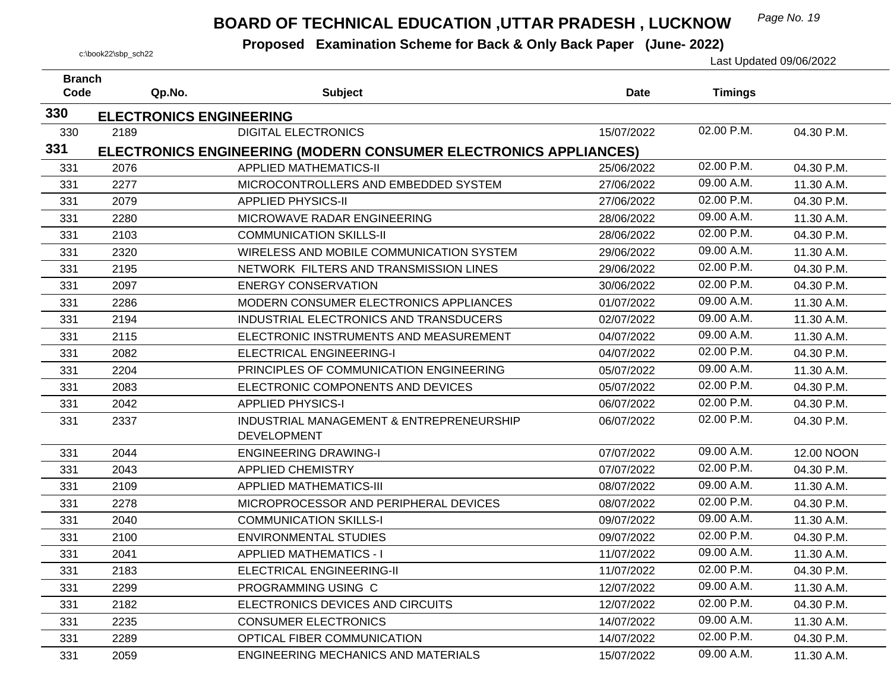# BOARD OF TECHNICAL EDUCATION ,UTTAR PRADESH , LUCKNOW

## Proposed Examination Scheme for Back & Only Back Paper (June- 2022)

c:\book22\sbp_sch22

Last Updated 09/06/2022

| Branch Code | Qp.No. | Subject | Date | Timings | |
|---|---|---|---|---|---|
| **330** | **ELECTRONICS ENGINEERING** | | | | |
| 330 | 2189 | DIGITAL ELECTRONICS | 15/07/2022 | 02.00 P.M. | 04.30 P.M. |
| **331** | **ELECTRONICS ENGINEERING (MODERN CONSUMER ELECTRONICS APPLIANCES)** | | | | |
| 331 | 2076 | APPLIED MATHEMATICS-II | 25/06/2022 | 02.00 P.M. | 04.30 P.M. |
| 331 | 2277 | MICROCONTROLLERS AND EMBEDDED SYSTEM | 27/06/2022 | 09.00 A.M. | 11.30 A.M. |
| 331 | 2079 | APPLIED PHYSICS-II | 27/06/2022 | 02.00 P.M. | 04.30 P.M. |
| 331 | 2280 | MICROWAVE RADAR ENGINEERING | 28/06/2022 | 09.00 A.M. | 11.30 A.M. |
| 331 | 2103 | COMMUNICATION SKILLS-II | 28/06/2022 | 02.00 P.M. | 04.30 P.M. |
| 331 | 2320 | WIRELESS AND MOBILE COMMUNICATION SYSTEM | 29/06/2022 | 09.00 A.M. | 11.30 A.M. |
| 331 | 2195 | NETWORK FILTERS AND TRANSMISSION LINES | 29/06/2022 | 02.00 P.M. | 04.30 P.M. |
| 331 | 2097 | ENERGY CONSERVATION | 30/06/2022 | 02.00 P.M. | 04.30 P.M. |
| 331 | 2286 | MODERN CONSUMER ELECTRONICS APPLIANCES | 01/07/2022 | 09.00 A.M. | 11.30 A.M. |
| 331 | 2194 | INDUSTRIAL ELECTRONICS AND TRANSDUCERS | 02/07/2022 | 09.00 A.M. | 11.30 A.M. |
| 331 | 2115 | ELECTRONIC INSTRUMENTS AND MEASUREMENT | 04/07/2022 | 09.00 A.M. | 11.30 A.M. |
| 331 | 2082 | ELECTRICAL ENGINEERING-I | 04/07/2022 | 02.00 P.M. | 04.30 P.M. |
| 331 | 2204 | PRINCIPLES OF COMMUNICATION ENGINEERING | 05/07/2022 | 09.00 A.M. | 11.30 A.M. |
| 331 | 2083 | ELECTRONIC COMPONENTS AND DEVICES | 05/07/2022 | 02.00 P.M. | 04.30 P.M. |
| 331 | 2042 | APPLIED PHYSICS-I | 06/07/2022 | 02.00 P.M. | 04.30 P.M. |
| 331 | 2337 | INDUSTRIAL MANAGEMENT & ENTREPRENEURSHIP DEVELOPMENT | 06/07/2022 | 02.00 P.M. | 04.30 P.M. |
| 331 | 2044 | ENGINEERING DRAWING-I | 07/07/2022 | 09.00 A.M. | 12.00 NOON |
| 331 | 2043 | APPLIED CHEMISTRY | 07/07/2022 | 02.00 P.M. | 04.30 P.M. |
| 331 | 2109 | APPLIED MATHEMATICS-III | 08/07/2022 | 09.00 A.M. | 11.30 A.M. |
| 331 | 2278 | MICROPROCESSOR AND PERIPHERAL DEVICES | 08/07/2022 | 02.00 P.M. | 04.30 P.M. |
| 331 | 2040 | COMMUNICATION SKILLS-I | 09/07/2022 | 09.00 A.M. | 11.30 A.M. |
| 331 | 2100 | ENVIRONMENTAL STUDIES | 09/07/2022 | 02.00 P.M. | 04.30 P.M. |
| 331 | 2041 | APPLIED MATHEMATICS - I | 11/07/2022 | 09.00 A.M. | 11.30 A.M. |
| 331 | 2183 | ELECTRICAL ENGINEERING-II | 11/07/2022 | 02.00 P.M. | 04.30 P.M. |
| 331 | 2299 | PROGRAMMING USING C | 12/07/2022 | 09.00 A.M. | 11.30 A.M. |
| 331 | 2182 | ELECTRONICS DEVICES AND CIRCUITS | 12/07/2022 | 02.00 P.M. | 04.30 P.M. |
| 331 | 2235 | CONSUMER ELECTRONICS | 14/07/2022 | 09.00 A.M. | 11.30 A.M. |
| 331 | 2289 | OPTICAL FIBER COMMUNICATION | 14/07/2022 | 02.00 P.M. | 04.30 P.M. |
| 331 | 2059 | ENGINEERING MECHANICS AND MATERIALS | 15/07/2022 | 09.00 A.M. | 11.30 A.M. |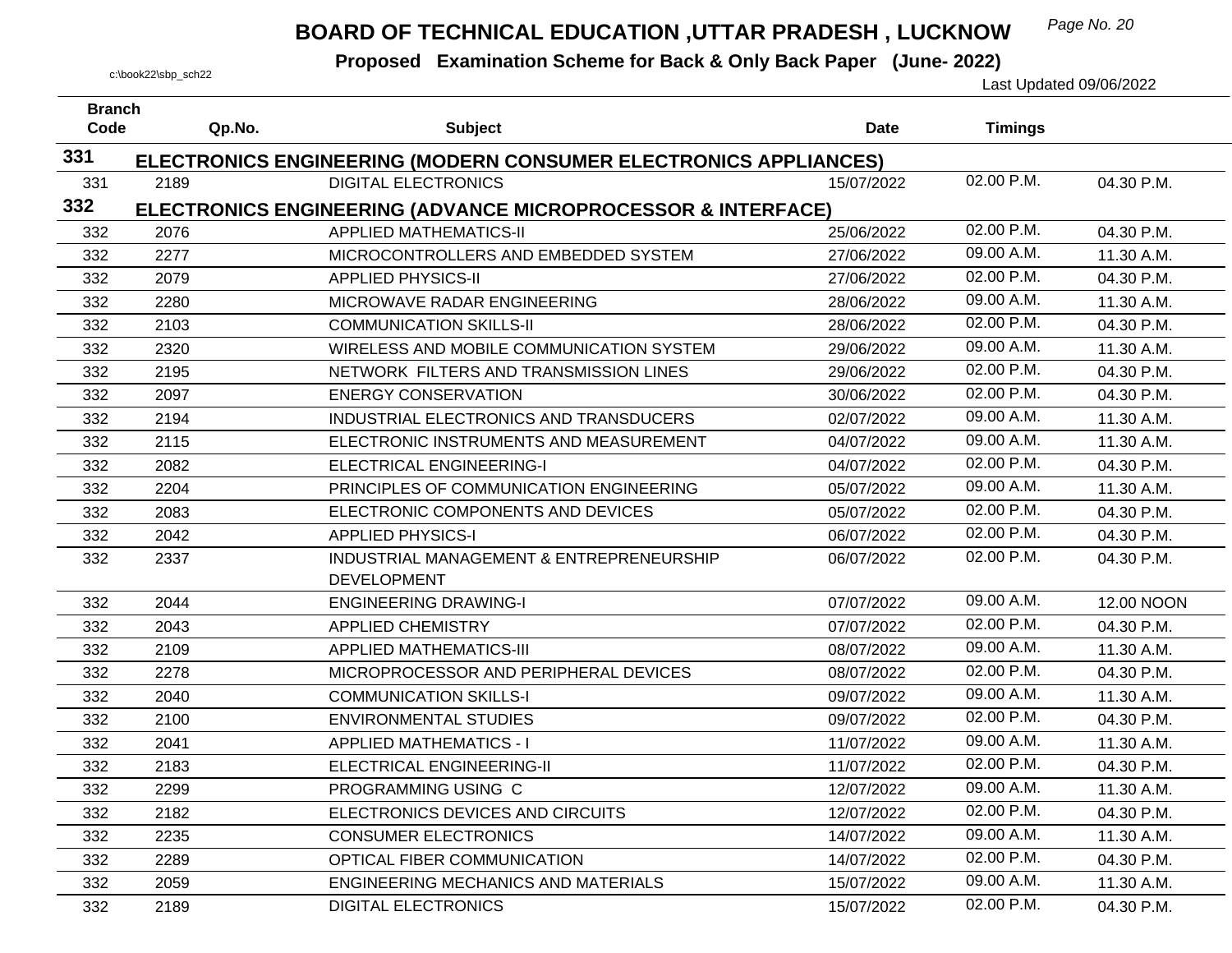# BOARD OF TECHNICAL EDUCATION ,UTTAR PRADESH , LUCKNOW

**Proposed Examination Scheme for Back & Only Back Paper (June- 2022)**

c:\book22\sbp_sch22

Last Updated 09/06/2022

| Branch Code | Qp.No. | Subject | Date | Timings | |
|---|---|---|---|---|---|
| **331** | **ELECTRONICS ENGINEERING (MODERN CONSUMER ELECTRONICS APPLIANCES)** | | | | |
| 331 | 2189 | DIGITAL ELECTRONICS | 15/07/2022 | 02.00 P.M. | 04.30 P.M. |
| **332** | **ELECTRONICS ENGINEERING (ADVANCE MICROPROCESSOR & INTERFACE)** | | | | |
| 332 | 2076 | APPLIED MATHEMATICS-II | 25/06/2022 | 02.00 P.M. | 04.30 P.M. |
| 332 | 2277 | MICROCONTROLLERS AND EMBEDDED SYSTEM | 27/06/2022 | 09.00 A.M. | 11.30 A.M. |
| 332 | 2079 | APPLIED PHYSICS-II | 27/06/2022 | 02.00 P.M. | 04.30 P.M. |
| 332 | 2280 | MICROWAVE RADAR ENGINEERING | 28/06/2022 | 09.00 A.M. | 11.30 A.M. |
| 332 | 2103 | COMMUNICATION SKILLS-II | 28/06/2022 | 02.00 P.M. | 04.30 P.M. |
| 332 | 2320 | WIRELESS AND MOBILE COMMUNICATION SYSTEM | 29/06/2022 | 09.00 A.M. | 11.30 A.M. |
| 332 | 2195 | NETWORK FILTERS AND TRANSMISSION LINES | 29/06/2022 | 02.00 P.M. | 04.30 P.M. |
| 332 | 2097 | ENERGY CONSERVATION | 30/06/2022 | 02.00 P.M. | 04.30 P.M. |
| 332 | 2194 | INDUSTRIAL ELECTRONICS AND TRANSDUCERS | 02/07/2022 | 09.00 A.M. | 11.30 A.M. |
| 332 | 2115 | ELECTRONIC INSTRUMENTS AND MEASUREMENT | 04/07/2022 | 09.00 A.M. | 11.30 A.M. |
| 332 | 2082 | ELECTRICAL ENGINEERING-I | 04/07/2022 | 02.00 P.M. | 04.30 P.M. |
| 332 | 2204 | PRINCIPLES OF COMMUNICATION ENGINEERING | 05/07/2022 | 09.00 A.M. | 11.30 A.M. |
| 332 | 2083 | ELECTRONIC COMPONENTS AND DEVICES | 05/07/2022 | 02.00 P.M. | 04.30 P.M. |
| 332 | 2042 | APPLIED PHYSICS-I | 06/07/2022 | 02.00 P.M. | 04.30 P.M. |
| 332 | 2337 | INDUSTRIAL MANAGEMENT & ENTREPRENEURSHIP DEVELOPMENT | 06/07/2022 | 02.00 P.M. | 04.30 P.M. |
| 332 | 2044 | ENGINEERING DRAWING-I | 07/07/2022 | 09.00 A.M. | 12.00 NOON |
| 332 | 2043 | APPLIED CHEMISTRY | 07/07/2022 | 02.00 P.M. | 04.30 P.M. |
| 332 | 2109 | APPLIED MATHEMATICS-III | 08/07/2022 | 09.00 A.M. | 11.30 A.M. |
| 332 | 2278 | MICROPROCESSOR AND PERIPHERAL DEVICES | 08/07/2022 | 02.00 P.M. | 04.30 P.M. |
| 332 | 2040 | COMMUNICATION SKILLS-I | 09/07/2022 | 09.00 A.M. | 11.30 A.M. |
| 332 | 2100 | ENVIRONMENTAL STUDIES | 09/07/2022 | 02.00 P.M. | 04.30 P.M. |
| 332 | 2041 | APPLIED MATHEMATICS - I | 11/07/2022 | 09.00 A.M. | 11.30 A.M. |
| 332 | 2183 | ELECTRICAL ENGINEERING-II | 11/07/2022 | 02.00 P.M. | 04.30 P.M. |
| 332 | 2299 | PROGRAMMING USING C | 12/07/2022 | 09.00 A.M. | 11.30 A.M. |
| 332 | 2182 | ELECTRONICS DEVICES AND CIRCUITS | 12/07/2022 | 02.00 P.M. | 04.30 P.M. |
| 332 | 2235 | CONSUMER ELECTRONICS | 14/07/2022 | 09.00 A.M. | 11.30 A.M. |
| 332 | 2289 | OPTICAL FIBER COMMUNICATION | 14/07/2022 | 02.00 P.M. | 04.30 P.M. |
| 332 | 2059 | ENGINEERING MECHANICS AND MATERIALS | 15/07/2022 | 09.00 A.M. | 11.30 A.M. |
| 332 | 2189 | DIGITAL ELECTRONICS | 15/07/2022 | 02.00 P.M. | 04.30 P.M. |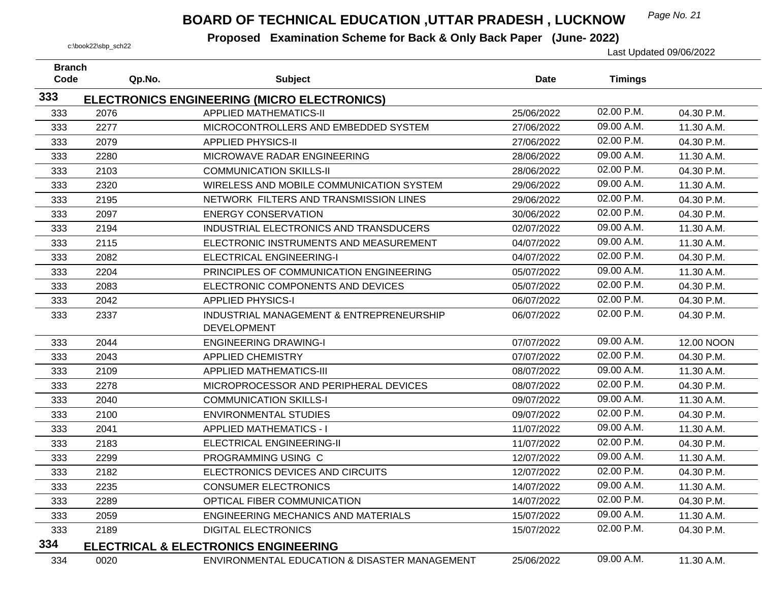# BOARD OF TECHNICAL EDUCATION ,UTTAR PRADESH , LUCKNOW

**Proposed Examination Scheme for Back & Only Back Paper (June- 2022)**

c:\book22\sbp_sch22

Last Updated 09/06/2022

| Branch Code | Qp.No. | Subject | Date | Timings | |
|---|---|---|---|---|---|
| **333** | **ELECTRONICS ENGINEERING (MICRO ELECTRONICS)** | | | | |
| 333 | 2076 | APPLIED MATHEMATICS-II | 25/06/2022 | 02.00 P.M. | 04.30 P.M. |
| 333 | 2277 | MICROCONTROLLERS AND EMBEDDED SYSTEM | 27/06/2022 | 09.00 A.M. | 11.30 A.M. |
| 333 | 2079 | APPLIED PHYSICS-II | 27/06/2022 | 02.00 P.M. | 04.30 P.M. |
| 333 | 2280 | MICROWAVE RADAR ENGINEERING | 28/06/2022 | 09.00 A.M. | 11.30 A.M. |
| 333 | 2103 | COMMUNICATION SKILLS-II | 28/06/2022 | 02.00 P.M. | 04.30 P.M. |
| 333 | 2320 | WIRELESS AND MOBILE COMMUNICATION SYSTEM | 29/06/2022 | 09.00 A.M. | 11.30 A.M. |
| 333 | 2195 | NETWORK FILTERS AND TRANSMISSION LINES | 29/06/2022 | 02.00 P.M. | 04.30 P.M. |
| 333 | 2097 | ENERGY CONSERVATION | 30/06/2022 | 02.00 P.M. | 04.30 P.M. |
| 333 | 2194 | INDUSTRIAL ELECTRONICS AND TRANSDUCERS | 02/07/2022 | 09.00 A.M. | 11.30 A.M. |
| 333 | 2115 | ELECTRONIC INSTRUMENTS AND MEASUREMENT | 04/07/2022 | 09.00 A.M. | 11.30 A.M. |
| 333 | 2082 | ELECTRICAL ENGINEERING-I | 04/07/2022 | 02.00 P.M. | 04.30 P.M. |
| 333 | 2204 | PRINCIPLES OF COMMUNICATION ENGINEERING | 05/07/2022 | 09.00 A.M. | 11.30 A.M. |
| 333 | 2083 | ELECTRONIC COMPONENTS AND DEVICES | 05/07/2022 | 02.00 P.M. | 04.30 P.M. |
| 333 | 2042 | APPLIED PHYSICS-I | 06/07/2022 | 02.00 P.M. | 04.30 P.M. |
| 333 | 2337 | INDUSTRIAL MANAGEMENT & ENTREPRENEURSHIP DEVELOPMENT | 06/07/2022 | 02.00 P.M. | 04.30 P.M. |
| 333 | 2044 | ENGINEERING DRAWING-I | 07/07/2022 | 09.00 A.M. | 12.00 NOON |
| 333 | 2043 | APPLIED CHEMISTRY | 07/07/2022 | 02.00 P.M. | 04.30 P.M. |
| 333 | 2109 | APPLIED MATHEMATICS-III | 08/07/2022 | 09.00 A.M. | 11.30 A.M. |
| 333 | 2278 | MICROPROCESSOR AND PERIPHERAL DEVICES | 08/07/2022 | 02.00 P.M. | 04.30 P.M. |
| 333 | 2040 | COMMUNICATION SKILLS-I | 09/07/2022 | 09.00 A.M. | 11.30 A.M. |
| 333 | 2100 | ENVIRONMENTAL STUDIES | 09/07/2022 | 02.00 P.M. | 04.30 P.M. |
| 333 | 2041 | APPLIED MATHEMATICS - I | 11/07/2022 | 09.00 A.M. | 11.30 A.M. |
| 333 | 2183 | ELECTRICAL ENGINEERING-II | 11/07/2022 | 02.00 P.M. | 04.30 P.M. |
| 333 | 2299 | PROGRAMMING USING C | 12/07/2022 | 09.00 A.M. | 11.30 A.M. |
| 333 | 2182 | ELECTRONICS DEVICES AND CIRCUITS | 12/07/2022 | 02.00 P.M. | 04.30 P.M. |
| 333 | 2235 | CONSUMER ELECTRONICS | 14/07/2022 | 09.00 A.M. | 11.30 A.M. |
| 333 | 2289 | OPTICAL FIBER COMMUNICATION | 14/07/2022 | 02.00 P.M. | 04.30 P.M. |
| 333 | 2059 | ENGINEERING MECHANICS AND MATERIALS | 15/07/2022 | 09.00 A.M. | 11.30 A.M. |
| 333 | 2189 | DIGITAL ELECTRONICS | 15/07/2022 | 02.00 P.M. | 04.30 P.M. |
| **334** | **ELECTRICAL & ELECTRONICS ENGINEERING** | | | | |
| 334 | 0020 | ENVIRONMENTAL EDUCATION & DISASTER MANAGEMENT | 25/06/2022 | 09.00 A.M. | 11.30 A.M. |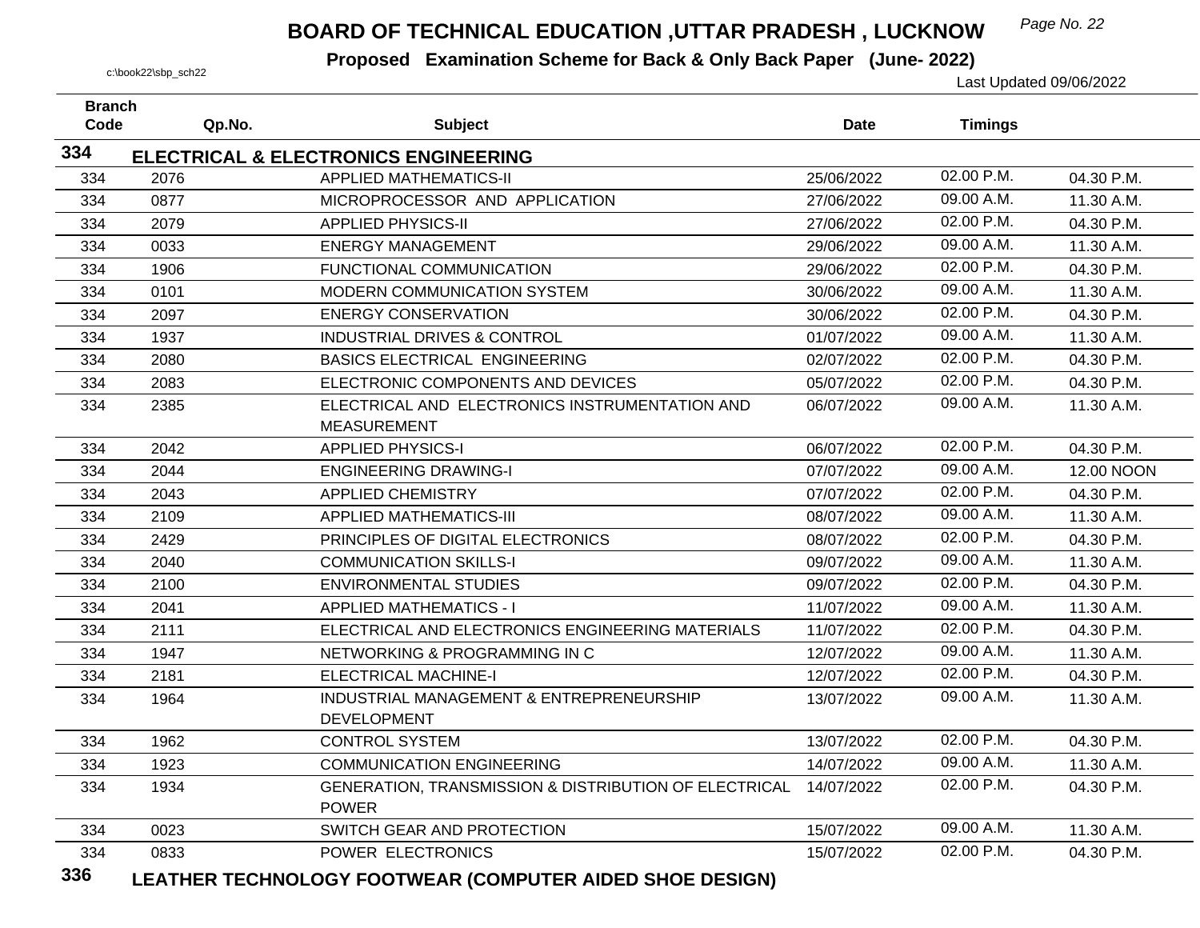# BOARD OF TECHNICAL EDUCATION ,UTTAR PRADESH , LUCKNOW

**Proposed Examination Scheme for Back & Only Back Paper (June- 2022)**

c:\book22\sbp_sch22

Last Updated 09/06/2022

| Branch Code | Qp.No. | Subject | Date | Timings | |
|---|---|---|---|---|---|
| **334** | | **ELECTRICAL & ELECTRONICS ENGINEERING** | | | |
| 334 | 2076 | APPLIED MATHEMATICS-II | 25/06/2022 | 02.00 P.M. | 04.30 P.M. |
| 334 | 0877 | MICROPROCESSOR AND APPLICATION | 27/06/2022 | 09.00 A.M. | 11.30 A.M. |
| 334 | 2079 | APPLIED PHYSICS-II | 27/06/2022 | 02.00 P.M. | 04.30 P.M. |
| 334 | 0033 | ENERGY MANAGEMENT | 29/06/2022 | 09.00 A.M. | 11.30 A.M. |
| 334 | 1906 | FUNCTIONAL COMMUNICATION | 29/06/2022 | 02.00 P.M. | 04.30 P.M. |
| 334 | 0101 | MODERN COMMUNICATION SYSTEM | 30/06/2022 | 09.00 A.M. | 11.30 A.M. |
| 334 | 2097 | ENERGY CONSERVATION | 30/06/2022 | 02.00 P.M. | 04.30 P.M. |
| 334 | 1937 | INDUSTRIAL DRIVES & CONTROL | 01/07/2022 | 09.00 A.M. | 11.30 A.M. |
| 334 | 2080 | BASICS ELECTRICAL ENGINEERING | 02/07/2022 | 02.00 P.M. | 04.30 P.M. |
| 334 | 2083 | ELECTRONIC COMPONENTS AND DEVICES | 05/07/2022 | 02.00 P.M. | 04.30 P.M. |
| 334 | 2385 | ELECTRICAL AND ELECTRONICS INSTRUMENTATION AND MEASUREMENT | 06/07/2022 | 09.00 A.M. | 11.30 A.M. |
| 334 | 2042 | APPLIED PHYSICS-I | 06/07/2022 | 02.00 P.M. | 04.30 P.M. |
| 334 | 2044 | ENGINEERING DRAWING-I | 07/07/2022 | 09.00 A.M. | 12.00 NOON |
| 334 | 2043 | APPLIED CHEMISTRY | 07/07/2022 | 02.00 P.M. | 04.30 P.M. |
| 334 | 2109 | APPLIED MATHEMATICS-III | 08/07/2022 | 09.00 A.M. | 11.30 A.M. |
| 334 | 2429 | PRINCIPLES OF DIGITAL ELECTRONICS | 08/07/2022 | 02.00 P.M. | 04.30 P.M. |
| 334 | 2040 | COMMUNICATION SKILLS-I | 09/07/2022 | 09.00 A.M. | 11.30 A.M. |
| 334 | 2100 | ENVIRONMENTAL STUDIES | 09/07/2022 | 02.00 P.M. | 04.30 P.M. |
| 334 | 2041 | APPLIED MATHEMATICS - I | 11/07/2022 | 09.00 A.M. | 11.30 A.M. |
| 334 | 2111 | ELECTRICAL AND ELECTRONICS ENGINEERING MATERIALS | 11/07/2022 | 02.00 P.M. | 04.30 P.M. |
| 334 | 1947 | NETWORKING & PROGRAMMING IN C | 12/07/2022 | 09.00 A.M. | 11.30 A.M. |
| 334 | 2181 | ELECTRICAL MACHINE-I | 12/07/2022 | 02.00 P.M. | 04.30 P.M. |
| 334 | 1964 | INDUSTRIAL MANAGEMENT & ENTREPRENEURSHIP DEVELOPMENT | 13/07/2022 | 09.00 A.M. | 11.30 A.M. |
| 334 | 1962 | CONTROL SYSTEM | 13/07/2022 | 02.00 P.M. | 04.30 P.M. |
| 334 | 1923 | COMMUNICATION ENGINEERING | 14/07/2022 | 09.00 A.M. | 11.30 A.M. |
| 334 | 1934 | GENERATION, TRANSMISSION & DISTRIBUTION OF ELECTRICAL POWER | 14/07/2022 | 02.00 P.M. | 04.30 P.M. |
| 334 | 0023 | SWITCH GEAR AND PROTECTION | 15/07/2022 | 09.00 A.M. | 11.30 A.M. |
| 334 | 0833 | POWER ELECTRONICS | 15/07/2022 | 02.00 P.M. | 04.30 P.M. |
| **336** | | **LEATHER TECHNOLOGY FOOTWEAR (COMPUTER AIDED SHOE DESIGN)** | | | |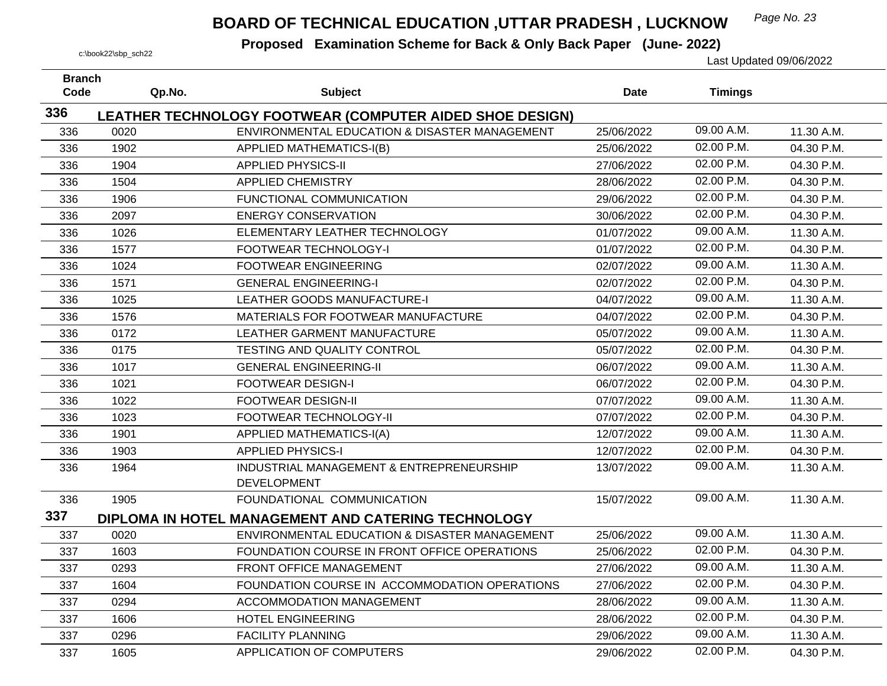# BOARD OF TECHNICAL EDUCATION ,UTTAR PRADESH , LUCKNOW

**Proposed Examination Scheme for Back & Only Back Paper (June- 2022)**

c:\book22\sbp_sch22

Last Updated 09/06/2022

| Branch Code | Qp.No. | Subject | Date | Timings | |
|---|---|---|---|---|---|
| **336** | **LEATHER TECHNOLOGY FOOTWEAR (COMPUTER AIDED SHOE DESIGN)** | | | | |
| 336 | 0020 | ENVIRONMENTAL EDUCATION & DISASTER MANAGEMENT | 25/06/2022 | 09.00 A.M. | 11.30 A.M. |
| 336 | 1902 | APPLIED MATHEMATICS-I(B) | 25/06/2022 | 02.00 P.M. | 04.30 P.M. |
| 336 | 1904 | APPLIED PHYSICS-II | 27/06/2022 | 02.00 P.M. | 04.30 P.M. |
| 336 | 1504 | APPLIED CHEMISTRY | 28/06/2022 | 02.00 P.M. | 04.30 P.M. |
| 336 | 1906 | FUNCTIONAL COMMUNICATION | 29/06/2022 | 02.00 P.M. | 04.30 P.M. |
| 336 | 2097 | ENERGY CONSERVATION | 30/06/2022 | 02.00 P.M. | 04.30 P.M. |
| 336 | 1026 | ELEMENTARY LEATHER TECHNOLOGY | 01/07/2022 | 09.00 A.M. | 11.30 A.M. |
| 336 | 1577 | FOOTWEAR TECHNOLOGY-I | 01/07/2022 | 02.00 P.M. | 04.30 P.M. |
| 336 | 1024 | FOOTWEAR ENGINEERING | 02/07/2022 | 09.00 A.M. | 11.30 A.M. |
| 336 | 1571 | GENERAL ENGINEERING-I | 02/07/2022 | 02.00 P.M. | 04.30 P.M. |
| 336 | 1025 | LEATHER GOODS MANUFACTURE-I | 04/07/2022 | 09.00 A.M. | 11.30 A.M. |
| 336 | 1576 | MATERIALS FOR FOOTWEAR MANUFACTURE | 04/07/2022 | 02.00 P.M. | 04.30 P.M. |
| 336 | 0172 | LEATHER GARMENT MANUFACTURE | 05/07/2022 | 09.00 A.M. | 11.30 A.M. |
| 336 | 0175 | TESTING AND QUALITY CONTROL | 05/07/2022 | 02.00 P.M. | 04.30 P.M. |
| 336 | 1017 | GENERAL ENGINEERING-II | 06/07/2022 | 09.00 A.M. | 11.30 A.M. |
| 336 | 1021 | FOOTWEAR DESIGN-I | 06/07/2022 | 02.00 P.M. | 04.30 P.M. |
| 336 | 1022 | FOOTWEAR DESIGN-II | 07/07/2022 | 09.00 A.M. | 11.30 A.M. |
| 336 | 1023 | FOOTWEAR TECHNOLOGY-II | 07/07/2022 | 02.00 P.M. | 04.30 P.M. |
| 336 | 1901 | APPLIED MATHEMATICS-I(A) | 12/07/2022 | 09.00 A.M. | 11.30 A.M. |
| 336 | 1903 | APPLIED PHYSICS-I | 12/07/2022 | 02.00 P.M. | 04.30 P.M. |
| 336 | 1964 | INDUSTRIAL MANAGEMENT & ENTREPRENEURSHIP DEVELOPMENT | 13/07/2022 | 09.00 A.M. | 11.30 A.M. |
| 336 | 1905 | FOUNDATIONAL COMMUNICATION | 15/07/2022 | 09.00 A.M. | 11.30 A.M. |
| **337** | **DIPLOMA IN HOTEL MANAGEMENT AND CATERING TECHNOLOGY** | | | | |
| 337 | 0020 | ENVIRONMENTAL EDUCATION & DISASTER MANAGEMENT | 25/06/2022 | 09.00 A.M. | 11.30 A.M. |
| 337 | 1603 | FOUNDATION COURSE IN FRONT OFFICE OPERATIONS | 25/06/2022 | 02.00 P.M. | 04.30 P.M. |
| 337 | 0293 | FRONT OFFICE MANAGEMENT | 27/06/2022 | 09.00 A.M. | 11.30 A.M. |
| 337 | 1604 | FOUNDATION COURSE IN ACCOMMODATION OPERATIONS | 27/06/2022 | 02.00 P.M. | 04.30 P.M. |
| 337 | 0294 | ACCOMMODATION MANAGEMENT | 28/06/2022 | 09.00 A.M. | 11.30 A.M. |
| 337 | 1606 | HOTEL ENGINEERING | 28/06/2022 | 02.00 P.M. | 04.30 P.M. |
| 337 | 0296 | FACILITY PLANNING | 29/06/2022 | 09.00 A.M. | 11.30 A.M. |
| 337 | 1605 | APPLICATION OF COMPUTERS | 29/06/2022 | 02.00 P.M. | 04.30 P.M. |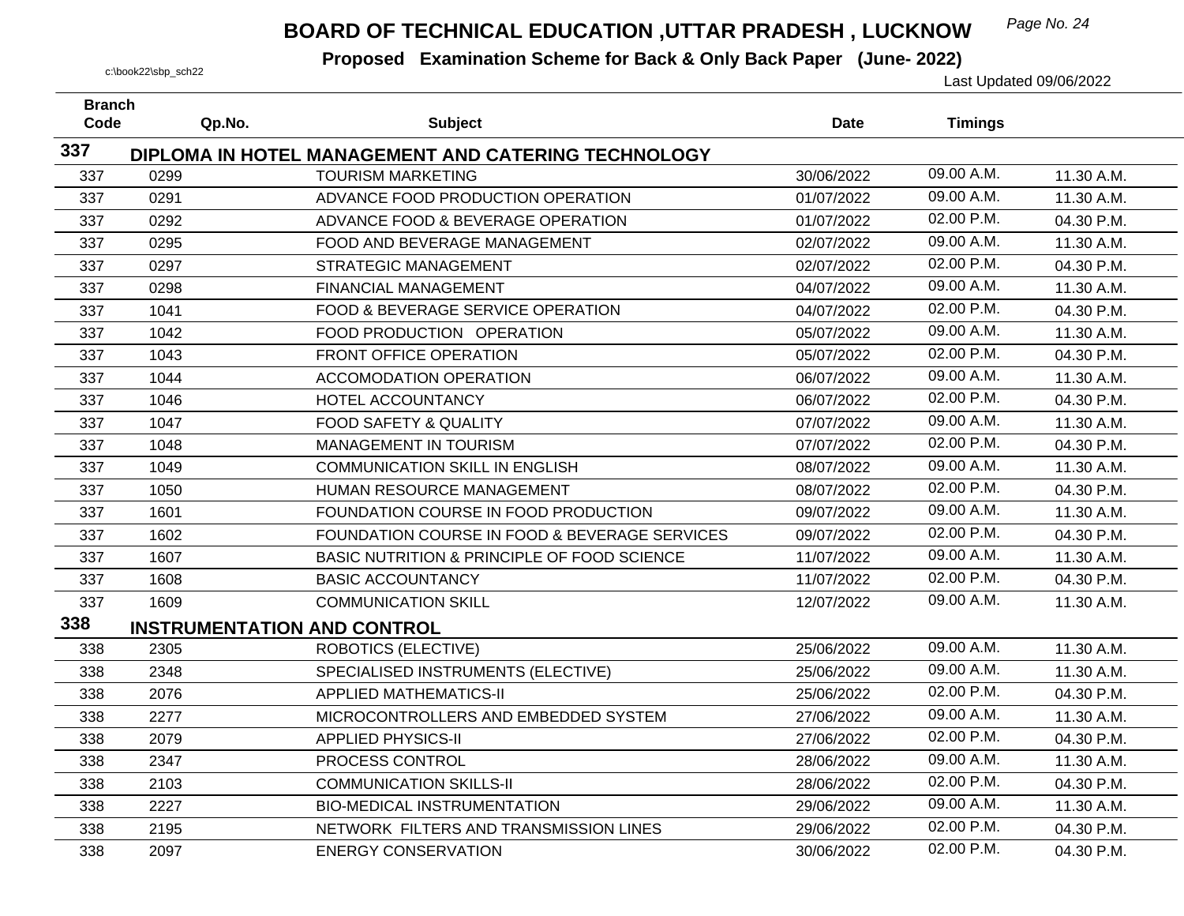# BOARD OF TECHNICAL EDUCATION ,UTTAR PRADESH , LUCKNOW

**Proposed Examination Scheme for Back & Only Back Paper (June- 2022)**

c:\book22\sbp_sch22

Last Updated 09/06/2022

| Branch Code | Qp.No. | Subject | Date | Timings | |
|---|---|---|---|---|---|
| **337** | **DIPLOMA IN HOTEL MANAGEMENT AND CATERING TECHNOLOGY** | | | | |
| 337 | 0299 | TOURISM MARKETING | 30/06/2022 | 09.00 A.M. | 11.30 A.M. |
| 337 | 0291 | ADVANCE FOOD PRODUCTION OPERATION | 01/07/2022 | 09.00 A.M. | 11.30 A.M. |
| 337 | 0292 | ADVANCE FOOD & BEVERAGE OPERATION | 01/07/2022 | 02.00 P.M. | 04.30 P.M. |
| 337 | 0295 | FOOD AND BEVERAGE MANAGEMENT | 02/07/2022 | 09.00 A.M. | 11.30 A.M. |
| 337 | 0297 | STRATEGIC MANAGEMENT | 02/07/2022 | 02.00 P.M. | 04.30 P.M. |
| 337 | 0298 | FINANCIAL MANAGEMENT | 04/07/2022 | 09.00 A.M. | 11.30 A.M. |
| 337 | 1041 | FOOD & BEVERAGE SERVICE OPERATION | 04/07/2022 | 02.00 P.M. | 04.30 P.M. |
| 337 | 1042 | FOOD PRODUCTION OPERATION | 05/07/2022 | 09.00 A.M. | 11.30 A.M. |
| 337 | 1043 | FRONT OFFICE OPERATION | 05/07/2022 | 02.00 P.M. | 04.30 P.M. |
| 337 | 1044 | ACCOMODATION OPERATION | 06/07/2022 | 09.00 A.M. | 11.30 A.M. |
| 337 | 1046 | HOTEL ACCOUNTANCY | 06/07/2022 | 02.00 P.M. | 04.30 P.M. |
| 337 | 1047 | FOOD SAFETY & QUALITY | 07/07/2022 | 09.00 A.M. | 11.30 A.M. |
| 337 | 1048 | MANAGEMENT IN TOURISM | 07/07/2022 | 02.00 P.M. | 04.30 P.M. |
| 337 | 1049 | COMMUNICATION SKILL IN ENGLISH | 08/07/2022 | 09.00 A.M. | 11.30 A.M. |
| 337 | 1050 | HUMAN RESOURCE MANAGEMENT | 08/07/2022 | 02.00 P.M. | 04.30 P.M. |
| 337 | 1601 | FOUNDATION COURSE IN FOOD PRODUCTION | 09/07/2022 | 09.00 A.M. | 11.30 A.M. |
| 337 | 1602 | FOUNDATION COURSE IN FOOD & BEVERAGE SERVICES | 09/07/2022 | 02.00 P.M. | 04.30 P.M. |
| 337 | 1607 | BASIC NUTRITION & PRINCIPLE OF FOOD SCIENCE | 11/07/2022 | 09.00 A.M. | 11.30 A.M. |
| 337 | 1608 | BASIC ACCOUNTANCY | 11/07/2022 | 02.00 P.M. | 04.30 P.M. |
| 337 | 1609 | COMMUNICATION SKILL | 12/07/2022 | 09.00 A.M. | 11.30 A.M. |
| **338** | **INSTRUMENTATION AND CONTROL** | | | | |
| 338 | 2305 | ROBOTICS (ELECTIVE) | 25/06/2022 | 09.00 A.M. | 11.30 A.M. |
| 338 | 2348 | SPECIALISED INSTRUMENTS (ELECTIVE) | 25/06/2022 | 09.00 A.M. | 11.30 A.M. |
| 338 | 2076 | APPLIED MATHEMATICS-II | 25/06/2022 | 02.00 P.M. | 04.30 P.M. |
| 338 | 2277 | MICROCONTROLLERS AND EMBEDDED SYSTEM | 27/06/2022 | 09.00 A.M. | 11.30 A.M. |
| 338 | 2079 | APPLIED PHYSICS-II | 27/06/2022 | 02.00 P.M. | 04.30 P.M. |
| 338 | 2347 | PROCESS CONTROL | 28/06/2022 | 09.00 A.M. | 11.30 A.M. |
| 338 | 2103 | COMMUNICATION SKILLS-II | 28/06/2022 | 02.00 P.M. | 04.30 P.M. |
| 338 | 2227 | BIO-MEDICAL INSTRUMENTATION | 29/06/2022 | 09.00 A.M. | 11.30 A.M. |
| 338 | 2195 | NETWORK FILTERS AND TRANSMISSION LINES | 29/06/2022 | 02.00 P.M. | 04.30 P.M. |
| 338 | 2097 | ENERGY CONSERVATION | 30/06/2022 | 02.00 P.M. | 04.30 P.M. |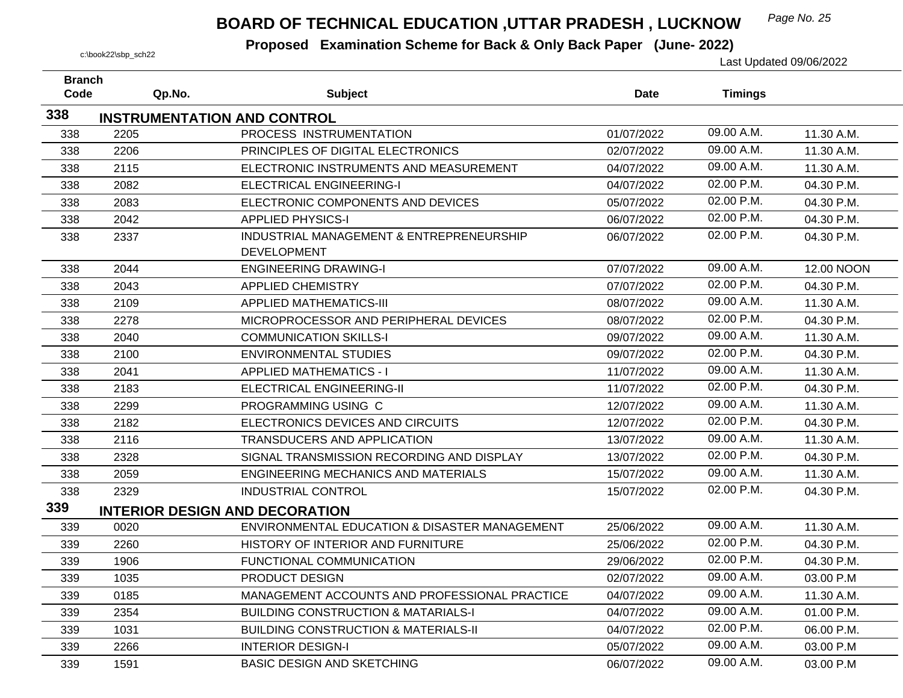# BOARD OF TECHNICAL EDUCATION ,UTTAR PRADESH , LUCKNOW

**Proposed Examination Scheme for Back & Only Back Paper (June- 2022)**

c:\book22\sbp_sch22

Last Updated 09/06/2022

| Branch Code | Qp.No. | Subject | Date | Timings | |
|---|---|---|---|---|---|
| **338** | **INSTRUMENTATION AND CONTROL** | | | | |
| 338 | 2205 | PROCESS INSTRUMENTATION | 01/07/2022 | 09.00 A.M. | 11.30 A.M. |
| 338 | 2206 | PRINCIPLES OF DIGITAL ELECTRONICS | 02/07/2022 | 09.00 A.M. | 11.30 A.M. |
| 338 | 2115 | ELECTRONIC INSTRUMENTS AND MEASUREMENT | 04/07/2022 | 09.00 A.M. | 11.30 A.M. |
| 338 | 2082 | ELECTRICAL ENGINEERING-I | 04/07/2022 | 02.00 P.M. | 04.30 P.M. |
| 338 | 2083 | ELECTRONIC COMPONENTS AND DEVICES | 05/07/2022 | 02.00 P.M. | 04.30 P.M. |
| 338 | 2042 | APPLIED PHYSICS-I | 06/07/2022 | 02.00 P.M. | 04.30 P.M. |
| 338 | 2337 | INDUSTRIAL MANAGEMENT & ENTREPRENEURSHIP DEVELOPMENT | 06/07/2022 | 02.00 P.M. | 04.30 P.M. |
| 338 | 2044 | ENGINEERING DRAWING-I | 07/07/2022 | 09.00 A.M. | 12.00 NOON |
| 338 | 2043 | APPLIED CHEMISTRY | 07/07/2022 | 02.00 P.M. | 04.30 P.M. |
| 338 | 2109 | APPLIED MATHEMATICS-III | 08/07/2022 | 09.00 A.M. | 11.30 A.M. |
| 338 | 2278 | MICROPROCESSOR AND PERIPHERAL DEVICES | 08/07/2022 | 02.00 P.M. | 04.30 P.M. |
| 338 | 2040 | COMMUNICATION SKILLS-I | 09/07/2022 | 09.00 A.M. | 11.30 A.M. |
| 338 | 2100 | ENVIRONMENTAL STUDIES | 09/07/2022 | 02.00 P.M. | 04.30 P.M. |
| 338 | 2041 | APPLIED MATHEMATICS - I | 11/07/2022 | 09.00 A.M. | 11.30 A.M. |
| 338 | 2183 | ELECTRICAL ENGINEERING-II | 11/07/2022 | 02.00 P.M. | 04.30 P.M. |
| 338 | 2299 | PROGRAMMING USING C | 12/07/2022 | 09.00 A.M. | 11.30 A.M. |
| 338 | 2182 | ELECTRONICS DEVICES AND CIRCUITS | 12/07/2022 | 02.00 P.M. | 04.30 P.M. |
| 338 | 2116 | TRANSDUCERS AND APPLICATION | 13/07/2022 | 09.00 A.M. | 11.30 A.M. |
| 338 | 2328 | SIGNAL TRANSMISSION RECORDING AND DISPLAY | 13/07/2022 | 02.00 P.M. | 04.30 P.M. |
| 338 | 2059 | ENGINEERING MECHANICS AND MATERIALS | 15/07/2022 | 09.00 A.M. | 11.30 A.M. |
| 338 | 2329 | INDUSTRIAL CONTROL | 15/07/2022 | 02.00 P.M. | 04.30 P.M. |
| **339** | **INTERIOR DESIGN AND DECORATION** | | | | |
| 339 | 0020 | ENVIRONMENTAL EDUCATION & DISASTER MANAGEMENT | 25/06/2022 | 09.00 A.M. | 11.30 A.M. |
| 339 | 2260 | HISTORY OF INTERIOR AND FURNITURE | 25/06/2022 | 02.00 P.M. | 04.30 P.M. |
| 339 | 1906 | FUNCTIONAL COMMUNICATION | 29/06/2022 | 02.00 P.M. | 04.30 P.M. |
| 339 | 1035 | PRODUCT DESIGN | 02/07/2022 | 09.00 A.M. | 03.00 P.M |
| 339 | 0185 | MANAGEMENT ACCOUNTS AND PROFESSIONAL PRACTICE | 04/07/2022 | 09.00 A.M. | 11.30 A.M. |
| 339 | 2354 | BUILDING CONSTRUCTION & MATARIALS-I | 04/07/2022 | 09.00 A.M. | 01.00 P.M. |
| 339 | 1031 | BUILDING CONSTRUCTION & MATERIALS-II | 04/07/2022 | 02.00 P.M. | 06.00 P.M. |
| 339 | 2266 | INTERIOR DESIGN-I | 05/07/2022 | 09.00 A.M. | 03.00 P.M |
| 339 | 1591 | BASIC DESIGN AND SKETCHING | 06/07/2022 | 09.00 A.M. | 03.00 P.M |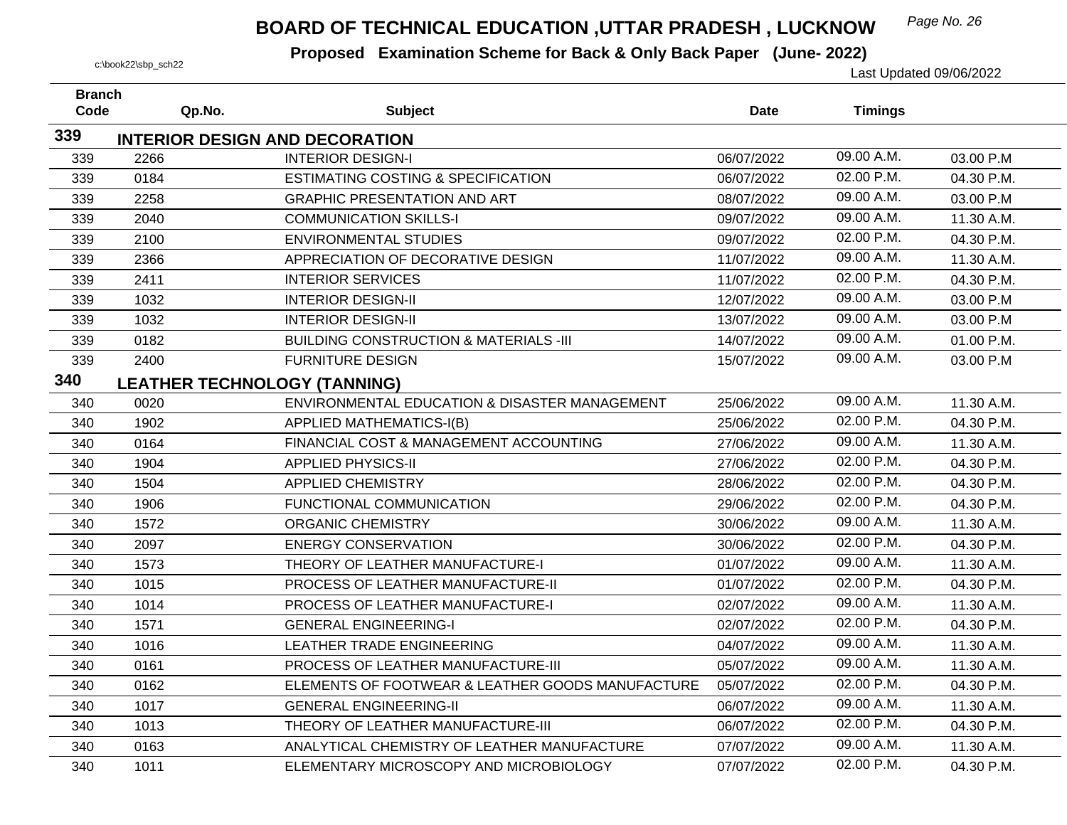# BOARD OF TECHNICAL EDUCATION ,UTTAR PRADESH , LUCKNOW

**Proposed Examination Scheme for Back & Only Back Paper (June- 2022)**

c:\book22\sbp_sch22

Last Updated 09/06/2022

| Branch Code | Qp.No. | Subject | Date | Timings | |
|---|---|---|---|---|---|
| **339** | **INTERIOR DESIGN AND DECORATION** | | | | |
| 339 | 2266 | INTERIOR DESIGN-I | 06/07/2022 | 09.00 A.M. | 03.00 P.M |
| 339 | 0184 | ESTIMATING COSTING & SPECIFICATION | 06/07/2022 | 02.00 P.M. | 04.30 P.M. |
| 339 | 2258 | GRAPHIC PRESENTATION AND ART | 08/07/2022 | 09.00 A.M. | 03.00 P.M |
| 339 | 2040 | COMMUNICATION SKILLS-I | 09/07/2022 | 09.00 A.M. | 11.30 A.M. |
| 339 | 2100 | ENVIRONMENTAL STUDIES | 09/07/2022 | 02.00 P.M. | 04.30 P.M. |
| 339 | 2366 | APPRECIATION OF DECORATIVE DESIGN | 11/07/2022 | 09.00 A.M. | 11.30 A.M. |
| 339 | 2411 | INTERIOR SERVICES | 11/07/2022 | 02.00 P.M. | 04.30 P.M. |
| 339 | 1032 | INTERIOR DESIGN-II | 12/07/2022 | 09.00 A.M. | 03.00 P.M |
| 339 | 1032 | INTERIOR DESIGN-II | 13/07/2022 | 09.00 A.M. | 03.00 P.M |
| 339 | 0182 | BUILDING CONSTRUCTION & MATERIALS -III | 14/07/2022 | 09.00 A.M. | 01.00 P.M. |
| 339 | 2400 | FURNITURE DESIGN | 15/07/2022 | 09.00 A.M. | 03.00 P.M |
| **340** | **LEATHER TECHNOLOGY (TANNING)** | | | | |
| 340 | 0020 | ENVIRONMENTAL EDUCATION & DISASTER MANAGEMENT | 25/06/2022 | 09.00 A.M. | 11.30 A.M. |
| 340 | 1902 | APPLIED MATHEMATICS-I(B) | 25/06/2022 | 02.00 P.M. | 04.30 P.M. |
| 340 | 0164 | FINANCIAL COST & MANAGEMENT ACCOUNTING | 27/06/2022 | 09.00 A.M. | 11.30 A.M. |
| 340 | 1904 | APPLIED PHYSICS-II | 27/06/2022 | 02.00 P.M. | 04.30 P.M. |
| 340 | 1504 | APPLIED CHEMISTRY | 28/06/2022 | 02.00 P.M. | 04.30 P.M. |
| 340 | 1906 | FUNCTIONAL COMMUNICATION | 29/06/2022 | 02.00 P.M. | 04.30 P.M. |
| 340 | 1572 | ORGANIC CHEMISTRY | 30/06/2022 | 09.00 A.M. | 11.30 A.M. |
| 340 | 2097 | ENERGY CONSERVATION | 30/06/2022 | 02.00 P.M. | 04.30 P.M. |
| 340 | 1573 | THEORY OF LEATHER MANUFACTURE-I | 01/07/2022 | 09.00 A.M. | 11.30 A.M. |
| 340 | 1015 | PROCESS OF LEATHER MANUFACTURE-II | 01/07/2022 | 02.00 P.M. | 04.30 P.M. |
| 340 | 1014 | PROCESS OF LEATHER MANUFACTURE-I | 02/07/2022 | 09.00 A.M. | 11.30 A.M. |
| 340 | 1571 | GENERAL ENGINEERING-I | 02/07/2022 | 02.00 P.M. | 04.30 P.M. |
| 340 | 1016 | LEATHER TRADE ENGINEERING | 04/07/2022 | 09.00 A.M. | 11.30 A.M. |
| 340 | 0161 | PROCESS OF LEATHER MANUFACTURE-III | 05/07/2022 | 09.00 A.M. | 11.30 A.M. |
| 340 | 0162 | ELEMENTS OF FOOTWEAR & LEATHER GOODS MANUFACTURE | 05/07/2022 | 02.00 P.M. | 04.30 P.M. |
| 340 | 1017 | GENERAL ENGINEERING-II | 06/07/2022 | 09.00 A.M. | 11.30 A.M. |
| 340 | 1013 | THEORY OF LEATHER MANUFACTURE-III | 06/07/2022 | 02.00 P.M. | 04.30 P.M. |
| 340 | 0163 | ANALYTICAL CHEMISTRY OF LEATHER MANUFACTURE | 07/07/2022 | 09.00 A.M. | 11.30 A.M. |
| 340 | 1011 | ELEMENTARY MICROSCOPY AND MICROBIOLOGY | 07/07/2022 | 02.00 P.M. | 04.30 P.M. |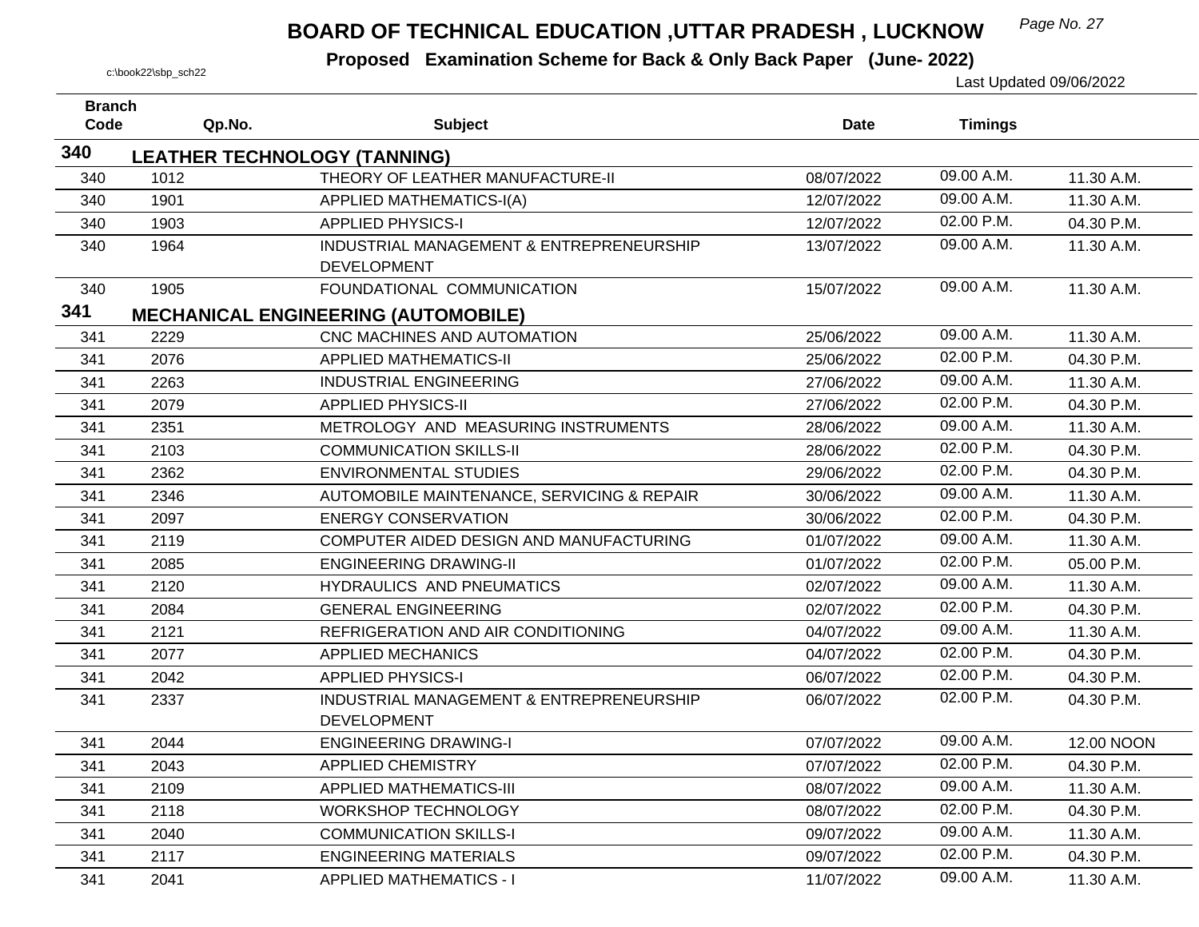# BOARD OF TECHNICAL EDUCATION ,UTTAR PRADESH , LUCKNOW

**Proposed Examination Scheme for Back & Only Back Paper (June- 2022)**

c:\book22\sbp_sch22

Last Updated 09/06/2022

| Branch Code | Qp.No. | Subject | Date | Timings | |
|---|---|---|---|---|---|
| **340** | **LEATHER TECHNOLOGY (TANNING)** | | | | |
| 340 | 1012 | THEORY OF LEATHER MANUFACTURE-II | 08/07/2022 | 09.00 A.M. | 11.30 A.M. |
| 340 | 1901 | APPLIED MATHEMATICS-I(A) | 12/07/2022 | 09.00 A.M. | 11.30 A.M. |
| 340 | 1903 | APPLIED PHYSICS-I | 12/07/2022 | 02.00 P.M. | 04.30 P.M. |
| 340 | 1964 | INDUSTRIAL MANAGEMENT & ENTREPRENEURSHIP DEVELOPMENT | 13/07/2022 | 09.00 A.M. | 11.30 A.M. |
| 340 | 1905 | FOUNDATIONAL COMMUNICATION | 15/07/2022 | 09.00 A.M. | 11.30 A.M. |
| **341** | **MECHANICAL ENGINEERING (AUTOMOBILE)** | | | | |
| 341 | 2229 | CNC MACHINES AND AUTOMATION | 25/06/2022 | 09.00 A.M. | 11.30 A.M. |
| 341 | 2076 | APPLIED MATHEMATICS-II | 25/06/2022 | 02.00 P.M. | 04.30 P.M. |
| 341 | 2263 | INDUSTRIAL ENGINEERING | 27/06/2022 | 09.00 A.M. | 11.30 A.M. |
| 341 | 2079 | APPLIED PHYSICS-II | 27/06/2022 | 02.00 P.M. | 04.30 P.M. |
| 341 | 2351 | METROLOGY AND MEASURING INSTRUMENTS | 28/06/2022 | 09.00 A.M. | 11.30 A.M. |
| 341 | 2103 | COMMUNICATION SKILLS-II | 28/06/2022 | 02.00 P.M. | 04.30 P.M. |
| 341 | 2362 | ENVIRONMENTAL STUDIES | 29/06/2022 | 02.00 P.M. | 04.30 P.M. |
| 341 | 2346 | AUTOMOBILE MAINTENANCE, SERVICING & REPAIR | 30/06/2022 | 09.00 A.M. | 11.30 A.M. |
| 341 | 2097 | ENERGY CONSERVATION | 30/06/2022 | 02.00 P.M. | 04.30 P.M. |
| 341 | 2119 | COMPUTER AIDED DESIGN AND MANUFACTURING | 01/07/2022 | 09.00 A.M. | 11.30 A.M. |
| 341 | 2085 | ENGINEERING DRAWING-II | 01/07/2022 | 02.00 P.M. | 05.00 P.M. |
| 341 | 2120 | HYDRAULICS AND PNEUMATICS | 02/07/2022 | 09.00 A.M. | 11.30 A.M. |
| 341 | 2084 | GENERAL ENGINEERING | 02/07/2022 | 02.00 P.M. | 04.30 P.M. |
| 341 | 2121 | REFRIGERATION AND AIR CONDITIONING | 04/07/2022 | 09.00 A.M. | 11.30 A.M. |
| 341 | 2077 | APPLIED MECHANICS | 04/07/2022 | 02.00 P.M. | 04.30 P.M. |
| 341 | 2042 | APPLIED PHYSICS-I | 06/07/2022 | 02.00 P.M. | 04.30 P.M. |
| 341 | 2337 | INDUSTRIAL MANAGEMENT & ENTREPRENEURSHIP DEVELOPMENT | 06/07/2022 | 02.00 P.M. | 04.30 P.M. |
| 341 | 2044 | ENGINEERING DRAWING-I | 07/07/2022 | 09.00 A.M. | 12.00 NOON |
| 341 | 2043 | APPLIED CHEMISTRY | 07/07/2022 | 02.00 P.M. | 04.30 P.M. |
| 341 | 2109 | APPLIED MATHEMATICS-III | 08/07/2022 | 09.00 A.M. | 11.30 A.M. |
| 341 | 2118 | WORKSHOP TECHNOLOGY | 08/07/2022 | 02.00 P.M. | 04.30 P.M. |
| 341 | 2040 | COMMUNICATION SKILLS-I | 09/07/2022 | 09.00 A.M. | 11.30 A.M. |
| 341 | 2117 | ENGINEERING MATERIALS | 09/07/2022 | 02.00 P.M. | 04.30 P.M. |
| 341 | 2041 | APPLIED MATHEMATICS - I | 11/07/2022 | 09.00 A.M. | 11.30 A.M. |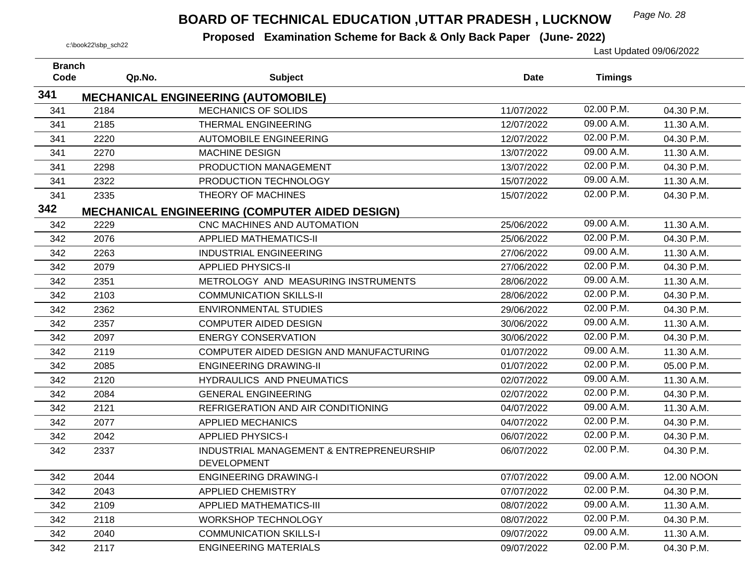# BOARD OF TECHNICAL EDUCATION ,UTTAR PRADESH , LUCKNOW

**Proposed Examination Scheme for Back & Only Back Paper (June- 2022)**

c:\book22\sbp_sch22

Last Updated 09/06/2022

| Branch Code | Qp.No. | Subject | Date | Timings | |
|---|---|---|---|---|---|
| **341** | | **MECHANICAL ENGINEERING (AUTOMOBILE)** | | | |
| 341 | 2184 | MECHANICS OF SOLIDS | 11/07/2022 | 02.00 P.M. | 04.30 P.M. |
| 341 | 2185 | THERMAL ENGINEERING | 12/07/2022 | 09.00 A.M. | 11.30 A.M. |
| 341 | 2220 | AUTOMOBILE ENGINEERING | 12/07/2022 | 02.00 P.M. | 04.30 P.M. |
| 341 | 2270 | MACHINE DESIGN | 13/07/2022 | 09.00 A.M. | 11.30 A.M. |
| 341 | 2298 | PRODUCTION MANAGEMENT | 13/07/2022 | 02.00 P.M. | 04.30 P.M. |
| 341 | 2322 | PRODUCTION TECHNOLOGY | 15/07/2022 | 09.00 A.M. | 11.30 A.M. |
| 341 | 2335 | THEORY OF MACHINES | 15/07/2022 | 02.00 P.M. | 04.30 P.M. |
| **342** | | **MECHANICAL ENGINEERING (COMPUTER AIDED DESIGN)** | | | |
| 342 | 2229 | CNC MACHINES AND AUTOMATION | 25/06/2022 | 09.00 A.M. | 11.30 A.M. |
| 342 | 2076 | APPLIED MATHEMATICS-II | 25/06/2022 | 02.00 P.M. | 04.30 P.M. |
| 342 | 2263 | INDUSTRIAL ENGINEERING | 27/06/2022 | 09.00 A.M. | 11.30 A.M. |
| 342 | 2079 | APPLIED PHYSICS-II | 27/06/2022 | 02.00 P.M. | 04.30 P.M. |
| 342 | 2351 | METROLOGY AND MEASURING INSTRUMENTS | 28/06/2022 | 09.00 A.M. | 11.30 A.M. |
| 342 | 2103 | COMMUNICATION SKILLS-II | 28/06/2022 | 02.00 P.M. | 04.30 P.M. |
| 342 | 2362 | ENVIRONMENTAL STUDIES | 29/06/2022 | 02.00 P.M. | 04.30 P.M. |
| 342 | 2357 | COMPUTER AIDED DESIGN | 30/06/2022 | 09.00 A.M. | 11.30 A.M. |
| 342 | 2097 | ENERGY CONSERVATION | 30/06/2022 | 02.00 P.M. | 04.30 P.M. |
| 342 | 2119 | COMPUTER AIDED DESIGN AND MANUFACTURING | 01/07/2022 | 09.00 A.M. | 11.30 A.M. |
| 342 | 2085 | ENGINEERING DRAWING-II | 01/07/2022 | 02.00 P.M. | 05.00 P.M. |
| 342 | 2120 | HYDRAULICS AND PNEUMATICS | 02/07/2022 | 09.00 A.M. | 11.30 A.M. |
| 342 | 2084 | GENERAL ENGINEERING | 02/07/2022 | 02.00 P.M. | 04.30 P.M. |
| 342 | 2121 | REFRIGERATION AND AIR CONDITIONING | 04/07/2022 | 09.00 A.M. | 11.30 A.M. |
| 342 | 2077 | APPLIED MECHANICS | 04/07/2022 | 02.00 P.M. | 04.30 P.M. |
| 342 | 2042 | APPLIED PHYSICS-I | 06/07/2022 | 02.00 P.M. | 04.30 P.M. |
| 342 | 2337 | INDUSTRIAL MANAGEMENT & ENTREPRENEURSHIP DEVELOPMENT | 06/07/2022 | 02.00 P.M. | 04.30 P.M. |
| 342 | 2044 | ENGINEERING DRAWING-I | 07/07/2022 | 09.00 A.M. | 12.00 NOON |
| 342 | 2043 | APPLIED CHEMISTRY | 07/07/2022 | 02.00 P.M. | 04.30 P.M. |
| 342 | 2109 | APPLIED MATHEMATICS-III | 08/07/2022 | 09.00 A.M. | 11.30 A.M. |
| 342 | 2118 | WORKSHOP TECHNOLOGY | 08/07/2022 | 02.00 P.M. | 04.30 P.M. |
| 342 | 2040 | COMMUNICATION SKILLS-I | 09/07/2022 | 09.00 A.M. | 11.30 A.M. |
| 342 | 2117 | ENGINEERING MATERIALS | 09/07/2022 | 02.00 P.M. | 04.30 P.M. |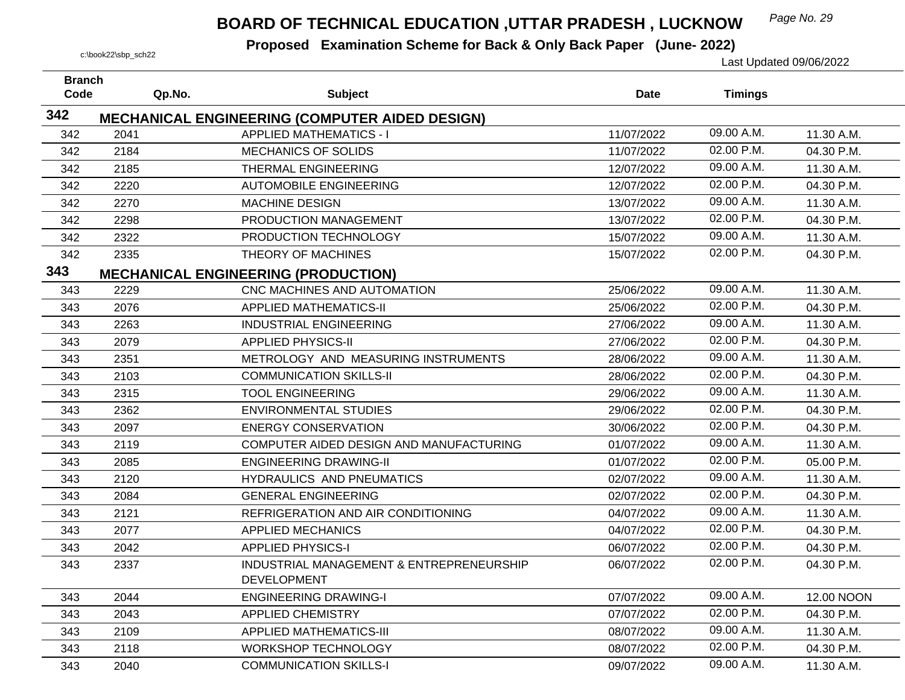# BOARD OF TECHNICAL EDUCATION ,UTTAR PRADESH , LUCKNOW

**Proposed Examination Scheme for Back & Only Back Paper (June- 2022)**

c:\book22\sbp_sch22

Last Updated 09/06/2022

| Branch Code | Qp.No. | Subject | Date | Timings | |
|---|---|---|---|---|---|
| **342** | **MECHANICAL ENGINEERING (COMPUTER AIDED DESIGN)** | | | | |
| 342 | 2041 | APPLIED MATHEMATICS - I | 11/07/2022 | 09.00 A.M. | 11.30 A.M. |
| 342 | 2184 | MECHANICS OF SOLIDS | 11/07/2022 | 02.00 P.M. | 04.30 P.M. |
| 342 | 2185 | THERMAL ENGINEERING | 12/07/2022 | 09.00 A.M. | 11.30 A.M. |
| 342 | 2220 | AUTOMOBILE ENGINEERING | 12/07/2022 | 02.00 P.M. | 04.30 P.M. |
| 342 | 2270 | MACHINE DESIGN | 13/07/2022 | 09.00 A.M. | 11.30 A.M. |
| 342 | 2298 | PRODUCTION MANAGEMENT | 13/07/2022 | 02.00 P.M. | 04.30 P.M. |
| 342 | 2322 | PRODUCTION TECHNOLOGY | 15/07/2022 | 09.00 A.M. | 11.30 A.M. |
| 342 | 2335 | THEORY OF MACHINES | 15/07/2022 | 02.00 P.M. | 04.30 P.M. |
| **343** | **MECHANICAL ENGINEERING (PRODUCTION)** | | | | |
| 343 | 2229 | CNC MACHINES AND AUTOMATION | 25/06/2022 | 09.00 A.M. | 11.30 A.M. |
| 343 | 2076 | APPLIED MATHEMATICS-II | 25/06/2022 | 02.00 P.M. | 04.30 P.M. |
| 343 | 2263 | INDUSTRIAL ENGINEERING | 27/06/2022 | 09.00 A.M. | 11.30 A.M. |
| 343 | 2079 | APPLIED PHYSICS-II | 27/06/2022 | 02.00 P.M. | 04.30 P.M. |
| 343 | 2351 | METROLOGY AND MEASURING INSTRUMENTS | 28/06/2022 | 09.00 A.M. | 11.30 A.M. |
| 343 | 2103 | COMMUNICATION SKILLS-II | 28/06/2022 | 02.00 P.M. | 04.30 P.M. |
| 343 | 2315 | TOOL ENGINEERING | 29/06/2022 | 09.00 A.M. | 11.30 A.M. |
| 343 | 2362 | ENVIRONMENTAL STUDIES | 29/06/2022 | 02.00 P.M. | 04.30 P.M. |
| 343 | 2097 | ENERGY CONSERVATION | 30/06/2022 | 02.00 P.M. | 04.30 P.M. |
| 343 | 2119 | COMPUTER AIDED DESIGN AND MANUFACTURING | 01/07/2022 | 09.00 A.M. | 11.30 A.M. |
| 343 | 2085 | ENGINEERING DRAWING-II | 01/07/2022 | 02.00 P.M. | 05.00 P.M. |
| 343 | 2120 | HYDRAULICS AND PNEUMATICS | 02/07/2022 | 09.00 A.M. | 11.30 A.M. |
| 343 | 2084 | GENERAL ENGINEERING | 02/07/2022 | 02.00 P.M. | 04.30 P.M. |
| 343 | 2121 | REFRIGERATION AND AIR CONDITIONING | 04/07/2022 | 09.00 A.M. | 11.30 A.M. |
| 343 | 2077 | APPLIED MECHANICS | 04/07/2022 | 02.00 P.M. | 04.30 P.M. |
| 343 | 2042 | APPLIED PHYSICS-I | 06/07/2022 | 02.00 P.M. | 04.30 P.M. |
| 343 | 2337 | INDUSTRIAL MANAGEMENT & ENTREPRENEURSHIP DEVELOPMENT | 06/07/2022 | 02.00 P.M. | 04.30 P.M. |
| 343 | 2044 | ENGINEERING DRAWING-I | 07/07/2022 | 09.00 A.M. | 12.00 NOON |
| 343 | 2043 | APPLIED CHEMISTRY | 07/07/2022 | 02.00 P.M. | 04.30 P.M. |
| 343 | 2109 | APPLIED MATHEMATICS-III | 08/07/2022 | 09.00 A.M. | 11.30 A.M. |
| 343 | 2118 | WORKSHOP TECHNOLOGY | 08/07/2022 | 02.00 P.M. | 04.30 P.M. |
| 343 | 2040 | COMMUNICATION SKILLS-I | 09/07/2022 | 09.00 A.M. | 11.30 A.M. |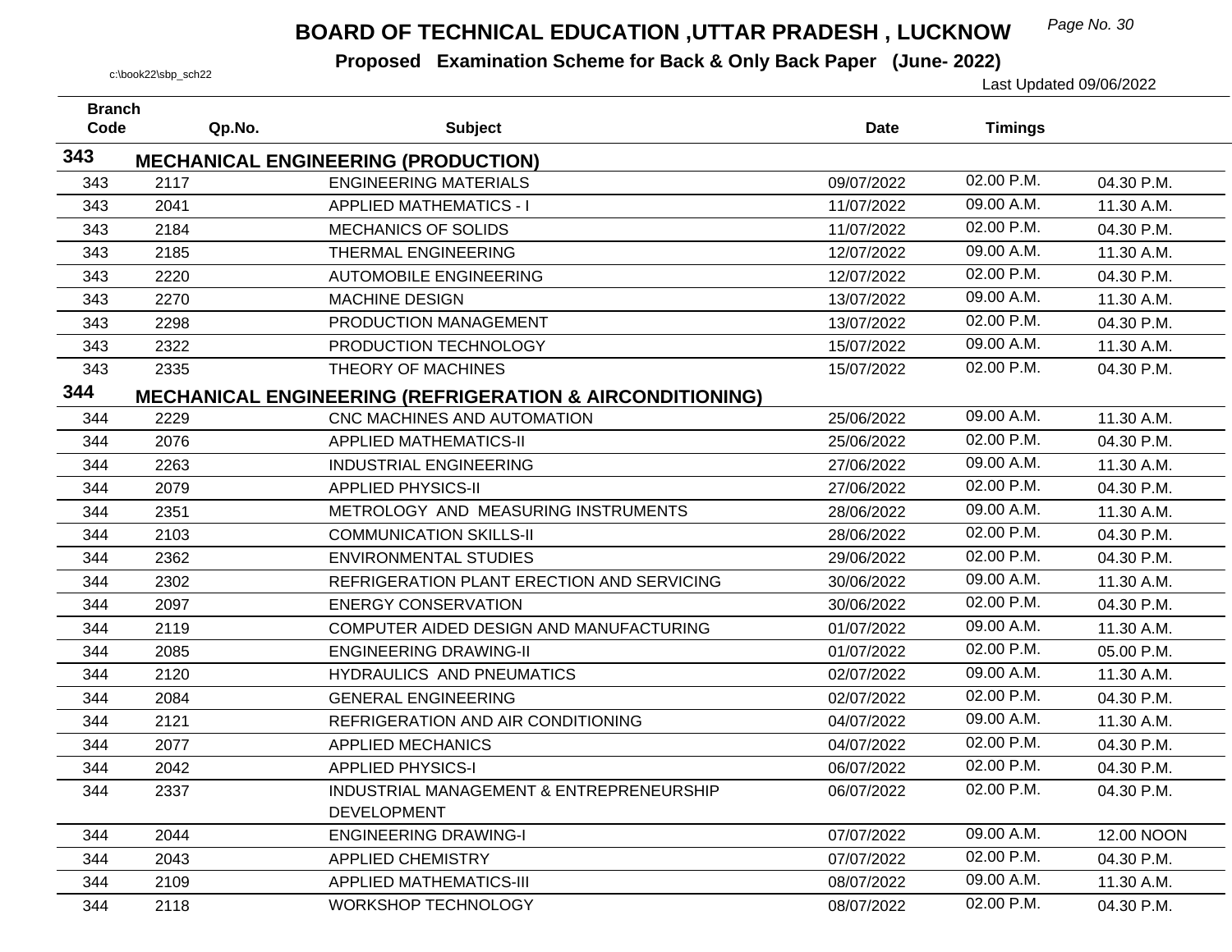# BOARD OF TECHNICAL EDUCATION ,UTTAR PRADESH , LUCKNOW

**Proposed Examination Scheme for Back & Only Back Paper (June- 2022)**

c:\book22\sbp_sch22

Last Updated 09/06/2022

| Branch Code | Qp.No. | Subject | Date | Timings | |
|---|---|---|---|---|---|
| **343** | **MECHANICAL ENGINEERING (PRODUCTION)** | | | | |
| 343 | 2117 | ENGINEERING MATERIALS | 09/07/2022 | 02.00 P.M. | 04.30 P.M. |
| 343 | 2041 | APPLIED MATHEMATICS - I | 11/07/2022 | 09.00 A.M. | 11.30 A.M. |
| 343 | 2184 | MECHANICS OF SOLIDS | 11/07/2022 | 02.00 P.M. | 04.30 P.M. |
| 343 | 2185 | THERMAL ENGINEERING | 12/07/2022 | 09.00 A.M. | 11.30 A.M. |
| 343 | 2220 | AUTOMOBILE ENGINEERING | 12/07/2022 | 02.00 P.M. | 04.30 P.M. |
| 343 | 2270 | MACHINE DESIGN | 13/07/2022 | 09.00 A.M. | 11.30 A.M. |
| 343 | 2298 | PRODUCTION MANAGEMENT | 13/07/2022 | 02.00 P.M. | 04.30 P.M. |
| 343 | 2322 | PRODUCTION TECHNOLOGY | 15/07/2022 | 09.00 A.M. | 11.30 A.M. |
| 343 | 2335 | THEORY OF MACHINES | 15/07/2022 | 02.00 P.M. | 04.30 P.M. |
| **344** | **MECHANICAL ENGINEERING (REFRIGERATION & AIRCONDITIONING)** | | | | |
| 344 | 2229 | CNC MACHINES AND AUTOMATION | 25/06/2022 | 09.00 A.M. | 11.30 A.M. |
| 344 | 2076 | APPLIED MATHEMATICS-II | 25/06/2022 | 02.00 P.M. | 04.30 P.M. |
| 344 | 2263 | INDUSTRIAL ENGINEERING | 27/06/2022 | 09.00 A.M. | 11.30 A.M. |
| 344 | 2079 | APPLIED PHYSICS-II | 27/06/2022 | 02.00 P.M. | 04.30 P.M. |
| 344 | 2351 | METROLOGY AND MEASURING INSTRUMENTS | 28/06/2022 | 09.00 A.M. | 11.30 A.M. |
| 344 | 2103 | COMMUNICATION SKILLS-II | 28/06/2022 | 02.00 P.M. | 04.30 P.M. |
| 344 | 2362 | ENVIRONMENTAL STUDIES | 29/06/2022 | 02.00 P.M. | 04.30 P.M. |
| 344 | 2302 | REFRIGERATION PLANT ERECTION AND SERVICING | 30/06/2022 | 09.00 A.M. | 11.30 A.M. |
| 344 | 2097 | ENERGY CONSERVATION | 30/06/2022 | 02.00 P.M. | 04.30 P.M. |
| 344 | 2119 | COMPUTER AIDED DESIGN AND MANUFACTURING | 01/07/2022 | 09.00 A.M. | 11.30 A.M. |
| 344 | 2085 | ENGINEERING DRAWING-II | 01/07/2022 | 02.00 P.M. | 05.00 P.M. |
| 344 | 2120 | HYDRAULICS AND PNEUMATICS | 02/07/2022 | 09.00 A.M. | 11.30 A.M. |
| 344 | 2084 | GENERAL ENGINEERING | 02/07/2022 | 02.00 P.M. | 04.30 P.M. |
| 344 | 2121 | REFRIGERATION AND AIR CONDITIONING | 04/07/2022 | 09.00 A.M. | 11.30 A.M. |
| 344 | 2077 | APPLIED MECHANICS | 04/07/2022 | 02.00 P.M. | 04.30 P.M. |
| 344 | 2042 | APPLIED PHYSICS-I | 06/07/2022 | 02.00 P.M. | 04.30 P.M. |
| 344 | 2337 | INDUSTRIAL MANAGEMENT & ENTREPRENEURSHIP DEVELOPMENT | 06/07/2022 | 02.00 P.M. | 04.30 P.M. |
| 344 | 2044 | ENGINEERING DRAWING-I | 07/07/2022 | 09.00 A.M. | 12.00 NOON |
| 344 | 2043 | APPLIED CHEMISTRY | 07/07/2022 | 02.00 P.M. | 04.30 P.M. |
| 344 | 2109 | APPLIED MATHEMATICS-III | 08/07/2022 | 09.00 A.M. | 11.30 A.M. |
| 344 | 2118 | WORKSHOP TECHNOLOGY | 08/07/2022 | 02.00 P.M. | 04.30 P.M. |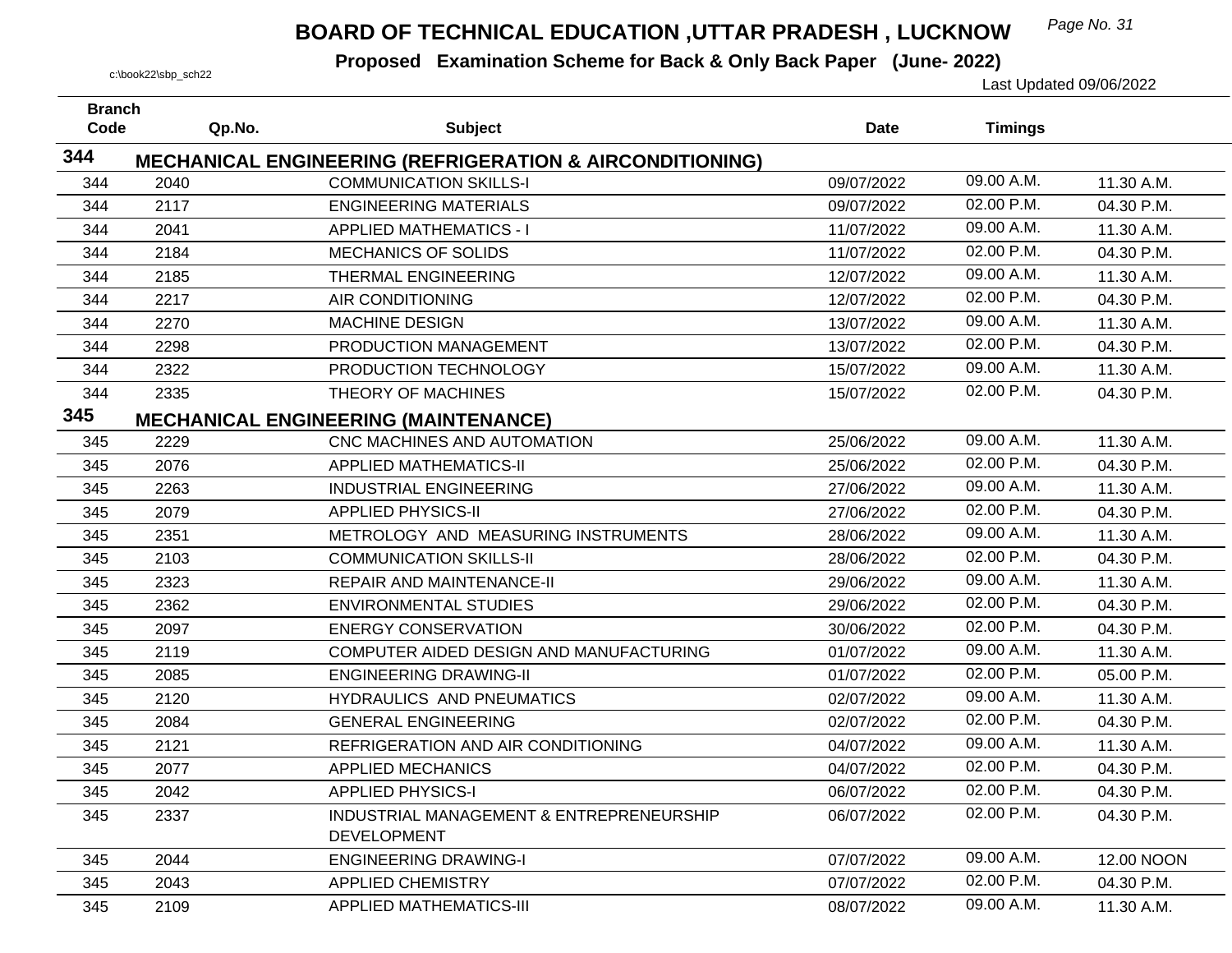# BOARD OF TECHNICAL EDUCATION ,UTTAR PRADESH , LUCKNOW

**Proposed Examination Scheme for Back & Only Back Paper (June- 2022)**

c:\book22\sbp_sch22

Last Updated 09/06/2022

| Branch Code | Qp.No. | Subject | Date | Timings | |
|---|---|---|---|---|---|
| **344** | **MECHANICAL ENGINEERING (REFRIGERATION & AIRCONDITIONING)** | | | | |
| 344 | 2040 | COMMUNICATION SKILLS-I | 09/07/2022 | 09.00 A.M. | 11.30 A.M. |
| 344 | 2117 | ENGINEERING MATERIALS | 09/07/2022 | 02.00 P.M. | 04.30 P.M. |
| 344 | 2041 | APPLIED MATHEMATICS - I | 11/07/2022 | 09.00 A.M. | 11.30 A.M. |
| 344 | 2184 | MECHANICS OF SOLIDS | 11/07/2022 | 02.00 P.M. | 04.30 P.M. |
| 344 | 2185 | THERMAL ENGINEERING | 12/07/2022 | 09.00 A.M. | 11.30 A.M. |
| 344 | 2217 | AIR CONDITIONING | 12/07/2022 | 02.00 P.M. | 04.30 P.M. |
| 344 | 2270 | MACHINE DESIGN | 13/07/2022 | 09.00 A.M. | 11.30 A.M. |
| 344 | 2298 | PRODUCTION MANAGEMENT | 13/07/2022 | 02.00 P.M. | 04.30 P.M. |
| 344 | 2322 | PRODUCTION TECHNOLOGY | 15/07/2022 | 09.00 A.M. | 11.30 A.M. |
| 344 | 2335 | THEORY OF MACHINES | 15/07/2022 | 02.00 P.M. | 04.30 P.M. |
| **345** | **MECHANICAL ENGINEERING (MAINTENANCE)** | | | | |
| 345 | 2229 | CNC MACHINES AND AUTOMATION | 25/06/2022 | 09.00 A.M. | 11.30 A.M. |
| 345 | 2076 | APPLIED MATHEMATICS-II | 25/06/2022 | 02.00 P.M. | 04.30 P.M. |
| 345 | 2263 | INDUSTRIAL ENGINEERING | 27/06/2022 | 09.00 A.M. | 11.30 A.M. |
| 345 | 2079 | APPLIED PHYSICS-II | 27/06/2022 | 02.00 P.M. | 04.30 P.M. |
| 345 | 2351 | METROLOGY AND MEASURING INSTRUMENTS | 28/06/2022 | 09.00 A.M. | 11.30 A.M. |
| 345 | 2103 | COMMUNICATION SKILLS-II | 28/06/2022 | 02.00 P.M. | 04.30 P.M. |
| 345 | 2323 | REPAIR AND MAINTENANCE-II | 29/06/2022 | 09.00 A.M. | 11.30 A.M. |
| 345 | 2362 | ENVIRONMENTAL STUDIES | 29/06/2022 | 02.00 P.M. | 04.30 P.M. |
| 345 | 2097 | ENERGY CONSERVATION | 30/06/2022 | 02.00 P.M. | 04.30 P.M. |
| 345 | 2119 | COMPUTER AIDED DESIGN AND MANUFACTURING | 01/07/2022 | 09.00 A.M. | 11.30 A.M. |
| 345 | 2085 | ENGINEERING DRAWING-II | 01/07/2022 | 02.00 P.M. | 05.00 P.M. |
| 345 | 2120 | HYDRAULICS AND PNEUMATICS | 02/07/2022 | 09.00 A.M. | 11.30 A.M. |
| 345 | 2084 | GENERAL ENGINEERING | 02/07/2022 | 02.00 P.M. | 04.30 P.M. |
| 345 | 2121 | REFRIGERATION AND AIR CONDITIONING | 04/07/2022 | 09.00 A.M. | 11.30 A.M. |
| 345 | 2077 | APPLIED MECHANICS | 04/07/2022 | 02.00 P.M. | 04.30 P.M. |
| 345 | 2042 | APPLIED PHYSICS-I | 06/07/2022 | 02.00 P.M. | 04.30 P.M. |
| 345 | 2337 | INDUSTRIAL MANAGEMENT & ENTREPRENEURSHIP DEVELOPMENT | 06/07/2022 | 02.00 P.M. | 04.30 P.M. |
| 345 | 2044 | ENGINEERING DRAWING-I | 07/07/2022 | 09.00 A.M. | 12.00 NOON |
| 345 | 2043 | APPLIED CHEMISTRY | 07/07/2022 | 02.00 P.M. | 04.30 P.M. |
| 345 | 2109 | APPLIED MATHEMATICS-III | 08/07/2022 | 09.00 A.M. | 11.30 A.M. |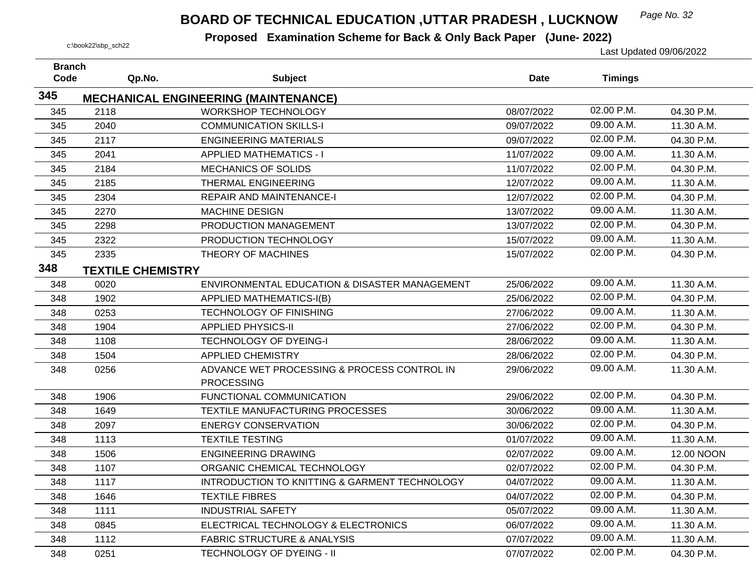# BOARD OF TECHNICAL EDUCATION ,UTTAR PRADESH , LUCKNOW

**Proposed Examination Scheme for Back & Only Back Paper (June- 2022)**

c:\book22\sbp_sch22

Last Updated 09/06/2022

| Branch Code | Qp.No. | Subject | Date | Timings | |
|---|---|---|---|---|---|
| **345** | **MECHANICAL ENGINEERING (MAINTENANCE)** | | | | |
| 345 | 2118 | WORKSHOP TECHNOLOGY | 08/07/2022 | 02.00 P.M. | 04.30 P.M. |
| 345 | 2040 | COMMUNICATION SKILLS-I | 09/07/2022 | 09.00 A.M. | 11.30 A.M. |
| 345 | 2117 | ENGINEERING MATERIALS | 09/07/2022 | 02.00 P.M. | 04.30 P.M. |
| 345 | 2041 | APPLIED MATHEMATICS - I | 11/07/2022 | 09.00 A.M. | 11.30 A.M. |
| 345 | 2184 | MECHANICS OF SOLIDS | 11/07/2022 | 02.00 P.M. | 04.30 P.M. |
| 345 | 2185 | THERMAL ENGINEERING | 12/07/2022 | 09.00 A.M. | 11.30 A.M. |
| 345 | 2304 | REPAIR AND MAINTENANCE-I | 12/07/2022 | 02.00 P.M. | 04.30 P.M. |
| 345 | 2270 | MACHINE DESIGN | 13/07/2022 | 09.00 A.M. | 11.30 A.M. |
| 345 | 2298 | PRODUCTION MANAGEMENT | 13/07/2022 | 02.00 P.M. | 04.30 P.M. |
| 345 | 2322 | PRODUCTION TECHNOLOGY | 15/07/2022 | 09.00 A.M. | 11.30 A.M. |
| 345 | 2335 | THEORY OF MACHINES | 15/07/2022 | 02.00 P.M. | 04.30 P.M. |
| **348** | **TEXTILE CHEMISTRY** | | | | |
| 348 | 0020 | ENVIRONMENTAL EDUCATION & DISASTER MANAGEMENT | 25/06/2022 | 09.00 A.M. | 11.30 A.M. |
| 348 | 1902 | APPLIED MATHEMATICS-I(B) | 25/06/2022 | 02.00 P.M. | 04.30 P.M. |
| 348 | 0253 | TECHNOLOGY OF FINISHING | 27/06/2022 | 09.00 A.M. | 11.30 A.M. |
| 348 | 1904 | APPLIED PHYSICS-II | 27/06/2022 | 02.00 P.M. | 04.30 P.M. |
| 348 | 1108 | TECHNOLOGY OF DYEING-I | 28/06/2022 | 09.00 A.M. | 11.30 A.M. |
| 348 | 1504 | APPLIED CHEMISTRY | 28/06/2022 | 02.00 P.M. | 04.30 P.M. |
| 348 | 0256 | ADVANCE WET PROCESSING & PROCESS CONTROL IN PROCESSING | 29/06/2022 | 09.00 A.M. | 11.30 A.M. |
| 348 | 1906 | FUNCTIONAL COMMUNICATION | 29/06/2022 | 02.00 P.M. | 04.30 P.M. |
| 348 | 1649 | TEXTILE MANUFACTURING PROCESSES | 30/06/2022 | 09.00 A.M. | 11.30 A.M. |
| 348 | 2097 | ENERGY CONSERVATION | 30/06/2022 | 02.00 P.M. | 04.30 P.M. |
| 348 | 1113 | TEXTILE TESTING | 01/07/2022 | 09.00 A.M. | 11.30 A.M. |
| 348 | 1506 | ENGINEERING DRAWING | 02/07/2022 | 09.00 A.M. | 12.00 NOON |
| 348 | 1107 | ORGANIC CHEMICAL TECHNOLOGY | 02/07/2022 | 02.00 P.M. | 04.30 P.M. |
| 348 | 1117 | INTRODUCTION TO KNITTING & GARMENT TECHNOLOGY | 04/07/2022 | 09.00 A.M. | 11.30 A.M. |
| 348 | 1646 | TEXTILE FIBRES | 04/07/2022 | 02.00 P.M. | 04.30 P.M. |
| 348 | 1111 | INDUSTRIAL SAFETY | 05/07/2022 | 09.00 A.M. | 11.30 A.M. |
| 348 | 0845 | ELECTRICAL TECHNOLOGY & ELECTRONICS | 06/07/2022 | 09.00 A.M. | 11.30 A.M. |
| 348 | 1112 | FABRIC STRUCTURE & ANALYSIS | 07/07/2022 | 09.00 A.M. | 11.30 A.M. |
| 348 | 0251 | TECHNOLOGY OF DYEING - II | 07/07/2022 | 02.00 P.M. | 04.30 P.M. |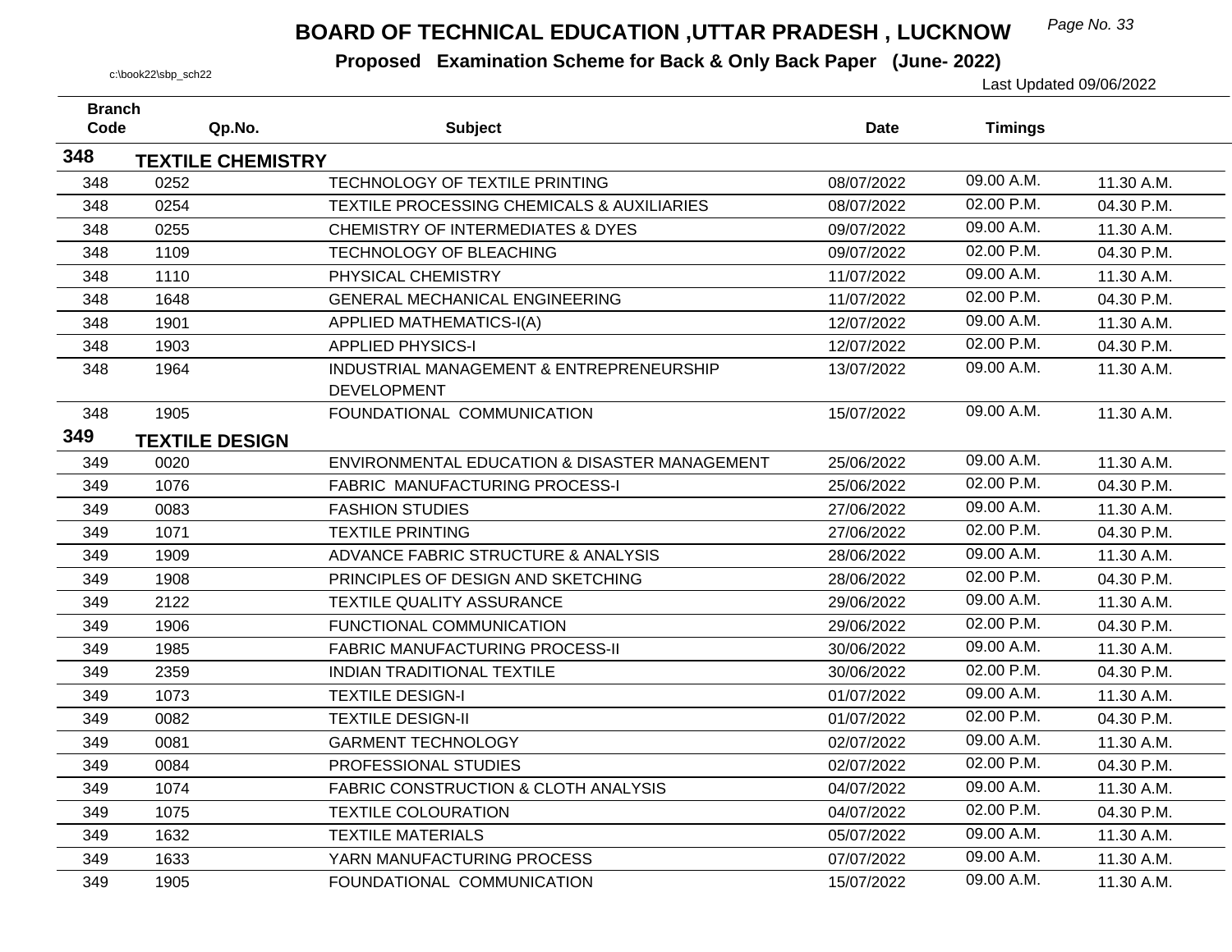# BOARD OF TECHNICAL EDUCATION ,UTTAR PRADESH , LUCKNOW

**Proposed Examination Scheme for Back & Only Back Paper (June- 2022)**

c:\book22\sbp_sch22

Last Updated 09/06/2022

| Branch Code | Qp.No. | Subject | Date | Timings | |
|---|---|---|---|---|---|
| **348** | **TEXTILE CHEMISTRY** | | | | |
| 348 | 0252 | TECHNOLOGY OF TEXTILE PRINTING | 08/07/2022 | 09.00 A.M. | 11.30 A.M. |
| 348 | 0254 | TEXTILE PROCESSING CHEMICALS & AUXILIARIES | 08/07/2022 | 02.00 P.M. | 04.30 P.M. |
| 348 | 0255 | CHEMISTRY OF INTERMEDIATES & DYES | 09/07/2022 | 09.00 A.M. | 11.30 A.M. |
| 348 | 1109 | TECHNOLOGY OF BLEACHING | 09/07/2022 | 02.00 P.M. | 04.30 P.M. |
| 348 | 1110 | PHYSICAL CHEMISTRY | 11/07/2022 | 09.00 A.M. | 11.30 A.M. |
| 348 | 1648 | GENERAL MECHANICAL ENGINEERING | 11/07/2022 | 02.00 P.M. | 04.30 P.M. |
| 348 | 1901 | APPLIED MATHEMATICS-I(A) | 12/07/2022 | 09.00 A.M. | 11.30 A.M. |
| 348 | 1903 | APPLIED PHYSICS-I | 12/07/2022 | 02.00 P.M. | 04.30 P.M. |
| 348 | 1964 | INDUSTRIAL MANAGEMENT & ENTREPRENEURSHIP DEVELOPMENT | 13/07/2022 | 09.00 A.M. | 11.30 A.M. |
| 348 | 1905 | FOUNDATIONAL COMMUNICATION | 15/07/2022 | 09.00 A.M. | 11.30 A.M. |
| **349** | **TEXTILE DESIGN** | | | | |
| 349 | 0020 | ENVIRONMENTAL EDUCATION & DISASTER MANAGEMENT | 25/06/2022 | 09.00 A.M. | 11.30 A.M. |
| 349 | 1076 | FABRIC MANUFACTURING PROCESS-I | 25/06/2022 | 02.00 P.M. | 04.30 P.M. |
| 349 | 0083 | FASHION STUDIES | 27/06/2022 | 09.00 A.M. | 11.30 A.M. |
| 349 | 1071 | TEXTILE PRINTING | 27/06/2022 | 02.00 P.M. | 04.30 P.M. |
| 349 | 1909 | ADVANCE FABRIC STRUCTURE & ANALYSIS | 28/06/2022 | 09.00 A.M. | 11.30 A.M. |
| 349 | 1908 | PRINCIPLES OF DESIGN AND SKETCHING | 28/06/2022 | 02.00 P.M. | 04.30 P.M. |
| 349 | 2122 | TEXTILE QUALITY ASSURANCE | 29/06/2022 | 09.00 A.M. | 11.30 A.M. |
| 349 | 1906 | FUNCTIONAL COMMUNICATION | 29/06/2022 | 02.00 P.M. | 04.30 P.M. |
| 349 | 1985 | FABRIC MANUFACTURING PROCESS-II | 30/06/2022 | 09.00 A.M. | 11.30 A.M. |
| 349 | 2359 | INDIAN TRADITIONAL TEXTILE | 30/06/2022 | 02.00 P.M. | 04.30 P.M. |
| 349 | 1073 | TEXTILE DESIGN-I | 01/07/2022 | 09.00 A.M. | 11.30 A.M. |
| 349 | 0082 | TEXTILE DESIGN-II | 01/07/2022 | 02.00 P.M. | 04.30 P.M. |
| 349 | 0081 | GARMENT TECHNOLOGY | 02/07/2022 | 09.00 A.M. | 11.30 A.M. |
| 349 | 0084 | PROFESSIONAL STUDIES | 02/07/2022 | 02.00 P.M. | 04.30 P.M. |
| 349 | 1074 | FABRIC CONSTRUCTION & CLOTH ANALYSIS | 04/07/2022 | 09.00 A.M. | 11.30 A.M. |
| 349 | 1075 | TEXTILE COLOURATION | 04/07/2022 | 02.00 P.M. | 04.30 P.M. |
| 349 | 1632 | TEXTILE MATERIALS | 05/07/2022 | 09.00 A.M. | 11.30 A.M. |
| 349 | 1633 | YARN MANUFACTURING PROCESS | 07/07/2022 | 09.00 A.M. | 11.30 A.M. |
| 349 | 1905 | FOUNDATIONAL COMMUNICATION | 15/07/2022 | 09.00 A.M. | 11.30 A.M. |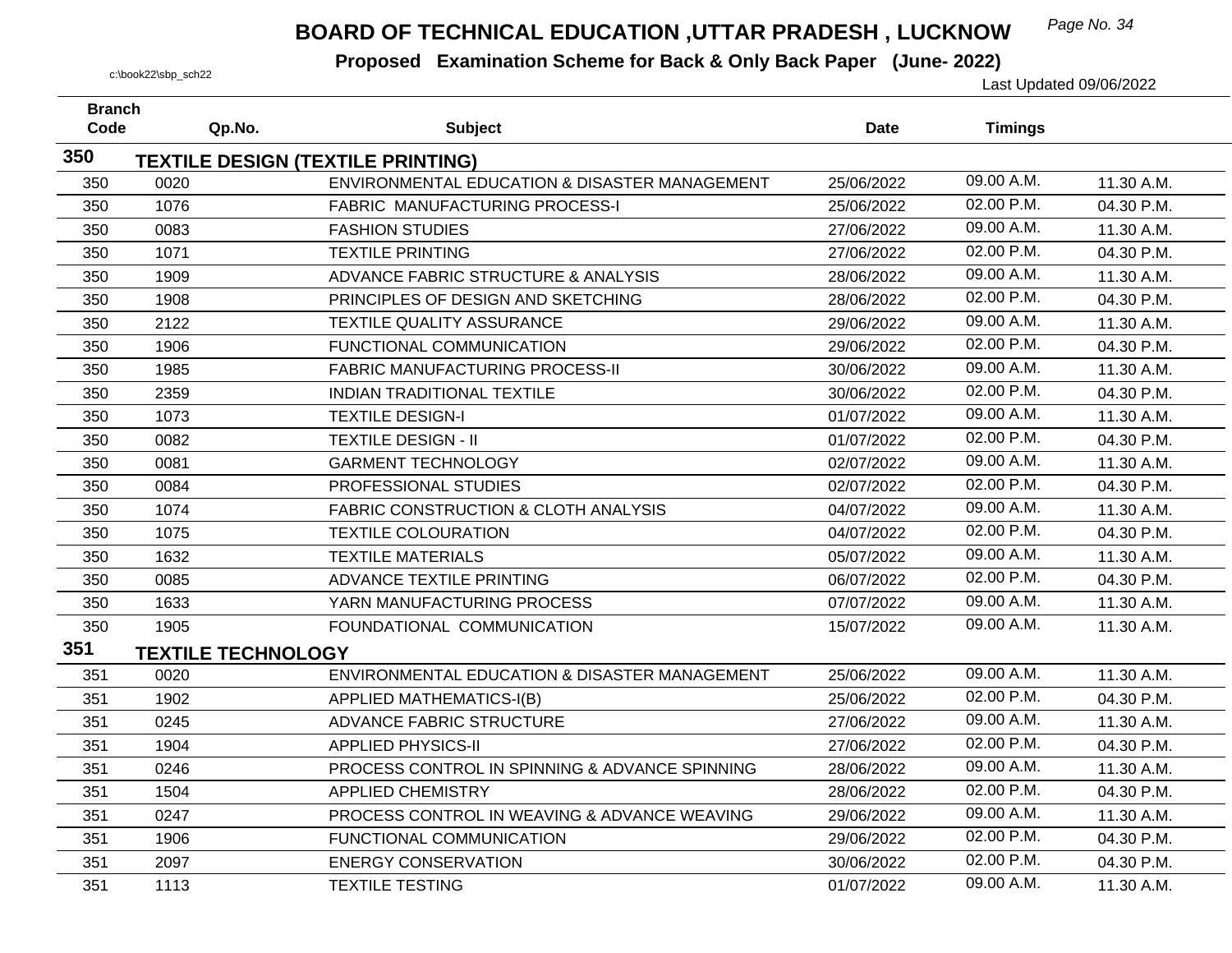# BOARD OF TECHNICAL EDUCATION ,UTTAR PRADESH , LUCKNOW

**Proposed Examination Scheme for Back & Only Back Paper (June- 2022)**

c:\book22\sbp_sch22

Last Updated 09/06/2022

| Branch Code | Qp.No. | Subject | Date | Timings | |
|---|---|---|---|---|---|
| **350** | **TEXTILE DESIGN (TEXTILE PRINTING)** | | | | |
| 350 | 0020 | ENVIRONMENTAL EDUCATION & DISASTER MANAGEMENT | 25/06/2022 | 09.00 A.M. | 11.30 A.M. |
| 350 | 1076 | FABRIC MANUFACTURING PROCESS-I | 25/06/2022 | 02.00 P.M. | 04.30 P.M. |
| 350 | 0083 | FASHION STUDIES | 27/06/2022 | 09.00 A.M. | 11.30 A.M. |
| 350 | 1071 | TEXTILE PRINTING | 27/06/2022 | 02.00 P.M. | 04.30 P.M. |
| 350 | 1909 | ADVANCE FABRIC STRUCTURE & ANALYSIS | 28/06/2022 | 09.00 A.M. | 11.30 A.M. |
| 350 | 1908 | PRINCIPLES OF DESIGN AND SKETCHING | 28/06/2022 | 02.00 P.M. | 04.30 P.M. |
| 350 | 2122 | TEXTILE QUALITY ASSURANCE | 29/06/2022 | 09.00 A.M. | 11.30 A.M. |
| 350 | 1906 | FUNCTIONAL COMMUNICATION | 29/06/2022 | 02.00 P.M. | 04.30 P.M. |
| 350 | 1985 | FABRIC MANUFACTURING PROCESS-II | 30/06/2022 | 09.00 A.M. | 11.30 A.M. |
| 350 | 2359 | INDIAN TRADITIONAL TEXTILE | 30/06/2022 | 02.00 P.M. | 04.30 P.M. |
| 350 | 1073 | TEXTILE DESIGN-I | 01/07/2022 | 09.00 A.M. | 11.30 A.M. |
| 350 | 0082 | TEXTILE DESIGN - II | 01/07/2022 | 02.00 P.M. | 04.30 P.M. |
| 350 | 0081 | GARMENT TECHNOLOGY | 02/07/2022 | 09.00 A.M. | 11.30 A.M. |
| 350 | 0084 | PROFESSIONAL STUDIES | 02/07/2022 | 02.00 P.M. | 04.30 P.M. |
| 350 | 1074 | FABRIC CONSTRUCTION & CLOTH ANALYSIS | 04/07/2022 | 09.00 A.M. | 11.30 A.M. |
| 350 | 1075 | TEXTILE COLOURATION | 04/07/2022 | 02.00 P.M. | 04.30 P.M. |
| 350 | 1632 | TEXTILE MATERIALS | 05/07/2022 | 09.00 A.M. | 11.30 A.M. |
| 350 | 0085 | ADVANCE TEXTILE PRINTING | 06/07/2022 | 02.00 P.M. | 04.30 P.M. |
| 350 | 1633 | YARN MANUFACTURING PROCESS | 07/07/2022 | 09.00 A.M. | 11.30 A.M. |
| 350 | 1905 | FOUNDATIONAL COMMUNICATION | 15/07/2022 | 09.00 A.M. | 11.30 A.M. |
| **351** | **TEXTILE TECHNOLOGY** | | | | |
| 351 | 0020 | ENVIRONMENTAL EDUCATION & DISASTER MANAGEMENT | 25/06/2022 | 09.00 A.M. | 11.30 A.M. |
| 351 | 1902 | APPLIED MATHEMATICS-I(B) | 25/06/2022 | 02.00 P.M. | 04.30 P.M. |
| 351 | 0245 | ADVANCE FABRIC STRUCTURE | 27/06/2022 | 09.00 A.M. | 11.30 A.M. |
| 351 | 1904 | APPLIED PHYSICS-II | 27/06/2022 | 02.00 P.M. | 04.30 P.M. |
| 351 | 0246 | PROCESS CONTROL IN SPINNING & ADVANCE SPINNING | 28/06/2022 | 09.00 A.M. | 11.30 A.M. |
| 351 | 1504 | APPLIED CHEMISTRY | 28/06/2022 | 02.00 P.M. | 04.30 P.M. |
| 351 | 0247 | PROCESS CONTROL IN WEAVING & ADVANCE WEAVING | 29/06/2022 | 09.00 A.M. | 11.30 A.M. |
| 351 | 1906 | FUNCTIONAL COMMUNICATION | 29/06/2022 | 02.00 P.M. | 04.30 P.M. |
| 351 | 2097 | ENERGY CONSERVATION | 30/06/2022 | 02.00 P.M. | 04.30 P.M. |
| 351 | 1113 | TEXTILE TESTING | 01/07/2022 | 09.00 A.M. | 11.30 A.M. |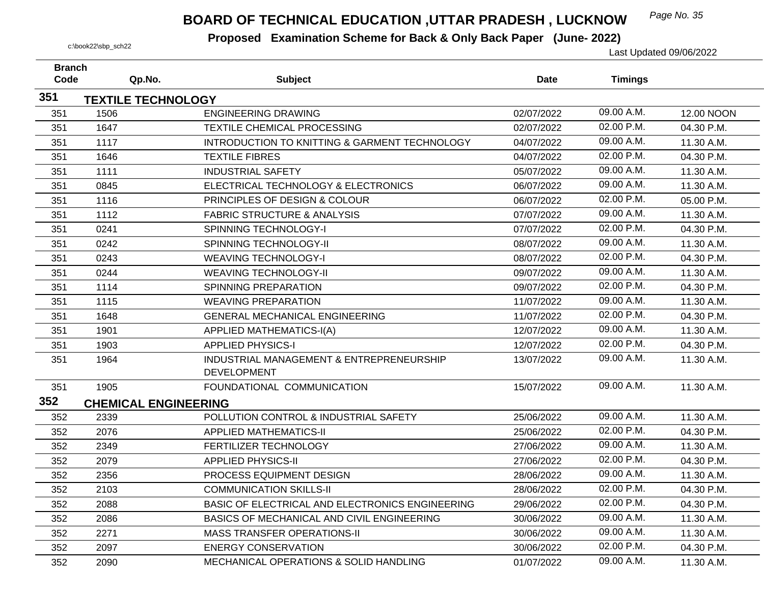# BOARD OF TECHNICAL EDUCATION ,UTTAR PRADESH , LUCKNOW

**Proposed Examination Scheme for Back & Only Back Paper (June- 2022)**

c:\book22\sbp_sch22

Last Updated 09/06/2022

| Branch Code | Qp.No. | Subject | Date | Timings | |
|---|---|---|---|---|---|
| **351** | **TEXTILE TECHNOLOGY** | | | | |
| 351 | 1506 | ENGINEERING DRAWING | 02/07/2022 | 09.00 A.M. | 12.00 NOON |
| 351 | 1647 | TEXTILE CHEMICAL PROCESSING | 02/07/2022 | 02.00 P.M. | 04.30 P.M. |
| 351 | 1117 | INTRODUCTION TO KNITTING & GARMENT TECHNOLOGY | 04/07/2022 | 09.00 A.M. | 11.30 A.M. |
| 351 | 1646 | TEXTILE FIBRES | 04/07/2022 | 02.00 P.M. | 04.30 P.M. |
| 351 | 1111 | INDUSTRIAL SAFETY | 05/07/2022 | 09.00 A.M. | 11.30 A.M. |
| 351 | 0845 | ELECTRICAL TECHNOLOGY & ELECTRONICS | 06/07/2022 | 09.00 A.M. | 11.30 A.M. |
| 351 | 1116 | PRINCIPLES OF DESIGN & COLOUR | 06/07/2022 | 02.00 P.M. | 05.00 P.M. |
| 351 | 1112 | FABRIC STRUCTURE & ANALYSIS | 07/07/2022 | 09.00 A.M. | 11.30 A.M. |
| 351 | 0241 | SPINNING TECHNOLOGY-I | 07/07/2022 | 02.00 P.M. | 04.30 P.M. |
| 351 | 0242 | SPINNING TECHNOLOGY-II | 08/07/2022 | 09.00 A.M. | 11.30 A.M. |
| 351 | 0243 | WEAVING TECHNOLOGY-I | 08/07/2022 | 02.00 P.M. | 04.30 P.M. |
| 351 | 0244 | WEAVING TECHNOLOGY-II | 09/07/2022 | 09.00 A.M. | 11.30 A.M. |
| 351 | 1114 | SPINNING PREPARATION | 09/07/2022 | 02.00 P.M. | 04.30 P.M. |
| 351 | 1115 | WEAVING PREPARATION | 11/07/2022 | 09.00 A.M. | 11.30 A.M. |
| 351 | 1648 | GENERAL MECHANICAL ENGINEERING | 11/07/2022 | 02.00 P.M. | 04.30 P.M. |
| 351 | 1901 | APPLIED MATHEMATICS-I(A) | 12/07/2022 | 09.00 A.M. | 11.30 A.M. |
| 351 | 1903 | APPLIED PHYSICS-I | 12/07/2022 | 02.00 P.M. | 04.30 P.M. |
| 351 | 1964 | INDUSTRIAL MANAGEMENT & ENTREPRENEURSHIP DEVELOPMENT | 13/07/2022 | 09.00 A.M. | 11.30 A.M. |
| 351 | 1905 | FOUNDATIONAL COMMUNICATION | 15/07/2022 | 09.00 A.M. | 11.30 A.M. |
| **352** | **CHEMICAL ENGINEERING** | | | | |
| 352 | 2339 | POLLUTION CONTROL & INDUSTRIAL SAFETY | 25/06/2022 | 09.00 A.M. | 11.30 A.M. |
| 352 | 2076 | APPLIED MATHEMATICS-II | 25/06/2022 | 02.00 P.M. | 04.30 P.M. |
| 352 | 2349 | FERTILIZER TECHNOLOGY | 27/06/2022 | 09.00 A.M. | 11.30 A.M. |
| 352 | 2079 | APPLIED PHYSICS-II | 27/06/2022 | 02.00 P.M. | 04.30 P.M. |
| 352 | 2356 | PROCESS EQUIPMENT DESIGN | 28/06/2022 | 09.00 A.M. | 11.30 A.M. |
| 352 | 2103 | COMMUNICATION SKILLS-II | 28/06/2022 | 02.00 P.M. | 04.30 P.M. |
| 352 | 2088 | BASIC OF ELECTRICAL AND ELECTRONICS ENGINEERING | 29/06/2022 | 02.00 P.M. | 04.30 P.M. |
| 352 | 2086 | BASICS OF MECHANICAL AND CIVIL ENGINEERING | 30/06/2022 | 09.00 A.M. | 11.30 A.M. |
| 352 | 2271 | MASS TRANSFER OPERATIONS-II | 30/06/2022 | 09.00 A.M. | 11.30 A.M. |
| 352 | 2097 | ENERGY CONSERVATION | 30/06/2022 | 02.00 P.M. | 04.30 P.M. |
| 352 | 2090 | MECHANICAL OPERATIONS & SOLID HANDLING | 01/07/2022 | 09.00 A.M. | 11.30 A.M. |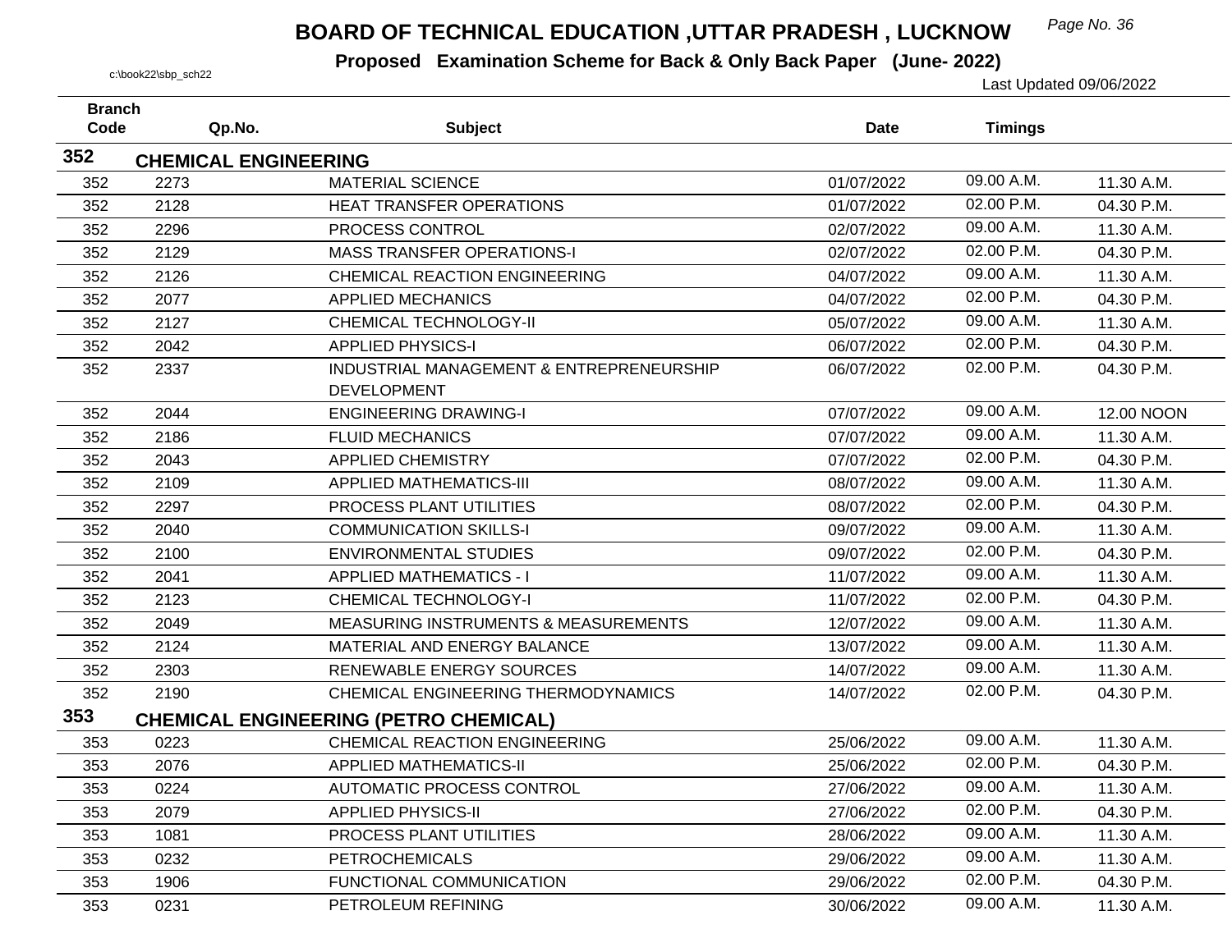# BOARD OF TECHNICAL EDUCATION ,UTTAR PRADESH , LUCKNOW

**Proposed Examination Scheme for Back & Only Back Paper (June- 2022)**

c:\book22\sbp_sch22

Last Updated 09/06/2022

| Branch Code | Qp.No. | Subject | Date | Timings | |
|---|---|---|---|---|---|
| **352** | **CHEMICAL ENGINEERING** | | | | |
| 352 | 2273 | MATERIAL SCIENCE | 01/07/2022 | 09.00 A.M. | 11.30 A.M. |
| 352 | 2128 | HEAT TRANSFER OPERATIONS | 01/07/2022 | 02.00 P.M. | 04.30 P.M. |
| 352 | 2296 | PROCESS CONTROL | 02/07/2022 | 09.00 A.M. | 11.30 A.M. |
| 352 | 2129 | MASS TRANSFER OPERATIONS-I | 02/07/2022 | 02.00 P.M. | 04.30 P.M. |
| 352 | 2126 | CHEMICAL REACTION ENGINEERING | 04/07/2022 | 09.00 A.M. | 11.30 A.M. |
| 352 | 2077 | APPLIED MECHANICS | 04/07/2022 | 02.00 P.M. | 04.30 P.M. |
| 352 | 2127 | CHEMICAL TECHNOLOGY-II | 05/07/2022 | 09.00 A.M. | 11.30 A.M. |
| 352 | 2042 | APPLIED PHYSICS-I | 06/07/2022 | 02.00 P.M. | 04.30 P.M. |
| 352 | 2337 | INDUSTRIAL MANAGEMENT & ENTREPRENEURSHIP DEVELOPMENT | 06/07/2022 | 02.00 P.M. | 04.30 P.M. |
| 352 | 2044 | ENGINEERING DRAWING-I | 07/07/2022 | 09.00 A.M. | 12.00 NOON |
| 352 | 2186 | FLUID MECHANICS | 07/07/2022 | 09.00 A.M. | 11.30 A.M. |
| 352 | 2043 | APPLIED CHEMISTRY | 07/07/2022 | 02.00 P.M. | 04.30 P.M. |
| 352 | 2109 | APPLIED MATHEMATICS-III | 08/07/2022 | 09.00 A.M. | 11.30 A.M. |
| 352 | 2297 | PROCESS PLANT UTILITIES | 08/07/2022 | 02.00 P.M. | 04.30 P.M. |
| 352 | 2040 | COMMUNICATION SKILLS-I | 09/07/2022 | 09.00 A.M. | 11.30 A.M. |
| 352 | 2100 | ENVIRONMENTAL STUDIES | 09/07/2022 | 02.00 P.M. | 04.30 P.M. |
| 352 | 2041 | APPLIED MATHEMATICS - I | 11/07/2022 | 09.00 A.M. | 11.30 A.M. |
| 352 | 2123 | CHEMICAL TECHNOLOGY-I | 11/07/2022 | 02.00 P.M. | 04.30 P.M. |
| 352 | 2049 | MEASURING INSTRUMENTS & MEASUREMENTS | 12/07/2022 | 09.00 A.M. | 11.30 A.M. |
| 352 | 2124 | MATERIAL AND ENERGY BALANCE | 13/07/2022 | 09.00 A.M. | 11.30 A.M. |
| 352 | 2303 | RENEWABLE ENERGY SOURCES | 14/07/2022 | 09.00 A.M. | 11.30 A.M. |
| 352 | 2190 | CHEMICAL ENGINEERING THERMODYNAMICS | 14/07/2022 | 02.00 P.M. | 04.30 P.M. |
| **353** | **CHEMICAL ENGINEERING (PETRO CHEMICAL)** | | | | |
| 353 | 0223 | CHEMICAL REACTION ENGINEERING | 25/06/2022 | 09.00 A.M. | 11.30 A.M. |
| 353 | 2076 | APPLIED MATHEMATICS-II | 25/06/2022 | 02.00 P.M. | 04.30 P.M. |
| 353 | 0224 | AUTOMATIC PROCESS CONTROL | 27/06/2022 | 09.00 A.M. | 11.30 A.M. |
| 353 | 2079 | APPLIED PHYSICS-II | 27/06/2022 | 02.00 P.M. | 04.30 P.M. |
| 353 | 1081 | PROCESS PLANT UTILITIES | 28/06/2022 | 09.00 A.M. | 11.30 A.M. |
| 353 | 0232 | PETROCHEMICALS | 29/06/2022 | 09.00 A.M. | 11.30 A.M. |
| 353 | 1906 | FUNCTIONAL COMMUNICATION | 29/06/2022 | 02.00 P.M. | 04.30 P.M. |
| 353 | 0231 | PETROLEUM REFINING | 30/06/2022 | 09.00 A.M. | 11.30 A.M. |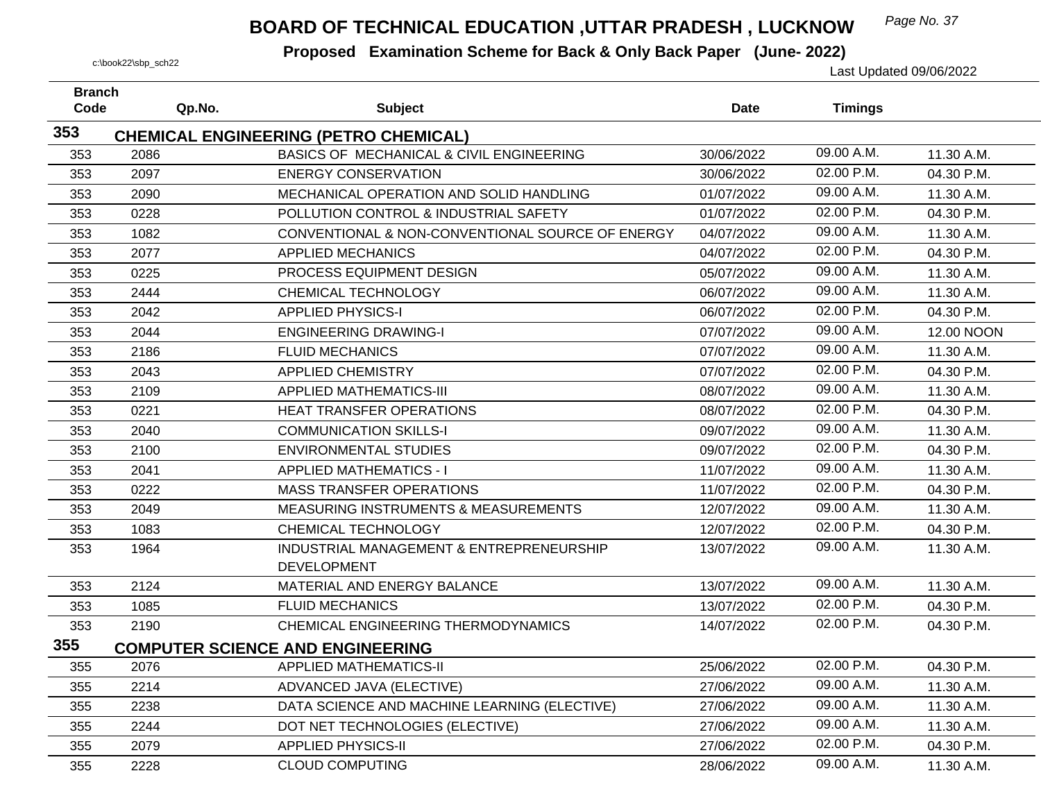# BOARD OF TECHNICAL EDUCATION ,UTTAR PRADESH , LUCKNOW

**Proposed Examination Scheme for Back & Only Back Paper (June- 2022)**

c:\book22\sbp_sch22

Last Updated 09/06/2022

| Branch Code | Qp.No. | Subject | Date | Timings | |
|---|---|---|---|---|---|
| **353** | **CHEMICAL ENGINEERING (PETRO CHEMICAL)** | | | | |
| 353 | 2086 | BASICS OF MECHANICAL & CIVIL ENGINEERING | 30/06/2022 | 09.00 A.M. | 11.30 A.M. |
| 353 | 2097 | ENERGY CONSERVATION | 30/06/2022 | 02.00 P.M. | 04.30 P.M. |
| 353 | 2090 | MECHANICAL OPERATION AND SOLID HANDLING | 01/07/2022 | 09.00 A.M. | 11.30 A.M. |
| 353 | 0228 | POLLUTION CONTROL & INDUSTRIAL SAFETY | 01/07/2022 | 02.00 P.M. | 04.30 P.M. |
| 353 | 1082 | CONVENTIONAL & NON-CONVENTIONAL SOURCE OF ENERGY | 04/07/2022 | 09.00 A.M. | 11.30 A.M. |
| 353 | 2077 | APPLIED MECHANICS | 04/07/2022 | 02.00 P.M. | 04.30 P.M. |
| 353 | 0225 | PROCESS EQUIPMENT DESIGN | 05/07/2022 | 09.00 A.M. | 11.30 A.M. |
| 353 | 2444 | CHEMICAL TECHNOLOGY | 06/07/2022 | 09.00 A.M. | 11.30 A.M. |
| 353 | 2042 | APPLIED PHYSICS-I | 06/07/2022 | 02.00 P.M. | 04.30 P.M. |
| 353 | 2044 | ENGINEERING DRAWING-I | 07/07/2022 | 09.00 A.M. | 12.00 NOON |
| 353 | 2186 | FLUID MECHANICS | 07/07/2022 | 09.00 A.M. | 11.30 A.M. |
| 353 | 2043 | APPLIED CHEMISTRY | 07/07/2022 | 02.00 P.M. | 04.30 P.M. |
| 353 | 2109 | APPLIED MATHEMATICS-III | 08/07/2022 | 09.00 A.M. | 11.30 A.M. |
| 353 | 0221 | HEAT TRANSFER OPERATIONS | 08/07/2022 | 02.00 P.M. | 04.30 P.M. |
| 353 | 2040 | COMMUNICATION SKILLS-I | 09/07/2022 | 09.00 A.M. | 11.30 A.M. |
| 353 | 2100 | ENVIRONMENTAL STUDIES | 09/07/2022 | 02.00 P.M. | 04.30 P.M. |
| 353 | 2041 | APPLIED MATHEMATICS - I | 11/07/2022 | 09.00 A.M. | 11.30 A.M. |
| 353 | 0222 | MASS TRANSFER OPERATIONS | 11/07/2022 | 02.00 P.M. | 04.30 P.M. |
| 353 | 2049 | MEASURING INSTRUMENTS & MEASUREMENTS | 12/07/2022 | 09.00 A.M. | 11.30 A.M. |
| 353 | 1083 | CHEMICAL TECHNOLOGY | 12/07/2022 | 02.00 P.M. | 04.30 P.M. |
| 353 | 1964 | INDUSTRIAL MANAGEMENT & ENTREPRENEURSHIP DEVELOPMENT | 13/07/2022 | 09.00 A.M. | 11.30 A.M. |
| 353 | 2124 | MATERIAL AND ENERGY BALANCE | 13/07/2022 | 09.00 A.M. | 11.30 A.M. |
| 353 | 1085 | FLUID MECHANICS | 13/07/2022 | 02.00 P.M. | 04.30 P.M. |
| 353 | 2190 | CHEMICAL ENGINEERING THERMODYNAMICS | 14/07/2022 | 02.00 P.M. | 04.30 P.M. |
| **355** | **COMPUTER SCIENCE AND ENGINEERING** | | | | |
| 355 | 2076 | APPLIED MATHEMATICS-II | 25/06/2022 | 02.00 P.M. | 04.30 P.M. |
| 355 | 2214 | ADVANCED JAVA (ELECTIVE) | 27/06/2022 | 09.00 A.M. | 11.30 A.M. |
| 355 | 2238 | DATA SCIENCE AND MACHINE LEARNING (ELECTIVE) | 27/06/2022 | 09.00 A.M. | 11.30 A.M. |
| 355 | 2244 | DOT NET TECHNOLOGIES (ELECTIVE) | 27/06/2022 | 09.00 A.M. | 11.30 A.M. |
| 355 | 2079 | APPLIED PHYSICS-II | 27/06/2022 | 02.00 P.M. | 04.30 P.M. |
| 355 | 2228 | CLOUD COMPUTING | 28/06/2022 | 09.00 A.M. | 11.30 A.M. |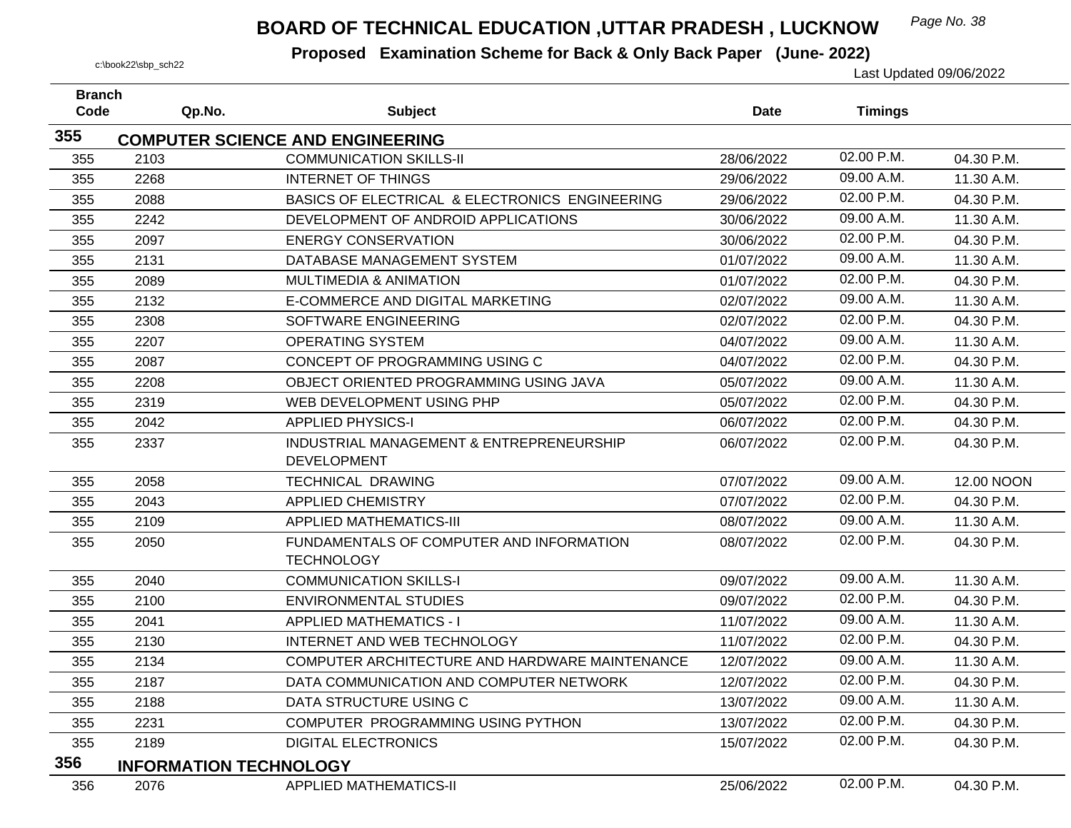# BOARD OF TECHNICAL EDUCATION ,UTTAR PRADESH , LUCKNOW

**Proposed Examination Scheme for Back & Only Back Paper (June- 2022)**

c:\book22\sbp_sch22

Last Updated 09/06/2022

| Branch Code | Qp.No. | Subject | Date | Timings | |
|---|---|---|---|---|---|
| **355** | **COMPUTER SCIENCE AND ENGINEERING** | | | | |
| 355 | 2103 | COMMUNICATION SKILLS-II | 28/06/2022 | 02.00 P.M. | 04.30 P.M. |
| 355 | 2268 | INTERNET OF THINGS | 29/06/2022 | 09.00 A.M. | 11.30 A.M. |
| 355 | 2088 | BASICS OF ELECTRICAL & ELECTRONICS ENGINEERING | 29/06/2022 | 02.00 P.M. | 04.30 P.M. |
| 355 | 2242 | DEVELOPMENT OF ANDROID APPLICATIONS | 30/06/2022 | 09.00 A.M. | 11.30 A.M. |
| 355 | 2097 | ENERGY CONSERVATION | 30/06/2022 | 02.00 P.M. | 04.30 P.M. |
| 355 | 2131 | DATABASE MANAGEMENT SYSTEM | 01/07/2022 | 09.00 A.M. | 11.30 A.M. |
| 355 | 2089 | MULTIMEDIA & ANIMATION | 01/07/2022 | 02.00 P.M. | 04.30 P.M. |
| 355 | 2132 | E-COMMERCE AND DIGITAL MARKETING | 02/07/2022 | 09.00 A.M. | 11.30 A.M. |
| 355 | 2308 | SOFTWARE ENGINEERING | 02/07/2022 | 02.00 P.M. | 04.30 P.M. |
| 355 | 2207 | OPERATING SYSTEM | 04/07/2022 | 09.00 A.M. | 11.30 A.M. |
| 355 | 2087 | CONCEPT OF PROGRAMMING USING C | 04/07/2022 | 02.00 P.M. | 04.30 P.M. |
| 355 | 2208 | OBJECT ORIENTED PROGRAMMING USING JAVA | 05/07/2022 | 09.00 A.M. | 11.30 A.M. |
| 355 | 2319 | WEB DEVELOPMENT USING PHP | 05/07/2022 | 02.00 P.M. | 04.30 P.M. |
| 355 | 2042 | APPLIED PHYSICS-I | 06/07/2022 | 02.00 P.M. | 04.30 P.M. |
| 355 | 2337 | INDUSTRIAL MANAGEMENT & ENTREPRENEURSHIP DEVELOPMENT | 06/07/2022 | 02.00 P.M. | 04.30 P.M. |
| 355 | 2058 | TECHNICAL DRAWING | 07/07/2022 | 09.00 A.M. | 12.00 NOON |
| 355 | 2043 | APPLIED CHEMISTRY | 07/07/2022 | 02.00 P.M. | 04.30 P.M. |
| 355 | 2109 | APPLIED MATHEMATICS-III | 08/07/2022 | 09.00 A.M. | 11.30 A.M. |
| 355 | 2050 | FUNDAMENTALS OF COMPUTER AND INFORMATION TECHNOLOGY | 08/07/2022 | 02.00 P.M. | 04.30 P.M. |
| 355 | 2040 | COMMUNICATION SKILLS-I | 09/07/2022 | 09.00 A.M. | 11.30 A.M. |
| 355 | 2100 | ENVIRONMENTAL STUDIES | 09/07/2022 | 02.00 P.M. | 04.30 P.M. |
| 355 | 2041 | APPLIED MATHEMATICS - I | 11/07/2022 | 09.00 A.M. | 11.30 A.M. |
| 355 | 2130 | INTERNET AND WEB TECHNOLOGY | 11/07/2022 | 02.00 P.M. | 04.30 P.M. |
| 355 | 2134 | COMPUTER ARCHITECTURE AND HARDWARE MAINTENANCE | 12/07/2022 | 09.00 A.M. | 11.30 A.M. |
| 355 | 2187 | DATA COMMUNICATION AND COMPUTER NETWORK | 12/07/2022 | 02.00 P.M. | 04.30 P.M. |
| 355 | 2188 | DATA STRUCTURE USING C | 13/07/2022 | 09.00 A.M. | 11.30 A.M. |
| 355 | 2231 | COMPUTER PROGRAMMING USING PYTHON | 13/07/2022 | 02.00 P.M. | 04.30 P.M. |
| 355 | 2189 | DIGITAL ELECTRONICS | 15/07/2022 | 02.00 P.M. | 04.30 P.M. |
| **356** | **INFORMATION TECHNOLOGY** | | | | |
| 356 | 2076 | APPLIED MATHEMATICS-II | 25/06/2022 | 02.00 P.M. | 04.30 P.M. |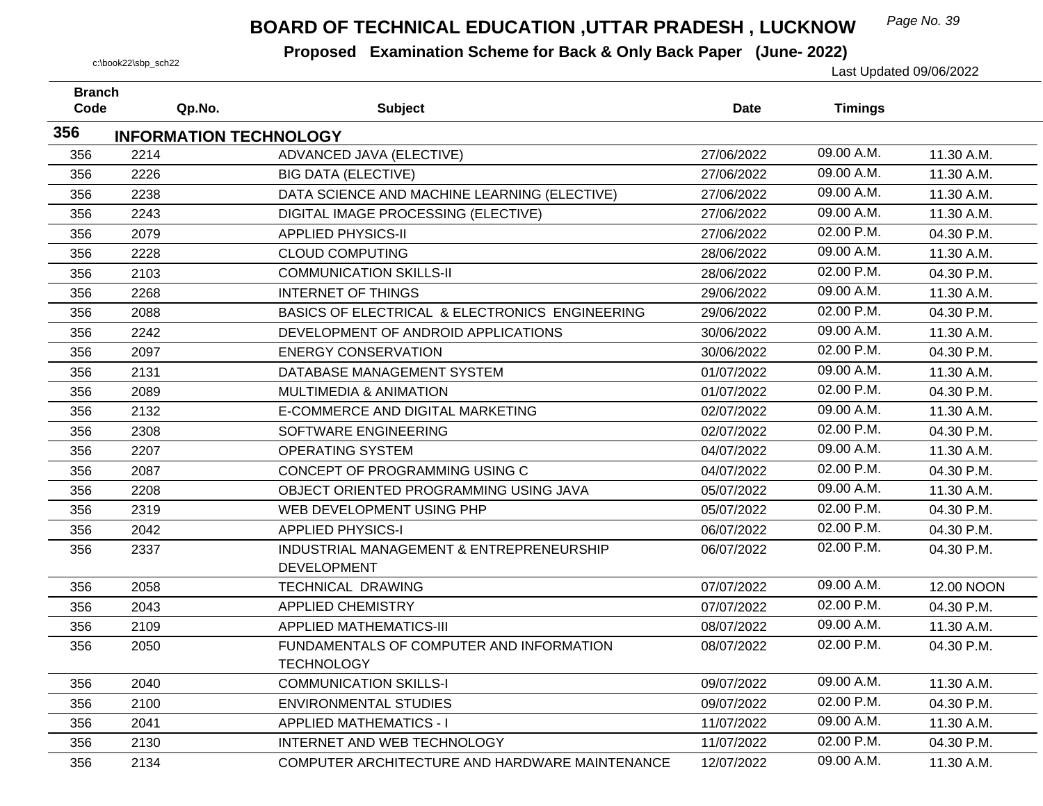# BOARD OF TECHNICAL EDUCATION ,UTTAR PRADESH , LUCKNOW

**Proposed Examination Scheme for Back & Only Back Paper (June- 2022)**

c:\book22\sbp_sch22

Last Updated 09/06/2022

| Branch Code | Qp.No. | Subject | Date | Timings | |
|---|---|---|---|---|---|
| **356** | **INFORMATION TECHNOLOGY** | | | | |
| 356 | 2214 | ADVANCED JAVA (ELECTIVE) | 27/06/2022 | 09.00 A.M. | 11.30 A.M. |
| 356 | 2226 | BIG DATA (ELECTIVE) | 27/06/2022 | 09.00 A.M. | 11.30 A.M. |
| 356 | 2238 | DATA SCIENCE AND MACHINE LEARNING (ELECTIVE) | 27/06/2022 | 09.00 A.M. | 11.30 A.M. |
| 356 | 2243 | DIGITAL IMAGE PROCESSING (ELECTIVE) | 27/06/2022 | 09.00 A.M. | 11.30 A.M. |
| 356 | 2079 | APPLIED PHYSICS-II | 27/06/2022 | 02.00 P.M. | 04.30 P.M. |
| 356 | 2228 | CLOUD COMPUTING | 28/06/2022 | 09.00 A.M. | 11.30 A.M. |
| 356 | 2103 | COMMUNICATION SKILLS-II | 28/06/2022 | 02.00 P.M. | 04.30 P.M. |
| 356 | 2268 | INTERNET OF THINGS | 29/06/2022 | 09.00 A.M. | 11.30 A.M. |
| 356 | 2088 | BASICS OF ELECTRICAL & ELECTRONICS ENGINEERING | 29/06/2022 | 02.00 P.M. | 04.30 P.M. |
| 356 | 2242 | DEVELOPMENT OF ANDROID APPLICATIONS | 30/06/2022 | 09.00 A.M. | 11.30 A.M. |
| 356 | 2097 | ENERGY CONSERVATION | 30/06/2022 | 02.00 P.M. | 04.30 P.M. |
| 356 | 2131 | DATABASE MANAGEMENT SYSTEM | 01/07/2022 | 09.00 A.M. | 11.30 A.M. |
| 356 | 2089 | MULTIMEDIA & ANIMATION | 01/07/2022 | 02.00 P.M. | 04.30 P.M. |
| 356 | 2132 | E-COMMERCE AND DIGITAL MARKETING | 02/07/2022 | 09.00 A.M. | 11.30 A.M. |
| 356 | 2308 | SOFTWARE ENGINEERING | 02/07/2022 | 02.00 P.M. | 04.30 P.M. |
| 356 | 2207 | OPERATING SYSTEM | 04/07/2022 | 09.00 A.M. | 11.30 A.M. |
| 356 | 2087 | CONCEPT OF PROGRAMMING USING C | 04/07/2022 | 02.00 P.M. | 04.30 P.M. |
| 356 | 2208 | OBJECT ORIENTED PROGRAMMING USING JAVA | 05/07/2022 | 09.00 A.M. | 11.30 A.M. |
| 356 | 2319 | WEB DEVELOPMENT USING PHP | 05/07/2022 | 02.00 P.M. | 04.30 P.M. |
| 356 | 2042 | APPLIED PHYSICS-I | 06/07/2022 | 02.00 P.M. | 04.30 P.M. |
| 356 | 2337 | INDUSTRIAL MANAGEMENT & ENTREPRENEURSHIP DEVELOPMENT | 06/07/2022 | 02.00 P.M. | 04.30 P.M. |
| 356 | 2058 | TECHNICAL DRAWING | 07/07/2022 | 09.00 A.M. | 12.00 NOON |
| 356 | 2043 | APPLIED CHEMISTRY | 07/07/2022 | 02.00 P.M. | 04.30 P.M. |
| 356 | 2109 | APPLIED MATHEMATICS-III | 08/07/2022 | 09.00 A.M. | 11.30 A.M. |
| 356 | 2050 | FUNDAMENTALS OF COMPUTER AND INFORMATION TECHNOLOGY | 08/07/2022 | 02.00 P.M. | 04.30 P.M. |
| 356 | 2040 | COMMUNICATION SKILLS-I | 09/07/2022 | 09.00 A.M. | 11.30 A.M. |
| 356 | 2100 | ENVIRONMENTAL STUDIES | 09/07/2022 | 02.00 P.M. | 04.30 P.M. |
| 356 | 2041 | APPLIED MATHEMATICS - I | 11/07/2022 | 09.00 A.M. | 11.30 A.M. |
| 356 | 2130 | INTERNET AND WEB TECHNOLOGY | 11/07/2022 | 02.00 P.M. | 04.30 P.M. |
| 356 | 2134 | COMPUTER ARCHITECTURE AND HARDWARE MAINTENANCE | 12/07/2022 | 09.00 A.M. | 11.30 A.M. |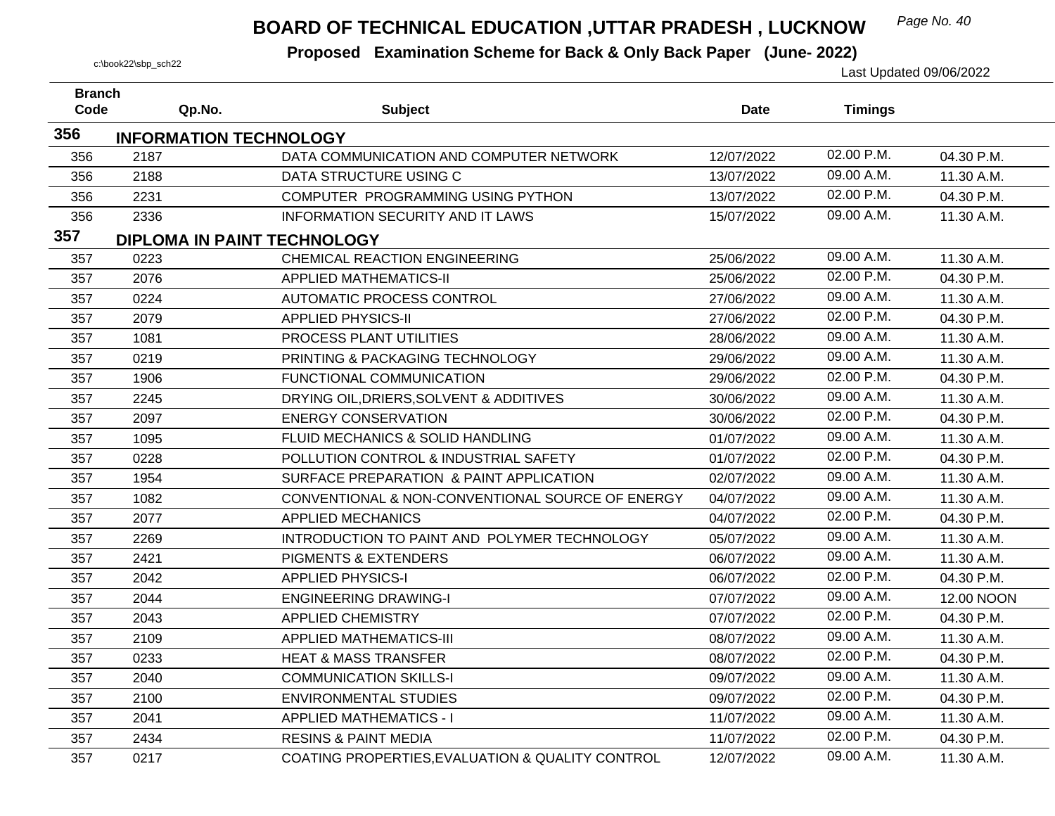# BOARD OF TECHNICAL EDUCATION ,UTTAR PRADESH , LUCKNOW

**Proposed Examination Scheme for Back & Only Back Paper (June- 2022)**

c:\book22\sbp_sch22

Last Updated 09/06/2022

| Branch Code | Qp.No. | Subject | Date | Timings | |
|---|---|---|---|---|---|
| **356** | **INFORMATION TECHNOLOGY** | | | | |
| 356 | 2187 | DATA COMMUNICATION AND COMPUTER NETWORK | 12/07/2022 | 02.00 P.M. | 04.30 P.M. |
| 356 | 2188 | DATA STRUCTURE USING C | 13/07/2022 | 09.00 A.M. | 11.30 A.M. |
| 356 | 2231 | COMPUTER PROGRAMMING USING PYTHON | 13/07/2022 | 02.00 P.M. | 04.30 P.M. |
| 356 | 2336 | INFORMATION SECURITY AND IT LAWS | 15/07/2022 | 09.00 A.M. | 11.30 A.M. |
| **357** | **DIPLOMA IN PAINT TECHNOLOGY** | | | | |
| 357 | 0223 | CHEMICAL REACTION ENGINEERING | 25/06/2022 | 09.00 A.M. | 11.30 A.M. |
| 357 | 2076 | APPLIED MATHEMATICS-II | 25/06/2022 | 02.00 P.M. | 04.30 P.M. |
| 357 | 0224 | AUTOMATIC PROCESS CONTROL | 27/06/2022 | 09.00 A.M. | 11.30 A.M. |
| 357 | 2079 | APPLIED PHYSICS-II | 27/06/2022 | 02.00 P.M. | 04.30 P.M. |
| 357 | 1081 | PROCESS PLANT UTILITIES | 28/06/2022 | 09.00 A.M. | 11.30 A.M. |
| 357 | 0219 | PRINTING & PACKAGING TECHNOLOGY | 29/06/2022 | 09.00 A.M. | 11.30 A.M. |
| 357 | 1906 | FUNCTIONAL COMMUNICATION | 29/06/2022 | 02.00 P.M. | 04.30 P.M. |
| 357 | 2245 | DRYING OIL,DRIERS,SOLVENT & ADDITIVES | 30/06/2022 | 09.00 A.M. | 11.30 A.M. |
| 357 | 2097 | ENERGY CONSERVATION | 30/06/2022 | 02.00 P.M. | 04.30 P.M. |
| 357 | 1095 | FLUID MECHANICS & SOLID HANDLING | 01/07/2022 | 09.00 A.M. | 11.30 A.M. |
| 357 | 0228 | POLLUTION CONTROL & INDUSTRIAL SAFETY | 01/07/2022 | 02.00 P.M. | 04.30 P.M. |
| 357 | 1954 | SURFACE PREPARATION & PAINT APPLICATION | 02/07/2022 | 09.00 A.M. | 11.30 A.M. |
| 357 | 1082 | CONVENTIONAL & NON-CONVENTIONAL SOURCE OF ENERGY | 04/07/2022 | 09.00 A.M. | 11.30 A.M. |
| 357 | 2077 | APPLIED MECHANICS | 04/07/2022 | 02.00 P.M. | 04.30 P.M. |
| 357 | 2269 | INTRODUCTION TO PAINT AND POLYMER TECHNOLOGY | 05/07/2022 | 09.00 A.M. | 11.30 A.M. |
| 357 | 2421 | PIGMENTS & EXTENDERS | 06/07/2022 | 09.00 A.M. | 11.30 A.M. |
| 357 | 2042 | APPLIED PHYSICS-I | 06/07/2022 | 02.00 P.M. | 04.30 P.M. |
| 357 | 2044 | ENGINEERING DRAWING-I | 07/07/2022 | 09.00 A.M. | 12.00 NOON |
| 357 | 2043 | APPLIED CHEMISTRY | 07/07/2022 | 02.00 P.M. | 04.30 P.M. |
| 357 | 2109 | APPLIED MATHEMATICS-III | 08/07/2022 | 09.00 A.M. | 11.30 A.M. |
| 357 | 0233 | HEAT & MASS TRANSFER | 08/07/2022 | 02.00 P.M. | 04.30 P.M. |
| 357 | 2040 | COMMUNICATION SKILLS-I | 09/07/2022 | 09.00 A.M. | 11.30 A.M. |
| 357 | 2100 | ENVIRONMENTAL STUDIES | 09/07/2022 | 02.00 P.M. | 04.30 P.M. |
| 357 | 2041 | APPLIED MATHEMATICS - I | 11/07/2022 | 09.00 A.M. | 11.30 A.M. |
| 357 | 2434 | RESINS & PAINT MEDIA | 11/07/2022 | 02.00 P.M. | 04.30 P.M. |
| 357 | 0217 | COATING PROPERTIES,EVALUATION & QUALITY CONTROL | 12/07/2022 | 09.00 A.M. | 11.30 A.M. |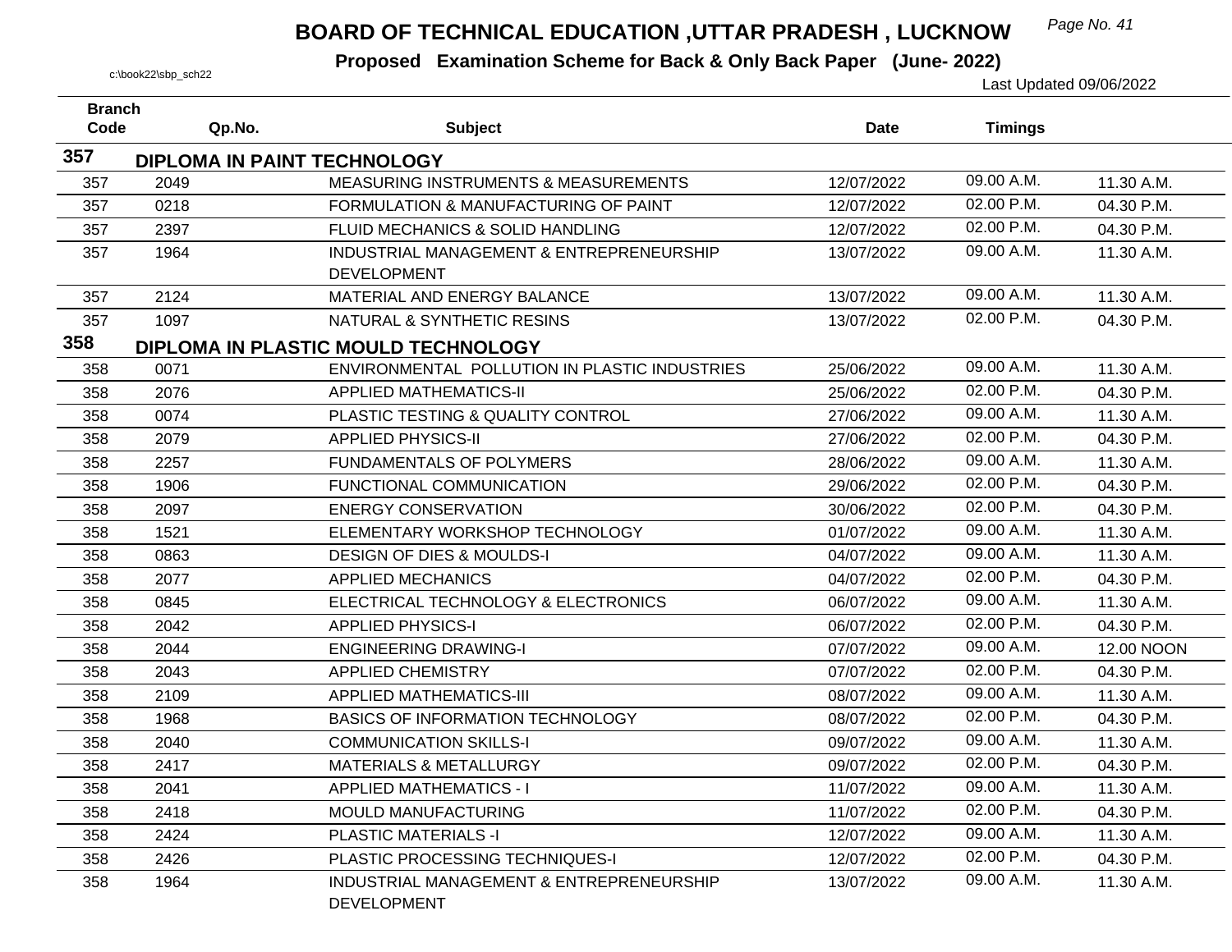# BOARD OF TECHNICAL EDUCATION ,UTTAR PRADESH , LUCKNOW

**Proposed Examination Scheme for Back & Only Back Paper (June- 2022)**

c:\book22\sbp_sch22

Last Updated 09/06/2022

| Branch Code | Qp.No. | Subject | Date | Timings | |
|---|---|---|---|---|---|
| **357** | **DIPLOMA IN PAINT TECHNOLOGY** | | | | |
| 357 | 2049 | MEASURING INSTRUMENTS & MEASUREMENTS | 12/07/2022 | 09.00 A.M. | 11.30 A.M. |
| 357 | 0218 | FORMULATION & MANUFACTURING OF PAINT | 12/07/2022 | 02.00 P.M. | 04.30 P.M. |
| 357 | 2397 | FLUID MECHANICS & SOLID HANDLING | 12/07/2022 | 02.00 P.M. | 04.30 P.M. |
| 357 | 1964 | INDUSTRIAL MANAGEMENT & ENTREPRENEURSHIP DEVELOPMENT | 13/07/2022 | 09.00 A.M. | 11.30 A.M. |
| 357 | 2124 | MATERIAL AND ENERGY BALANCE | 13/07/2022 | 09.00 A.M. | 11.30 A.M. |
| 357 | 1097 | NATURAL & SYNTHETIC RESINS | 13/07/2022 | 02.00 P.M. | 04.30 P.M. |
| **358** | **DIPLOMA IN PLASTIC MOULD TECHNOLOGY** | | | | |
| 358 | 0071 | ENVIRONMENTAL POLLUTION IN PLASTIC INDUSTRIES | 25/06/2022 | 09.00 A.M. | 11.30 A.M. |
| 358 | 2076 | APPLIED MATHEMATICS-II | 25/06/2022 | 02.00 P.M. | 04.30 P.M. |
| 358 | 0074 | PLASTIC TESTING & QUALITY CONTROL | 27/06/2022 | 09.00 A.M. | 11.30 A.M. |
| 358 | 2079 | APPLIED PHYSICS-II | 27/06/2022 | 02.00 P.M. | 04.30 P.M. |
| 358 | 2257 | FUNDAMENTALS OF POLYMERS | 28/06/2022 | 09.00 A.M. | 11.30 A.M. |
| 358 | 1906 | FUNCTIONAL COMMUNICATION | 29/06/2022 | 02.00 P.M. | 04.30 P.M. |
| 358 | 2097 | ENERGY CONSERVATION | 30/06/2022 | 02.00 P.M. | 04.30 P.M. |
| 358 | 1521 | ELEMENTARY WORKSHOP TECHNOLOGY | 01/07/2022 | 09.00 A.M. | 11.30 A.M. |
| 358 | 0863 | DESIGN OF DIES & MOULDS-I | 04/07/2022 | 09.00 A.M. | 11.30 A.M. |
| 358 | 2077 | APPLIED MECHANICS | 04/07/2022 | 02.00 P.M. | 04.30 P.M. |
| 358 | 0845 | ELECTRICAL TECHNOLOGY & ELECTRONICS | 06/07/2022 | 09.00 A.M. | 11.30 A.M. |
| 358 | 2042 | APPLIED PHYSICS-I | 06/07/2022 | 02.00 P.M. | 04.30 P.M. |
| 358 | 2044 | ENGINEERING DRAWING-I | 07/07/2022 | 09.00 A.M. | 12.00 NOON |
| 358 | 2043 | APPLIED CHEMISTRY | 07/07/2022 | 02.00 P.M. | 04.30 P.M. |
| 358 | 2109 | APPLIED MATHEMATICS-III | 08/07/2022 | 09.00 A.M. | 11.30 A.M. |
| 358 | 1968 | BASICS OF INFORMATION TECHNOLOGY | 08/07/2022 | 02.00 P.M. | 04.30 P.M. |
| 358 | 2040 | COMMUNICATION SKILLS-I | 09/07/2022 | 09.00 A.M. | 11.30 A.M. |
| 358 | 2417 | MATERIALS & METALLURGY | 09/07/2022 | 02.00 P.M. | 04.30 P.M. |
| 358 | 2041 | APPLIED MATHEMATICS - I | 11/07/2022 | 09.00 A.M. | 11.30 A.M. |
| 358 | 2418 | MOULD MANUFACTURING | 11/07/2022 | 02.00 P.M. | 04.30 P.M. |
| 358 | 2424 | PLASTIC MATERIALS -I | 12/07/2022 | 09.00 A.M. | 11.30 A.M. |
| 358 | 2426 | PLASTIC PROCESSING TECHNIQUES-I | 12/07/2022 | 02.00 P.M. | 04.30 P.M. |
| 358 | 1964 | INDUSTRIAL MANAGEMENT & ENTREPRENEURSHIP DEVELOPMENT | 13/07/2022 | 09.00 A.M. | 11.30 A.M. |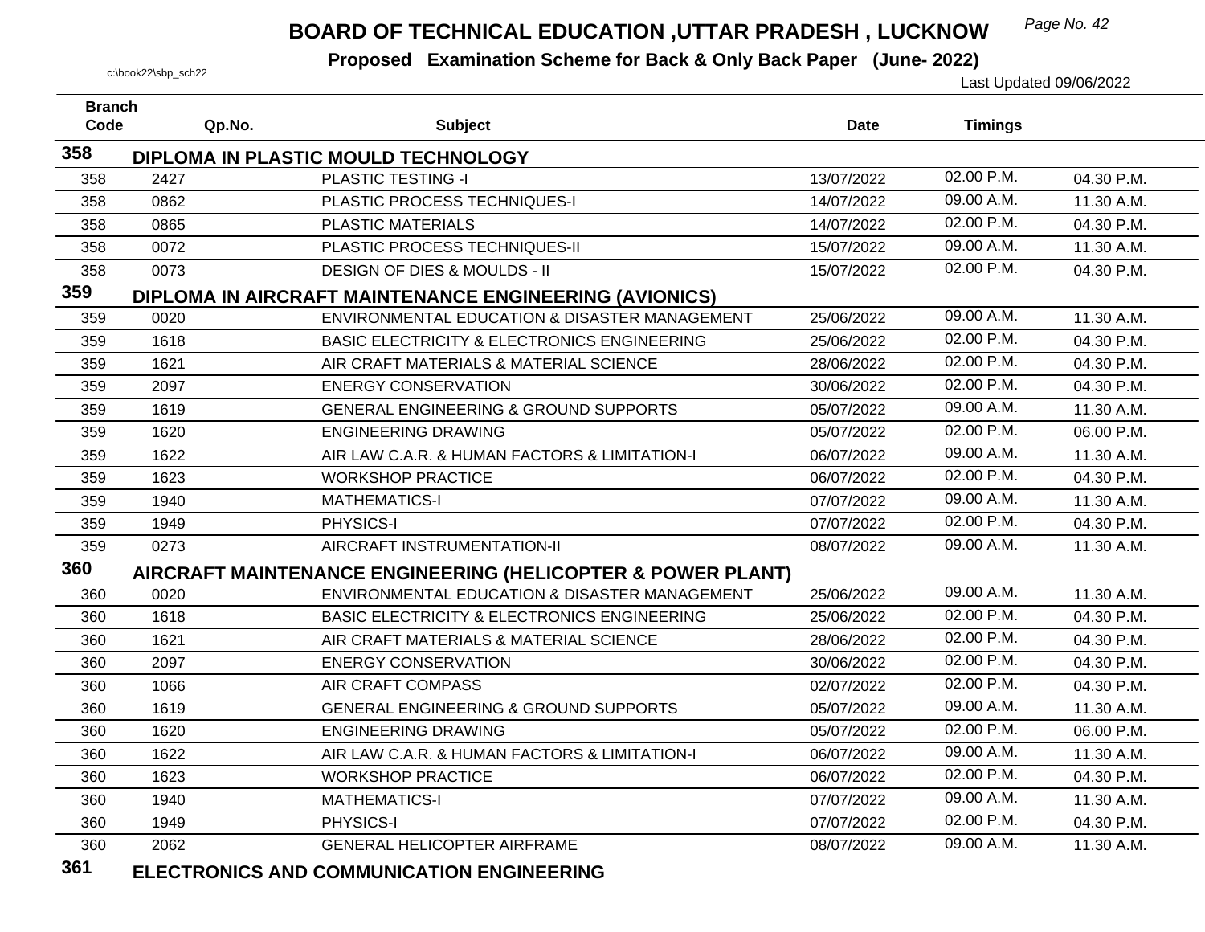# BOARD OF TECHNICAL EDUCATION ,UTTAR PRADESH , LUCKNOW

**Proposed Examination Scheme for Back & Only Back Paper (June- 2022)**

c:\book22\sbp_sch22

Last Updated 09/06/2022

| Branch Code | Qp.No. | Subject | Date | Timings | |
|---|---|---|---|---|---|
| **358** | **DIPLOMA IN PLASTIC MOULD TECHNOLOGY** | | | | |
| 358 | 2427 | PLASTIC TESTING -I | 13/07/2022 | 02.00 P.M. | 04.30 P.M. |
| 358 | 0862 | PLASTIC PROCESS TECHNIQUES-I | 14/07/2022 | 09.00 A.M. | 11.30 A.M. |
| 358 | 0865 | PLASTIC MATERIALS | 14/07/2022 | 02.00 P.M. | 04.30 P.M. |
| 358 | 0072 | PLASTIC PROCESS TECHNIQUES-II | 15/07/2022 | 09.00 A.M. | 11.30 A.M. |
| 358 | 0073 | DESIGN OF DIES & MOULDS - II | 15/07/2022 | 02.00 P.M. | 04.30 P.M. |
| **359** | **DIPLOMA IN AIRCRAFT MAINTENANCE ENGINEERING (AVIONICS)** | | | | |
| 359 | 0020 | ENVIRONMENTAL EDUCATION & DISASTER MANAGEMENT | 25/06/2022 | 09.00 A.M. | 11.30 A.M. |
| 359 | 1618 | BASIC ELECTRICITY & ELECTRONICS ENGINEERING | 25/06/2022 | 02.00 P.M. | 04.30 P.M. |
| 359 | 1621 | AIR CRAFT MATERIALS & MATERIAL SCIENCE | 28/06/2022 | 02.00 P.M. | 04.30 P.M. |
| 359 | 2097 | ENERGY CONSERVATION | 30/06/2022 | 02.00 P.M. | 04.30 P.M. |
| 359 | 1619 | GENERAL ENGINEERING & GROUND SUPPORTS | 05/07/2022 | 09.00 A.M. | 11.30 A.M. |
| 359 | 1620 | ENGINEERING DRAWING | 05/07/2022 | 02.00 P.M. | 06.00 P.M. |
| 359 | 1622 | AIR LAW C.A.R. & HUMAN FACTORS & LIMITATION-I | 06/07/2022 | 09.00 A.M. | 11.30 A.M. |
| 359 | 1623 | WORKSHOP PRACTICE | 06/07/2022 | 02.00 P.M. | 04.30 P.M. |
| 359 | 1940 | MATHEMATICS-I | 07/07/2022 | 09.00 A.M. | 11.30 A.M. |
| 359 | 1949 | PHYSICS-I | 07/07/2022 | 02.00 P.M. | 04.30 P.M. |
| 359 | 0273 | AIRCRAFT INSTRUMENTATION-II | 08/07/2022 | 09.00 A.M. | 11.30 A.M. |
| **360** | **AIRCRAFT MAINTENANCE ENGINEERING (HELICOPTER & POWER PLANT)** | | | | |
| 360 | 0020 | ENVIRONMENTAL EDUCATION & DISASTER MANAGEMENT | 25/06/2022 | 09.00 A.M. | 11.30 A.M. |
| 360 | 1618 | BASIC ELECTRICITY & ELECTRONICS ENGINEERING | 25/06/2022 | 02.00 P.M. | 04.30 P.M. |
| 360 | 1621 | AIR CRAFT MATERIALS & MATERIAL SCIENCE | 28/06/2022 | 02.00 P.M. | 04.30 P.M. |
| 360 | 2097 | ENERGY CONSERVATION | 30/06/2022 | 02.00 P.M. | 04.30 P.M. |
| 360 | 1066 | AIR CRAFT COMPASS | 02/07/2022 | 02.00 P.M. | 04.30 P.M. |
| 360 | 1619 | GENERAL ENGINEERING & GROUND SUPPORTS | 05/07/2022 | 09.00 A.M. | 11.30 A.M. |
| 360 | 1620 | ENGINEERING DRAWING | 05/07/2022 | 02.00 P.M. | 06.00 P.M. |
| 360 | 1622 | AIR LAW C.A.R. & HUMAN FACTORS & LIMITATION-I | 06/07/2022 | 09.00 A.M. | 11.30 A.M. |
| 360 | 1623 | WORKSHOP PRACTICE | 06/07/2022 | 02.00 P.M. | 04.30 P.M. |
| 360 | 1940 | MATHEMATICS-I | 07/07/2022 | 09.00 A.M. | 11.30 A.M. |
| 360 | 1949 | PHYSICS-I | 07/07/2022 | 02.00 P.M. | 04.30 P.M. |
| 360 | 2062 | GENERAL HELICOPTER AIRFRAME | 08/07/2022 | 09.00 A.M. | 11.30 A.M. |
| **361** | **ELECTRONICS AND COMMUNICATION ENGINEERING** | | | | |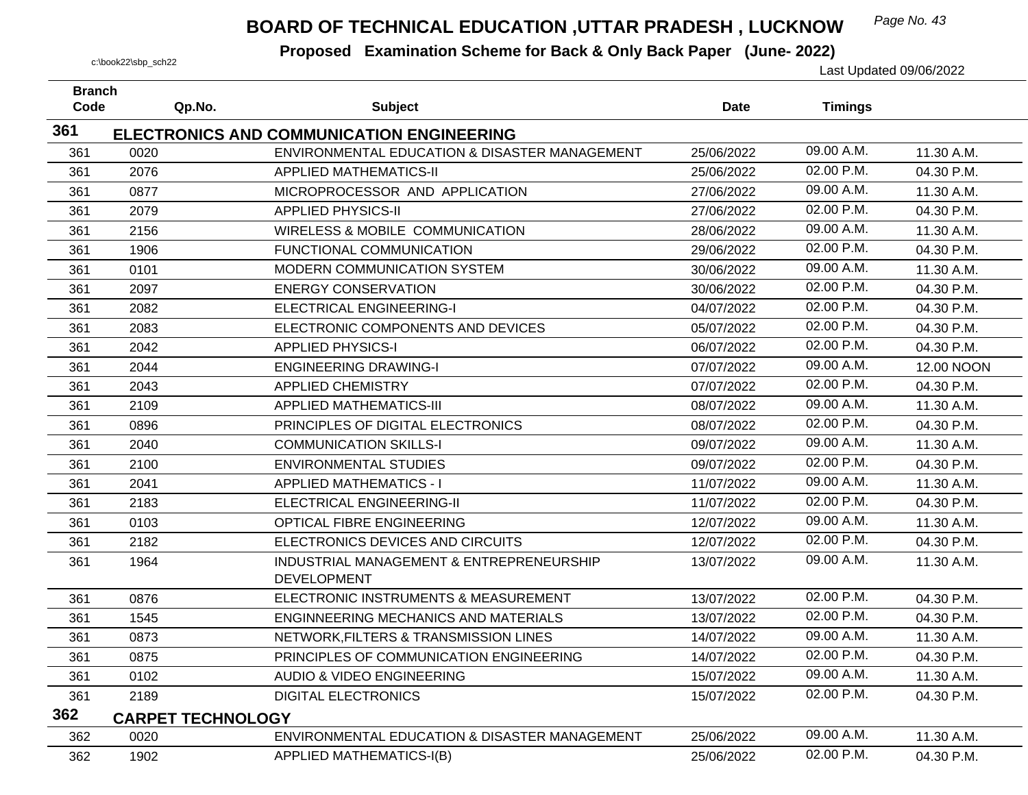# BOARD OF TECHNICAL EDUCATION ,UTTAR PRADESH , LUCKNOW

**Proposed Examination Scheme for Back & Only Back Paper (June- 2022)**

c:\book22\sbp_sch22

Last Updated 09/06/2022

| Branch Code | Qp.No. | Subject | Date | Timings | |
|---|---|---|---|---|---|
| **361** | **ELECTRONICS AND COMMUNICATION ENGINEERING** | | | | |
| 361 | 0020 | ENVIRONMENTAL EDUCATION & DISASTER MANAGEMENT | 25/06/2022 | 09.00 A.M. | 11.30 A.M. |
| 361 | 2076 | APPLIED MATHEMATICS-II | 25/06/2022 | 02.00 P.M. | 04.30 P.M. |
| 361 | 0877 | MICROPROCESSOR AND APPLICATION | 27/06/2022 | 09.00 A.M. | 11.30 A.M. |
| 361 | 2079 | APPLIED PHYSICS-II | 27/06/2022 | 02.00 P.M. | 04.30 P.M. |
| 361 | 2156 | WIRELESS & MOBILE COMMUNICATION | 28/06/2022 | 09.00 A.M. | 11.30 A.M. |
| 361 | 1906 | FUNCTIONAL COMMUNICATION | 29/06/2022 | 02.00 P.M. | 04.30 P.M. |
| 361 | 0101 | MODERN COMMUNICATION SYSTEM | 30/06/2022 | 09.00 A.M. | 11.30 A.M. |
| 361 | 2097 | ENERGY CONSERVATION | 30/06/2022 | 02.00 P.M. | 04.30 P.M. |
| 361 | 2082 | ELECTRICAL ENGINEERING-I | 04/07/2022 | 02.00 P.M. | 04.30 P.M. |
| 361 | 2083 | ELECTRONIC COMPONENTS AND DEVICES | 05/07/2022 | 02.00 P.M. | 04.30 P.M. |
| 361 | 2042 | APPLIED PHYSICS-I | 06/07/2022 | 02.00 P.M. | 04.30 P.M. |
| 361 | 2044 | ENGINEERING DRAWING-I | 07/07/2022 | 09.00 A.M. | 12.00 NOON |
| 361 | 2043 | APPLIED CHEMISTRY | 07/07/2022 | 02.00 P.M. | 04.30 P.M. |
| 361 | 2109 | APPLIED MATHEMATICS-III | 08/07/2022 | 09.00 A.M. | 11.30 A.M. |
| 361 | 0896 | PRINCIPLES OF DIGITAL ELECTRONICS | 08/07/2022 | 02.00 P.M. | 04.30 P.M. |
| 361 | 2040 | COMMUNICATION SKILLS-I | 09/07/2022 | 09.00 A.M. | 11.30 A.M. |
| 361 | 2100 | ENVIRONMENTAL STUDIES | 09/07/2022 | 02.00 P.M. | 04.30 P.M. |
| 361 | 2041 | APPLIED MATHEMATICS - I | 11/07/2022 | 09.00 A.M. | 11.30 A.M. |
| 361 | 2183 | ELECTRICAL ENGINEERING-II | 11/07/2022 | 02.00 P.M. | 04.30 P.M. |
| 361 | 0103 | OPTICAL FIBRE ENGINEERING | 12/07/2022 | 09.00 A.M. | 11.30 A.M. |
| 361 | 2182 | ELECTRONICS DEVICES AND CIRCUITS | 12/07/2022 | 02.00 P.M. | 04.30 P.M. |
| 361 | 1964 | INDUSTRIAL MANAGEMENT & ENTREPRENEURSHIP DEVELOPMENT | 13/07/2022 | 09.00 A.M. | 11.30 A.M. |
| 361 | 0876 | ELECTRONIC INSTRUMENTS & MEASUREMENT | 13/07/2022 | 02.00 P.M. | 04.30 P.M. |
| 361 | 1545 | ENGINNEERING MECHANICS AND MATERIALS | 13/07/2022 | 02.00 P.M. | 04.30 P.M. |
| 361 | 0873 | NETWORK,FILTERS & TRANSMISSION LINES | 14/07/2022 | 09.00 A.M. | 11.30 A.M. |
| 361 | 0875 | PRINCIPLES OF COMMUNICATION ENGINEERING | 14/07/2022 | 02.00 P.M. | 04.30 P.M. |
| 361 | 0102 | AUDIO & VIDEO ENGINEERING | 15/07/2022 | 09.00 A.M. | 11.30 A.M. |
| 361 | 2189 | DIGITAL ELECTRONICS | 15/07/2022 | 02.00 P.M. | 04.30 P.M. |
| **362** | **CARPET TECHNOLOGY** | | | | |
| 362 | 0020 | ENVIRONMENTAL EDUCATION & DISASTER MANAGEMENT | 25/06/2022 | 09.00 A.M. | 11.30 A.M. |
| 362 | 1902 | APPLIED MATHEMATICS-I(B) | 25/06/2022 | 02.00 P.M. | 04.30 P.M. |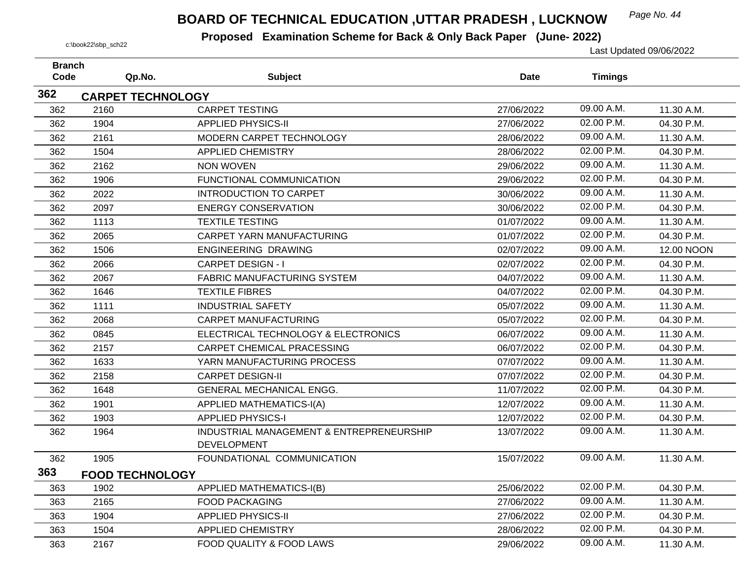# BOARD OF TECHNICAL EDUCATION ,UTTAR PRADESH , LUCKNOW

**Proposed Examination Scheme for Back & Only Back Paper (June- 2022)**

c:\book22\sbp_sch22

Last Updated 09/06/2022

| Branch Code | Qp.No. | Subject | Date | Timings | |
|---|---|---|---|---|---|
| **362** | **CARPET TECHNOLOGY** | | | | |
| 362 | 2160 | CARPET TESTING | 27/06/2022 | 09.00 A.M. | 11.30 A.M. |
| 362 | 1904 | APPLIED PHYSICS-II | 27/06/2022 | 02.00 P.M. | 04.30 P.M. |
| 362 | 2161 | MODERN CARPET TECHNOLOGY | 28/06/2022 | 09.00 A.M. | 11.30 A.M. |
| 362 | 1504 | APPLIED CHEMISTRY | 28/06/2022 | 02.00 P.M. | 04.30 P.M. |
| 362 | 2162 | NON WOVEN | 29/06/2022 | 09.00 A.M. | 11.30 A.M. |
| 362 | 1906 | FUNCTIONAL COMMUNICATION | 29/06/2022 | 02.00 P.M. | 04.30 P.M. |
| 362 | 2022 | INTRODUCTION TO CARPET | 30/06/2022 | 09.00 A.M. | 11.30 A.M. |
| 362 | 2097 | ENERGY CONSERVATION | 30/06/2022 | 02.00 P.M. | 04.30 P.M. |
| 362 | 1113 | TEXTILE TESTING | 01/07/2022 | 09.00 A.M. | 11.30 A.M. |
| 362 | 2065 | CARPET YARN MANUFACTURING | 01/07/2022 | 02.00 P.M. | 04.30 P.M. |
| 362 | 1506 | ENGINEERING DRAWING | 02/07/2022 | 09.00 A.M. | 12.00 NOON |
| 362 | 2066 | CARPET DESIGN - I | 02/07/2022 | 02.00 P.M. | 04.30 P.M. |
| 362 | 2067 | FABRIC MANUFACTURING SYSTEM | 04/07/2022 | 09.00 A.M. | 11.30 A.M. |
| 362 | 1646 | TEXTILE FIBRES | 04/07/2022 | 02.00 P.M. | 04.30 P.M. |
| 362 | 1111 | INDUSTRIAL SAFETY | 05/07/2022 | 09.00 A.M. | 11.30 A.M. |
| 362 | 2068 | CARPET MANUFACTURING | 05/07/2022 | 02.00 P.M. | 04.30 P.M. |
| 362 | 0845 | ELECTRICAL TECHNOLOGY & ELECTRONICS | 06/07/2022 | 09.00 A.M. | 11.30 A.M. |
| 362 | 2157 | CARPET CHEMICAL PRACESSING | 06/07/2022 | 02.00 P.M. | 04.30 P.M. |
| 362 | 1633 | YARN MANUFACTURING PROCESS | 07/07/2022 | 09.00 A.M. | 11.30 A.M. |
| 362 | 2158 | CARPET DESIGN-II | 07/07/2022 | 02.00 P.M. | 04.30 P.M. |
| 362 | 1648 | GENERAL MECHANICAL ENGG. | 11/07/2022 | 02.00 P.M. | 04.30 P.M. |
| 362 | 1901 | APPLIED MATHEMATICS-I(A) | 12/07/2022 | 09.00 A.M. | 11.30 A.M. |
| 362 | 1903 | APPLIED PHYSICS-I | 12/07/2022 | 02.00 P.M. | 04.30 P.M. |
| 362 | 1964 | INDUSTRIAL MANAGEMENT & ENTREPRENEURSHIP DEVELOPMENT | 13/07/2022 | 09.00 A.M. | 11.30 A.M. |
| 362 | 1905 | FOUNDATIONAL COMMUNICATION | 15/07/2022 | 09.00 A.M. | 11.30 A.M. |
| **363** | **FOOD TECHNOLOGY** | | | | |
| 363 | 1902 | APPLIED MATHEMATICS-I(B) | 25/06/2022 | 02.00 P.M. | 04.30 P.M. |
| 363 | 2165 | FOOD PACKAGING | 27/06/2022 | 09.00 A.M. | 11.30 A.M. |
| 363 | 1904 | APPLIED PHYSICS-II | 27/06/2022 | 02.00 P.M. | 04.30 P.M. |
| 363 | 1504 | APPLIED CHEMISTRY | 28/06/2022 | 02.00 P.M. | 04.30 P.M. |
| 363 | 2167 | FOOD QUALITY & FOOD LAWS | 29/06/2022 | 09.00 A.M. | 11.30 A.M. |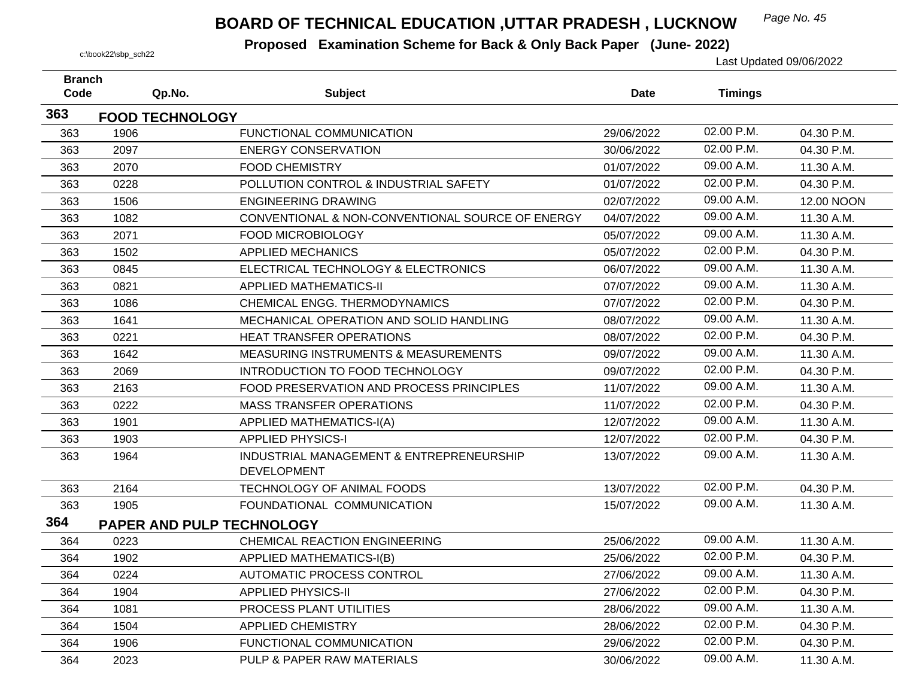# BOARD OF TECHNICAL EDUCATION ,UTTAR PRADESH , LUCKNOW

**Proposed Examination Scheme for Back & Only Back Paper (June- 2022)**

c:\book22\sbp_sch22

Last Updated 09/06/2022

| Branch Code | Qp.No. | Subject | Date | Timings | |
|---|---|---|---|---|---|
| **363** | **FOOD TECHNOLOGY** | | | | |
| 363 | 1906 | FUNCTIONAL COMMUNICATION | 29/06/2022 | 02.00 P.M. | 04.30 P.M. |
| 363 | 2097 | ENERGY CONSERVATION | 30/06/2022 | 02.00 P.M. | 04.30 P.M. |
| 363 | 2070 | FOOD CHEMISTRY | 01/07/2022 | 09.00 A.M. | 11.30 A.M. |
| 363 | 0228 | POLLUTION CONTROL & INDUSTRIAL SAFETY | 01/07/2022 | 02.00 P.M. | 04.30 P.M. |
| 363 | 1506 | ENGINEERING DRAWING | 02/07/2022 | 09.00 A.M. | 12.00 NOON |
| 363 | 1082 | CONVENTIONAL & NON-CONVENTIONAL SOURCE OF ENERGY | 04/07/2022 | 09.00 A.M. | 11.30 A.M. |
| 363 | 2071 | FOOD MICROBIOLOGY | 05/07/2022 | 09.00 A.M. | 11.30 A.M. |
| 363 | 1502 | APPLIED MECHANICS | 05/07/2022 | 02.00 P.M. | 04.30 P.M. |
| 363 | 0845 | ELECTRICAL TECHNOLOGY & ELECTRONICS | 06/07/2022 | 09.00 A.M. | 11.30 A.M. |
| 363 | 0821 | APPLIED MATHEMATICS-II | 07/07/2022 | 09.00 A.M. | 11.30 A.M. |
| 363 | 1086 | CHEMICAL ENGG. THERMODYNAMICS | 07/07/2022 | 02.00 P.M. | 04.30 P.M. |
| 363 | 1641 | MECHANICAL OPERATION AND SOLID HANDLING | 08/07/2022 | 09.00 A.M. | 11.30 A.M. |
| 363 | 0221 | HEAT TRANSFER OPERATIONS | 08/07/2022 | 02.00 P.M. | 04.30 P.M. |
| 363 | 1642 | MEASURING INSTRUMENTS & MEASUREMENTS | 09/07/2022 | 09.00 A.M. | 11.30 A.M. |
| 363 | 2069 | INTRODUCTION TO FOOD TECHNOLOGY | 09/07/2022 | 02.00 P.M. | 04.30 P.M. |
| 363 | 2163 | FOOD PRESERVATION AND PROCESS PRINCIPLES | 11/07/2022 | 09.00 A.M. | 11.30 A.M. |
| 363 | 0222 | MASS TRANSFER OPERATIONS | 11/07/2022 | 02.00 P.M. | 04.30 P.M. |
| 363 | 1901 | APPLIED MATHEMATICS-I(A) | 12/07/2022 | 09.00 A.M. | 11.30 A.M. |
| 363 | 1903 | APPLIED PHYSICS-I | 12/07/2022 | 02.00 P.M. | 04.30 P.M. |
| 363 | 1964 | INDUSTRIAL MANAGEMENT & ENTREPRENEURSHIP DEVELOPMENT | 13/07/2022 | 09.00 A.M. | 11.30 A.M. |
| 363 | 2164 | TECHNOLOGY OF ANIMAL FOODS | 13/07/2022 | 02.00 P.M. | 04.30 P.M. |
| 363 | 1905 | FOUNDATIONAL COMMUNICATION | 15/07/2022 | 09.00 A.M. | 11.30 A.M. |
| **364** | **PAPER AND PULP TECHNOLOGY** | | | | |
| 364 | 0223 | CHEMICAL REACTION ENGINEERING | 25/06/2022 | 09.00 A.M. | 11.30 A.M. |
| 364 | 1902 | APPLIED MATHEMATICS-I(B) | 25/06/2022 | 02.00 P.M. | 04.30 P.M. |
| 364 | 0224 | AUTOMATIC PROCESS CONTROL | 27/06/2022 | 09.00 A.M. | 11.30 A.M. |
| 364 | 1904 | APPLIED PHYSICS-II | 27/06/2022 | 02.00 P.M. | 04.30 P.M. |
| 364 | 1081 | PROCESS PLANT UTILITIES | 28/06/2022 | 09.00 A.M. | 11.30 A.M. |
| 364 | 1504 | APPLIED CHEMISTRY | 28/06/2022 | 02.00 P.M. | 04.30 P.M. |
| 364 | 1906 | FUNCTIONAL COMMUNICATION | 29/06/2022 | 02.00 P.M. | 04.30 P.M. |
| 364 | 2023 | PULP & PAPER RAW MATERIALS | 30/06/2022 | 09.00 A.M. | 11.30 A.M. |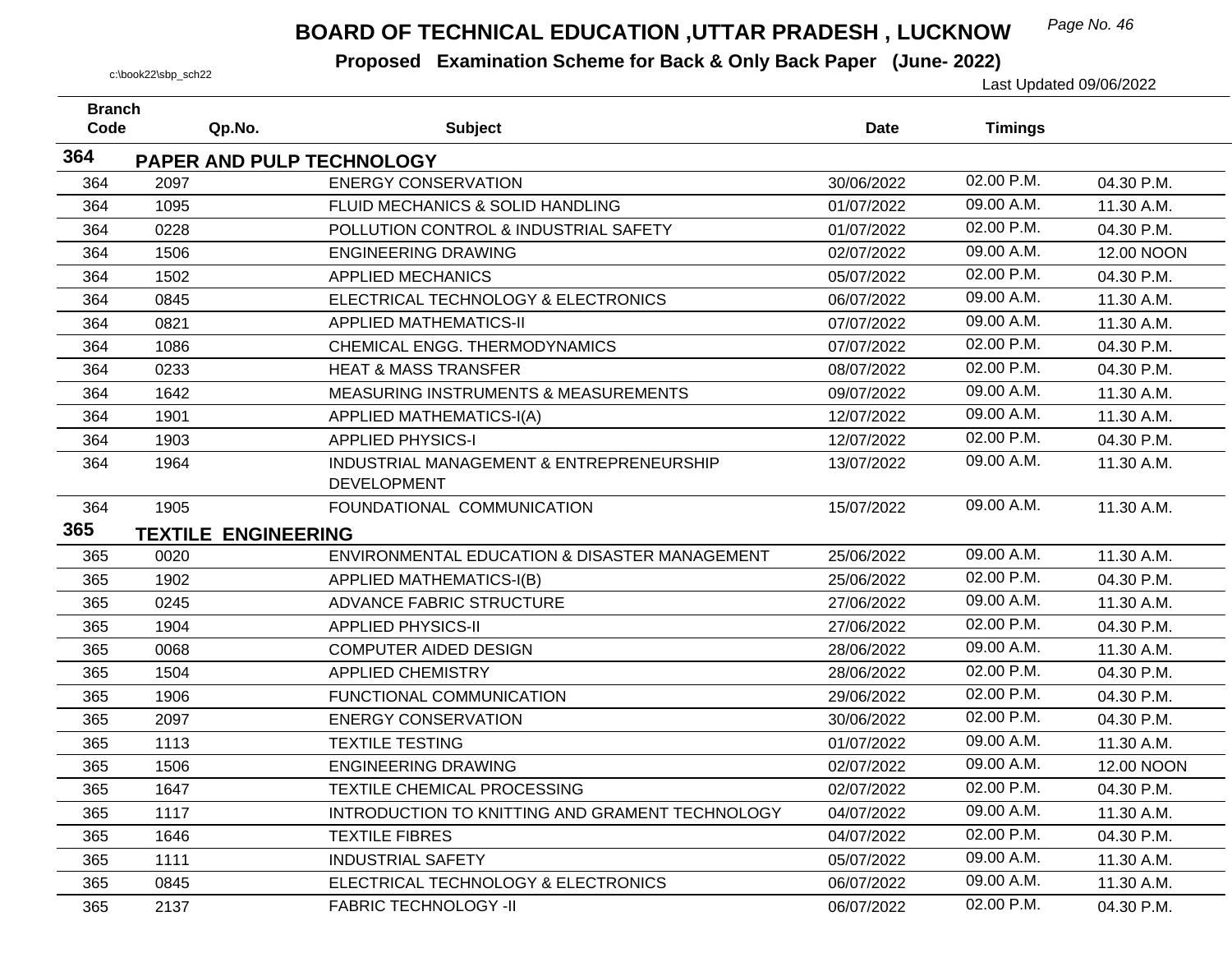# BOARD OF TECHNICAL EDUCATION ,UTTAR PRADESH , LUCKNOW

**Proposed Examination Scheme for Back & Only Back Paper (June- 2022)**

c:\book22\sbp_sch22

Last Updated 09/06/2022

| Branch Code | Qp.No. | Subject | Date | Timings | |
|---|---|---|---|---|---|
| **364** | **PAPER AND PULP TECHNOLOGY** | | | | |
| 364 | 2097 | ENERGY CONSERVATION | 30/06/2022 | 02.00 P.M. | 04.30 P.M. |
| 364 | 1095 | FLUID MECHANICS & SOLID HANDLING | 01/07/2022 | 09.00 A.M. | 11.30 A.M. |
| 364 | 0228 | POLLUTION CONTROL & INDUSTRIAL SAFETY | 01/07/2022 | 02.00 P.M. | 04.30 P.M. |
| 364 | 1506 | ENGINEERING DRAWING | 02/07/2022 | 09.00 A.M. | 12.00 NOON |
| 364 | 1502 | APPLIED MECHANICS | 05/07/2022 | 02.00 P.M. | 04.30 P.M. |
| 364 | 0845 | ELECTRICAL TECHNOLOGY & ELECTRONICS | 06/07/2022 | 09.00 A.M. | 11.30 A.M. |
| 364 | 0821 | APPLIED MATHEMATICS-II | 07/07/2022 | 09.00 A.M. | 11.30 A.M. |
| 364 | 1086 | CHEMICAL ENGG. THERMODYNAMICS | 07/07/2022 | 02.00 P.M. | 04.30 P.M. |
| 364 | 0233 | HEAT & MASS TRANSFER | 08/07/2022 | 02.00 P.M. | 04.30 P.M. |
| 364 | 1642 | MEASURING INSTRUMENTS & MEASUREMENTS | 09/07/2022 | 09.00 A.M. | 11.30 A.M. |
| 364 | 1901 | APPLIED MATHEMATICS-I(A) | 12/07/2022 | 09.00 A.M. | 11.30 A.M. |
| 364 | 1903 | APPLIED PHYSICS-I | 12/07/2022 | 02.00 P.M. | 04.30 P.M. |
| 364 | 1964 | INDUSTRIAL MANAGEMENT & ENTREPRENEURSHIP DEVELOPMENT | 13/07/2022 | 09.00 A.M. | 11.30 A.M. |
| 364 | 1905 | FOUNDATIONAL COMMUNICATION | 15/07/2022 | 09.00 A.M. | 11.30 A.M. |
| **365** | **TEXTILE ENGINEERING** | | | | |
| 365 | 0020 | ENVIRONMENTAL EDUCATION & DISASTER MANAGEMENT | 25/06/2022 | 09.00 A.M. | 11.30 A.M. |
| 365 | 1902 | APPLIED MATHEMATICS-I(B) | 25/06/2022 | 02.00 P.M. | 04.30 P.M. |
| 365 | 0245 | ADVANCE FABRIC STRUCTURE | 27/06/2022 | 09.00 A.M. | 11.30 A.M. |
| 365 | 1904 | APPLIED PHYSICS-II | 27/06/2022 | 02.00 P.M. | 04.30 P.M. |
| 365 | 0068 | COMPUTER AIDED DESIGN | 28/06/2022 | 09.00 A.M. | 11.30 A.M. |
| 365 | 1504 | APPLIED CHEMISTRY | 28/06/2022 | 02.00 P.M. | 04.30 P.M. |
| 365 | 1906 | FUNCTIONAL COMMUNICATION | 29/06/2022 | 02.00 P.M. | 04.30 P.M. |
| 365 | 2097 | ENERGY CONSERVATION | 30/06/2022 | 02.00 P.M. | 04.30 P.M. |
| 365 | 1113 | TEXTILE TESTING | 01/07/2022 | 09.00 A.M. | 11.30 A.M. |
| 365 | 1506 | ENGINEERING DRAWING | 02/07/2022 | 09.00 A.M. | 12.00 NOON |
| 365 | 1647 | TEXTILE CHEMICAL PROCESSING | 02/07/2022 | 02.00 P.M. | 04.30 P.M. |
| 365 | 1117 | INTRODUCTION TO KNITTING AND GRAMENT TECHNOLOGY | 04/07/2022 | 09.00 A.M. | 11.30 A.M. |
| 365 | 1646 | TEXTILE FIBRES | 04/07/2022 | 02.00 P.M. | 04.30 P.M. |
| 365 | 1111 | INDUSTRIAL SAFETY | 05/07/2022 | 09.00 A.M. | 11.30 A.M. |
| 365 | 0845 | ELECTRICAL TECHNOLOGY & ELECTRONICS | 06/07/2022 | 09.00 A.M. | 11.30 A.M. |
| 365 | 2137 | FABRIC TECHNOLOGY -II | 06/07/2022 | 02.00 P.M. | 04.30 P.M. |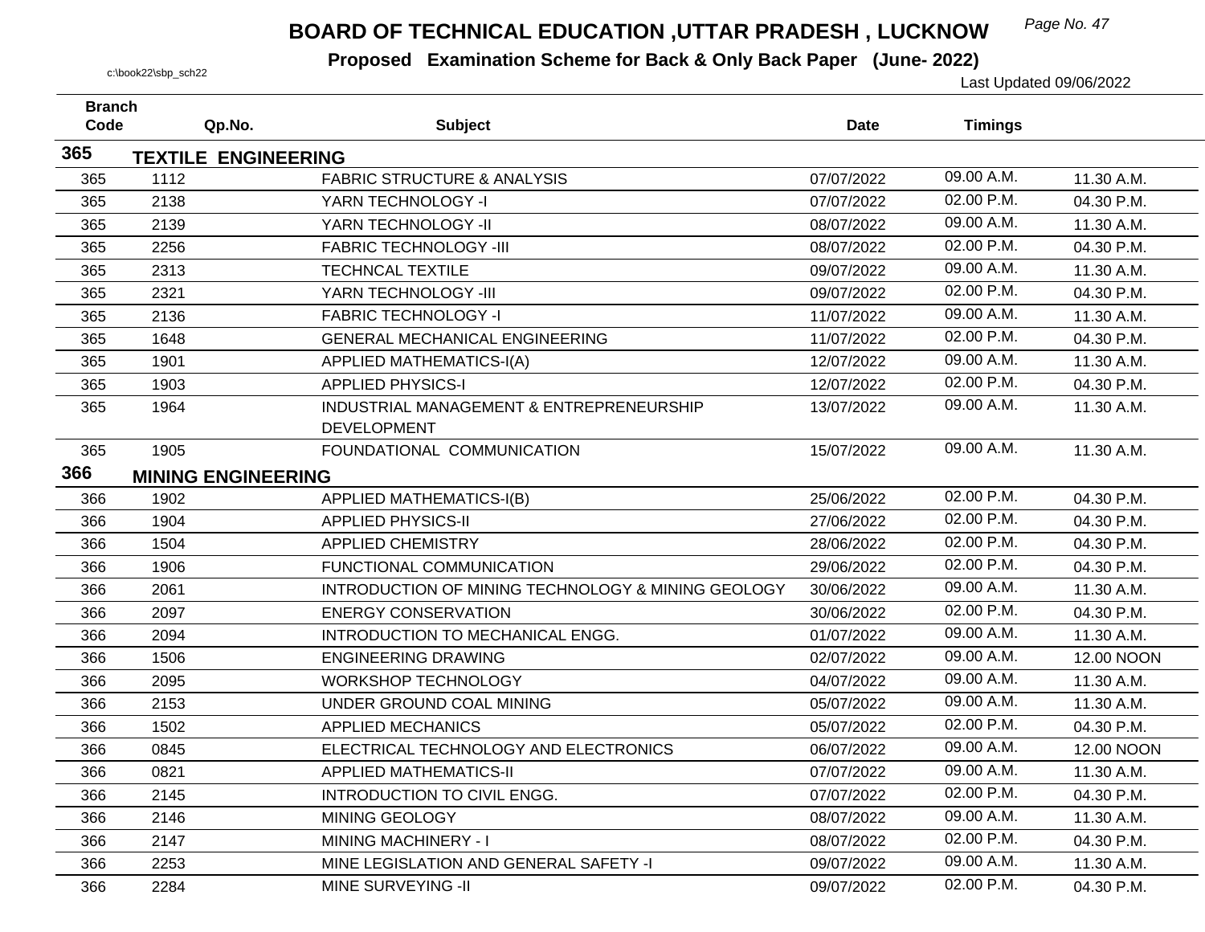# BOARD OF TECHNICAL EDUCATION ,UTTAR PRADESH , LUCKNOW

**Proposed Examination Scheme for Back & Only Back Paper (June- 2022)**

c:\book22\sbp_sch22

Last Updated 09/06/2022

| Branch Code | Qp.No. | Subject | Date | Timings | |
|---|---|---|---|---|---|
| **365** | **TEXTILE ENGINEERING** | | | | |
| 365 | 1112 | FABRIC STRUCTURE & ANALYSIS | 07/07/2022 | 09.00 A.M. | 11.30 A.M. |
| 365 | 2138 | YARN TECHNOLOGY -I | 07/07/2022 | 02.00 P.M. | 04.30 P.M. |
| 365 | 2139 | YARN TECHNOLOGY -II | 08/07/2022 | 09.00 A.M. | 11.30 A.M. |
| 365 | 2256 | FABRIC TECHNOLOGY -III | 08/07/2022 | 02.00 P.M. | 04.30 P.M. |
| 365 | 2313 | TECHNCAL TEXTILE | 09/07/2022 | 09.00 A.M. | 11.30 A.M. |
| 365 | 2321 | YARN TECHNOLOGY -III | 09/07/2022 | 02.00 P.M. | 04.30 P.M. |
| 365 | 2136 | FABRIC TECHNOLOGY -I | 11/07/2022 | 09.00 A.M. | 11.30 A.M. |
| 365 | 1648 | GENERAL MECHANICAL ENGINEERING | 11/07/2022 | 02.00 P.M. | 04.30 P.M. |
| 365 | 1901 | APPLIED MATHEMATICS-I(A) | 12/07/2022 | 09.00 A.M. | 11.30 A.M. |
| 365 | 1903 | APPLIED PHYSICS-I | 12/07/2022 | 02.00 P.M. | 04.30 P.M. |
| 365 | 1964 | INDUSTRIAL MANAGEMENT & ENTREPRENEURSHIP DEVELOPMENT | 13/07/2022 | 09.00 A.M. | 11.30 A.M. |
| 365 | 1905 | FOUNDATIONAL COMMUNICATION | 15/07/2022 | 09.00 A.M. | 11.30 A.M. |
| **366** | **MINING ENGINEERING** | | | | |
| 366 | 1902 | APPLIED MATHEMATICS-I(B) | 25/06/2022 | 02.00 P.M. | 04.30 P.M. |
| 366 | 1904 | APPLIED PHYSICS-II | 27/06/2022 | 02.00 P.M. | 04.30 P.M. |
| 366 | 1504 | APPLIED CHEMISTRY | 28/06/2022 | 02.00 P.M. | 04.30 P.M. |
| 366 | 1906 | FUNCTIONAL COMMUNICATION | 29/06/2022 | 02.00 P.M. | 04.30 P.M. |
| 366 | 2061 | INTRODUCTION OF MINING TECHNOLOGY & MINING GEOLOGY | 30/06/2022 | 09.00 A.M. | 11.30 A.M. |
| 366 | 2097 | ENERGY CONSERVATION | 30/06/2022 | 02.00 P.M. | 04.30 P.M. |
| 366 | 2094 | INTRODUCTION TO MECHANICAL ENGG. | 01/07/2022 | 09.00 A.M. | 11.30 A.M. |
| 366 | 1506 | ENGINEERING DRAWING | 02/07/2022 | 09.00 A.M. | 12.00 NOON |
| 366 | 2095 | WORKSHOP TECHNOLOGY | 04/07/2022 | 09.00 A.M. | 11.30 A.M. |
| 366 | 2153 | UNDER GROUND COAL MINING | 05/07/2022 | 09.00 A.M. | 11.30 A.M. |
| 366 | 1502 | APPLIED MECHANICS | 05/07/2022 | 02.00 P.M. | 04.30 P.M. |
| 366 | 0845 | ELECTRICAL TECHNOLOGY AND ELECTRONICS | 06/07/2022 | 09.00 A.M. | 12.00 NOON |
| 366 | 0821 | APPLIED MATHEMATICS-II | 07/07/2022 | 09.00 A.M. | 11.30 A.M. |
| 366 | 2145 | INTRODUCTION TO CIVIL ENGG. | 07/07/2022 | 02.00 P.M. | 04.30 P.M. |
| 366 | 2146 | MINING GEOLOGY | 08/07/2022 | 09.00 A.M. | 11.30 A.M. |
| 366 | 2147 | MINING MACHINERY - I | 08/07/2022 | 02.00 P.M. | 04.30 P.M. |
| 366 | 2253 | MINE LEGISLATION AND GENERAL SAFETY -I | 09/07/2022 | 09.00 A.M. | 11.30 A.M. |
| 366 | 2284 | MINE SURVEYING -II | 09/07/2022 | 02.00 P.M. | 04.30 P.M. |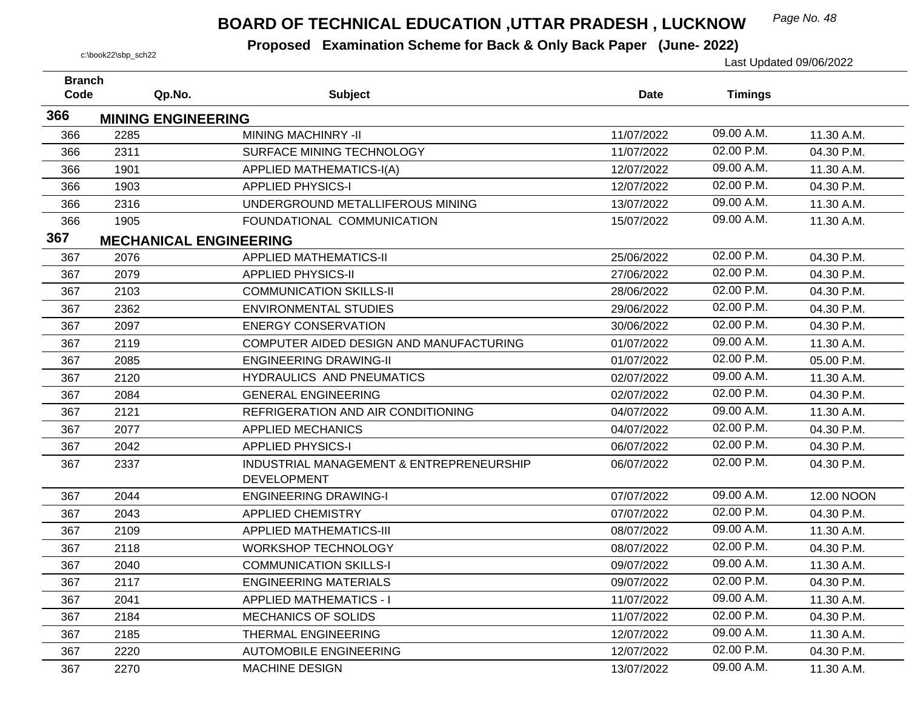# BOARD OF TECHNICAL EDUCATION ,UTTAR PRADESH , LUCKNOW

**Proposed Examination Scheme for Back & Only Back Paper (June- 2022)**

c:\book22\sbp_sch22

Last Updated 09/06/2022

| Branch Code | Qp.No. | Subject | Date | Timings | |
|---|---|---|---|---|---|
| **366** | **MINING ENGINEERING** | | | | |
| 366 | 2285 | MINING MACHINRY -II | 11/07/2022 | 09.00 A.M. | 11.30 A.M. |
| 366 | 2311 | SURFACE MINING TECHNOLOGY | 11/07/2022 | 02.00 P.M. | 04.30 P.M. |
| 366 | 1901 | APPLIED MATHEMATICS-I(A) | 12/07/2022 | 09.00 A.M. | 11.30 A.M. |
| 366 | 1903 | APPLIED PHYSICS-I | 12/07/2022 | 02.00 P.M. | 04.30 P.M. |
| 366 | 2316 | UNDERGROUND METALLIFEROUS MINING | 13/07/2022 | 09.00 A.M. | 11.30 A.M. |
| 366 | 1905 | FOUNDATIONAL COMMUNICATION | 15/07/2022 | 09.00 A.M. | 11.30 A.M. |
| **367** | **MECHANICAL ENGINEERING** | | | | |
| 367 | 2076 | APPLIED MATHEMATICS-II | 25/06/2022 | 02.00 P.M. | 04.30 P.M. |
| 367 | 2079 | APPLIED PHYSICS-II | 27/06/2022 | 02.00 P.M. | 04.30 P.M. |
| 367 | 2103 | COMMUNICATION SKILLS-II | 28/06/2022 | 02.00 P.M. | 04.30 P.M. |
| 367 | 2362 | ENVIRONMENTAL STUDIES | 29/06/2022 | 02.00 P.M. | 04.30 P.M. |
| 367 | 2097 | ENERGY CONSERVATION | 30/06/2022 | 02.00 P.M. | 04.30 P.M. |
| 367 | 2119 | COMPUTER AIDED DESIGN AND MANUFACTURING | 01/07/2022 | 09.00 A.M. | 11.30 A.M. |
| 367 | 2085 | ENGINEERING DRAWING-II | 01/07/2022 | 02.00 P.M. | 05.00 P.M. |
| 367 | 2120 | HYDRAULICS AND PNEUMATICS | 02/07/2022 | 09.00 A.M. | 11.30 A.M. |
| 367 | 2084 | GENERAL ENGINEERING | 02/07/2022 | 02.00 P.M. | 04.30 P.M. |
| 367 | 2121 | REFRIGERATION AND AIR CONDITIONING | 04/07/2022 | 09.00 A.M. | 11.30 A.M. |
| 367 | 2077 | APPLIED MECHANICS | 04/07/2022 | 02.00 P.M. | 04.30 P.M. |
| 367 | 2042 | APPLIED PHYSICS-I | 06/07/2022 | 02.00 P.M. | 04.30 P.M. |
| 367 | 2337 | INDUSTRIAL MANAGEMENT & ENTREPRENEURSHIP DEVELOPMENT | 06/07/2022 | 02.00 P.M. | 04.30 P.M. |
| 367 | 2044 | ENGINEERING DRAWING-I | 07/07/2022 | 09.00 A.M. | 12.00 NOON |
| 367 | 2043 | APPLIED CHEMISTRY | 07/07/2022 | 02.00 P.M. | 04.30 P.M. |
| 367 | 2109 | APPLIED MATHEMATICS-III | 08/07/2022 | 09.00 A.M. | 11.30 A.M. |
| 367 | 2118 | WORKSHOP TECHNOLOGY | 08/07/2022 | 02.00 P.M. | 04.30 P.M. |
| 367 | 2040 | COMMUNICATION SKILLS-I | 09/07/2022 | 09.00 A.M. | 11.30 A.M. |
| 367 | 2117 | ENGINEERING MATERIALS | 09/07/2022 | 02.00 P.M. | 04.30 P.M. |
| 367 | 2041 | APPLIED MATHEMATICS - I | 11/07/2022 | 09.00 A.M. | 11.30 A.M. |
| 367 | 2184 | MECHANICS OF SOLIDS | 11/07/2022 | 02.00 P.M. | 04.30 P.M. |
| 367 | 2185 | THERMAL ENGINEERING | 12/07/2022 | 09.00 A.M. | 11.30 A.M. |
| 367 | 2220 | AUTOMOBILE ENGINEERING | 12/07/2022 | 02.00 P.M. | 04.30 P.M. |
| 367 | 2270 | MACHINE DESIGN | 13/07/2022 | 09.00 A.M. | 11.30 A.M. |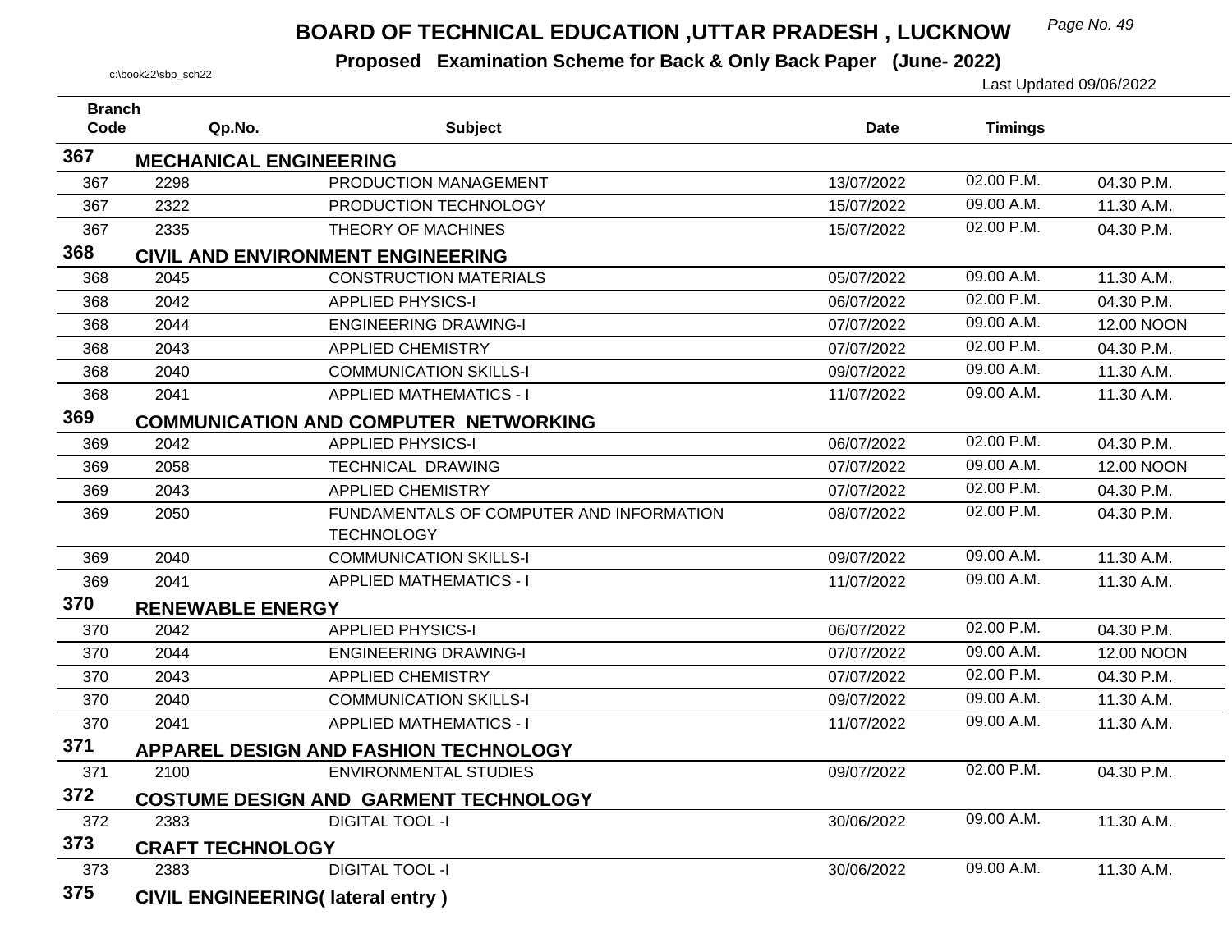# BOARD OF TECHNICAL EDUCATION ,UTTAR PRADESH , LUCKNOW

**Proposed Examination Scheme for Back & Only Back Paper (June- 2022)**

c:\book22\sbp_sch22

Last Updated 09/06/2022

| Branch Code | Qp.No. | Subject | Date | Timings | |
|---|---|---|---|---|---|
| **367** | **MECHANICAL ENGINEERING** | | | | |
| 367 | 2298 | PRODUCTION MANAGEMENT | 13/07/2022 | 02.00 P.M. | 04.30 P.M. |
| 367 | 2322 | PRODUCTION TECHNOLOGY | 15/07/2022 | 09.00 A.M. | 11.30 A.M. |
| 367 | 2335 | THEORY OF MACHINES | 15/07/2022 | 02.00 P.M. | 04.30 P.M. |
| **368** | **CIVIL AND ENVIRONMENT ENGINEERING** | | | | |
| 368 | 2045 | CONSTRUCTION MATERIALS | 05/07/2022 | 09.00 A.M. | 11.30 A.M. |
| 368 | 2042 | APPLIED PHYSICS-I | 06/07/2022 | 02.00 P.M. | 04.30 P.M. |
| 368 | 2044 | ENGINEERING DRAWING-I | 07/07/2022 | 09.00 A.M. | 12.00 NOON |
| 368 | 2043 | APPLIED CHEMISTRY | 07/07/2022 | 02.00 P.M. | 04.30 P.M. |
| 368 | 2040 | COMMUNICATION SKILLS-I | 09/07/2022 | 09.00 A.M. | 11.30 A.M. |
| 368 | 2041 | APPLIED MATHEMATICS - I | 11/07/2022 | 09.00 A.M. | 11.30 A.M. |
| **369** | **COMMUNICATION AND COMPUTER NETWORKING** | | | | |
| 369 | 2042 | APPLIED PHYSICS-I | 06/07/2022 | 02.00 P.M. | 04.30 P.M. |
| 369 | 2058 | TECHNICAL DRAWING | 07/07/2022 | 09.00 A.M. | 12.00 NOON |
| 369 | 2043 | APPLIED CHEMISTRY | 07/07/2022 | 02.00 P.M. | 04.30 P.M. |
| 369 | 2050 | FUNDAMENTALS OF COMPUTER AND INFORMATION TECHNOLOGY | 08/07/2022 | 02.00 P.M. | 04.30 P.M. |
| 369 | 2040 | COMMUNICATION SKILLS-I | 09/07/2022 | 09.00 A.M. | 11.30 A.M. |
| 369 | 2041 | APPLIED MATHEMATICS - I | 11/07/2022 | 09.00 A.M. | 11.30 A.M. |
| **370** | **RENEWABLE ENERGY** | | | | |
| 370 | 2042 | APPLIED PHYSICS-I | 06/07/2022 | 02.00 P.M. | 04.30 P.M. |
| 370 | 2044 | ENGINEERING DRAWING-I | 07/07/2022 | 09.00 A.M. | 12.00 NOON |
| 370 | 2043 | APPLIED CHEMISTRY | 07/07/2022 | 02.00 P.M. | 04.30 P.M. |
| 370 | 2040 | COMMUNICATION SKILLS-I | 09/07/2022 | 09.00 A.M. | 11.30 A.M. |
| 370 | 2041 | APPLIED MATHEMATICS - I | 11/07/2022 | 09.00 A.M. | 11.30 A.M. |
| **371** | **APPAREL DESIGN AND FASHION TECHNOLOGY** | | | | |
| 371 | 2100 | ENVIRONMENTAL STUDIES | 09/07/2022 | 02.00 P.M. | 04.30 P.M. |
| **372** | **COSTUME DESIGN AND GARMENT TECHNOLOGY** | | | | |
| 372 | 2383 | DIGITAL TOOL -I | 30/06/2022 | 09.00 A.M. | 11.30 A.M. |
| **373** | **CRAFT TECHNOLOGY** | | | | |
| 373 | 2383 | DIGITAL TOOL -I | 30/06/2022 | 09.00 A.M. | 11.30 A.M. |
| **375** | **CIVIL ENGINEERING( lateral entry )** | | | | |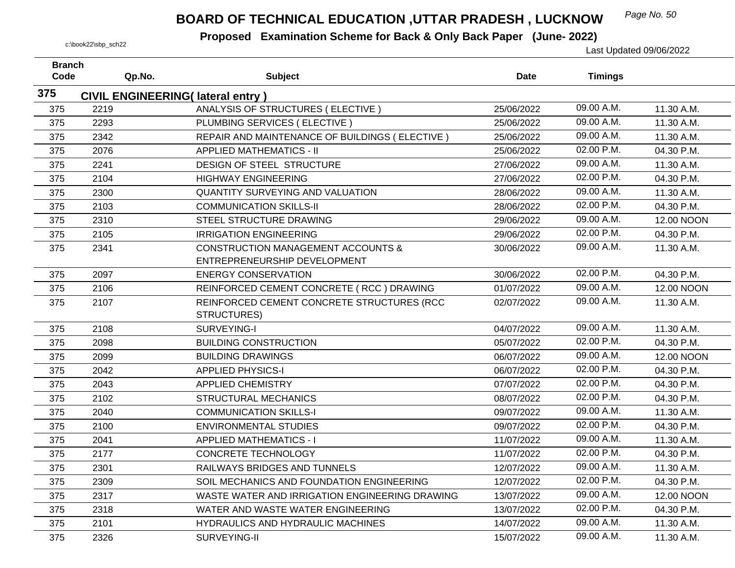# BOARD OF TECHNICAL EDUCATION ,UTTAR PRADESH , LUCKNOW

**Proposed Examination Scheme for Back & Only Back Paper (June- 2022)**

c:\book22\sbp_sch22

Last Updated 09/06/2022

| Branch Code | Qp.No. | Subject | Date | Timings | |
|---|---|---|---|---|---|
| **375** | **CIVIL ENGINEERING( lateral entry )** | | | | |
| 375 | 2219 | ANALYSIS OF STRUCTURES ( ELECTIVE ) | 25/06/2022 | 09.00 A.M. | 11.30 A.M. |
| 375 | 2293 | PLUMBING SERVICES ( ELECTIVE ) | 25/06/2022 | 09.00 A.M. | 11.30 A.M. |
| 375 | 2342 | REPAIR AND MAINTENANCE OF BUILDINGS ( ELECTIVE ) | 25/06/2022 | 09.00 A.M. | 11.30 A.M. |
| 375 | 2076 | APPLIED MATHEMATICS - II | 25/06/2022 | 02.00 P.M. | 04.30 P.M. |
| 375 | 2241 | DESIGN OF STEEL STRUCTURE | 27/06/2022 | 09.00 A.M. | 11.30 A.M. |
| 375 | 2104 | HIGHWAY ENGINEERING | 27/06/2022 | 02.00 P.M. | 04.30 P.M. |
| 375 | 2300 | QUANTITY SURVEYING AND VALUATION | 28/06/2022 | 09.00 A.M. | 11.30 A.M. |
| 375 | 2103 | COMMUNICATION SKILLS-II | 28/06/2022 | 02.00 P.M. | 04.30 P.M. |
| 375 | 2310 | STEEL STRUCTURE DRAWING | 29/06/2022 | 09.00 A.M. | 12.00 NOON |
| 375 | 2105 | IRRIGATION ENGINEERING | 29/06/2022 | 02.00 P.M. | 04.30 P.M. |
| 375 | 2341 | CONSTRUCTION MANAGEMENT ACCOUNTS & ENTREPRENEURSHIP DEVELOPMENT | 30/06/2022 | 09.00 A.M. | 11.30 A.M. |
| 375 | 2097 | ENERGY CONSERVATION | 30/06/2022 | 02.00 P.M. | 04.30 P.M. |
| 375 | 2106 | REINFORCED CEMENT CONCRETE ( RCC ) DRAWING | 01/07/2022 | 09.00 A.M. | 12.00 NOON |
| 375 | 2107 | REINFORCED CEMENT CONCRETE STRUCTURES (RCC STRUCTURES) | 02/07/2022 | 09.00 A.M. | 11.30 A.M. |
| 375 | 2108 | SURVEYING-I | 04/07/2022 | 09.00 A.M. | 11.30 A.M. |
| 375 | 2098 | BUILDING CONSTRUCTION | 05/07/2022 | 02.00 P.M. | 04.30 P.M. |
| 375 | 2099 | BUILDING DRAWINGS | 06/07/2022 | 09.00 A.M. | 12.00 NOON |
| 375 | 2042 | APPLIED PHYSICS-I | 06/07/2022 | 02.00 P.M. | 04.30 P.M. |
| 375 | 2043 | APPLIED CHEMISTRY | 07/07/2022 | 02.00 P.M. | 04.30 P.M. |
| 375 | 2102 | STRUCTURAL MECHANICS | 08/07/2022 | 02.00 P.M. | 04.30 P.M. |
| 375 | 2040 | COMMUNICATION SKILLS-I | 09/07/2022 | 09.00 A.M. | 11.30 A.M. |
| 375 | 2100 | ENVIRONMENTAL STUDIES | 09/07/2022 | 02.00 P.M. | 04.30 P.M. |
| 375 | 2041 | APPLIED MATHEMATICS - I | 11/07/2022 | 09.00 A.M. | 11.30 A.M. |
| 375 | 2177 | CONCRETE TECHNOLOGY | 11/07/2022 | 02.00 P.M. | 04.30 P.M. |
| 375 | 2301 | RAILWAYS BRIDGES AND TUNNELS | 12/07/2022 | 09.00 A.M. | 11.30 A.M. |
| 375 | 2309 | SOIL MECHANICS AND FOUNDATION ENGINEERING | 12/07/2022 | 02.00 P.M. | 04.30 P.M. |
| 375 | 2317 | WASTE WATER AND IRRIGATION ENGINEERING DRAWING | 13/07/2022 | 09.00 A.M. | 12.00 NOON |
| 375 | 2318 | WATER AND WASTE WATER ENGINEERING | 13/07/2022 | 02.00 P.M. | 04.30 P.M. |
| 375 | 2101 | HYDRAULICS AND HYDRAULIC MACHINES | 14/07/2022 | 09.00 A.M. | 11.30 A.M. |
| 375 | 2326 | SURVEYING-II | 15/07/2022 | 09.00 A.M. | 11.30 A.M. |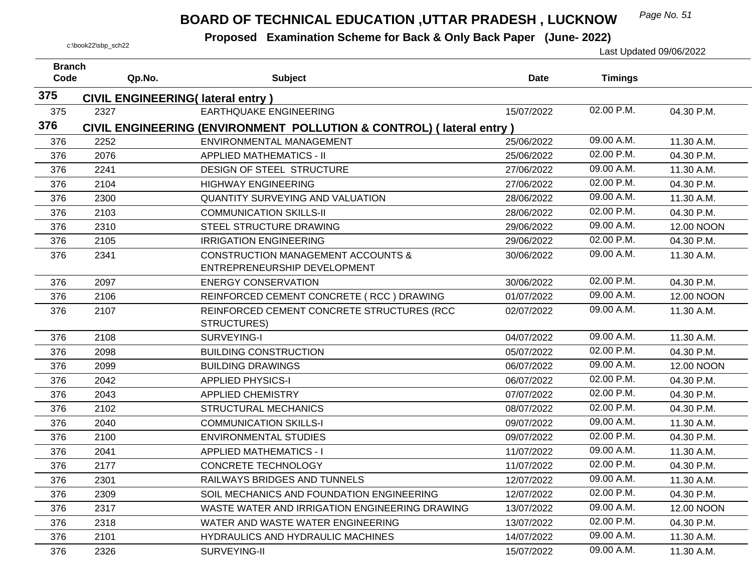# BOARD OF TECHNICAL EDUCATION ,UTTAR PRADESH , LUCKNOW

**Proposed Examination Scheme for Back & Only Back Paper (June- 2022)**

c:\book22\sbp_sch22

Last Updated 09/06/2022

| Branch Code | Qp.No. | Subject | Date | Timings | |
|---|---|---|---|---|---|
| **375** | **CIVIL ENGINEERING( lateral entry )** | | | | |
| 375 | 2327 | EARTHQUAKE ENGINEERING | 15/07/2022 | 02.00 P.M. | 04.30 P.M. |
| **376** | **CIVIL ENGINEERING (ENVIRONMENT POLLUTION & CONTROL) ( lateral entry )** | | | | |
| 376 | 2252 | ENVIRONMENTAL MANAGEMENT | 25/06/2022 | 09.00 A.M. | 11.30 A.M. |
| 376 | 2076 | APPLIED MATHEMATICS - II | 25/06/2022 | 02.00 P.M. | 04.30 P.M. |
| 376 | 2241 | DESIGN OF STEEL STRUCTURE | 27/06/2022 | 09.00 A.M. | 11.30 A.M. |
| 376 | 2104 | HIGHWAY ENGINEERING | 27/06/2022 | 02.00 P.M. | 04.30 P.M. |
| 376 | 2300 | QUANTITY SURVEYING AND VALUATION | 28/06/2022 | 09.00 A.M. | 11.30 A.M. |
| 376 | 2103 | COMMUNICATION SKILLS-II | 28/06/2022 | 02.00 P.M. | 04.30 P.M. |
| 376 | 2310 | STEEL STRUCTURE DRAWING | 29/06/2022 | 09.00 A.M. | 12.00 NOON |
| 376 | 2105 | IRRIGATION ENGINEERING | 29/06/2022 | 02.00 P.M. | 04.30 P.M. |
| 376 | 2341 | CONSTRUCTION MANAGEMENT ACCOUNTS & ENTREPRENEURSHIP DEVELOPMENT | 30/06/2022 | 09.00 A.M. | 11.30 A.M. |
| 376 | 2097 | ENERGY CONSERVATION | 30/06/2022 | 02.00 P.M. | 04.30 P.M. |
| 376 | 2106 | REINFORCED CEMENT CONCRETE ( RCC ) DRAWING | 01/07/2022 | 09.00 A.M. | 12.00 NOON |
| 376 | 2107 | REINFORCED CEMENT CONCRETE STRUCTURES (RCC STRUCTURES) | 02/07/2022 | 09.00 A.M. | 11.30 A.M. |
| 376 | 2108 | SURVEYING-I | 04/07/2022 | 09.00 A.M. | 11.30 A.M. |
| 376 | 2098 | BUILDING CONSTRUCTION | 05/07/2022 | 02.00 P.M. | 04.30 P.M. |
| 376 | 2099 | BUILDING DRAWINGS | 06/07/2022 | 09.00 A.M. | 12.00 NOON |
| 376 | 2042 | APPLIED PHYSICS-I | 06/07/2022 | 02.00 P.M. | 04.30 P.M. |
| 376 | 2043 | APPLIED CHEMISTRY | 07/07/2022 | 02.00 P.M. | 04.30 P.M. |
| 376 | 2102 | STRUCTURAL MECHANICS | 08/07/2022 | 02.00 P.M. | 04.30 P.M. |
| 376 | 2040 | COMMUNICATION SKILLS-I | 09/07/2022 | 09.00 A.M. | 11.30 A.M. |
| 376 | 2100 | ENVIRONMENTAL STUDIES | 09/07/2022 | 02.00 P.M. | 04.30 P.M. |
| 376 | 2041 | APPLIED MATHEMATICS - I | 11/07/2022 | 09.00 A.M. | 11.30 A.M. |
| 376 | 2177 | CONCRETE TECHNOLOGY | 11/07/2022 | 02.00 P.M. | 04.30 P.M. |
| 376 | 2301 | RAILWAYS BRIDGES AND TUNNELS | 12/07/2022 | 09.00 A.M. | 11.30 A.M. |
| 376 | 2309 | SOIL MECHANICS AND FOUNDATION ENGINEERING | 12/07/2022 | 02.00 P.M. | 04.30 P.M. |
| 376 | 2317 | WASTE WATER AND IRRIGATION ENGINEERING DRAWING | 13/07/2022 | 09.00 A.M. | 12.00 NOON |
| 376 | 2318 | WATER AND WASTE WATER ENGINEERING | 13/07/2022 | 02.00 P.M. | 04.30 P.M. |
| 376 | 2101 | HYDRAULICS AND HYDRAULIC MACHINES | 14/07/2022 | 09.00 A.M. | 11.30 A.M. |
| 376 | 2326 | SURVEYING-II | 15/07/2022 | 09.00 A.M. | 11.30 A.M. |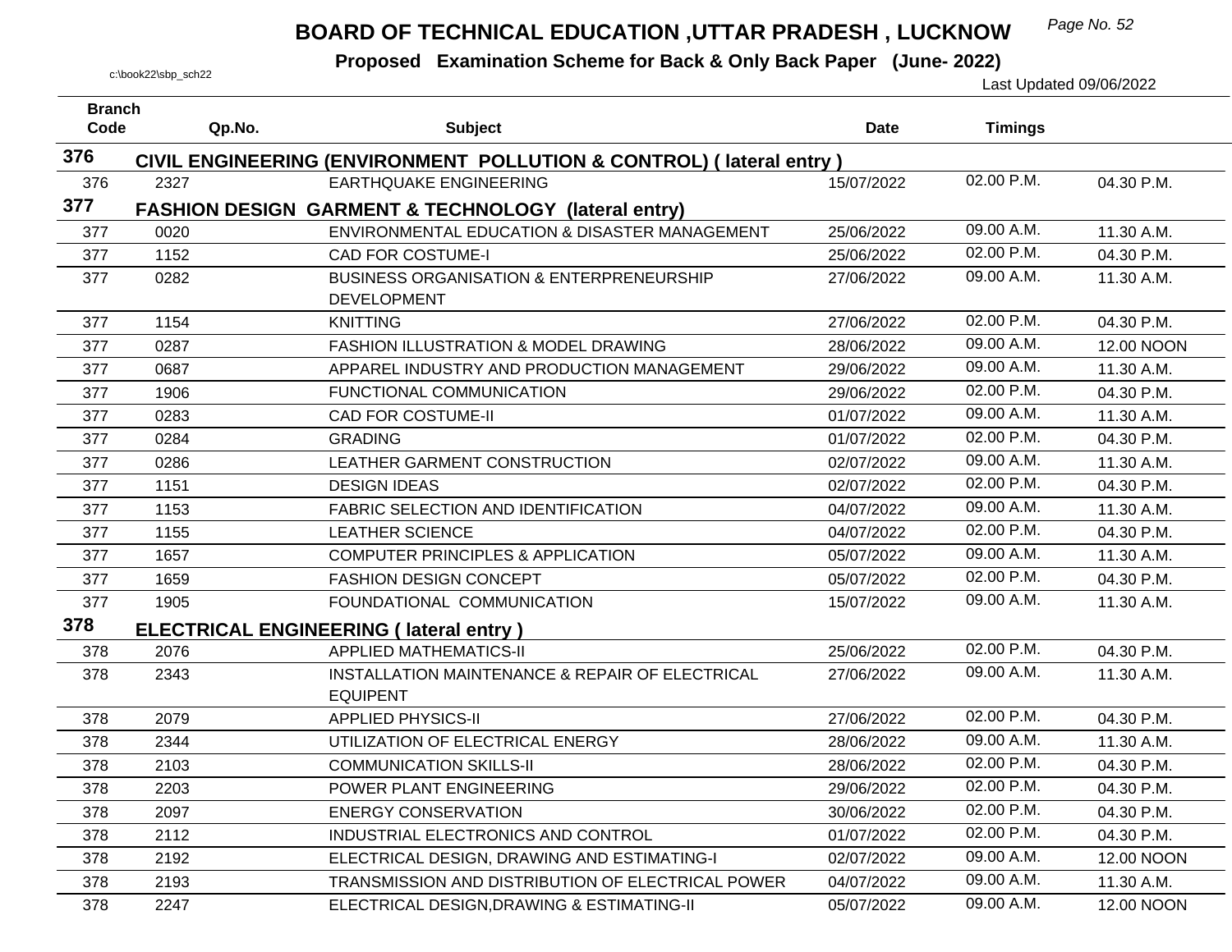# BOARD OF TECHNICAL EDUCATION ,UTTAR PRADESH , LUCKNOW

**Proposed Examination Scheme for Back & Only Back Paper (June- 2022)**

c:\book22\sbp_sch22

Last Updated 09/06/2022

| Branch Code | Qp.No. | Subject | Date | Timings | |
|---|---|---|---|---|---|
| **376** | **CIVIL ENGINEERING (ENVIRONMENT POLLUTION & CONTROL) ( lateral entry )** | | | | |
| 376 | 2327 | EARTHQUAKE ENGINEERING | 15/07/2022 | 02.00 P.M. | 04.30 P.M. |
| **377** | **FASHION DESIGN GARMENT & TECHNOLOGY (lateral entry)** | | | | |
| 377 | 0020 | ENVIRONMENTAL EDUCATION & DISASTER MANAGEMENT | 25/06/2022 | 09.00 A.M. | 11.30 A.M. |
| 377 | 1152 | CAD FOR COSTUME-I | 25/06/2022 | 02.00 P.M. | 04.30 P.M. |
| 377 | 0282 | BUSINESS ORGANISATION & ENTERPRENEURSHIP DEVELOPMENT | 27/06/2022 | 09.00 A.M. | 11.30 A.M. |
| 377 | 1154 | KNITTING | 27/06/2022 | 02.00 P.M. | 04.30 P.M. |
| 377 | 0287 | FASHION ILLUSTRATION & MODEL DRAWING | 28/06/2022 | 09.00 A.M. | 12.00 NOON |
| 377 | 0687 | APPAREL INDUSTRY AND PRODUCTION MANAGEMENT | 29/06/2022 | 09.00 A.M. | 11.30 A.M. |
| 377 | 1906 | FUNCTIONAL COMMUNICATION | 29/06/2022 | 02.00 P.M. | 04.30 P.M. |
| 377 | 0283 | CAD FOR COSTUME-II | 01/07/2022 | 09.00 A.M. | 11.30 A.M. |
| 377 | 0284 | GRADING | 01/07/2022 | 02.00 P.M. | 04.30 P.M. |
| 377 | 0286 | LEATHER GARMENT CONSTRUCTION | 02/07/2022 | 09.00 A.M. | 11.30 A.M. |
| 377 | 1151 | DESIGN IDEAS | 02/07/2022 | 02.00 P.M. | 04.30 P.M. |
| 377 | 1153 | FABRIC SELECTION AND IDENTIFICATION | 04/07/2022 | 09.00 A.M. | 11.30 A.M. |
| 377 | 1155 | LEATHER SCIENCE | 04/07/2022 | 02.00 P.M. | 04.30 P.M. |
| 377 | 1657 | COMPUTER PRINCIPLES & APPLICATION | 05/07/2022 | 09.00 A.M. | 11.30 A.M. |
| 377 | 1659 | FASHION DESIGN CONCEPT | 05/07/2022 | 02.00 P.M. | 04.30 P.M. |
| 377 | 1905 | FOUNDATIONAL COMMUNICATION | 15/07/2022 | 09.00 A.M. | 11.30 A.M. |
| **378** | **ELECTRICAL ENGINEERING ( lateral entry )** | | | | |
| 378 | 2076 | APPLIED MATHEMATICS-II | 25/06/2022 | 02.00 P.M. | 04.30 P.M. |
| 378 | 2343 | INSTALLATION MAINTENANCE & REPAIR OF ELECTRICAL EQUIPENT | 27/06/2022 | 09.00 A.M. | 11.30 A.M. |
| 378 | 2079 | APPLIED PHYSICS-II | 27/06/2022 | 02.00 P.M. | 04.30 P.M. |
| 378 | 2344 | UTILIZATION OF ELECTRICAL ENERGY | 28/06/2022 | 09.00 A.M. | 11.30 A.M. |
| 378 | 2103 | COMMUNICATION SKILLS-II | 28/06/2022 | 02.00 P.M. | 04.30 P.M. |
| 378 | 2203 | POWER PLANT ENGINEERING | 29/06/2022 | 02.00 P.M. | 04.30 P.M. |
| 378 | 2097 | ENERGY CONSERVATION | 30/06/2022 | 02.00 P.M. | 04.30 P.M. |
| 378 | 2112 | INDUSTRIAL ELECTRONICS AND CONTROL | 01/07/2022 | 02.00 P.M. | 04.30 P.M. |
| 378 | 2192 | ELECTRICAL DESIGN, DRAWING AND ESTIMATING-I | 02/07/2022 | 09.00 A.M. | 12.00 NOON |
| 378 | 2193 | TRANSMISSION AND DISTRIBUTION OF ELECTRICAL POWER | 04/07/2022 | 09.00 A.M. | 11.30 A.M. |
| 378 | 2247 | ELECTRICAL DESIGN,DRAWING & ESTIMATING-II | 05/07/2022 | 09.00 A.M. | 12.00 NOON |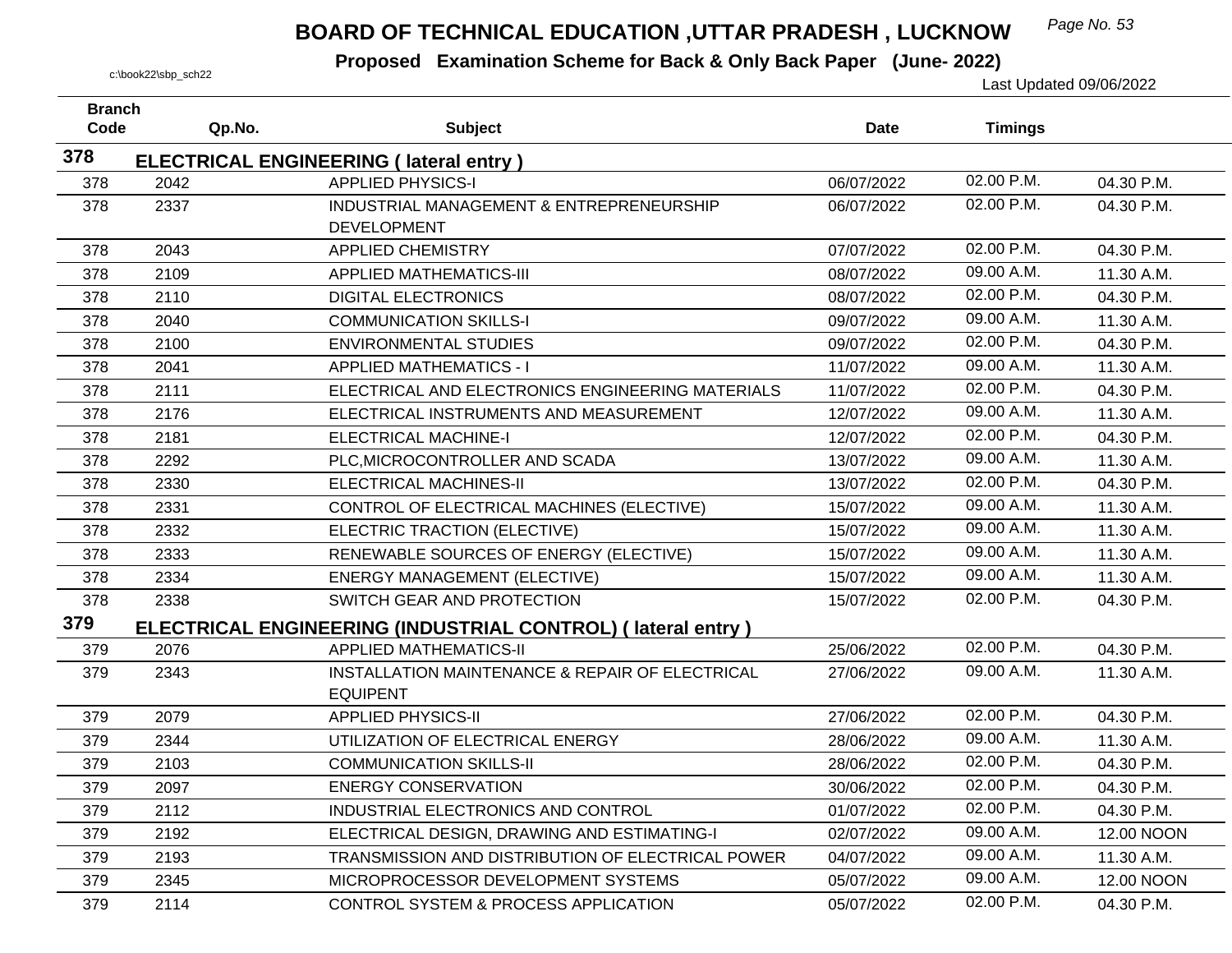# BOARD OF TECHNICAL EDUCATION ,UTTAR PRADESH , LUCKNOW

**Proposed Examination Scheme for Back & Only Back Paper (June- 2022)**

c:\book22\sbp_sch22

Last Updated 09/06/2022

| Branch Code | Qp.No. | Subject | Date | Timings | |
|---|---|---|---|---|---|
| **378** | **ELECTRICAL ENGINEERING ( lateral entry )** | | | | |
| 378 | 2042 | APPLIED PHYSICS-I | 06/07/2022 | 02.00 P.M. | 04.30 P.M. |
| 378 | 2337 | INDUSTRIAL MANAGEMENT & ENTREPRENEURSHIP DEVELOPMENT | 06/07/2022 | 02.00 P.M. | 04.30 P.M. |
| 378 | 2043 | APPLIED CHEMISTRY | 07/07/2022 | 02.00 P.M. | 04.30 P.M. |
| 378 | 2109 | APPLIED MATHEMATICS-III | 08/07/2022 | 09.00 A.M. | 11.30 A.M. |
| 378 | 2110 | DIGITAL ELECTRONICS | 08/07/2022 | 02.00 P.M. | 04.30 P.M. |
| 378 | 2040 | COMMUNICATION SKILLS-I | 09/07/2022 | 09.00 A.M. | 11.30 A.M. |
| 378 | 2100 | ENVIRONMENTAL STUDIES | 09/07/2022 | 02.00 P.M. | 04.30 P.M. |
| 378 | 2041 | APPLIED MATHEMATICS - I | 11/07/2022 | 09.00 A.M. | 11.30 A.M. |
| 378 | 2111 | ELECTRICAL AND ELECTRONICS ENGINEERING MATERIALS | 11/07/2022 | 02.00 P.M. | 04.30 P.M. |
| 378 | 2176 | ELECTRICAL INSTRUMENTS AND MEASUREMENT | 12/07/2022 | 09.00 A.M. | 11.30 A.M. |
| 378 | 2181 | ELECTRICAL MACHINE-I | 12/07/2022 | 02.00 P.M. | 04.30 P.M. |
| 378 | 2292 | PLC,MICROCONTROLLER AND SCADA | 13/07/2022 | 09.00 A.M. | 11.30 A.M. |
| 378 | 2330 | ELECTRICAL MACHINES-II | 13/07/2022 | 02.00 P.M. | 04.30 P.M. |
| 378 | 2331 | CONTROL OF ELECTRICAL MACHINES (ELECTIVE) | 15/07/2022 | 09.00 A.M. | 11.30 A.M. |
| 378 | 2332 | ELECTRIC TRACTION (ELECTIVE) | 15/07/2022 | 09.00 A.M. | 11.30 A.M. |
| 378 | 2333 | RENEWABLE SOURCES OF ENERGY (ELECTIVE) | 15/07/2022 | 09.00 A.M. | 11.30 A.M. |
| 378 | 2334 | ENERGY MANAGEMENT (ELECTIVE) | 15/07/2022 | 09.00 A.M. | 11.30 A.M. |
| 378 | 2338 | SWITCH GEAR AND PROTECTION | 15/07/2022 | 02.00 P.M. | 04.30 P.M. |
| **379** | **ELECTRICAL ENGINEERING (INDUSTRIAL CONTROL) ( lateral entry )** | | | | |
| 379 | 2076 | APPLIED MATHEMATICS-II | 25/06/2022 | 02.00 P.M. | 04.30 P.M. |
| 379 | 2343 | INSTALLATION MAINTENANCE & REPAIR OF ELECTRICAL EQUIPENT | 27/06/2022 | 09.00 A.M. | 11.30 A.M. |
| 379 | 2079 | APPLIED PHYSICS-II | 27/06/2022 | 02.00 P.M. | 04.30 P.M. |
| 379 | 2344 | UTILIZATION OF ELECTRICAL ENERGY | 28/06/2022 | 09.00 A.M. | 11.30 A.M. |
| 379 | 2103 | COMMUNICATION SKILLS-II | 28/06/2022 | 02.00 P.M. | 04.30 P.M. |
| 379 | 2097 | ENERGY CONSERVATION | 30/06/2022 | 02.00 P.M. | 04.30 P.M. |
| 379 | 2112 | INDUSTRIAL ELECTRONICS AND CONTROL | 01/07/2022 | 02.00 P.M. | 04.30 P.M. |
| 379 | 2192 | ELECTRICAL DESIGN, DRAWING AND ESTIMATING-I | 02/07/2022 | 09.00 A.M. | 12.00 NOON |
| 379 | 2193 | TRANSMISSION AND DISTRIBUTION OF ELECTRICAL POWER | 04/07/2022 | 09.00 A.M. | 11.30 A.M. |
| 379 | 2345 | MICROPROCESSOR DEVELOPMENT SYSTEMS | 05/07/2022 | 09.00 A.M. | 12.00 NOON |
| 379 | 2114 | CONTROL SYSTEM & PROCESS APPLICATION | 05/07/2022 | 02.00 P.M. | 04.30 P.M. |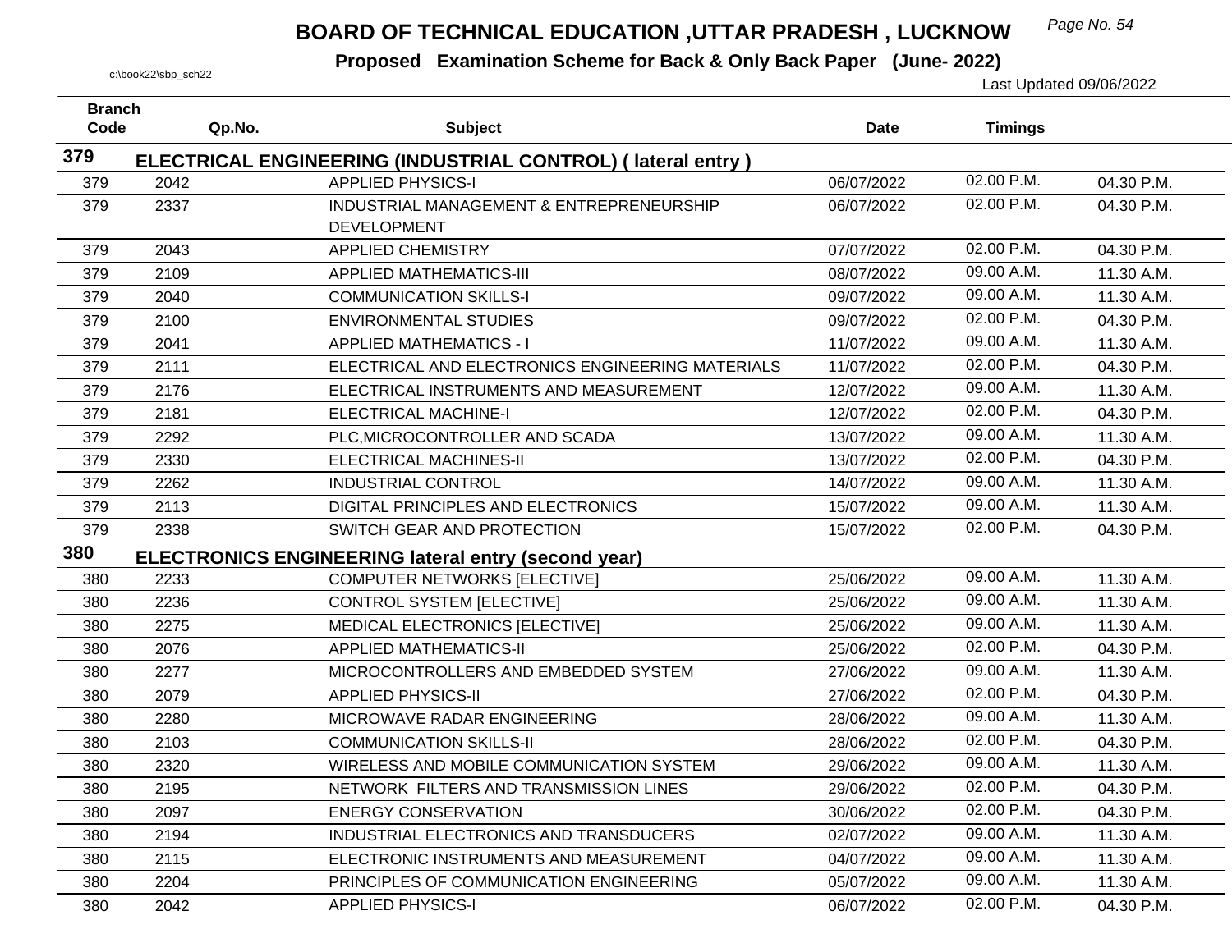# BOARD OF TECHNICAL EDUCATION ,UTTAR PRADESH , LUCKNOW

**Proposed Examination Scheme for Back & Only Back Paper (June- 2022)**

c:\book22\sbp_sch22

Last Updated 09/06/2022

| Branch Code | Qp.No. | Subject | Date | Timings | |
|---|---|---|---|---|---|
| **379** | **ELECTRICAL ENGINEERING (INDUSTRIAL CONTROL) ( lateral entry )** | | | | |
| 379 | 2042 | APPLIED PHYSICS-I | 06/07/2022 | 02.00 P.M. | 04.30 P.M. |
| 379 | 2337 | INDUSTRIAL MANAGEMENT & ENTREPRENEURSHIP DEVELOPMENT | 06/07/2022 | 02.00 P.M. | 04.30 P.M. |
| 379 | 2043 | APPLIED CHEMISTRY | 07/07/2022 | 02.00 P.M. | 04.30 P.M. |
| 379 | 2109 | APPLIED MATHEMATICS-III | 08/07/2022 | 09.00 A.M. | 11.30 A.M. |
| 379 | 2040 | COMMUNICATION SKILLS-I | 09/07/2022 | 09.00 A.M. | 11.30 A.M. |
| 379 | 2100 | ENVIRONMENTAL STUDIES | 09/07/2022 | 02.00 P.M. | 04.30 P.M. |
| 379 | 2041 | APPLIED MATHEMATICS - I | 11/07/2022 | 09.00 A.M. | 11.30 A.M. |
| 379 | 2111 | ELECTRICAL AND ELECTRONICS ENGINEERING MATERIALS | 11/07/2022 | 02.00 P.M. | 04.30 P.M. |
| 379 | 2176 | ELECTRICAL INSTRUMENTS AND MEASUREMENT | 12/07/2022 | 09.00 A.M. | 11.30 A.M. |
| 379 | 2181 | ELECTRICAL MACHINE-I | 12/07/2022 | 02.00 P.M. | 04.30 P.M. |
| 379 | 2292 | PLC,MICROCONTROLLER AND SCADA | 13/07/2022 | 09.00 A.M. | 11.30 A.M. |
| 379 | 2330 | ELECTRICAL MACHINES-II | 13/07/2022 | 02.00 P.M. | 04.30 P.M. |
| 379 | 2262 | INDUSTRIAL CONTROL | 14/07/2022 | 09.00 A.M. | 11.30 A.M. |
| 379 | 2113 | DIGITAL PRINCIPLES AND ELECTRONICS | 15/07/2022 | 09.00 A.M. | 11.30 A.M. |
| 379 | 2338 | SWITCH GEAR AND PROTECTION | 15/07/2022 | 02.00 P.M. | 04.30 P.M. |
| **380** | **ELECTRONICS ENGINEERING lateral entry (second year)** | | | | |
| 380 | 2233 | COMPUTER NETWORKS [ELECTIVE] | 25/06/2022 | 09.00 A.M. | 11.30 A.M. |
| 380 | 2236 | CONTROL SYSTEM [ELECTIVE] | 25/06/2022 | 09.00 A.M. | 11.30 A.M. |
| 380 | 2275 | MEDICAL ELECTRONICS [ELECTIVE] | 25/06/2022 | 09.00 A.M. | 11.30 A.M. |
| 380 | 2076 | APPLIED MATHEMATICS-II | 25/06/2022 | 02.00 P.M. | 04.30 P.M. |
| 380 | 2277 | MICROCONTROLLERS AND EMBEDDED SYSTEM | 27/06/2022 | 09.00 A.M. | 11.30 A.M. |
| 380 | 2079 | APPLIED PHYSICS-II | 27/06/2022 | 02.00 P.M. | 04.30 P.M. |
| 380 | 2280 | MICROWAVE RADAR ENGINEERING | 28/06/2022 | 09.00 A.M. | 11.30 A.M. |
| 380 | 2103 | COMMUNICATION SKILLS-II | 28/06/2022 | 02.00 P.M. | 04.30 P.M. |
| 380 | 2320 | WIRELESS AND MOBILE COMMUNICATION SYSTEM | 29/06/2022 | 09.00 A.M. | 11.30 A.M. |
| 380 | 2195 | NETWORK FILTERS AND TRANSMISSION LINES | 29/06/2022 | 02.00 P.M. | 04.30 P.M. |
| 380 | 2097 | ENERGY CONSERVATION | 30/06/2022 | 02.00 P.M. | 04.30 P.M. |
| 380 | 2194 | INDUSTRIAL ELECTRONICS AND TRANSDUCERS | 02/07/2022 | 09.00 A.M. | 11.30 A.M. |
| 380 | 2115 | ELECTRONIC INSTRUMENTS AND MEASUREMENT | 04/07/2022 | 09.00 A.M. | 11.30 A.M. |
| 380 | 2204 | PRINCIPLES OF COMMUNICATION ENGINEERING | 05/07/2022 | 09.00 A.M. | 11.30 A.M. |
| 380 | 2042 | APPLIED PHYSICS-I | 06/07/2022 | 02.00 P.M. | 04.30 P.M. |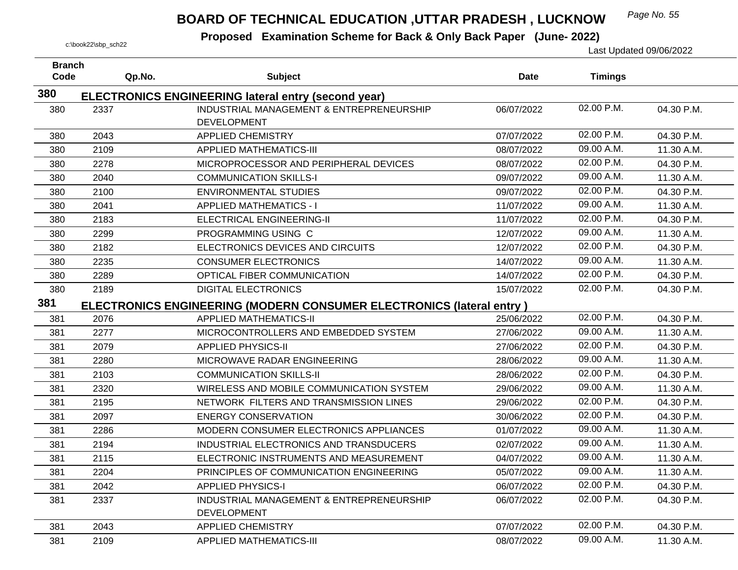# BOARD OF TECHNICAL EDUCATION ,UTTAR PRADESH , LUCKNOW

**Proposed Examination Scheme for Back & Only Back Paper (June- 2022)**

c:\book22\sbp_sch22

Last Updated 09/06/2022

| Branch Code | Qp.No. | Subject | Date | Timings | |
|---|---|---|---|---|---|
| **380** | **ELECTRONICS ENGINEERING lateral entry (second year)** | | | | |
| 380 | 2337 | INDUSTRIAL MANAGEMENT & ENTREPRENEURSHIP DEVELOPMENT | 06/07/2022 | 02.00 P.M. | 04.30 P.M. |
| 380 | 2043 | APPLIED CHEMISTRY | 07/07/2022 | 02.00 P.M. | 04.30 P.M. |
| 380 | 2109 | APPLIED MATHEMATICS-III | 08/07/2022 | 09.00 A.M. | 11.30 A.M. |
| 380 | 2278 | MICROPROCESSOR AND PERIPHERAL DEVICES | 08/07/2022 | 02.00 P.M. | 04.30 P.M. |
| 380 | 2040 | COMMUNICATION SKILLS-I | 09/07/2022 | 09.00 A.M. | 11.30 A.M. |
| 380 | 2100 | ENVIRONMENTAL STUDIES | 09/07/2022 | 02.00 P.M. | 04.30 P.M. |
| 380 | 2041 | APPLIED MATHEMATICS - I | 11/07/2022 | 09.00 A.M. | 11.30 A.M. |
| 380 | 2183 | ELECTRICAL ENGINEERING-II | 11/07/2022 | 02.00 P.M. | 04.30 P.M. |
| 380 | 2299 | PROGRAMMING USING C | 12/07/2022 | 09.00 A.M. | 11.30 A.M. |
| 380 | 2182 | ELECTRONICS DEVICES AND CIRCUITS | 12/07/2022 | 02.00 P.M. | 04.30 P.M. |
| 380 | 2235 | CONSUMER ELECTRONICS | 14/07/2022 | 09.00 A.M. | 11.30 A.M. |
| 380 | 2289 | OPTICAL FIBER COMMUNICATION | 14/07/2022 | 02.00 P.M. | 04.30 P.M. |
| 380 | 2189 | DIGITAL ELECTRONICS | 15/07/2022 | 02.00 P.M. | 04.30 P.M. |
| **381** | **ELECTRONICS ENGINEERING (MODERN CONSUMER ELECTRONICS (lateral entry )** | | | | |
| 381 | 2076 | APPLIED MATHEMATICS-II | 25/06/2022 | 02.00 P.M. | 04.30 P.M. |
| 381 | 2277 | MICROCONTROLLERS AND EMBEDDED SYSTEM | 27/06/2022 | 09.00 A.M. | 11.30 A.M. |
| 381 | 2079 | APPLIED PHYSICS-II | 27/06/2022 | 02.00 P.M. | 04.30 P.M. |
| 381 | 2280 | MICROWAVE RADAR ENGINEERING | 28/06/2022 | 09.00 A.M. | 11.30 A.M. |
| 381 | 2103 | COMMUNICATION SKILLS-II | 28/06/2022 | 02.00 P.M. | 04.30 P.M. |
| 381 | 2320 | WIRELESS AND MOBILE COMMUNICATION SYSTEM | 29/06/2022 | 09.00 A.M. | 11.30 A.M. |
| 381 | 2195 | NETWORK FILTERS AND TRANSMISSION LINES | 29/06/2022 | 02.00 P.M. | 04.30 P.M. |
| 381 | 2097 | ENERGY CONSERVATION | 30/06/2022 | 02.00 P.M. | 04.30 P.M. |
| 381 | 2286 | MODERN CONSUMER ELECTRONICS APPLIANCES | 01/07/2022 | 09.00 A.M. | 11.30 A.M. |
| 381 | 2194 | INDUSTRIAL ELECTRONICS AND TRANSDUCERS | 02/07/2022 | 09.00 A.M. | 11.30 A.M. |
| 381 | 2115 | ELECTRONIC INSTRUMENTS AND MEASUREMENT | 04/07/2022 | 09.00 A.M. | 11.30 A.M. |
| 381 | 2204 | PRINCIPLES OF COMMUNICATION ENGINEERING | 05/07/2022 | 09.00 A.M. | 11.30 A.M. |
| 381 | 2042 | APPLIED PHYSICS-I | 06/07/2022 | 02.00 P.M. | 04.30 P.M. |
| 381 | 2337 | INDUSTRIAL MANAGEMENT & ENTREPRENEURSHIP DEVELOPMENT | 06/07/2022 | 02.00 P.M. | 04.30 P.M. |
| 381 | 2043 | APPLIED CHEMISTRY | 07/07/2022 | 02.00 P.M. | 04.30 P.M. |
| 381 | 2109 | APPLIED MATHEMATICS-III | 08/07/2022 | 09.00 A.M. | 11.30 A.M. |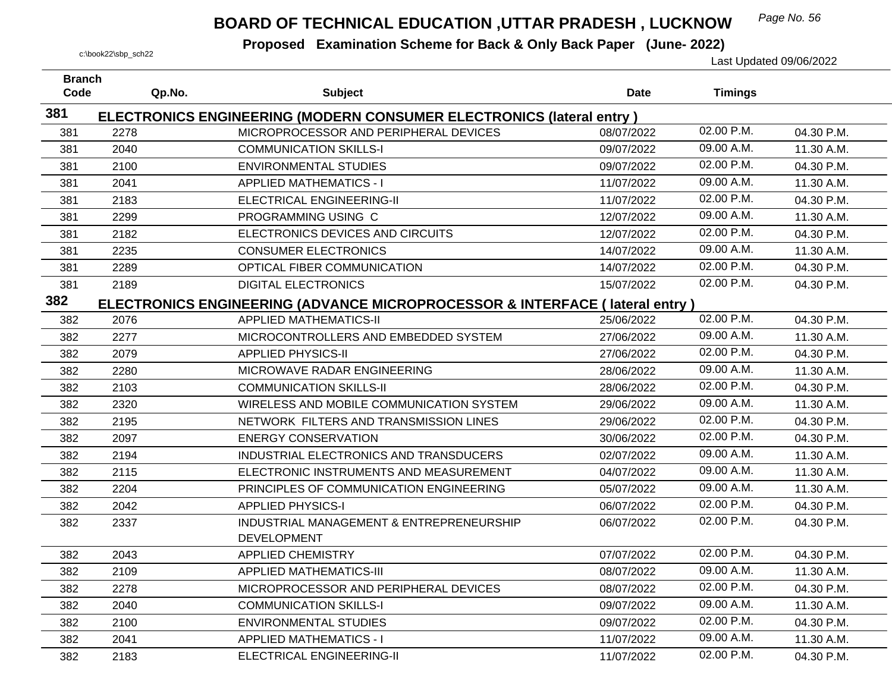# BOARD OF TECHNICAL EDUCATION ,UTTAR PRADESH , LUCKNOW

**Proposed Examination Scheme for Back & Only Back Paper (June- 2022)**

c:\book22\sbp_sch22

Last Updated 09/06/2022

| Branch Code | Qp.No. | Subject | Date | Timings | |
|---|---|---|---|---|---|
| **381** | **ELECTRONICS ENGINEERING (MODERN CONSUMER ELECTRONICS (lateral entry )** | | | | |
| 381 | 2278 | MICROPROCESSOR AND PERIPHERAL DEVICES | 08/07/2022 | 02.00 P.M. | 04.30 P.M. |
| 381 | 2040 | COMMUNICATION SKILLS-I | 09/07/2022 | 09.00 A.M. | 11.30 A.M. |
| 381 | 2100 | ENVIRONMENTAL STUDIES | 09/07/2022 | 02.00 P.M. | 04.30 P.M. |
| 381 | 2041 | APPLIED MATHEMATICS - I | 11/07/2022 | 09.00 A.M. | 11.30 A.M. |
| 381 | 2183 | ELECTRICAL ENGINEERING-II | 11/07/2022 | 02.00 P.M. | 04.30 P.M. |
| 381 | 2299 | PROGRAMMING USING C | 12/07/2022 | 09.00 A.M. | 11.30 A.M. |
| 381 | 2182 | ELECTRONICS DEVICES AND CIRCUITS | 12/07/2022 | 02.00 P.M. | 04.30 P.M. |
| 381 | 2235 | CONSUMER ELECTRONICS | 14/07/2022 | 09.00 A.M. | 11.30 A.M. |
| 381 | 2289 | OPTICAL FIBER COMMUNICATION | 14/07/2022 | 02.00 P.M. | 04.30 P.M. |
| 381 | 2189 | DIGITAL ELECTRONICS | 15/07/2022 | 02.00 P.M. | 04.30 P.M. |
| **382** | **ELECTRONICS ENGINEERING (ADVANCE MICROPROCESSOR & INTERFACE ( lateral entry )** | | | | |
| 382 | 2076 | APPLIED MATHEMATICS-II | 25/06/2022 | 02.00 P.M. | 04.30 P.M. |
| 382 | 2277 | MICROCONTROLLERS AND EMBEDDED SYSTEM | 27/06/2022 | 09.00 A.M. | 11.30 A.M. |
| 382 | 2079 | APPLIED PHYSICS-II | 27/06/2022 | 02.00 P.M. | 04.30 P.M. |
| 382 | 2280 | MICROWAVE RADAR ENGINEERING | 28/06/2022 | 09.00 A.M. | 11.30 A.M. |
| 382 | 2103 | COMMUNICATION SKILLS-II | 28/06/2022 | 02.00 P.M. | 04.30 P.M. |
| 382 | 2320 | WIRELESS AND MOBILE COMMUNICATION SYSTEM | 29/06/2022 | 09.00 A.M. | 11.30 A.M. |
| 382 | 2195 | NETWORK FILTERS AND TRANSMISSION LINES | 29/06/2022 | 02.00 P.M. | 04.30 P.M. |
| 382 | 2097 | ENERGY CONSERVATION | 30/06/2022 | 02.00 P.M. | 04.30 P.M. |
| 382 | 2194 | INDUSTRIAL ELECTRONICS AND TRANSDUCERS | 02/07/2022 | 09.00 A.M. | 11.30 A.M. |
| 382 | 2115 | ELECTRONIC INSTRUMENTS AND MEASUREMENT | 04/07/2022 | 09.00 A.M. | 11.30 A.M. |
| 382 | 2204 | PRINCIPLES OF COMMUNICATION ENGINEERING | 05/07/2022 | 09.00 A.M. | 11.30 A.M. |
| 382 | 2042 | APPLIED PHYSICS-I | 06/07/2022 | 02.00 P.M. | 04.30 P.M. |
| 382 | 2337 | INDUSTRIAL MANAGEMENT & ENTREPRENEURSHIP DEVELOPMENT | 06/07/2022 | 02.00 P.M. | 04.30 P.M. |
| 382 | 2043 | APPLIED CHEMISTRY | 07/07/2022 | 02.00 P.M. | 04.30 P.M. |
| 382 | 2109 | APPLIED MATHEMATICS-III | 08/07/2022 | 09.00 A.M. | 11.30 A.M. |
| 382 | 2278 | MICROPROCESSOR AND PERIPHERAL DEVICES | 08/07/2022 | 02.00 P.M. | 04.30 P.M. |
| 382 | 2040 | COMMUNICATION SKILLS-I | 09/07/2022 | 09.00 A.M. | 11.30 A.M. |
| 382 | 2100 | ENVIRONMENTAL STUDIES | 09/07/2022 | 02.00 P.M. | 04.30 P.M. |
| 382 | 2041 | APPLIED MATHEMATICS - I | 11/07/2022 | 09.00 A.M. | 11.30 A.M. |
| 382 | 2183 | ELECTRICAL ENGINEERING-II | 11/07/2022 | 02.00 P.M. | 04.30 P.M. |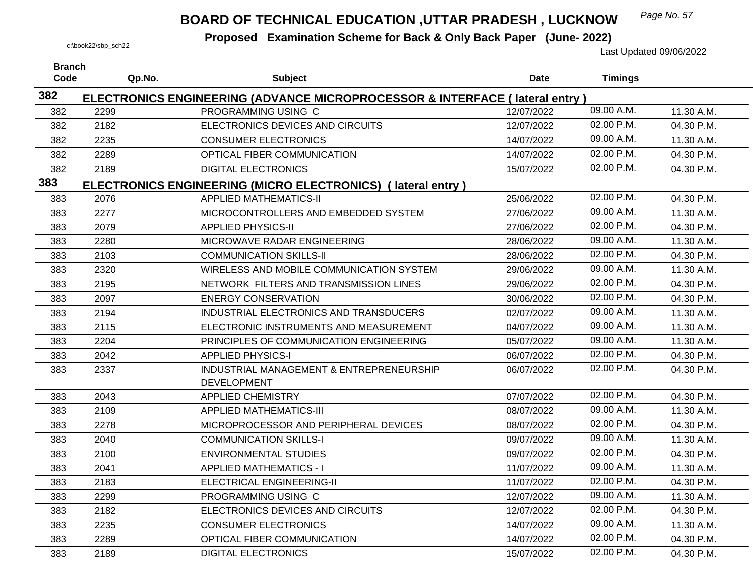# BOARD OF TECHNICAL EDUCATION ,UTTAR PRADESH , LUCKNOW

**Proposed Examination Scheme for Back & Only Back Paper (June- 2022)**

c:\book22\sbp_sch22

Last Updated 09/06/2022

| Branch Code | Qp.No. | Subject | Date | Timings | |
|---|---|---|---|---|---|
| **382** | **ELECTRONICS ENGINEERING (ADVANCE MICROPROCESSOR & INTERFACE ( lateral entry )** | | | | |
| 382 | 2299 | PROGRAMMING USING C | 12/07/2022 | 09.00 A.M. | 11.30 A.M. |
| 382 | 2182 | ELECTRONICS DEVICES AND CIRCUITS | 12/07/2022 | 02.00 P.M. | 04.30 P.M. |
| 382 | 2235 | CONSUMER ELECTRONICS | 14/07/2022 | 09.00 A.M. | 11.30 A.M. |
| 382 | 2289 | OPTICAL FIBER COMMUNICATION | 14/07/2022 | 02.00 P.M. | 04.30 P.M. |
| 382 | 2189 | DIGITAL ELECTRONICS | 15/07/2022 | 02.00 P.M. | 04.30 P.M. |
| **383** | **ELECTRONICS ENGINEERING (MICRO ELECTRONICS) ( lateral entry )** | | | | |
| 383 | 2076 | APPLIED MATHEMATICS-II | 25/06/2022 | 02.00 P.M. | 04.30 P.M. |
| 383 | 2277 | MICROCONTROLLERS AND EMBEDDED SYSTEM | 27/06/2022 | 09.00 A.M. | 11.30 A.M. |
| 383 | 2079 | APPLIED PHYSICS-II | 27/06/2022 | 02.00 P.M. | 04.30 P.M. |
| 383 | 2280 | MICROWAVE RADAR ENGINEERING | 28/06/2022 | 09.00 A.M. | 11.30 A.M. |
| 383 | 2103 | COMMUNICATION SKILLS-II | 28/06/2022 | 02.00 P.M. | 04.30 P.M. |
| 383 | 2320 | WIRELESS AND MOBILE COMMUNICATION SYSTEM | 29/06/2022 | 09.00 A.M. | 11.30 A.M. |
| 383 | 2195 | NETWORK FILTERS AND TRANSMISSION LINES | 29/06/2022 | 02.00 P.M. | 04.30 P.M. |
| 383 | 2097 | ENERGY CONSERVATION | 30/06/2022 | 02.00 P.M. | 04.30 P.M. |
| 383 | 2194 | INDUSTRIAL ELECTRONICS AND TRANSDUCERS | 02/07/2022 | 09.00 A.M. | 11.30 A.M. |
| 383 | 2115 | ELECTRONIC INSTRUMENTS AND MEASUREMENT | 04/07/2022 | 09.00 A.M. | 11.30 A.M. |
| 383 | 2204 | PRINCIPLES OF COMMUNICATION ENGINEERING | 05/07/2022 | 09.00 A.M. | 11.30 A.M. |
| 383 | 2042 | APPLIED PHYSICS-I | 06/07/2022 | 02.00 P.M. | 04.30 P.M. |
| 383 | 2337 | INDUSTRIAL MANAGEMENT & ENTREPRENEURSHIP DEVELOPMENT | 06/07/2022 | 02.00 P.M. | 04.30 P.M. |
| 383 | 2043 | APPLIED CHEMISTRY | 07/07/2022 | 02.00 P.M. | 04.30 P.M. |
| 383 | 2109 | APPLIED MATHEMATICS-III | 08/07/2022 | 09.00 A.M. | 11.30 A.M. |
| 383 | 2278 | MICROPROCESSOR AND PERIPHERAL DEVICES | 08/07/2022 | 02.00 P.M. | 04.30 P.M. |
| 383 | 2040 | COMMUNICATION SKILLS-I | 09/07/2022 | 09.00 A.M. | 11.30 A.M. |
| 383 | 2100 | ENVIRONMENTAL STUDIES | 09/07/2022 | 02.00 P.M. | 04.30 P.M. |
| 383 | 2041 | APPLIED MATHEMATICS - I | 11/07/2022 | 09.00 A.M. | 11.30 A.M. |
| 383 | 2183 | ELECTRICAL ENGINEERING-II | 11/07/2022 | 02.00 P.M. | 04.30 P.M. |
| 383 | 2299 | PROGRAMMING USING C | 12/07/2022 | 09.00 A.M. | 11.30 A.M. |
| 383 | 2182 | ELECTRONICS DEVICES AND CIRCUITS | 12/07/2022 | 02.00 P.M. | 04.30 P.M. |
| 383 | 2235 | CONSUMER ELECTRONICS | 14/07/2022 | 09.00 A.M. | 11.30 A.M. |
| 383 | 2289 | OPTICAL FIBER COMMUNICATION | 14/07/2022 | 02.00 P.M. | 04.30 P.M. |
| 383 | 2189 | DIGITAL ELECTRONICS | 15/07/2022 | 02.00 P.M. | 04.30 P.M. |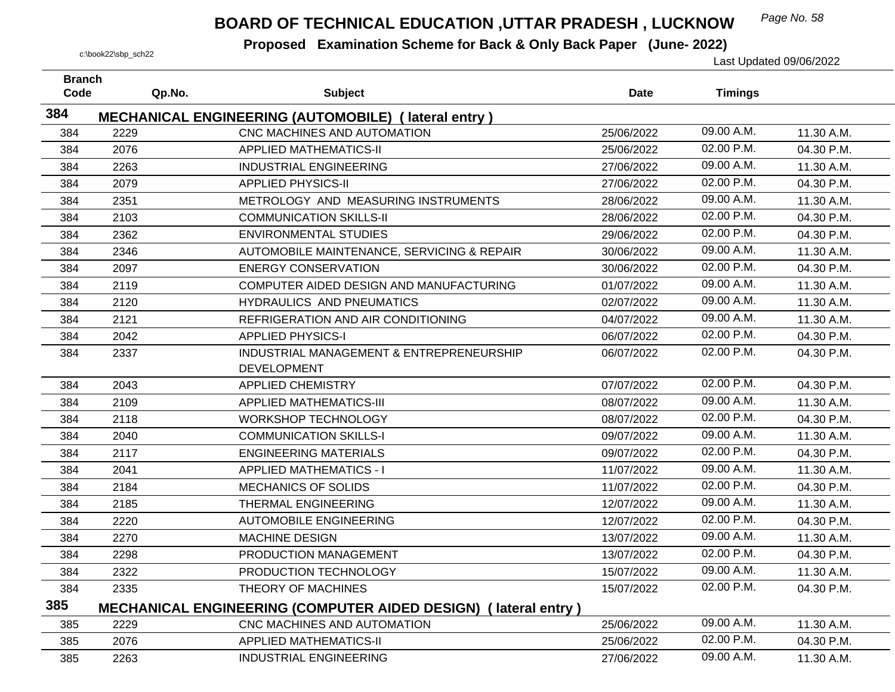# BOARD OF TECHNICAL EDUCATION ,UTTAR PRADESH , LUCKNOW

**Proposed Examination Scheme for Back & Only Back Paper (June- 2022)**

c:\book22\sbp_sch22

Last Updated 09/06/2022

| Branch Code | Qp.No. | Subject | Date | Timings | |
|---|---|---|---|---|---|
| **384** | **MECHANICAL ENGINEERING (AUTOMOBILE) ( lateral entry )** | | | | |
| 384 | 2229 | CNC MACHINES AND AUTOMATION | 25/06/2022 | 09.00 A.M. | 11.30 A.M. |
| 384 | 2076 | APPLIED MATHEMATICS-II | 25/06/2022 | 02.00 P.M. | 04.30 P.M. |
| 384 | 2263 | INDUSTRIAL ENGINEERING | 27/06/2022 | 09.00 A.M. | 11.30 A.M. |
| 384 | 2079 | APPLIED PHYSICS-II | 27/06/2022 | 02.00 P.M. | 04.30 P.M. |
| 384 | 2351 | METROLOGY AND MEASURING INSTRUMENTS | 28/06/2022 | 09.00 A.M. | 11.30 A.M. |
| 384 | 2103 | COMMUNICATION SKILLS-II | 28/06/2022 | 02.00 P.M. | 04.30 P.M. |
| 384 | 2362 | ENVIRONMENTAL STUDIES | 29/06/2022 | 02.00 P.M. | 04.30 P.M. |
| 384 | 2346 | AUTOMOBILE MAINTENANCE, SERVICING & REPAIR | 30/06/2022 | 09.00 A.M. | 11.30 A.M. |
| 384 | 2097 | ENERGY CONSERVATION | 30/06/2022 | 02.00 P.M. | 04.30 P.M. |
| 384 | 2119 | COMPUTER AIDED DESIGN AND MANUFACTURING | 01/07/2022 | 09.00 A.M. | 11.30 A.M. |
| 384 | 2120 | HYDRAULICS AND PNEUMATICS | 02/07/2022 | 09.00 A.M. | 11.30 A.M. |
| 384 | 2121 | REFRIGERATION AND AIR CONDITIONING | 04/07/2022 | 09.00 A.M. | 11.30 A.M. |
| 384 | 2042 | APPLIED PHYSICS-I | 06/07/2022 | 02.00 P.M. | 04.30 P.M. |
| 384 | 2337 | INDUSTRIAL MANAGEMENT & ENTREPRENEURSHIP DEVELOPMENT | 06/07/2022 | 02.00 P.M. | 04.30 P.M. |
| 384 | 2043 | APPLIED CHEMISTRY | 07/07/2022 | 02.00 P.M. | 04.30 P.M. |
| 384 | 2109 | APPLIED MATHEMATICS-III | 08/07/2022 | 09.00 A.M. | 11.30 A.M. |
| 384 | 2118 | WORKSHOP TECHNOLOGY | 08/07/2022 | 02.00 P.M. | 04.30 P.M. |
| 384 | 2040 | COMMUNICATION SKILLS-I | 09/07/2022 | 09.00 A.M. | 11.30 A.M. |
| 384 | 2117 | ENGINEERING MATERIALS | 09/07/2022 | 02.00 P.M. | 04.30 P.M. |
| 384 | 2041 | APPLIED MATHEMATICS - I | 11/07/2022 | 09.00 A.M. | 11.30 A.M. |
| 384 | 2184 | MECHANICS OF SOLIDS | 11/07/2022 | 02.00 P.M. | 04.30 P.M. |
| 384 | 2185 | THERMAL ENGINEERING | 12/07/2022 | 09.00 A.M. | 11.30 A.M. |
| 384 | 2220 | AUTOMOBILE ENGINEERING | 12/07/2022 | 02.00 P.M. | 04.30 P.M. |
| 384 | 2270 | MACHINE DESIGN | 13/07/2022 | 09.00 A.M. | 11.30 A.M. |
| 384 | 2298 | PRODUCTION MANAGEMENT | 13/07/2022 | 02.00 P.M. | 04.30 P.M. |
| 384 | 2322 | PRODUCTION TECHNOLOGY | 15/07/2022 | 09.00 A.M. | 11.30 A.M. |
| 384 | 2335 | THEORY OF MACHINES | 15/07/2022 | 02.00 P.M. | 04.30 P.M. |
| **385** | **MECHANICAL ENGINEERING (COMPUTER AIDED DESIGN) ( lateral entry )** | | | | |
| 385 | 2229 | CNC MACHINES AND AUTOMATION | 25/06/2022 | 09.00 A.M. | 11.30 A.M. |
| 385 | 2076 | APPLIED MATHEMATICS-II | 25/06/2022 | 02.00 P.M. | 04.30 P.M. |
| 385 | 2263 | INDUSTRIAL ENGINEERING | 27/06/2022 | 09.00 A.M. | 11.30 A.M. |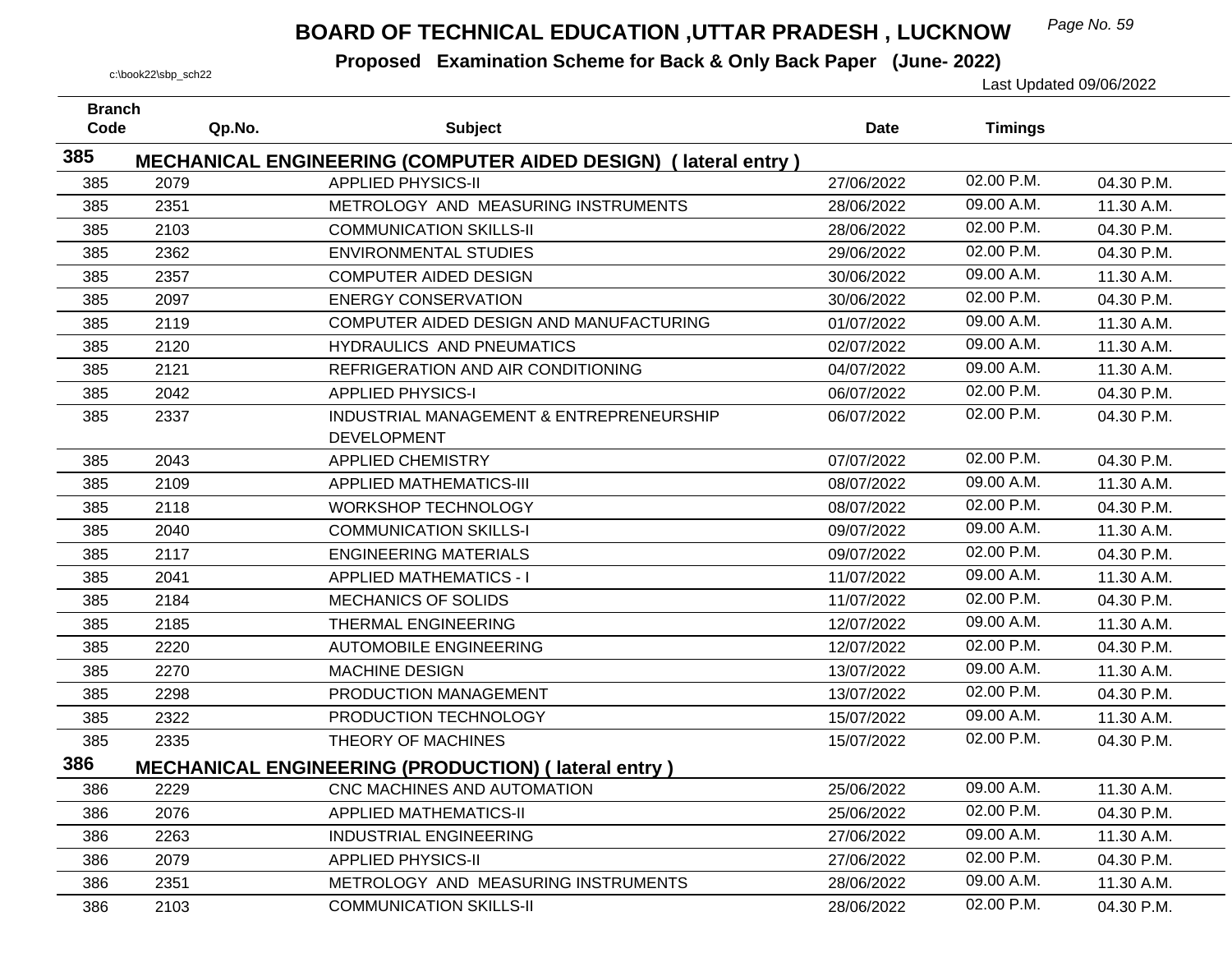# BOARD OF TECHNICAL EDUCATION ,UTTAR PRADESH , LUCKNOW

**Proposed Examination Scheme for Back & Only Back Paper (June- 2022)**

c:\book22\sbp_sch22

Last Updated 09/06/2022

| Branch Code | Qp.No. | Subject | Date | Timings | |
|---|---|---|---|---|---|
| **385** | **MECHANICAL ENGINEERING (COMPUTER AIDED DESIGN) ( lateral entry )** | | | | |
| 385 | 2079 | APPLIED PHYSICS-II | 27/06/2022 | 02.00 P.M. | 04.30 P.M. |
| 385 | 2351 | METROLOGY AND MEASURING INSTRUMENTS | 28/06/2022 | 09.00 A.M. | 11.30 A.M. |
| 385 | 2103 | COMMUNICATION SKILLS-II | 28/06/2022 | 02.00 P.M. | 04.30 P.M. |
| 385 | 2362 | ENVIRONMENTAL STUDIES | 29/06/2022 | 02.00 P.M. | 04.30 P.M. |
| 385 | 2357 | COMPUTER AIDED DESIGN | 30/06/2022 | 09.00 A.M. | 11.30 A.M. |
| 385 | 2097 | ENERGY CONSERVATION | 30/06/2022 | 02.00 P.M. | 04.30 P.M. |
| 385 | 2119 | COMPUTER AIDED DESIGN AND MANUFACTURING | 01/07/2022 | 09.00 A.M. | 11.30 A.M. |
| 385 | 2120 | HYDRAULICS AND PNEUMATICS | 02/07/2022 | 09.00 A.M. | 11.30 A.M. |
| 385 | 2121 | REFRIGERATION AND AIR CONDITIONING | 04/07/2022 | 09.00 A.M. | 11.30 A.M. |
| 385 | 2042 | APPLIED PHYSICS-I | 06/07/2022 | 02.00 P.M. | 04.30 P.M. |
| 385 | 2337 | INDUSTRIAL MANAGEMENT & ENTREPRENEURSHIP DEVELOPMENT | 06/07/2022 | 02.00 P.M. | 04.30 P.M. |
| 385 | 2043 | APPLIED CHEMISTRY | 07/07/2022 | 02.00 P.M. | 04.30 P.M. |
| 385 | 2109 | APPLIED MATHEMATICS-III | 08/07/2022 | 09.00 A.M. | 11.30 A.M. |
| 385 | 2118 | WORKSHOP TECHNOLOGY | 08/07/2022 | 02.00 P.M. | 04.30 P.M. |
| 385 | 2040 | COMMUNICATION SKILLS-I | 09/07/2022 | 09.00 A.M. | 11.30 A.M. |
| 385 | 2117 | ENGINEERING MATERIALS | 09/07/2022 | 02.00 P.M. | 04.30 P.M. |
| 385 | 2041 | APPLIED MATHEMATICS - I | 11/07/2022 | 09.00 A.M. | 11.30 A.M. |
| 385 | 2184 | MECHANICS OF SOLIDS | 11/07/2022 | 02.00 P.M. | 04.30 P.M. |
| 385 | 2185 | THERMAL ENGINEERING | 12/07/2022 | 09.00 A.M. | 11.30 A.M. |
| 385 | 2220 | AUTOMOBILE ENGINEERING | 12/07/2022 | 02.00 P.M. | 04.30 P.M. |
| 385 | 2270 | MACHINE DESIGN | 13/07/2022 | 09.00 A.M. | 11.30 A.M. |
| 385 | 2298 | PRODUCTION MANAGEMENT | 13/07/2022 | 02.00 P.M. | 04.30 P.M. |
| 385 | 2322 | PRODUCTION TECHNOLOGY | 15/07/2022 | 09.00 A.M. | 11.30 A.M. |
| 385 | 2335 | THEORY OF MACHINES | 15/07/2022 | 02.00 P.M. | 04.30 P.M. |
| **386** | **MECHANICAL ENGINEERING (PRODUCTION) ( lateral entry )** | | | | |
| 386 | 2229 | CNC MACHINES AND AUTOMATION | 25/06/2022 | 09.00 A.M. | 11.30 A.M. |
| 386 | 2076 | APPLIED MATHEMATICS-II | 25/06/2022 | 02.00 P.M. | 04.30 P.M. |
| 386 | 2263 | INDUSTRIAL ENGINEERING | 27/06/2022 | 09.00 A.M. | 11.30 A.M. |
| 386 | 2079 | APPLIED PHYSICS-II | 27/06/2022 | 02.00 P.M. | 04.30 P.M. |
| 386 | 2351 | METROLOGY AND MEASURING INSTRUMENTS | 28/06/2022 | 09.00 A.M. | 11.30 A.M. |
| 386 | 2103 | COMMUNICATION SKILLS-II | 28/06/2022 | 02.00 P.M. | 04.30 P.M. |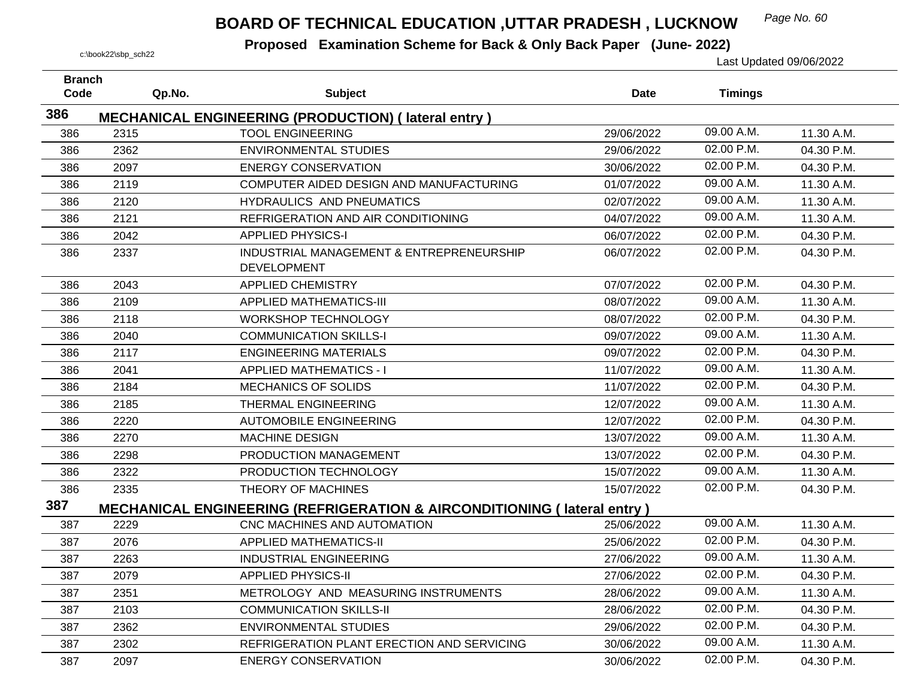# BOARD OF TECHNICAL EDUCATION ,UTTAR PRADESH , LUCKNOW

**Proposed Examination Scheme for Back & Only Back Paper (June- 2022)**

c:\book22\sbp_sch22

Last Updated 09/06/2022

| Branch Code | Qp.No. | Subject | Date | Timings | |
|---|---|---|---|---|---|
| **386** | **MECHANICAL ENGINEERING (PRODUCTION) ( lateral entry )** | | | | |
| 386 | 2315 | TOOL ENGINEERING | 29/06/2022 | 09.00 A.M. | 11.30 A.M. |
| 386 | 2362 | ENVIRONMENTAL STUDIES | 29/06/2022 | 02.00 P.M. | 04.30 P.M. |
| 386 | 2097 | ENERGY CONSERVATION | 30/06/2022 | 02.00 P.M. | 04.30 P.M. |
| 386 | 2119 | COMPUTER AIDED DESIGN AND MANUFACTURING | 01/07/2022 | 09.00 A.M. | 11.30 A.M. |
| 386 | 2120 | HYDRAULICS AND PNEUMATICS | 02/07/2022 | 09.00 A.M. | 11.30 A.M. |
| 386 | 2121 | REFRIGERATION AND AIR CONDITIONING | 04/07/2022 | 09.00 A.M. | 11.30 A.M. |
| 386 | 2042 | APPLIED PHYSICS-I | 06/07/2022 | 02.00 P.M. | 04.30 P.M. |
| 386 | 2337 | INDUSTRIAL MANAGEMENT & ENTREPRENEURSHIP DEVELOPMENT | 06/07/2022 | 02.00 P.M. | 04.30 P.M. |
| 386 | 2043 | APPLIED CHEMISTRY | 07/07/2022 | 02.00 P.M. | 04.30 P.M. |
| 386 | 2109 | APPLIED MATHEMATICS-III | 08/07/2022 | 09.00 A.M. | 11.30 A.M. |
| 386 | 2118 | WORKSHOP TECHNOLOGY | 08/07/2022 | 02.00 P.M. | 04.30 P.M. |
| 386 | 2040 | COMMUNICATION SKILLS-I | 09/07/2022 | 09.00 A.M. | 11.30 A.M. |
| 386 | 2117 | ENGINEERING MATERIALS | 09/07/2022 | 02.00 P.M. | 04.30 P.M. |
| 386 | 2041 | APPLIED MATHEMATICS - I | 11/07/2022 | 09.00 A.M. | 11.30 A.M. |
| 386 | 2184 | MECHANICS OF SOLIDS | 11/07/2022 | 02.00 P.M. | 04.30 P.M. |
| 386 | 2185 | THERMAL ENGINEERING | 12/07/2022 | 09.00 A.M. | 11.30 A.M. |
| 386 | 2220 | AUTOMOBILE ENGINEERING | 12/07/2022 | 02.00 P.M. | 04.30 P.M. |
| 386 | 2270 | MACHINE DESIGN | 13/07/2022 | 09.00 A.M. | 11.30 A.M. |
| 386 | 2298 | PRODUCTION MANAGEMENT | 13/07/2022 | 02.00 P.M. | 04.30 P.M. |
| 386 | 2322 | PRODUCTION TECHNOLOGY | 15/07/2022 | 09.00 A.M. | 11.30 A.M. |
| 386 | 2335 | THEORY OF MACHINES | 15/07/2022 | 02.00 P.M. | 04.30 P.M. |
| **387** | **MECHANICAL ENGINEERING (REFRIGERATION & AIRCONDITIONING ( lateral entry )** | | | | |
| 387 | 2229 | CNC MACHINES AND AUTOMATION | 25/06/2022 | 09.00 A.M. | 11.30 A.M. |
| 387 | 2076 | APPLIED MATHEMATICS-II | 25/06/2022 | 02.00 P.M. | 04.30 P.M. |
| 387 | 2263 | INDUSTRIAL ENGINEERING | 27/06/2022 | 09.00 A.M. | 11.30 A.M. |
| 387 | 2079 | APPLIED PHYSICS-II | 27/06/2022 | 02.00 P.M. | 04.30 P.M. |
| 387 | 2351 | METROLOGY AND MEASURING INSTRUMENTS | 28/06/2022 | 09.00 A.M. | 11.30 A.M. |
| 387 | 2103 | COMMUNICATION SKILLS-II | 28/06/2022 | 02.00 P.M. | 04.30 P.M. |
| 387 | 2362 | ENVIRONMENTAL STUDIES | 29/06/2022 | 02.00 P.M. | 04.30 P.M. |
| 387 | 2302 | REFRIGERATION PLANT ERECTION AND SERVICING | 30/06/2022 | 09.00 A.M. | 11.30 A.M. |
| 387 | 2097 | ENERGY CONSERVATION | 30/06/2022 | 02.00 P.M. | 04.30 P.M. |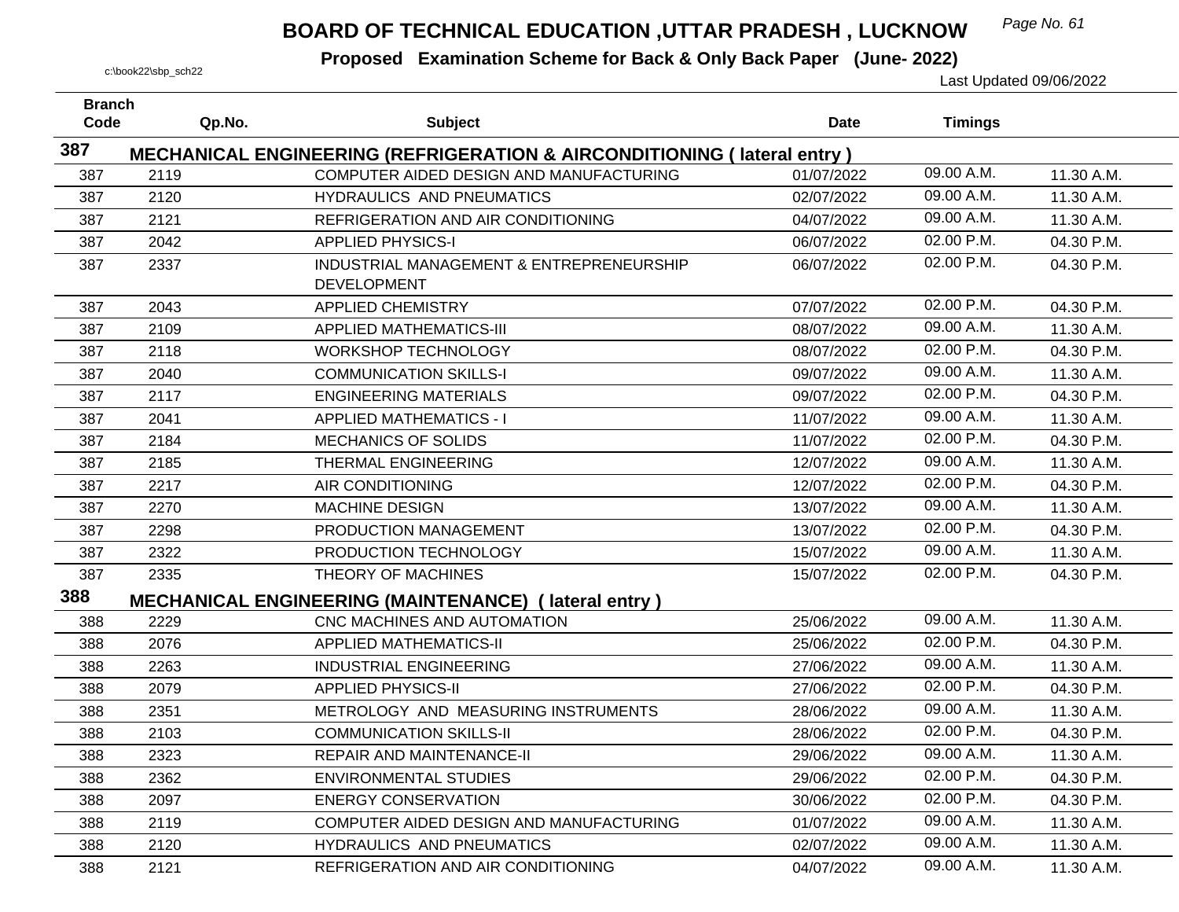# BOARD OF TECHNICAL EDUCATION ,UTTAR PRADESH , LUCKNOW

**Proposed Examination Scheme for Back & Only Back Paper (June- 2022)**

c:\book22\sbp_sch22

Last Updated 09/06/2022

| Branch Code | Qp.No. | Subject | Date | Timings | |
|---|---|---|---|---|---|
| **387** | **MECHANICAL ENGINEERING (REFRIGERATION & AIRCONDITIONING ( lateral entry )** | | | | |
| 387 | 2119 | COMPUTER AIDED DESIGN AND MANUFACTURING | 01/07/2022 | 09.00 A.M. | 11.30 A.M. |
| 387 | 2120 | HYDRAULICS AND PNEUMATICS | 02/07/2022 | 09.00 A.M. | 11.30 A.M. |
| 387 | 2121 | REFRIGERATION AND AIR CONDITIONING | 04/07/2022 | 09.00 A.M. | 11.30 A.M. |
| 387 | 2042 | APPLIED PHYSICS-I | 06/07/2022 | 02.00 P.M. | 04.30 P.M. |
| 387 | 2337 | INDUSTRIAL MANAGEMENT & ENTREPRENEURSHIP DEVELOPMENT | 06/07/2022 | 02.00 P.M. | 04.30 P.M. |
| 387 | 2043 | APPLIED CHEMISTRY | 07/07/2022 | 02.00 P.M. | 04.30 P.M. |
| 387 | 2109 | APPLIED MATHEMATICS-III | 08/07/2022 | 09.00 A.M. | 11.30 A.M. |
| 387 | 2118 | WORKSHOP TECHNOLOGY | 08/07/2022 | 02.00 P.M. | 04.30 P.M. |
| 387 | 2040 | COMMUNICATION SKILLS-I | 09/07/2022 | 09.00 A.M. | 11.30 A.M. |
| 387 | 2117 | ENGINEERING MATERIALS | 09/07/2022 | 02.00 P.M. | 04.30 P.M. |
| 387 | 2041 | APPLIED MATHEMATICS - I | 11/07/2022 | 09.00 A.M. | 11.30 A.M. |
| 387 | 2184 | MECHANICS OF SOLIDS | 11/07/2022 | 02.00 P.M. | 04.30 P.M. |
| 387 | 2185 | THERMAL ENGINEERING | 12/07/2022 | 09.00 A.M. | 11.30 A.M. |
| 387 | 2217 | AIR CONDITIONING | 12/07/2022 | 02.00 P.M. | 04.30 P.M. |
| 387 | 2270 | MACHINE DESIGN | 13/07/2022 | 09.00 A.M. | 11.30 A.M. |
| 387 | 2298 | PRODUCTION MANAGEMENT | 13/07/2022 | 02.00 P.M. | 04.30 P.M. |
| 387 | 2322 | PRODUCTION TECHNOLOGY | 15/07/2022 | 09.00 A.M. | 11.30 A.M. |
| 387 | 2335 | THEORY OF MACHINES | 15/07/2022 | 02.00 P.M. | 04.30 P.M. |
| **388** | **MECHANICAL ENGINEERING (MAINTENANCE) ( lateral entry )** | | | | |
| 388 | 2229 | CNC MACHINES AND AUTOMATION | 25/06/2022 | 09.00 A.M. | 11.30 A.M. |
| 388 | 2076 | APPLIED MATHEMATICS-II | 25/06/2022 | 02.00 P.M. | 04.30 P.M. |
| 388 | 2263 | INDUSTRIAL ENGINEERING | 27/06/2022 | 09.00 A.M. | 11.30 A.M. |
| 388 | 2079 | APPLIED PHYSICS-II | 27/06/2022 | 02.00 P.M. | 04.30 P.M. |
| 388 | 2351 | METROLOGY AND MEASURING INSTRUMENTS | 28/06/2022 | 09.00 A.M. | 11.30 A.M. |
| 388 | 2103 | COMMUNICATION SKILLS-II | 28/06/2022 | 02.00 P.M. | 04.30 P.M. |
| 388 | 2323 | REPAIR AND MAINTENANCE-II | 29/06/2022 | 09.00 A.M. | 11.30 A.M. |
| 388 | 2362 | ENVIRONMENTAL STUDIES | 29/06/2022 | 02.00 P.M. | 04.30 P.M. |
| 388 | 2097 | ENERGY CONSERVATION | 30/06/2022 | 02.00 P.M. | 04.30 P.M. |
| 388 | 2119 | COMPUTER AIDED DESIGN AND MANUFACTURING | 01/07/2022 | 09.00 A.M. | 11.30 A.M. |
| 388 | 2120 | HYDRAULICS AND PNEUMATICS | 02/07/2022 | 09.00 A.M. | 11.30 A.M. |
| 388 | 2121 | REFRIGERATION AND AIR CONDITIONING | 04/07/2022 | 09.00 A.M. | 11.30 A.M. |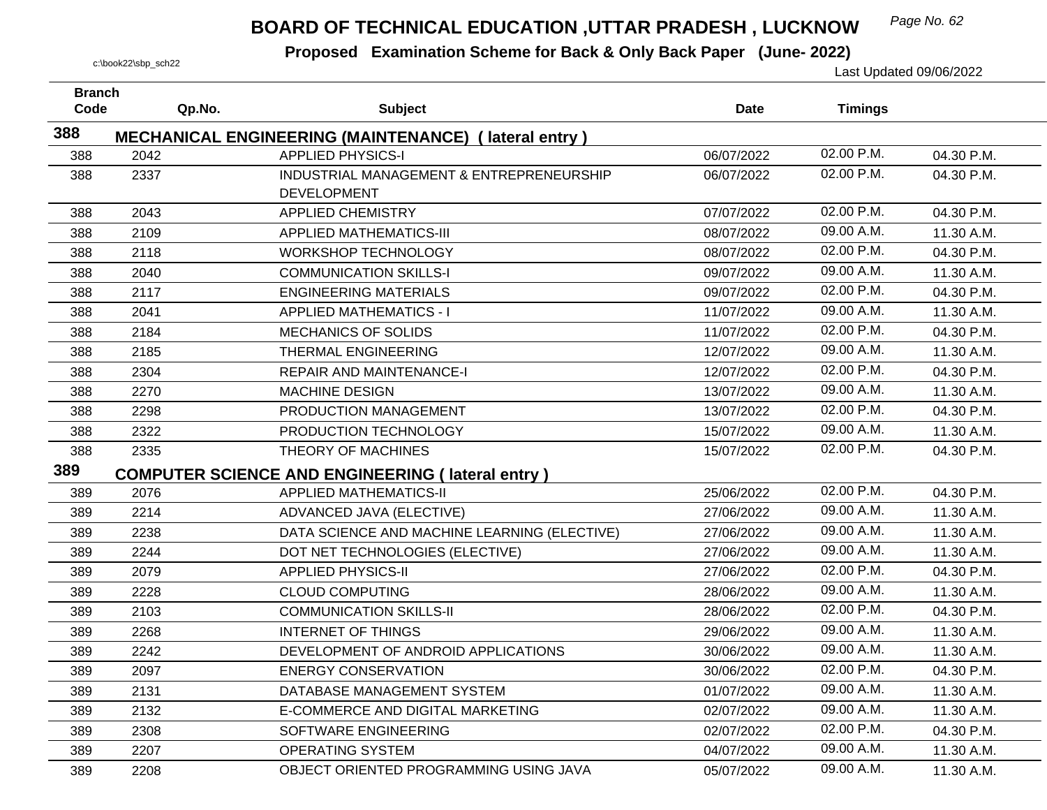# BOARD OF TECHNICAL EDUCATION ,UTTAR PRADESH , LUCKNOW

**Proposed Examination Scheme for Back & Only Back Paper (June- 2022)**

c:\book22\sbp_sch22

Last Updated 09/06/2022

| Branch Code | Qp.No. | Subject | Date | Timings | |
|---|---|---|---|---|---|
| **388** | **MECHANICAL ENGINEERING (MAINTENANCE) ( lateral entry )** | | | | |
| 388 | 2042 | APPLIED PHYSICS-I | 06/07/2022 | 02.00 P.M. | 04.30 P.M. |
| 388 | 2337 | INDUSTRIAL MANAGEMENT & ENTREPRENEURSHIP DEVELOPMENT | 06/07/2022 | 02.00 P.M. | 04.30 P.M. |
| 388 | 2043 | APPLIED CHEMISTRY | 07/07/2022 | 02.00 P.M. | 04.30 P.M. |
| 388 | 2109 | APPLIED MATHEMATICS-III | 08/07/2022 | 09.00 A.M. | 11.30 A.M. |
| 388 | 2118 | WORKSHOP TECHNOLOGY | 08/07/2022 | 02.00 P.M. | 04.30 P.M. |
| 388 | 2040 | COMMUNICATION SKILLS-I | 09/07/2022 | 09.00 A.M. | 11.30 A.M. |
| 388 | 2117 | ENGINEERING MATERIALS | 09/07/2022 | 02.00 P.M. | 04.30 P.M. |
| 388 | 2041 | APPLIED MATHEMATICS - I | 11/07/2022 | 09.00 A.M. | 11.30 A.M. |
| 388 | 2184 | MECHANICS OF SOLIDS | 11/07/2022 | 02.00 P.M. | 04.30 P.M. |
| 388 | 2185 | THERMAL ENGINEERING | 12/07/2022 | 09.00 A.M. | 11.30 A.M. |
| 388 | 2304 | REPAIR AND MAINTENANCE-I | 12/07/2022 | 02.00 P.M. | 04.30 P.M. |
| 388 | 2270 | MACHINE DESIGN | 13/07/2022 | 09.00 A.M. | 11.30 A.M. |
| 388 | 2298 | PRODUCTION MANAGEMENT | 13/07/2022 | 02.00 P.M. | 04.30 P.M. |
| 388 | 2322 | PRODUCTION TECHNOLOGY | 15/07/2022 | 09.00 A.M. | 11.30 A.M. |
| 388 | 2335 | THEORY OF MACHINES | 15/07/2022 | 02.00 P.M. | 04.30 P.M. |
| **389** | **COMPUTER SCIENCE AND ENGINEERING ( lateral entry )** | | | | |
| 389 | 2076 | APPLIED MATHEMATICS-II | 25/06/2022 | 02.00 P.M. | 04.30 P.M. |
| 389 | 2214 | ADVANCED JAVA (ELECTIVE) | 27/06/2022 | 09.00 A.M. | 11.30 A.M. |
| 389 | 2238 | DATA SCIENCE AND MACHINE LEARNING (ELECTIVE) | 27/06/2022 | 09.00 A.M. | 11.30 A.M. |
| 389 | 2244 | DOT NET TECHNOLOGIES (ELECTIVE) | 27/06/2022 | 09.00 A.M. | 11.30 A.M. |
| 389 | 2079 | APPLIED PHYSICS-II | 27/06/2022 | 02.00 P.M. | 04.30 P.M. |
| 389 | 2228 | CLOUD COMPUTING | 28/06/2022 | 09.00 A.M. | 11.30 A.M. |
| 389 | 2103 | COMMUNICATION SKILLS-II | 28/06/2022 | 02.00 P.M. | 04.30 P.M. |
| 389 | 2268 | INTERNET OF THINGS | 29/06/2022 | 09.00 A.M. | 11.30 A.M. |
| 389 | 2242 | DEVELOPMENT OF ANDROID APPLICATIONS | 30/06/2022 | 09.00 A.M. | 11.30 A.M. |
| 389 | 2097 | ENERGY CONSERVATION | 30/06/2022 | 02.00 P.M. | 04.30 P.M. |
| 389 | 2131 | DATABASE MANAGEMENT SYSTEM | 01/07/2022 | 09.00 A.M. | 11.30 A.M. |
| 389 | 2132 | E-COMMERCE AND DIGITAL MARKETING | 02/07/2022 | 09.00 A.M. | 11.30 A.M. |
| 389 | 2308 | SOFTWARE ENGINEERING | 02/07/2022 | 02.00 P.M. | 04.30 P.M. |
| 389 | 2207 | OPERATING SYSTEM | 04/07/2022 | 09.00 A.M. | 11.30 A.M. |
| 389 | 2208 | OBJECT ORIENTED PROGRAMMING USING JAVA | 05/07/2022 | 09.00 A.M. | 11.30 A.M. |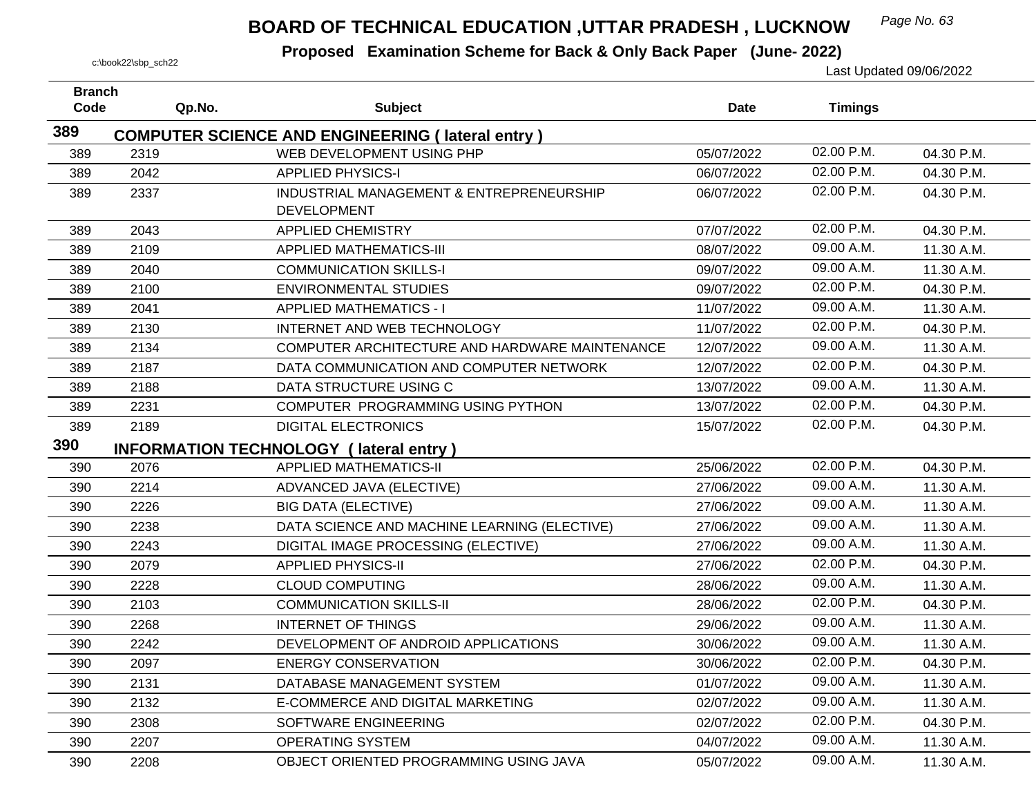# BOARD OF TECHNICAL EDUCATION ,UTTAR PRADESH , LUCKNOW

**Proposed Examination Scheme for Back & Only Back Paper (June- 2022)**

c:\book22\sbp_sch22

Last Updated 09/06/2022

| Branch Code | Qp.No. | Subject | Date | Timings | |
|---|---|---|---|---|---|
| **389** | **COMPUTER SCIENCE AND ENGINEERING ( lateral entry )** | | | | |
| 389 | 2319 | WEB DEVELOPMENT USING PHP | 05/07/2022 | 02.00 P.M. | 04.30 P.M. |
| 389 | 2042 | APPLIED PHYSICS-I | 06/07/2022 | 02.00 P.M. | 04.30 P.M. |
| 389 | 2337 | INDUSTRIAL MANAGEMENT & ENTREPRENEURSHIP DEVELOPMENT | 06/07/2022 | 02.00 P.M. | 04.30 P.M. |
| 389 | 2043 | APPLIED CHEMISTRY | 07/07/2022 | 02.00 P.M. | 04.30 P.M. |
| 389 | 2109 | APPLIED MATHEMATICS-III | 08/07/2022 | 09.00 A.M. | 11.30 A.M. |
| 389 | 2040 | COMMUNICATION SKILLS-I | 09/07/2022 | 09.00 A.M. | 11.30 A.M. |
| 389 | 2100 | ENVIRONMENTAL STUDIES | 09/07/2022 | 02.00 P.M. | 04.30 P.M. |
| 389 | 2041 | APPLIED MATHEMATICS - I | 11/07/2022 | 09.00 A.M. | 11.30 A.M. |
| 389 | 2130 | INTERNET AND WEB TECHNOLOGY | 11/07/2022 | 02.00 P.M. | 04.30 P.M. |
| 389 | 2134 | COMPUTER ARCHITECTURE AND HARDWARE MAINTENANCE | 12/07/2022 | 09.00 A.M. | 11.30 A.M. |
| 389 | 2187 | DATA COMMUNICATION AND COMPUTER NETWORK | 12/07/2022 | 02.00 P.M. | 04.30 P.M. |
| 389 | 2188 | DATA STRUCTURE USING C | 13/07/2022 | 09.00 A.M. | 11.30 A.M. |
| 389 | 2231 | COMPUTER PROGRAMMING USING PYTHON | 13/07/2022 | 02.00 P.M. | 04.30 P.M. |
| 389 | 2189 | DIGITAL ELECTRONICS | 15/07/2022 | 02.00 P.M. | 04.30 P.M. |
| **390** | **INFORMATION TECHNOLOGY ( lateral entry )** | | | | |
| 390 | 2076 | APPLIED MATHEMATICS-II | 25/06/2022 | 02.00 P.M. | 04.30 P.M. |
| 390 | 2214 | ADVANCED JAVA (ELECTIVE) | 27/06/2022 | 09.00 A.M. | 11.30 A.M. |
| 390 | 2226 | BIG DATA (ELECTIVE) | 27/06/2022 | 09.00 A.M. | 11.30 A.M. |
| 390 | 2238 | DATA SCIENCE AND MACHINE LEARNING (ELECTIVE) | 27/06/2022 | 09.00 A.M. | 11.30 A.M. |
| 390 | 2243 | DIGITAL IMAGE PROCESSING (ELECTIVE) | 27/06/2022 | 09.00 A.M. | 11.30 A.M. |
| 390 | 2079 | APPLIED PHYSICS-II | 27/06/2022 | 02.00 P.M. | 04.30 P.M. |
| 390 | 2228 | CLOUD COMPUTING | 28/06/2022 | 09.00 A.M. | 11.30 A.M. |
| 390 | 2103 | COMMUNICATION SKILLS-II | 28/06/2022 | 02.00 P.M. | 04.30 P.M. |
| 390 | 2268 | INTERNET OF THINGS | 29/06/2022 | 09.00 A.M. | 11.30 A.M. |
| 390 | 2242 | DEVELOPMENT OF ANDROID APPLICATIONS | 30/06/2022 | 09.00 A.M. | 11.30 A.M. |
| 390 | 2097 | ENERGY CONSERVATION | 30/06/2022 | 02.00 P.M. | 04.30 P.M. |
| 390 | 2131 | DATABASE MANAGEMENT SYSTEM | 01/07/2022 | 09.00 A.M. | 11.30 A.M. |
| 390 | 2132 | E-COMMERCE AND DIGITAL MARKETING | 02/07/2022 | 09.00 A.M. | 11.30 A.M. |
| 390 | 2308 | SOFTWARE ENGINEERING | 02/07/2022 | 02.00 P.M. | 04.30 P.M. |
| 390 | 2207 | OPERATING SYSTEM | 04/07/2022 | 09.00 A.M. | 11.30 A.M. |
| 390 | 2208 | OBJECT ORIENTED PROGRAMMING USING JAVA | 05/07/2022 | 09.00 A.M. | 11.30 A.M. |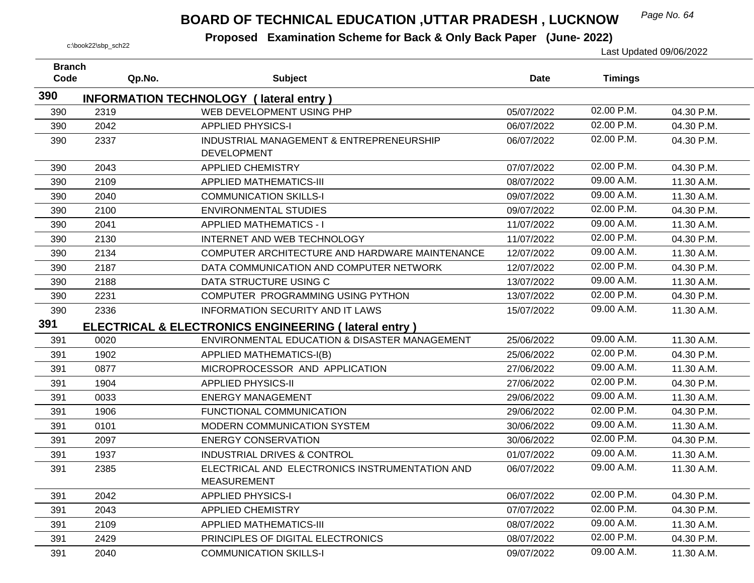# BOARD OF TECHNICAL EDUCATION ,UTTAR PRADESH , LUCKNOW

**Proposed Examination Scheme for Back & Only Back Paper (June- 2022)**

c:\book22\sbp_sch22

Last Updated 09/06/2022

| Branch Code | Qp.No. | Subject | Date | Timings | |
|---|---|---|---|---|---|
| **390** | **INFORMATION TECHNOLOGY ( lateral entry )** | | | | |
| 390 | 2319 | WEB DEVELOPMENT USING PHP | 05/07/2022 | 02.00 P.M. | 04.30 P.M. |
| 390 | 2042 | APPLIED PHYSICS-I | 06/07/2022 | 02.00 P.M. | 04.30 P.M. |
| 390 | 2337 | INDUSTRIAL MANAGEMENT & ENTREPRENEURSHIP DEVELOPMENT | 06/07/2022 | 02.00 P.M. | 04.30 P.M. |
| 390 | 2043 | APPLIED CHEMISTRY | 07/07/2022 | 02.00 P.M. | 04.30 P.M. |
| 390 | 2109 | APPLIED MATHEMATICS-III | 08/07/2022 | 09.00 A.M. | 11.30 A.M. |
| 390 | 2040 | COMMUNICATION SKILLS-I | 09/07/2022 | 09.00 A.M. | 11.30 A.M. |
| 390 | 2100 | ENVIRONMENTAL STUDIES | 09/07/2022 | 02.00 P.M. | 04.30 P.M. |
| 390 | 2041 | APPLIED MATHEMATICS - I | 11/07/2022 | 09.00 A.M. | 11.30 A.M. |
| 390 | 2130 | INTERNET AND WEB TECHNOLOGY | 11/07/2022 | 02.00 P.M. | 04.30 P.M. |
| 390 | 2134 | COMPUTER ARCHITECTURE AND HARDWARE MAINTENANCE | 12/07/2022 | 09.00 A.M. | 11.30 A.M. |
| 390 | 2187 | DATA COMMUNICATION AND COMPUTER NETWORK | 12/07/2022 | 02.00 P.M. | 04.30 P.M. |
| 390 | 2188 | DATA STRUCTURE USING C | 13/07/2022 | 09.00 A.M. | 11.30 A.M. |
| 390 | 2231 | COMPUTER PROGRAMMING USING PYTHON | 13/07/2022 | 02.00 P.M. | 04.30 P.M. |
| 390 | 2336 | INFORMATION SECURITY AND IT LAWS | 15/07/2022 | 09.00 A.M. | 11.30 A.M. |
| **391** | **ELECTRICAL & ELECTRONICS ENGINEERING ( lateral entry )** | | | | |
| 391 | 0020 | ENVIRONMENTAL EDUCATION & DISASTER MANAGEMENT | 25/06/2022 | 09.00 A.M. | 11.30 A.M. |
| 391 | 1902 | APPLIED MATHEMATICS-I(B) | 25/06/2022 | 02.00 P.M. | 04.30 P.M. |
| 391 | 0877 | MICROPROCESSOR AND APPLICATION | 27/06/2022 | 09.00 A.M. | 11.30 A.M. |
| 391 | 1904 | APPLIED PHYSICS-II | 27/06/2022 | 02.00 P.M. | 04.30 P.M. |
| 391 | 0033 | ENERGY MANAGEMENT | 29/06/2022 | 09.00 A.M. | 11.30 A.M. |
| 391 | 1906 | FUNCTIONAL COMMUNICATION | 29/06/2022 | 02.00 P.M. | 04.30 P.M. |
| 391 | 0101 | MODERN COMMUNICATION SYSTEM | 30/06/2022 | 09.00 A.M. | 11.30 A.M. |
| 391 | 2097 | ENERGY CONSERVATION | 30/06/2022 | 02.00 P.M. | 04.30 P.M. |
| 391 | 1937 | INDUSTRIAL DRIVES & CONTROL | 01/07/2022 | 09.00 A.M. | 11.30 A.M. |
| 391 | 2385 | ELECTRICAL AND ELECTRONICS INSTRUMENTATION AND MEASUREMENT | 06/07/2022 | 09.00 A.M. | 11.30 A.M. |
| 391 | 2042 | APPLIED PHYSICS-I | 06/07/2022 | 02.00 P.M. | 04.30 P.M. |
| 391 | 2043 | APPLIED CHEMISTRY | 07/07/2022 | 02.00 P.M. | 04.30 P.M. |
| 391 | 2109 | APPLIED MATHEMATICS-III | 08/07/2022 | 09.00 A.M. | 11.30 A.M. |
| 391 | 2429 | PRINCIPLES OF DIGITAL ELECTRONICS | 08/07/2022 | 02.00 P.M. | 04.30 P.M. |
| 391 | 2040 | COMMUNICATION SKILLS-I | 09/07/2022 | 09.00 A.M. | 11.30 A.M. |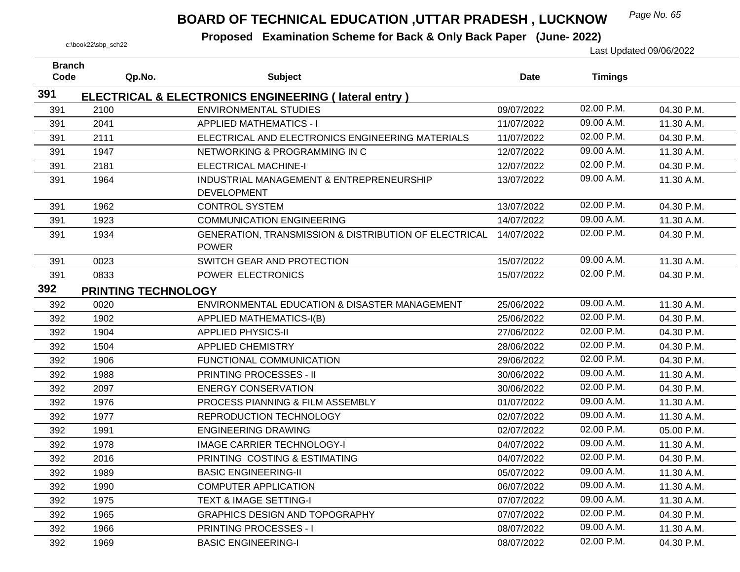# BOARD OF TECHNICAL EDUCATION ,UTTAR PRADESH , LUCKNOW

**Proposed Examination Scheme for Back & Only Back Paper (June- 2022)**

c:\book22\sbp_sch22

Last Updated 09/06/2022

| Branch Code | Qp.No. | Subject | Date | Timings | |
|---|---|---|---|---|---|
| **391** | **ELECTRICAL & ELECTRONICS ENGINEERING ( lateral entry )** | | | | |
| 391 | 2100 | ENVIRONMENTAL STUDIES | 09/07/2022 | 02.00 P.M. | 04.30 P.M. |
| 391 | 2041 | APPLIED MATHEMATICS - I | 11/07/2022 | 09.00 A.M. | 11.30 A.M. |
| 391 | 2111 | ELECTRICAL AND ELECTRONICS ENGINEERING MATERIALS | 11/07/2022 | 02.00 P.M. | 04.30 P.M. |
| 391 | 1947 | NETWORKING & PROGRAMMING IN C | 12/07/2022 | 09.00 A.M. | 11.30 A.M. |
| 391 | 2181 | ELECTRICAL MACHINE-I | 12/07/2022 | 02.00 P.M. | 04.30 P.M. |
| 391 | 1964 | INDUSTRIAL MANAGEMENT & ENTREPRENEURSHIP DEVELOPMENT | 13/07/2022 | 09.00 A.M. | 11.30 A.M. |
| 391 | 1962 | CONTROL SYSTEM | 13/07/2022 | 02.00 P.M. | 04.30 P.M. |
| 391 | 1923 | COMMUNICATION ENGINEERING | 14/07/2022 | 09.00 A.M. | 11.30 A.M. |
| 391 | 1934 | GENERATION, TRANSMISSION & DISTRIBUTION OF ELECTRICAL POWER | 14/07/2022 | 02.00 P.M. | 04.30 P.M. |
| 391 | 0023 | SWITCH GEAR AND PROTECTION | 15/07/2022 | 09.00 A.M. | 11.30 A.M. |
| 391 | 0833 | POWER ELECTRONICS | 15/07/2022 | 02.00 P.M. | 04.30 P.M. |
| **392** | **PRINTING TECHNOLOGY** | | | | |
| 392 | 0020 | ENVIRONMENTAL EDUCATION & DISASTER MANAGEMENT | 25/06/2022 | 09.00 A.M. | 11.30 A.M. |
| 392 | 1902 | APPLIED MATHEMATICS-I(B) | 25/06/2022 | 02.00 P.M. | 04.30 P.M. |
| 392 | 1904 | APPLIED PHYSICS-II | 27/06/2022 | 02.00 P.M. | 04.30 P.M. |
| 392 | 1504 | APPLIED CHEMISTRY | 28/06/2022 | 02.00 P.M. | 04.30 P.M. |
| 392 | 1906 | FUNCTIONAL COMMUNICATION | 29/06/2022 | 02.00 P.M. | 04.30 P.M. |
| 392 | 1988 | PRINTING PROCESSES - II | 30/06/2022 | 09.00 A.M. | 11.30 A.M. |
| 392 | 2097 | ENERGY CONSERVATION | 30/06/2022 | 02.00 P.M. | 04.30 P.M. |
| 392 | 1976 | PROCESS PIANNING & FILM ASSEMBLY | 01/07/2022 | 09.00 A.M. | 11.30 A.M. |
| 392 | 1977 | REPRODUCTION TECHNOLOGY | 02/07/2022 | 09.00 A.M. | 11.30 A.M. |
| 392 | 1991 | ENGINEERING DRAWING | 02/07/2022 | 02.00 P.M. | 05.00 P.M. |
| 392 | 1978 | IMAGE CARRIER TECHNOLOGY-I | 04/07/2022 | 09.00 A.M. | 11.30 A.M. |
| 392 | 2016 | PRINTING COSTING & ESTIMATING | 04/07/2022 | 02.00 P.M. | 04.30 P.M. |
| 392 | 1989 | BASIC ENGINEERING-II | 05/07/2022 | 09.00 A.M. | 11.30 A.M. |
| 392 | 1990 | COMPUTER APPLICATION | 06/07/2022 | 09.00 A.M. | 11.30 A.M. |
| 392 | 1975 | TEXT & IMAGE SETTING-I | 07/07/2022 | 09.00 A.M. | 11.30 A.M. |
| 392 | 1965 | GRAPHICS DESIGN AND TOPOGRAPHY | 07/07/2022 | 02.00 P.M. | 04.30 P.M. |
| 392 | 1966 | PRINTING PROCESSES - I | 08/07/2022 | 09.00 A.M. | 11.30 A.M. |
| 392 | 1969 | BASIC ENGINEERING-I | 08/07/2022 | 02.00 P.M. | 04.30 P.M. |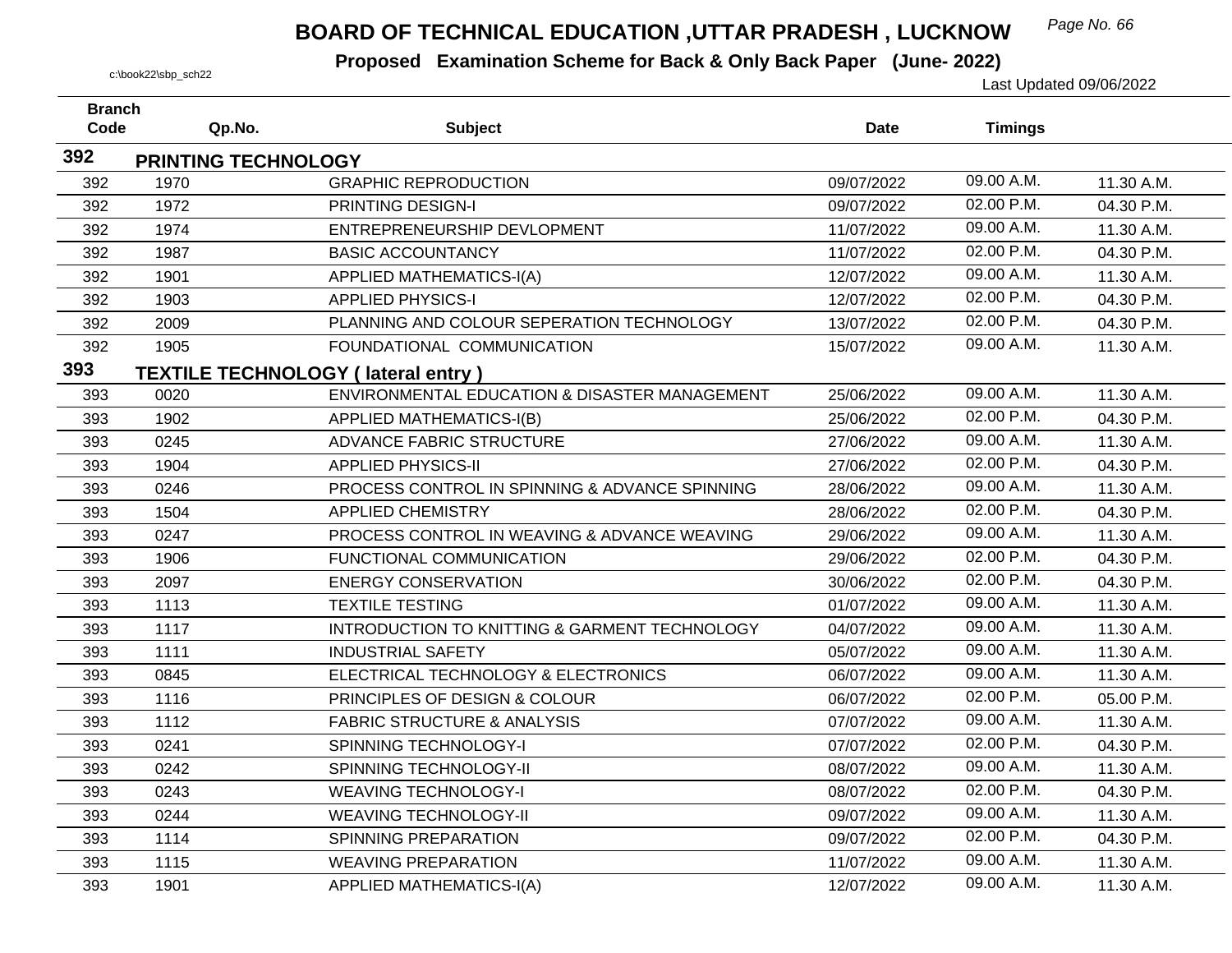# BOARD OF TECHNICAL EDUCATION ,UTTAR PRADESH , LUCKNOW

**Proposed Examination Scheme for Back & Only Back Paper (June- 2022)**

c:\book22\sbp_sch22

Last Updated 09/06/2022

| Branch Code | Qp.No. | Subject | Date | Timings | |
|---|---|---|---|---|---|
| **392** | **PRINTING TECHNOLOGY** | | | | |
| 392 | 1970 | GRAPHIC REPRODUCTION | 09/07/2022 | 09.00 A.M. | 11.30 A.M. |
| 392 | 1972 | PRINTING DESIGN-I | 09/07/2022 | 02.00 P.M. | 04.30 P.M. |
| 392 | 1974 | ENTREPRENEURSHIP DEVLOPMENT | 11/07/2022 | 09.00 A.M. | 11.30 A.M. |
| 392 | 1987 | BASIC ACCOUNTANCY | 11/07/2022 | 02.00 P.M. | 04.30 P.M. |
| 392 | 1901 | APPLIED MATHEMATICS-I(A) | 12/07/2022 | 09.00 A.M. | 11.30 A.M. |
| 392 | 1903 | APPLIED PHYSICS-I | 12/07/2022 | 02.00 P.M. | 04.30 P.M. |
| 392 | 2009 | PLANNING AND COLOUR SEPERATION TECHNOLOGY | 13/07/2022 | 02.00 P.M. | 04.30 P.M. |
| 392 | 1905 | FOUNDATIONAL COMMUNICATION | 15/07/2022 | 09.00 A.M. | 11.30 A.M. |
| **393** | **TEXTILE TECHNOLOGY ( lateral entry )** | | | | |
| 393 | 0020 | ENVIRONMENTAL EDUCATION & DISASTER MANAGEMENT | 25/06/2022 | 09.00 A.M. | 11.30 A.M. |
| 393 | 1902 | APPLIED MATHEMATICS-I(B) | 25/06/2022 | 02.00 P.M. | 04.30 P.M. |
| 393 | 0245 | ADVANCE FABRIC STRUCTURE | 27/06/2022 | 09.00 A.M. | 11.30 A.M. |
| 393 | 1904 | APPLIED PHYSICS-II | 27/06/2022 | 02.00 P.M. | 04.30 P.M. |
| 393 | 0246 | PROCESS CONTROL IN SPINNING & ADVANCE SPINNING | 28/06/2022 | 09.00 A.M. | 11.30 A.M. |
| 393 | 1504 | APPLIED CHEMISTRY | 28/06/2022 | 02.00 P.M. | 04.30 P.M. |
| 393 | 0247 | PROCESS CONTROL IN WEAVING & ADVANCE WEAVING | 29/06/2022 | 09.00 A.M. | 11.30 A.M. |
| 393 | 1906 | FUNCTIONAL COMMUNICATION | 29/06/2022 | 02.00 P.M. | 04.30 P.M. |
| 393 | 2097 | ENERGY CONSERVATION | 30/06/2022 | 02.00 P.M. | 04.30 P.M. |
| 393 | 1113 | TEXTILE TESTING | 01/07/2022 | 09.00 A.M. | 11.30 A.M. |
| 393 | 1117 | INTRODUCTION TO KNITTING & GARMENT TECHNOLOGY | 04/07/2022 | 09.00 A.M. | 11.30 A.M. |
| 393 | 1111 | INDUSTRIAL SAFETY | 05/07/2022 | 09.00 A.M. | 11.30 A.M. |
| 393 | 0845 | ELECTRICAL TECHNOLOGY & ELECTRONICS | 06/07/2022 | 09.00 A.M. | 11.30 A.M. |
| 393 | 1116 | PRINCIPLES OF DESIGN & COLOUR | 06/07/2022 | 02.00 P.M. | 05.00 P.M. |
| 393 | 1112 | FABRIC STRUCTURE & ANALYSIS | 07/07/2022 | 09.00 A.M. | 11.30 A.M. |
| 393 | 0241 | SPINNING TECHNOLOGY-I | 07/07/2022 | 02.00 P.M. | 04.30 P.M. |
| 393 | 0242 | SPINNING TECHNOLOGY-II | 08/07/2022 | 09.00 A.M. | 11.30 A.M. |
| 393 | 0243 | WEAVING TECHNOLOGY-I | 08/07/2022 | 02.00 P.M. | 04.30 P.M. |
| 393 | 0244 | WEAVING TECHNOLOGY-II | 09/07/2022 | 09.00 A.M. | 11.30 A.M. |
| 393 | 1114 | SPINNING PREPARATION | 09/07/2022 | 02.00 P.M. | 04.30 P.M. |
| 393 | 1115 | WEAVING PREPARATION | 11/07/2022 | 09.00 A.M. | 11.30 A.M. |
| 393 | 1901 | APPLIED MATHEMATICS-I(A) | 12/07/2022 | 09.00 A.M. | 11.30 A.M. |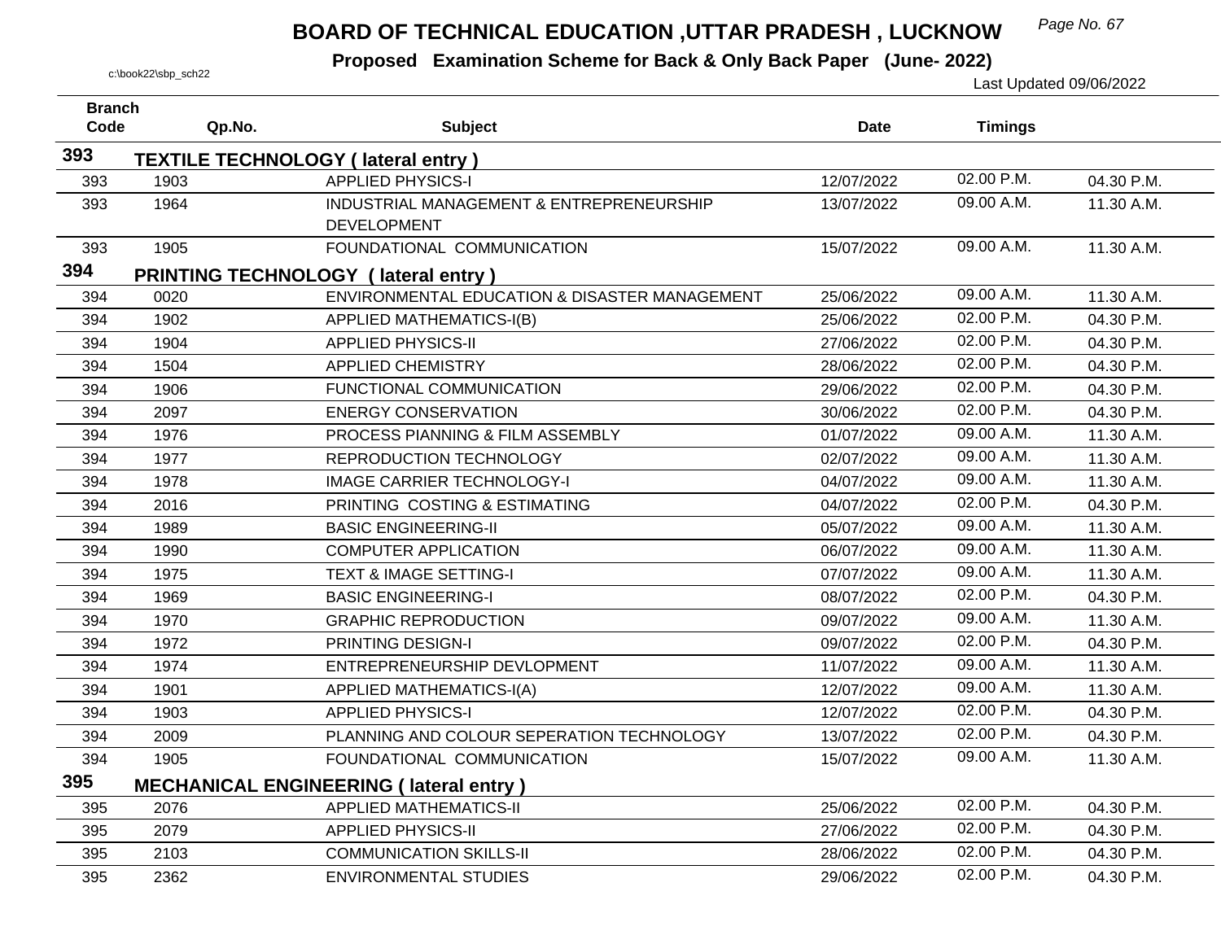# BOARD OF TECHNICAL EDUCATION ,UTTAR PRADESH , LUCKNOW

**Proposed Examination Scheme for Back & Only Back Paper (June- 2022)**

c:\book22\sbp_sch22

Last Updated 09/06/2022

| Branch Code | Qp.No. | Subject | Date | Timings | |
|---|---|---|---|---|---|
| **393** | **TEXTILE TECHNOLOGY ( lateral entry )** | | | | |
| 393 | 1903 | APPLIED PHYSICS-I | 12/07/2022 | 02.00 P.M. | 04.30 P.M. |
| 393 | 1964 | INDUSTRIAL MANAGEMENT & ENTREPRENEURSHIP DEVELOPMENT | 13/07/2022 | 09.00 A.M. | 11.30 A.M. |
| 393 | 1905 | FOUNDATIONAL COMMUNICATION | 15/07/2022 | 09.00 A.M. | 11.30 A.M. |
| **394** | **PRINTING TECHNOLOGY ( lateral entry )** | | | | |
| 394 | 0020 | ENVIRONMENTAL EDUCATION & DISASTER MANAGEMENT | 25/06/2022 | 09.00 A.M. | 11.30 A.M. |
| 394 | 1902 | APPLIED MATHEMATICS-I(B) | 25/06/2022 | 02.00 P.M. | 04.30 P.M. |
| 394 | 1904 | APPLIED PHYSICS-II | 27/06/2022 | 02.00 P.M. | 04.30 P.M. |
| 394 | 1504 | APPLIED CHEMISTRY | 28/06/2022 | 02.00 P.M. | 04.30 P.M. |
| 394 | 1906 | FUNCTIONAL COMMUNICATION | 29/06/2022 | 02.00 P.M. | 04.30 P.M. |
| 394 | 2097 | ENERGY CONSERVATION | 30/06/2022 | 02.00 P.M. | 04.30 P.M. |
| 394 | 1976 | PROCESS PIANNING & FILM ASSEMBLY | 01/07/2022 | 09.00 A.M. | 11.30 A.M. |
| 394 | 1977 | REPRODUCTION TECHNOLOGY | 02/07/2022 | 09.00 A.M. | 11.30 A.M. |
| 394 | 1978 | IMAGE CARRIER TECHNOLOGY-I | 04/07/2022 | 09.00 A.M. | 11.30 A.M. |
| 394 | 2016 | PRINTING COSTING & ESTIMATING | 04/07/2022 | 02.00 P.M. | 04.30 P.M. |
| 394 | 1989 | BASIC ENGINEERING-II | 05/07/2022 | 09.00 A.M. | 11.30 A.M. |
| 394 | 1990 | COMPUTER APPLICATION | 06/07/2022 | 09.00 A.M. | 11.30 A.M. |
| 394 | 1975 | TEXT & IMAGE SETTING-I | 07/07/2022 | 09.00 A.M. | 11.30 A.M. |
| 394 | 1969 | BASIC ENGINEERING-I | 08/07/2022 | 02.00 P.M. | 04.30 P.M. |
| 394 | 1970 | GRAPHIC REPRODUCTION | 09/07/2022 | 09.00 A.M. | 11.30 A.M. |
| 394 | 1972 | PRINTING DESIGN-I | 09/07/2022 | 02.00 P.M. | 04.30 P.M. |
| 394 | 1974 | ENTREPRENEURSHIP DEVLOPMENT | 11/07/2022 | 09.00 A.M. | 11.30 A.M. |
| 394 | 1901 | APPLIED MATHEMATICS-I(A) | 12/07/2022 | 09.00 A.M. | 11.30 A.M. |
| 394 | 1903 | APPLIED PHYSICS-I | 12/07/2022 | 02.00 P.M. | 04.30 P.M. |
| 394 | 2009 | PLANNING AND COLOUR SEPERATION TECHNOLOGY | 13/07/2022 | 02.00 P.M. | 04.30 P.M. |
| 394 | 1905 | FOUNDATIONAL COMMUNICATION | 15/07/2022 | 09.00 A.M. | 11.30 A.M. |
| **395** | **MECHANICAL ENGINEERING ( lateral entry )** | | | | |
| 395 | 2076 | APPLIED MATHEMATICS-II | 25/06/2022 | 02.00 P.M. | 04.30 P.M. |
| 395 | 2079 | APPLIED PHYSICS-II | 27/06/2022 | 02.00 P.M. | 04.30 P.M. |
| 395 | 2103 | COMMUNICATION SKILLS-II | 28/06/2022 | 02.00 P.M. | 04.30 P.M. |
| 395 | 2362 | ENVIRONMENTAL STUDIES | 29/06/2022 | 02.00 P.M. | 04.30 P.M. |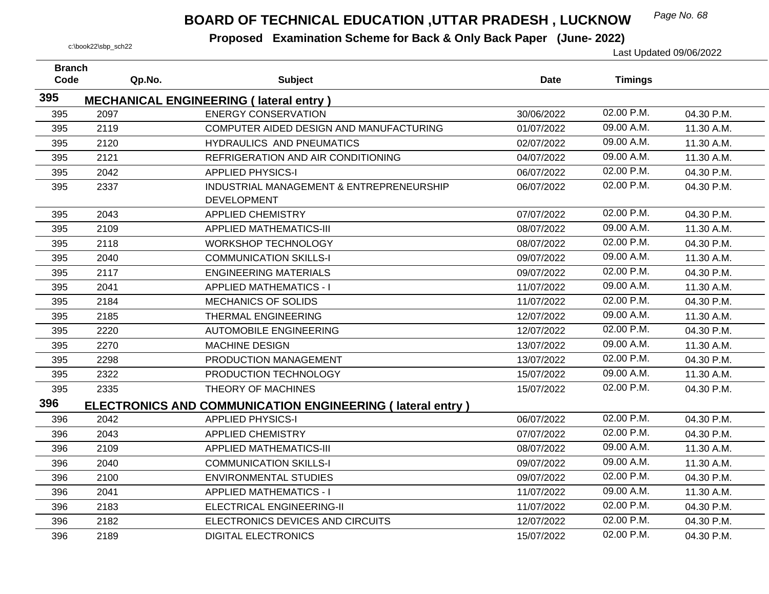# BOARD OF TECHNICAL EDUCATION ,UTTAR PRADESH , LUCKNOW

**Proposed Examination Scheme for Back & Only Back Paper (June- 2022)**

c:\book22\sbp_sch22

Last Updated 09/06/2022

| Branch Code | Qp.No. | Subject | Date | Timings | |
|---|---|---|---|---|---|
| **395** | **MECHANICAL ENGINEERING ( lateral entry )** | | | | |
| 395 | 2097 | ENERGY CONSERVATION | 30/06/2022 | 02.00 P.M. | 04.30 P.M. |
| 395 | 2119 | COMPUTER AIDED DESIGN AND MANUFACTURING | 01/07/2022 | 09.00 A.M. | 11.30 A.M. |
| 395 | 2120 | HYDRAULICS AND PNEUMATICS | 02/07/2022 | 09.00 A.M. | 11.30 A.M. |
| 395 | 2121 | REFRIGERATION AND AIR CONDITIONING | 04/07/2022 | 09.00 A.M. | 11.30 A.M. |
| 395 | 2042 | APPLIED PHYSICS-I | 06/07/2022 | 02.00 P.M. | 04.30 P.M. |
| 395 | 2337 | INDUSTRIAL MANAGEMENT & ENTREPRENEURSHIP DEVELOPMENT | 06/07/2022 | 02.00 P.M. | 04.30 P.M. |
| 395 | 2043 | APPLIED CHEMISTRY | 07/07/2022 | 02.00 P.M. | 04.30 P.M. |
| 395 | 2109 | APPLIED MATHEMATICS-III | 08/07/2022 | 09.00 A.M. | 11.30 A.M. |
| 395 | 2118 | WORKSHOP TECHNOLOGY | 08/07/2022 | 02.00 P.M. | 04.30 P.M. |
| 395 | 2040 | COMMUNICATION SKILLS-I | 09/07/2022 | 09.00 A.M. | 11.30 A.M. |
| 395 | 2117 | ENGINEERING MATERIALS | 09/07/2022 | 02.00 P.M. | 04.30 P.M. |
| 395 | 2041 | APPLIED MATHEMATICS - I | 11/07/2022 | 09.00 A.M. | 11.30 A.M. |
| 395 | 2184 | MECHANICS OF SOLIDS | 11/07/2022 | 02.00 P.M. | 04.30 P.M. |
| 395 | 2185 | THERMAL ENGINEERING | 12/07/2022 | 09.00 A.M. | 11.30 A.M. |
| 395 | 2220 | AUTOMOBILE ENGINEERING | 12/07/2022 | 02.00 P.M. | 04.30 P.M. |
| 395 | 2270 | MACHINE DESIGN | 13/07/2022 | 09.00 A.M. | 11.30 A.M. |
| 395 | 2298 | PRODUCTION MANAGEMENT | 13/07/2022 | 02.00 P.M. | 04.30 P.M. |
| 395 | 2322 | PRODUCTION TECHNOLOGY | 15/07/2022 | 09.00 A.M. | 11.30 A.M. |
| 395 | 2335 | THEORY OF MACHINES | 15/07/2022 | 02.00 P.M. | 04.30 P.M. |
| **396** | **ELECTRONICS AND COMMUNICATION ENGINEERING ( lateral entry )** | | | | |
| 396 | 2042 | APPLIED PHYSICS-I | 06/07/2022 | 02.00 P.M. | 04.30 P.M. |
| 396 | 2043 | APPLIED CHEMISTRY | 07/07/2022 | 02.00 P.M. | 04.30 P.M. |
| 396 | 2109 | APPLIED MATHEMATICS-III | 08/07/2022 | 09.00 A.M. | 11.30 A.M. |
| 396 | 2040 | COMMUNICATION SKILLS-I | 09/07/2022 | 09.00 A.M. | 11.30 A.M. |
| 396 | 2100 | ENVIRONMENTAL STUDIES | 09/07/2022 | 02.00 P.M. | 04.30 P.M. |
| 396 | 2041 | APPLIED MATHEMATICS - I | 11/07/2022 | 09.00 A.M. | 11.30 A.M. |
| 396 | 2183 | ELECTRICAL ENGINEERING-II | 11/07/2022 | 02.00 P.M. | 04.30 P.M. |
| 396 | 2182 | ELECTRONICS DEVICES AND CIRCUITS | 12/07/2022 | 02.00 P.M. | 04.30 P.M. |
| 396 | 2189 | DIGITAL ELECTRONICS | 15/07/2022 | 02.00 P.M. | 04.30 P.M. |